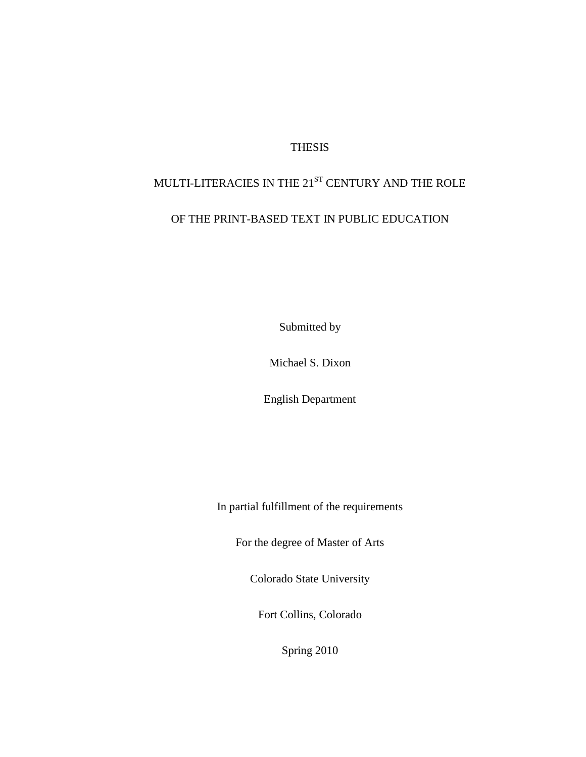THESIS

# MULTI-LITERACIES IN THE 21ST CENTURY AND THE ROLE OF THE PRINT-BASED TEXT IN PUBLIC EDUCATION

Submitted by

Michael S. Dixon

English Department

In partial fulfillment of the requirements

For the degree of Master of Arts

Colorado State University

Fort Collins, Colorado

Spring 2010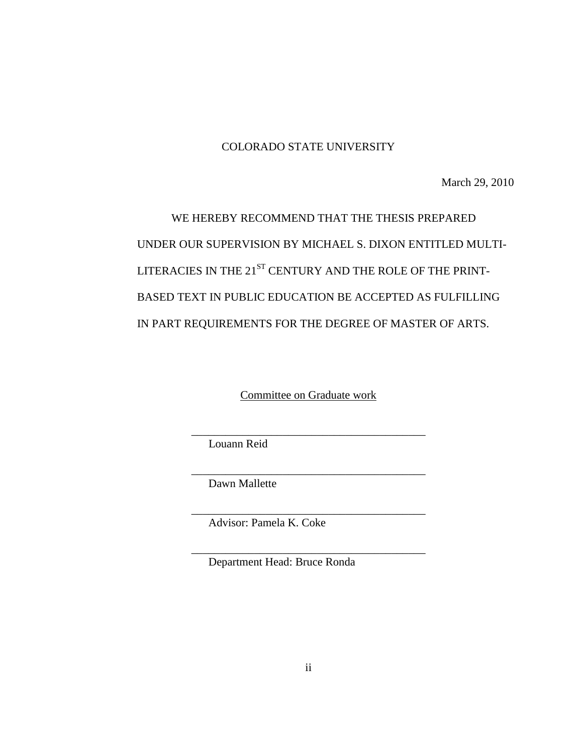COLORADO STATE UNIVERSITY

March 29, 2010

WE HEREBY RECOMMEND THAT THE THESIS PREPARED UNDER OUR SUPERVISION BY MICHAEL S. DIXON ENTITLED MULTI-LITERACIES IN THE 21ST CENTURY AND THE ROLE OF THE PRINT-BASED TEXT IN PUBLIC EDUCATION BE ACCEPTED AS FULFILLING IN PART REQUIREMENTS FOR THE DEGREE OF MASTER OF ARTS.

Committee on Graduate work

_________________________________________
Louann Reid

_________________________________________
Dawn Mallette

_________________________________________
Advisor: Pamela K. Coke

_________________________________________
Department Head: Bruce Ronda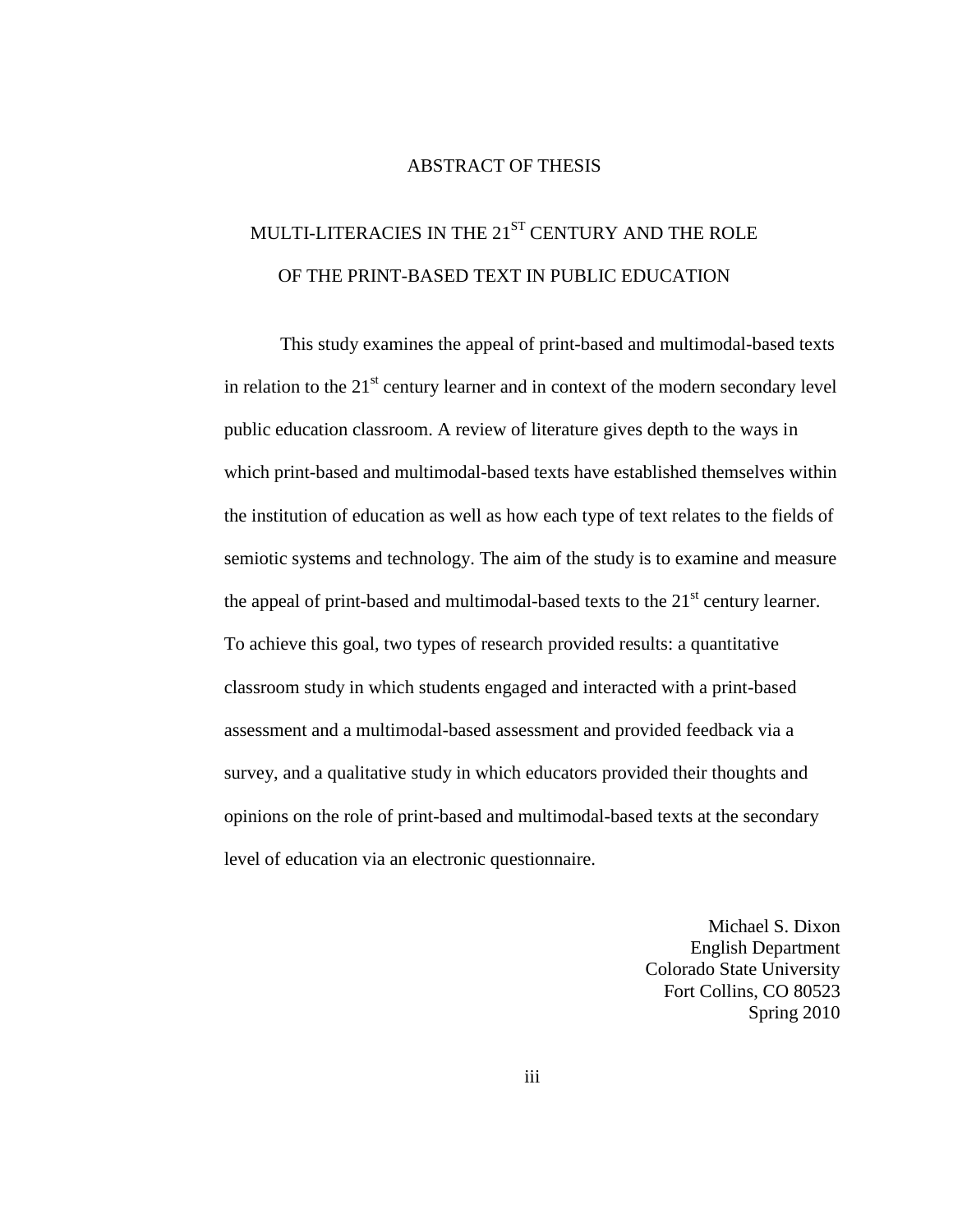# ABSTRACT OF THESIS

## MULTI-LITERACIES IN THE 21ST CENTURY AND THE ROLE OF THE PRINT-BASED TEXT IN PUBLIC EDUCATION

This study examines the appeal of print-based and multimodal-based texts in relation to the 21st century learner and in context of the modern secondary level public education classroom. A review of literature gives depth to the ways in which print-based and multimodal-based texts have established themselves within the institution of education as well as how each type of text relates to the fields of semiotic systems and technology. The aim of the study is to examine and measure the appeal of print-based and multimodal-based texts to the 21st century learner. To achieve this goal, two types of research provided results: a quantitative classroom study in which students engaged and interacted with a print-based assessment and a multimodal-based assessment and provided feedback via a survey, and a qualitative study in which educators provided their thoughts and opinions on the role of print-based and multimodal-based texts at the secondary level of education via an electronic questionnaire.

Michael S. Dixon
English Department
Colorado State University
Fort Collins, CO 80523
Spring 2010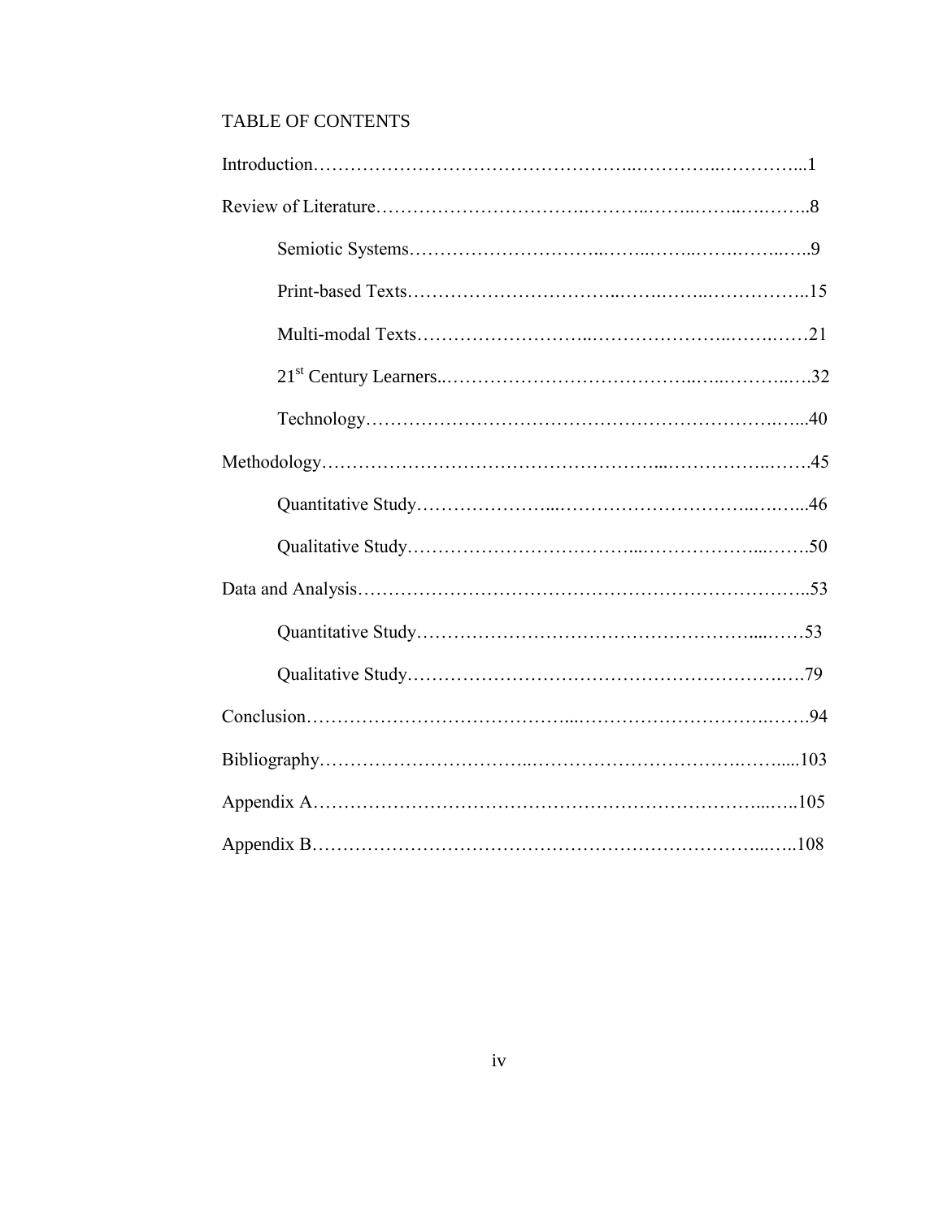# TABLE OF CONTENTS

Introduction……………………………………………..…………..…………...1

Review of Literature…………………………….………..……..……..….……..8

Semiotic Systems………………………..……..……..……….……..…..9

Print-based Texts…………………………..…….……..……………..15

Multi-modal Texts……………………..…………………..…….……21

21st Century Learners..………………………………..…..………..….32

Technology……………………………………………………….…...40

Methodology……………………………………………...……………..…….45

Quantitative Study…………………...…………………………..….…...46

Qualitative Study……………………………...………………...…….50

Data and Analysis………………………………………………………………..53

Quantitative Study……………………………………………….....……53

Qualitative Study…………………….………………………………..….79

Conclusion………………………………….....…………………………….…….94

Bibliography……………………………..………………………………….…......103

Appendix A……………………………………………………………...…..105

Appendix B……………………………………………………………...…..108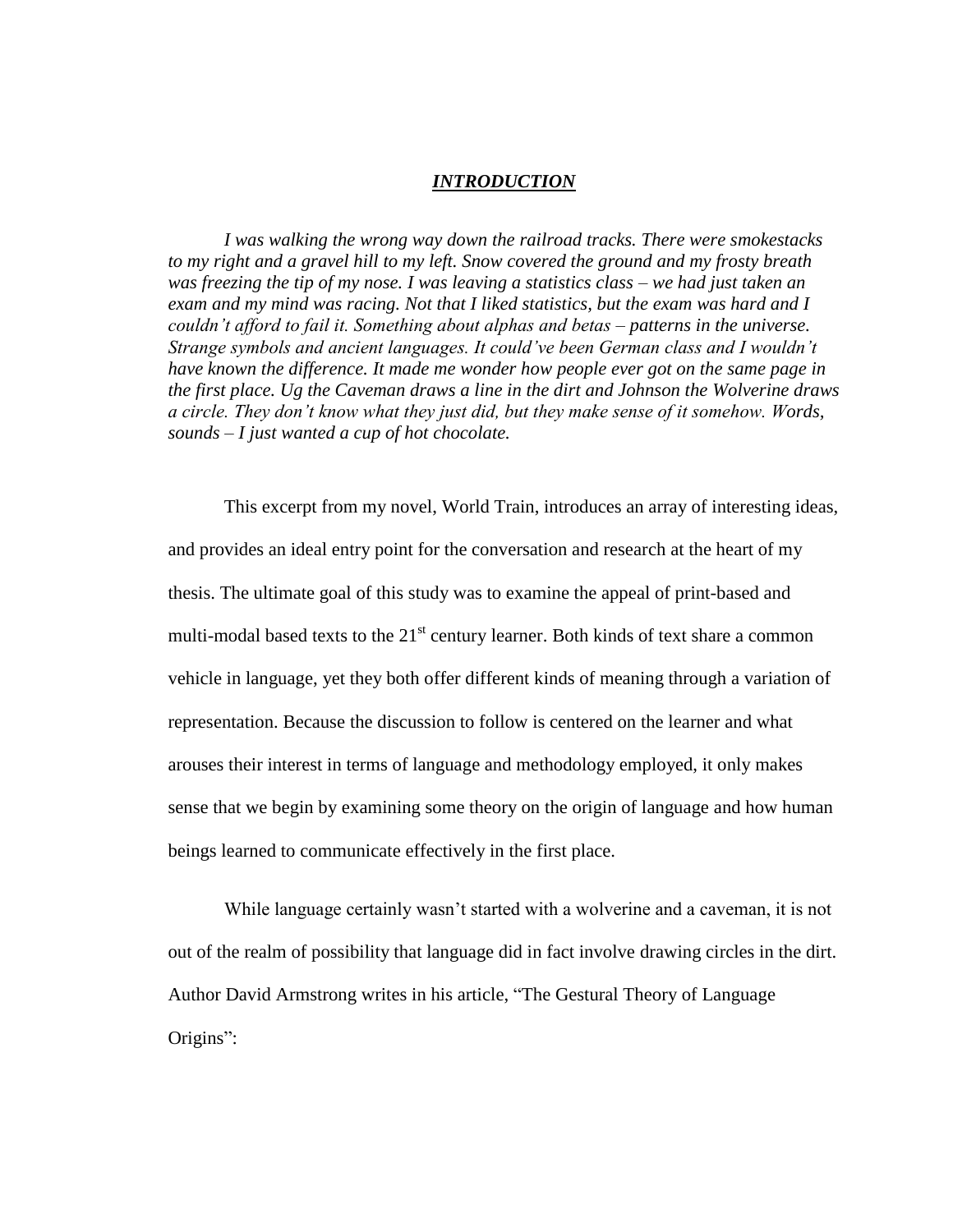# ***INTRODUCTION***

*I was walking the wrong way down the railroad tracks. There were smokestacks to my right and a gravel hill to my left. Snow covered the ground and my frosty breath was freezing the tip of my nose. I was leaving a statistics class – we had just taken an exam and my mind was racing. Not that I liked statistics, but the exam was hard and I couldn't afford to fail it. Something about alphas and betas – patterns in the universe. Strange symbols and ancient languages. It could've been German class and I wouldn't have known the difference. It made me wonder how people ever got on the same page in the first place. Ug the Caveman draws a line in the dirt and Johnson the Wolverine draws a circle. They don't know what they just did, but they make sense of it somehow. Words, sounds – I just wanted a cup of hot chocolate.*

This excerpt from my novel, World Train, introduces an array of interesting ideas, and provides an ideal entry point for the conversation and research at the heart of my thesis. The ultimate goal of this study was to examine the appeal of print-based and multi-modal based texts to the 21st century learner. Both kinds of text share a common vehicle in language, yet they both offer different kinds of meaning through a variation of representation. Because the discussion to follow is centered on the learner and what arouses their interest in terms of language and methodology employed, it only makes sense that we begin by examining some theory on the origin of language and how human beings learned to communicate effectively in the first place.

While language certainly wasn't started with a wolverine and a caveman, it is not out of the realm of possibility that language did in fact involve drawing circles in the dirt. Author David Armstrong writes in his article, "The Gestural Theory of Language Origins":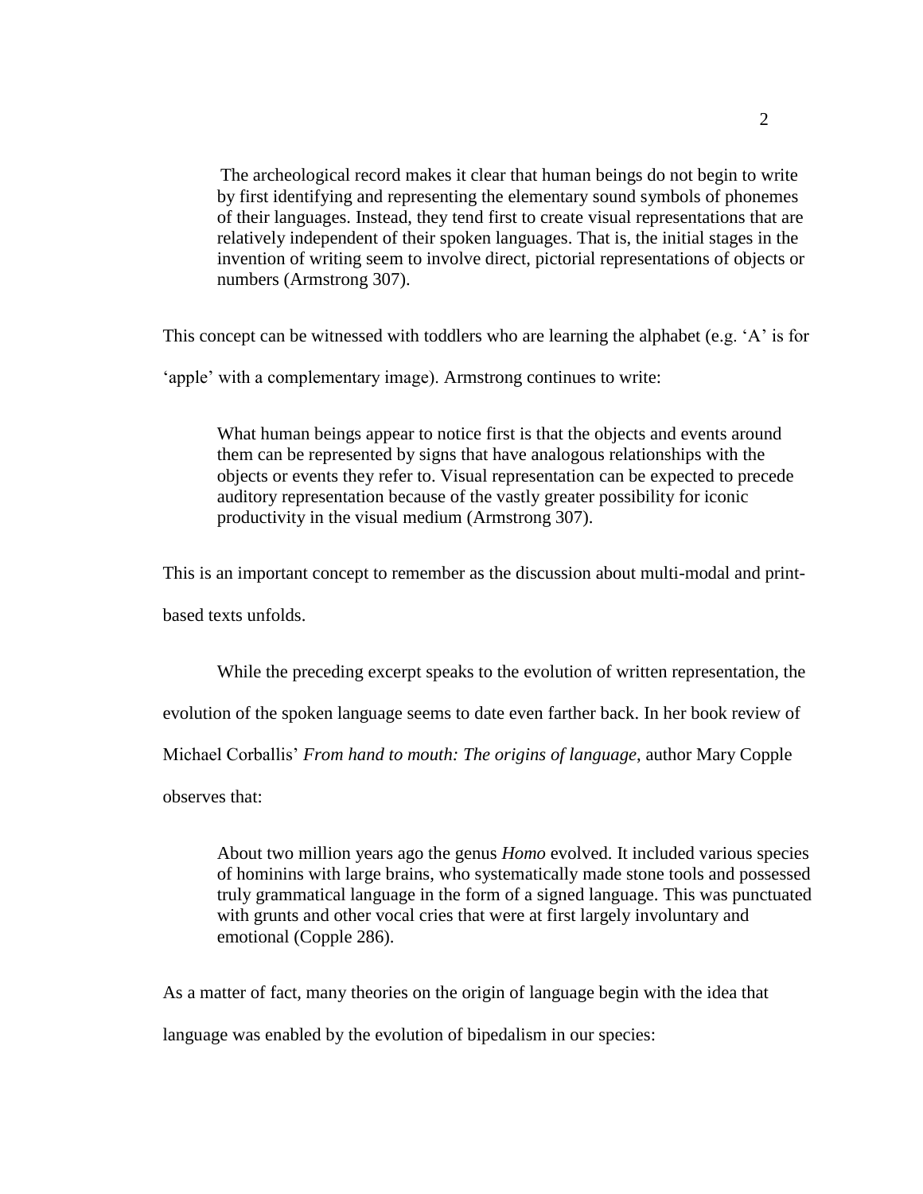> The archeological record makes it clear that human beings do not begin to write by first identifying and representing the elementary sound symbols of phonemes of their languages. Instead, they tend first to create visual representations that are relatively independent of their spoken languages. That is, the initial stages in the invention of writing seem to involve direct, pictorial representations of objects or numbers (Armstrong 307).

This concept can be witnessed with toddlers who are learning the alphabet (e.g. 'A' is for 'apple' with a complementary image). Armstrong continues to write:

> What human beings appear to notice first is that the objects and events around them can be represented by signs that have analogous relationships with the objects or events they refer to. Visual representation can be expected to precede auditory representation because of the vastly greater possibility for iconic productivity in the visual medium (Armstrong 307).

This is an important concept to remember as the discussion about multi-modal and print-based texts unfolds.

While the preceding excerpt speaks to the evolution of written representation, the evolution of the spoken language seems to date even farther back. In her book review of Michael Corballis' *From hand to mouth: The origins of language*, author Mary Copple observes that:

> About two million years ago the genus *Homo* evolved. It included various species of hominins with large brains, who systematically made stone tools and possessed truly grammatical language in the form of a signed language. This was punctuated with grunts and other vocal cries that were at first largely involuntary and emotional (Copple 286).

As a matter of fact, many theories on the origin of language begin with the idea that language was enabled by the evolution of bipedalism in our species: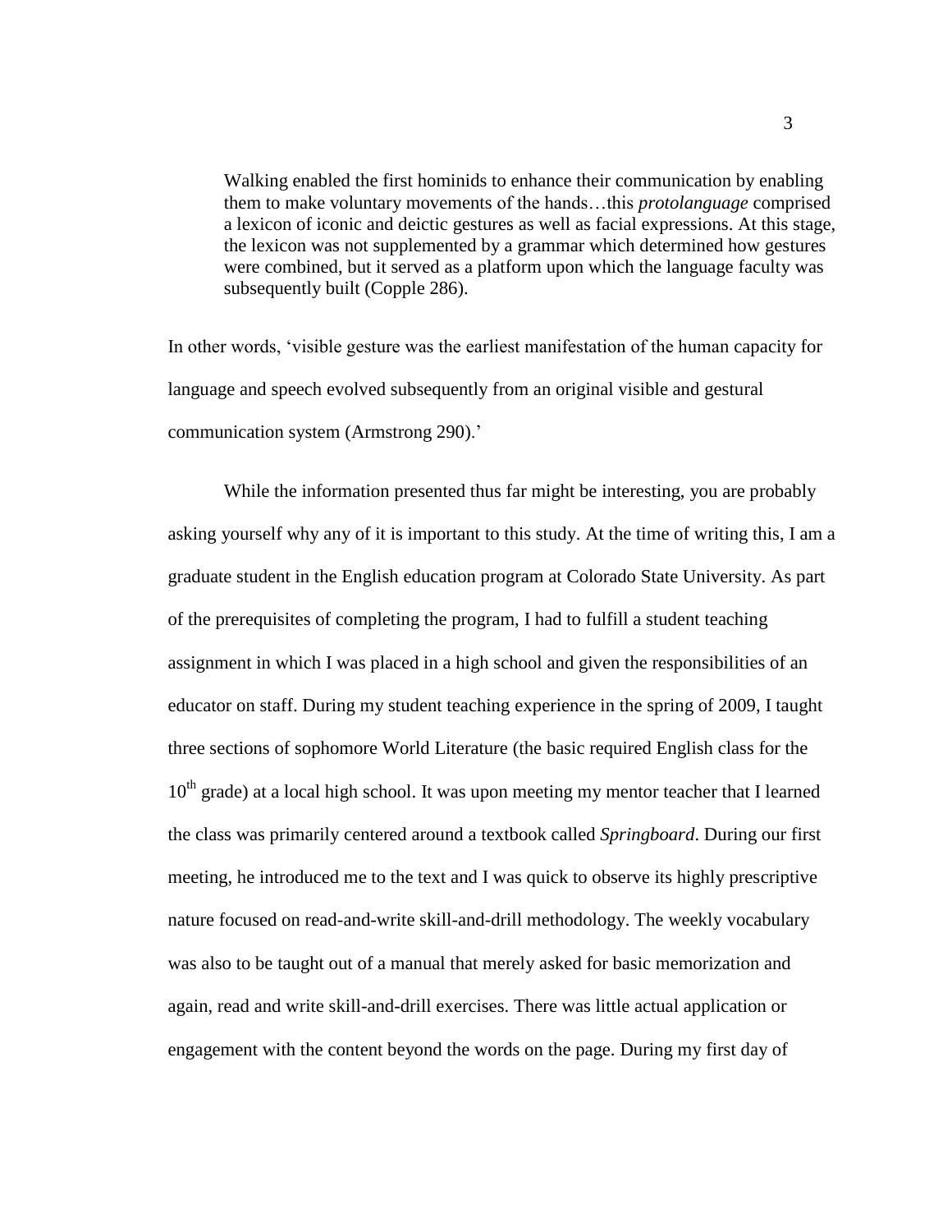> Walking enabled the first hominids to enhance their communication by enabling them to make voluntary movements of the hands…this *protolanguage* comprised a lexicon of iconic and deictic gestures as well as facial expressions. At this stage, the lexicon was not supplemented by a grammar which determined how gestures were combined, but it served as a platform upon which the language faculty was subsequently built (Copple 286).

In other words, 'visible gesture was the earliest manifestation of the human capacity for language and speech evolved subsequently from an original visible and gestural communication system (Armstrong 290).'

While the information presented thus far might be interesting, you are probably asking yourself why any of it is important to this study. At the time of writing this, I am a graduate student in the English education program at Colorado State University. As part of the prerequisites of completing the program, I had to fulfill a student teaching assignment in which I was placed in a high school and given the responsibilities of an educator on staff. During my student teaching experience in the spring of 2009, I taught three sections of sophomore World Literature (the basic required English class for the 10th grade) at a local high school. It was upon meeting my mentor teacher that I learned the class was primarily centered around a textbook called *Springboard*. During our first meeting, he introduced me to the text and I was quick to observe its highly prescriptive nature focused on read-and-write skill-and-drill methodology. The weekly vocabulary was also to be taught out of a manual that merely asked for basic memorization and again, read and write skill-and-drill exercises. There was little actual application or engagement with the content beyond the words on the page. During my first day of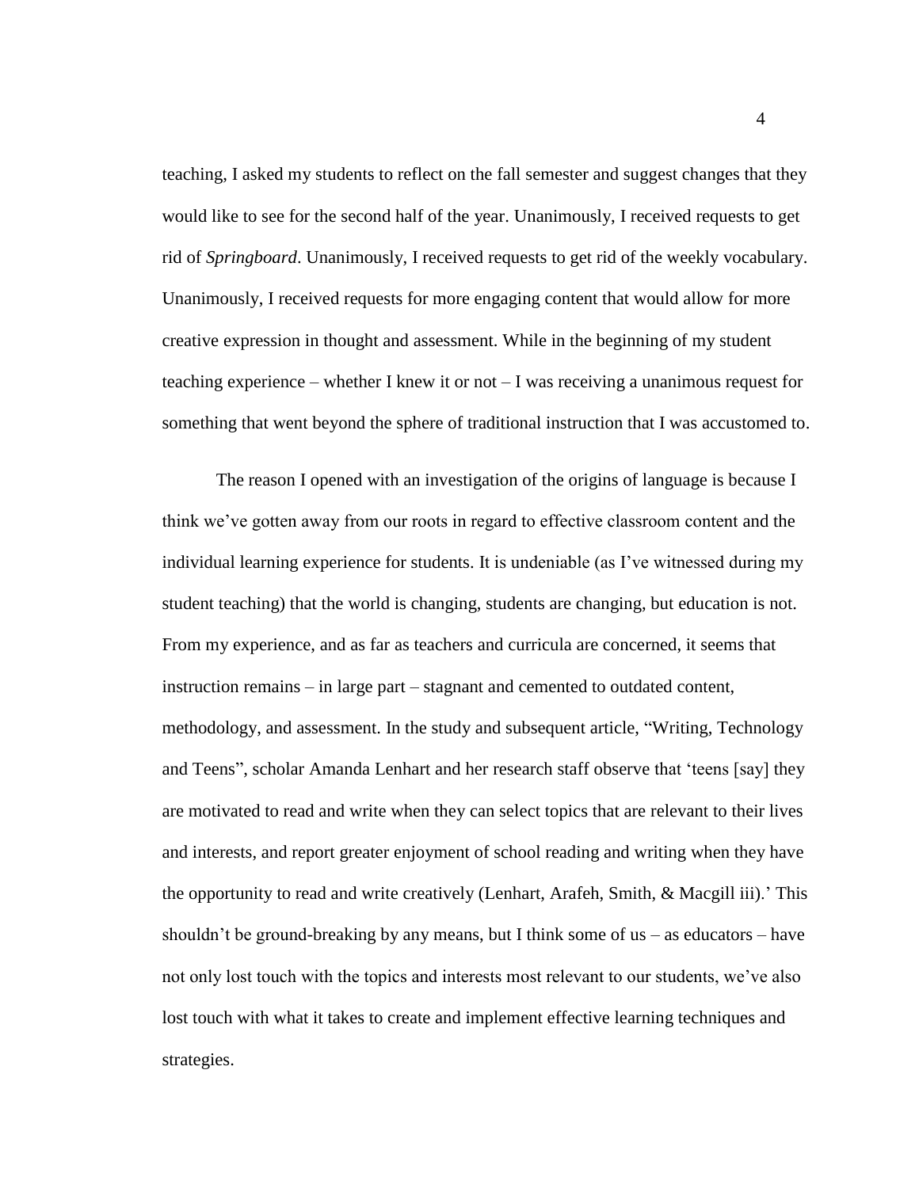teaching, I asked my students to reflect on the fall semester and suggest changes that they would like to see for the second half of the year. Unanimously, I received requests to get rid of *Springboard*. Unanimously, I received requests to get rid of the weekly vocabulary. Unanimously, I received requests for more engaging content that would allow for more creative expression in thought and assessment. While in the beginning of my student teaching experience – whether I knew it or not – I was receiving a unanimous request for something that went beyond the sphere of traditional instruction that I was accustomed to.

The reason I opened with an investigation of the origins of language is because I think we've gotten away from our roots in regard to effective classroom content and the individual learning experience for students. It is undeniable (as I've witnessed during my student teaching) that the world is changing, students are changing, but education is not. From my experience, and as far as teachers and curricula are concerned, it seems that instruction remains – in large part – stagnant and cemented to outdated content, methodology, and assessment. In the study and subsequent article, "Writing, Technology and Teens", scholar Amanda Lenhart and her research staff observe that 'teens [say] they are motivated to read and write when they can select topics that are relevant to their lives and interests, and report greater enjoyment of school reading and writing when they have the opportunity to read and write creatively (Lenhart, Arafeh, Smith, & Macgill iii).' This shouldn't be ground-breaking by any means, but I think some of us – as educators – have not only lost touch with the topics and interests most relevant to our students, we've also lost touch with what it takes to create and implement effective learning techniques and strategies.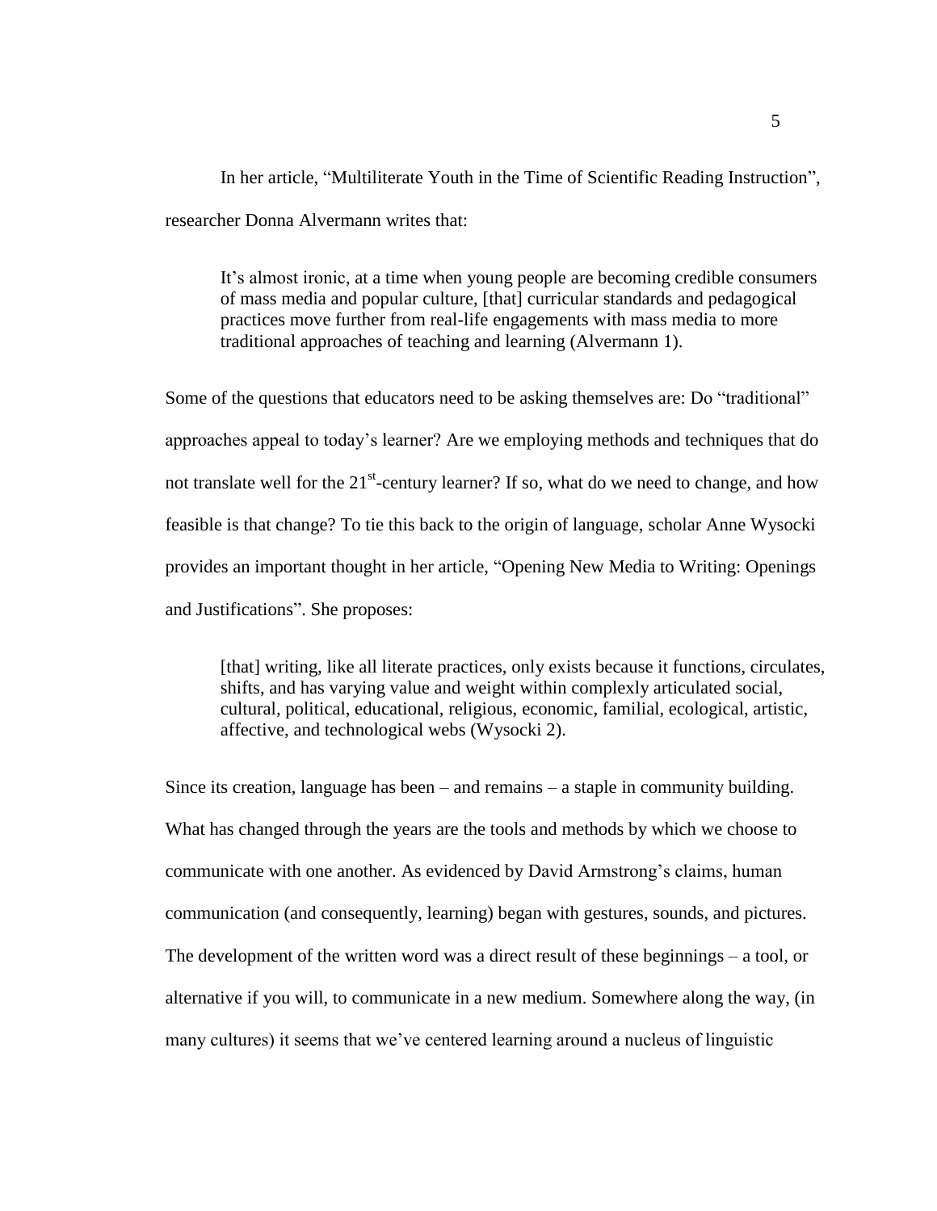In her article, "Multiliterate Youth in the Time of Scientific Reading Instruction", researcher Donna Alvermann writes that:

> It's almost ironic, at a time when young people are becoming credible consumers of mass media and popular culture, [that] curricular standards and pedagogical practices move further from real-life engagements with mass media to more traditional approaches of teaching and learning (Alvermann 1).

Some of the questions that educators need to be asking themselves are: Do "traditional" approaches appeal to today's learner? Are we employing methods and techniques that do not translate well for the 21st-century learner? If so, what do we need to change, and how feasible is that change? To tie this back to the origin of language, scholar Anne Wysocki provides an important thought in her article, "Opening New Media to Writing: Openings and Justifications". She proposes:

> [that] writing, like all literate practices, only exists because it functions, circulates, shifts, and has varying value and weight within complexly articulated social, cultural, political, educational, religious, economic, familial, ecological, artistic, affective, and technological webs (Wysocki 2).

Since its creation, language has been – and remains – a staple in community building. What has changed through the years are the tools and methods by which we choose to communicate with one another. As evidenced by David Armstrong's claims, human communication (and consequently, learning) began with gestures, sounds, and pictures. The development of the written word was a direct result of these beginnings – a tool, or alternative if you will, to communicate in a new medium. Somewhere along the way, (in many cultures) it seems that we've centered learning around a nucleus of linguistic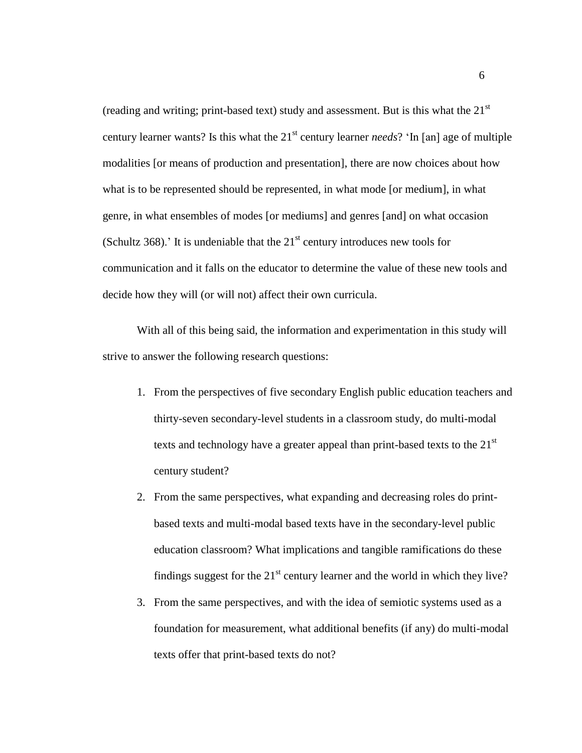(reading and writing; print-based text) study and assessment. But is this what the 21st century learner wants? Is this what the 21st century learner *needs*? 'In [an] age of multiple modalities [or means of production and presentation], there are now choices about how what is to be represented should be represented, in what mode [or medium], in what genre, in what ensembles of modes [or mediums] and genres [and] on what occasion (Schultz 368).' It is undeniable that the 21st century introduces new tools for communication and it falls on the educator to determine the value of these new tools and decide how they will (or will not) affect their own curricula.

With all of this being said, the information and experimentation in this study will strive to answer the following research questions:

1. From the perspectives of five secondary English public education teachers and thirty-seven secondary-level students in a classroom study, do multi-modal texts and technology have a greater appeal than print-based texts to the 21st century student?
2. From the same perspectives, what expanding and decreasing roles do print-based texts and multi-modal based texts have in the secondary-level public education classroom? What implications and tangible ramifications do these findings suggest for the 21st century learner and the world in which they live?
3. From the same perspectives, and with the idea of semiotic systems used as a foundation for measurement, what additional benefits (if any) do multi-modal texts offer that print-based texts do not?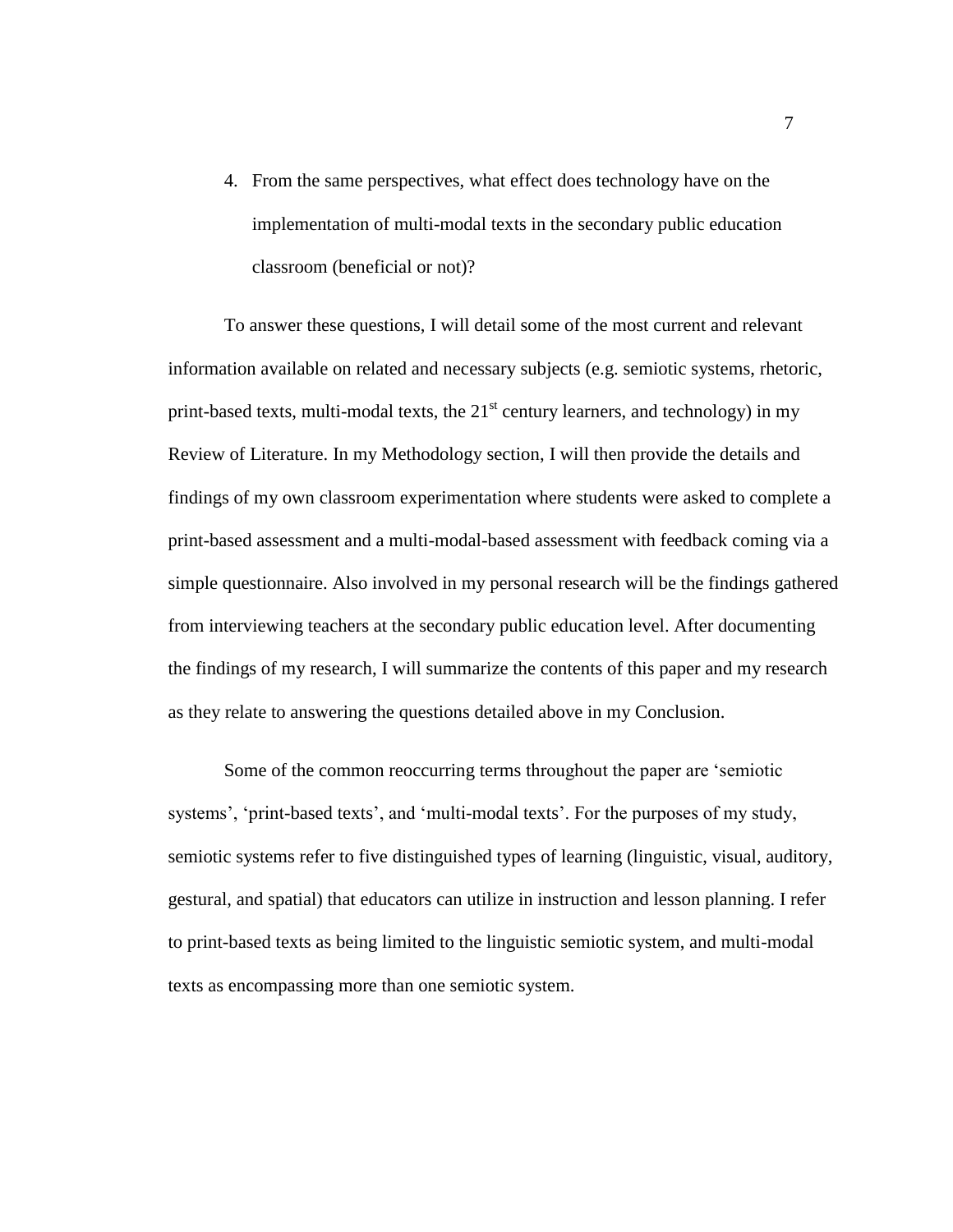4. From the same perspectives, what effect does technology have on the implementation of multi-modal texts in the secondary public education classroom (beneficial or not)?

To answer these questions, I will detail some of the most current and relevant information available on related and necessary subjects (e.g. semiotic systems, rhetoric, print-based texts, multi-modal texts, the $21^{st}$ century learners, and technology) in my Review of Literature. In my Methodology section, I will then provide the details and findings of my own classroom experimentation where students were asked to complete a print-based assessment and a multi-modal-based assessment with feedback coming via a simple questionnaire. Also involved in my personal research will be the findings gathered from interviewing teachers at the secondary public education level. After documenting the findings of my research, I will summarize the contents of this paper and my research as they relate to answering the questions detailed above in my Conclusion.

Some of the common reoccurring terms throughout the paper are 'semiotic systems', 'print-based texts', and 'multi-modal texts'. For the purposes of my study, semiotic systems refer to five distinguished types of learning (linguistic, visual, auditory, gestural, and spatial) that educators can utilize in instruction and lesson planning. I refer to print-based texts as being limited to the linguistic semiotic system, and multi-modal texts as encompassing more than one semiotic system.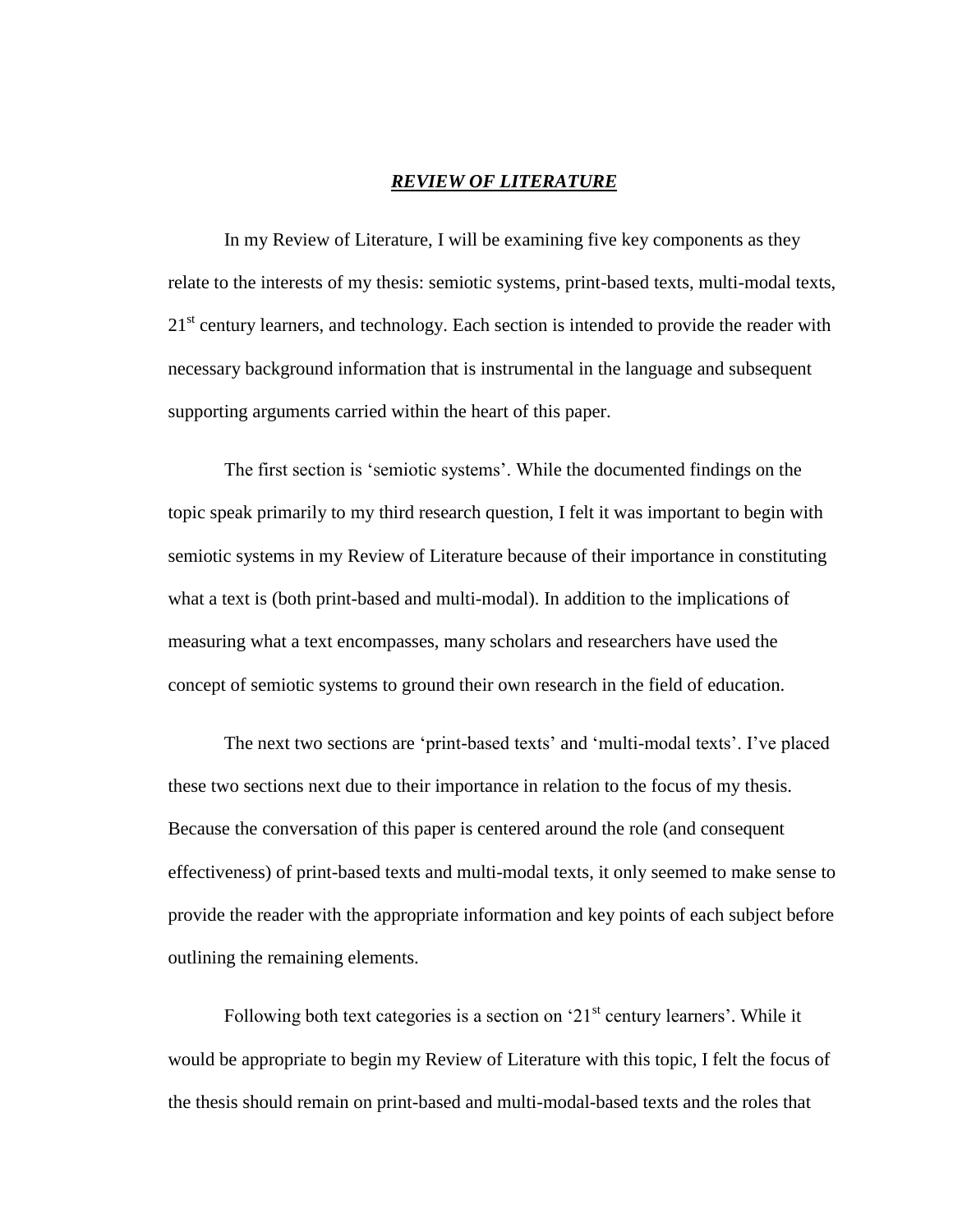## *REVIEW OF LITERATURE*

In my Review of Literature, I will be examining five key components as they relate to the interests of my thesis: semiotic systems, print-based texts, multi-modal texts, 21st century learners, and technology. Each section is intended to provide the reader with necessary background information that is instrumental in the language and subsequent supporting arguments carried within the heart of this paper.

The first section is 'semiotic systems'. While the documented findings on the topic speak primarily to my third research question, I felt it was important to begin with semiotic systems in my Review of Literature because of their importance in constituting what a text is (both print-based and multi-modal). In addition to the implications of measuring what a text encompasses, many scholars and researchers have used the concept of semiotic systems to ground their own research in the field of education.

The next two sections are 'print-based texts' and 'multi-modal texts'. I've placed these two sections next due to their importance in relation to the focus of my thesis. Because the conversation of this paper is centered around the role (and consequent effectiveness) of print-based texts and multi-modal texts, it only seemed to make sense to provide the reader with the appropriate information and key points of each subject before outlining the remaining elements.

Following both text categories is a section on '21st century learners'. While it would be appropriate to begin my Review of Literature with this topic, I felt the focus of the thesis should remain on print-based and multi-modal-based texts and the roles that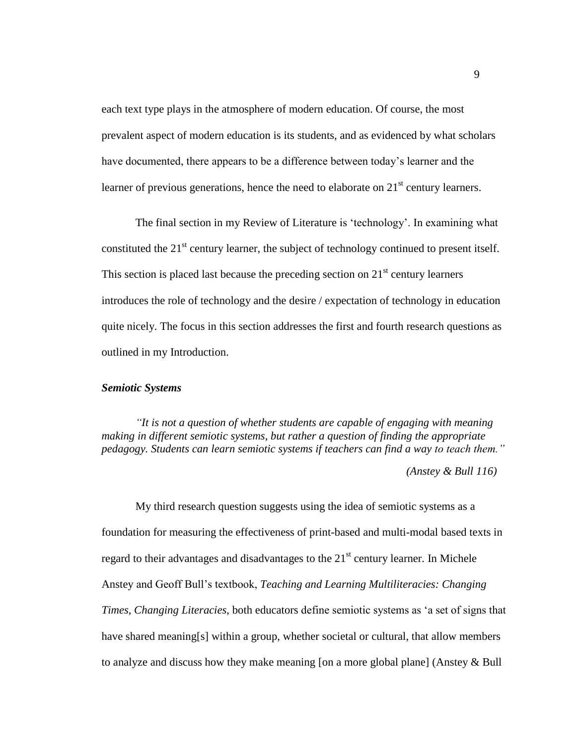each text type plays in the atmosphere of modern education. Of course, the most prevalent aspect of modern education is its students, and as evidenced by what scholars have documented, there appears to be a difference between today's learner and the learner of previous generations, hence the need to elaborate on 21st century learners.

The final section in my Review of Literature is 'technology'. In examining what constituted the 21st century learner, the subject of technology continued to present itself. This section is placed last because the preceding section on 21st century learners introduces the role of technology and the desire / expectation of technology in education quite nicely. The focus in this section addresses the first and fourth research questions as outlined in my Introduction.

### *Semiotic Systems*

> *"It is not a question of whether students are capable of engaging with meaning making in different semiotic systems, but rather a question of finding the appropriate pedagogy. Students can learn semiotic systems if teachers can find a way to teach them."*
>
> *(Anstey & Bull 116)*

My third research question suggests using the idea of semiotic systems as a foundation for measuring the effectiveness of print-based and multi-modal based texts in regard to their advantages and disadvantages to the 21st century learner. In Michele Anstey and Geoff Bull's textbook, *Teaching and Learning Multiliteracies: Changing Times, Changing Literacies*, both educators define semiotic systems as 'a set of signs that have shared meaning[s] within a group, whether societal or cultural, that allow members to analyze and discuss how they make meaning [on a more global plane] (Anstey & Bull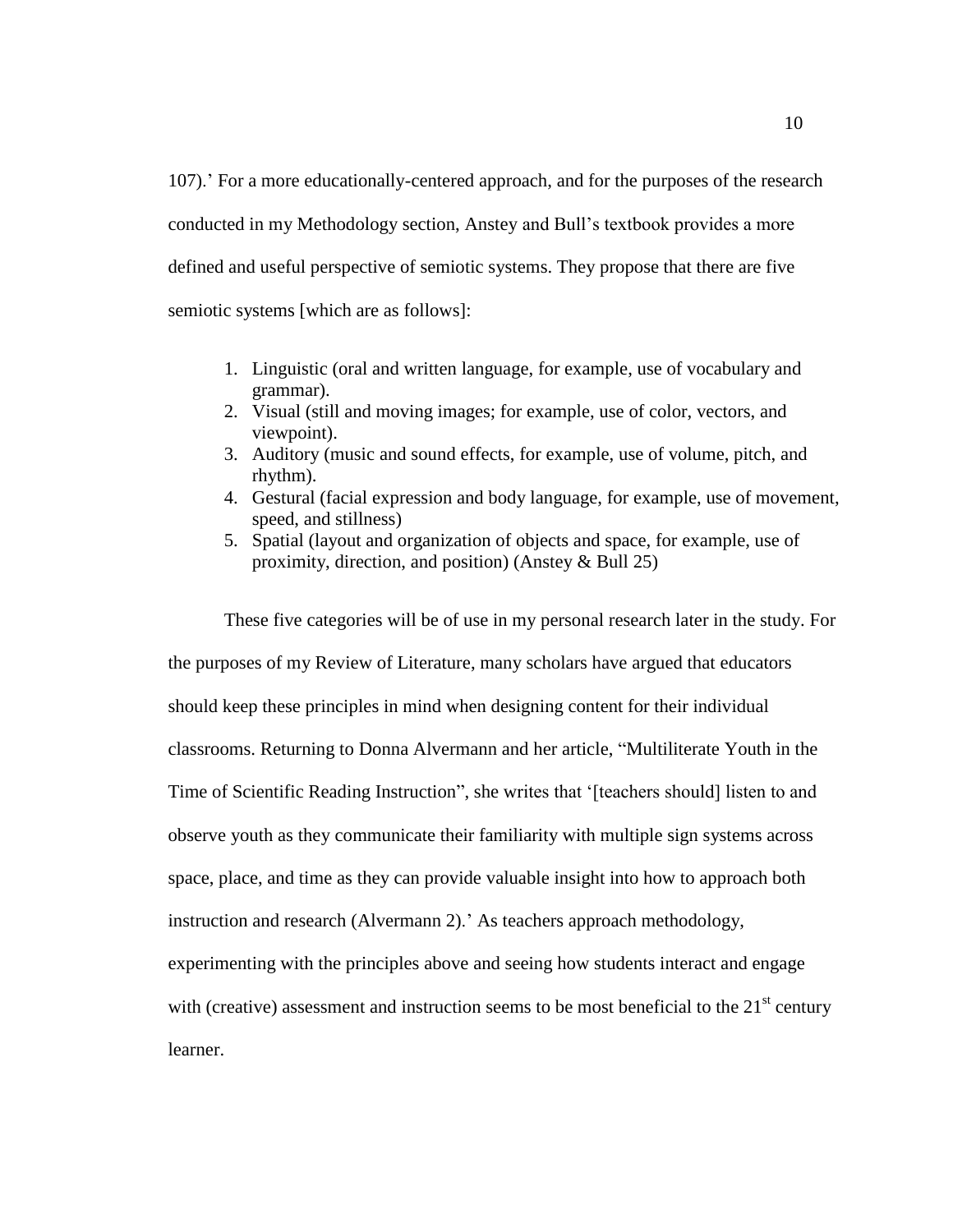107).' For a more educationally-centered approach, and for the purposes of the research conducted in my Methodology section, Anstey and Bull's textbook provides a more defined and useful perspective of semiotic systems. They propose that there are five semiotic systems [which are as follows]:

1. Linguistic (oral and written language, for example, use of vocabulary and grammar).
2. Visual (still and moving images; for example, use of color, vectors, and viewpoint).
3. Auditory (music and sound effects, for example, use of volume, pitch, and rhythm).
4. Gestural (facial expression and body language, for example, use of movement, speed, and stillness)
5. Spatial (layout and organization of objects and space, for example, use of proximity, direction, and position) (Anstey & Bull 25)

These five categories will be of use in my personal research later in the study. For the purposes of my Review of Literature, many scholars have argued that educators should keep these principles in mind when designing content for their individual classrooms. Returning to Donna Alvermann and her article, "Multiliterate Youth in the Time of Scientific Reading Instruction", she writes that '[teachers should] listen to and observe youth as they communicate their familiarity with multiple sign systems across space, place, and time as they can provide valuable insight into how to approach both instruction and research (Alvermann 2).' As teachers approach methodology, experimenting with the principles above and seeing how students interact and engage with (creative) assessment and instruction seems to be most beneficial to the 21st century learner.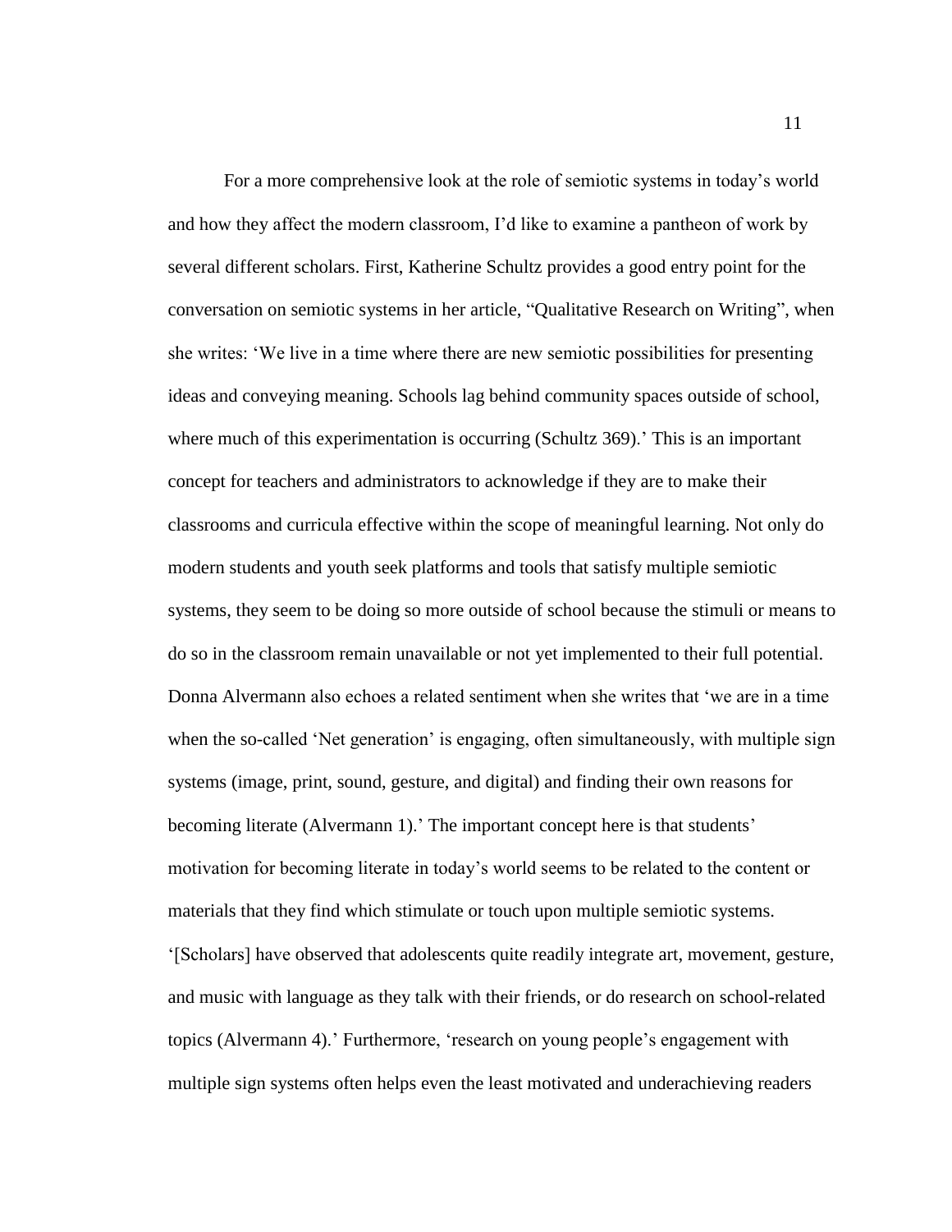For a more comprehensive look at the role of semiotic systems in today's world and how they affect the modern classroom, I'd like to examine a pantheon of work by several different scholars. First, Katherine Schultz provides a good entry point for the conversation on semiotic systems in her article, "Qualitative Research on Writing", when she writes: 'We live in a time where there are new semiotic possibilities for presenting ideas and conveying meaning. Schools lag behind community spaces outside of school, where much of this experimentation is occurring (Schultz 369).' This is an important concept for teachers and administrators to acknowledge if they are to make their classrooms and curricula effective within the scope of meaningful learning. Not only do modern students and youth seek platforms and tools that satisfy multiple semiotic systems, they seem to be doing so more outside of school because the stimuli or means to do so in the classroom remain unavailable or not yet implemented to their full potential. Donna Alvermann also echoes a related sentiment when she writes that 'we are in a time when the so-called 'Net generation' is engaging, often simultaneously, with multiple sign systems (image, print, sound, gesture, and digital) and finding their own reasons for becoming literate (Alvermann 1).' The important concept here is that students' motivation for becoming literate in today's world seems to be related to the content or materials that they find which stimulate or touch upon multiple semiotic systems. '[Scholars] have observed that adolescents quite readily integrate art, movement, gesture, and music with language as they talk with their friends, or do research on school-related topics (Alvermann 4).' Furthermore, 'research on young people's engagement with multiple sign systems often helps even the least motivated and underachieving readers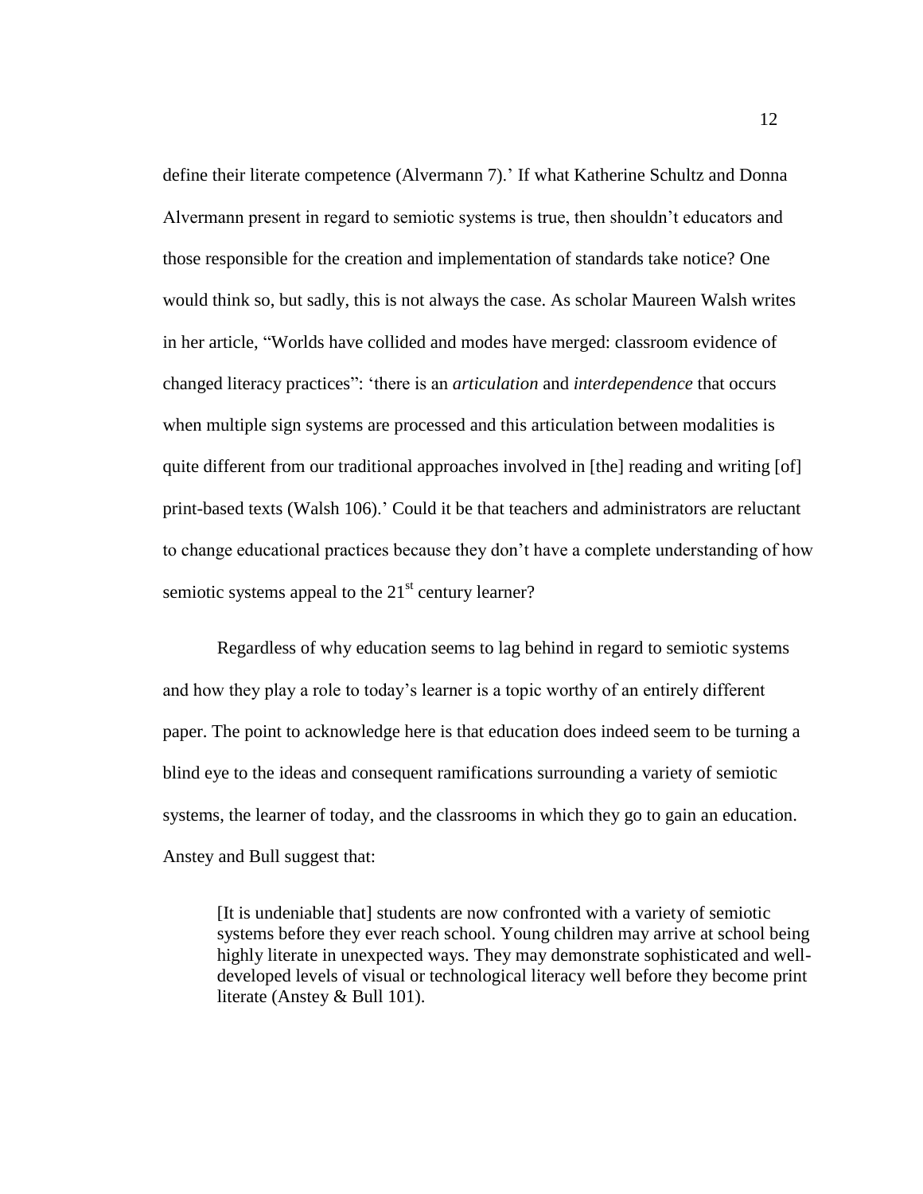define their literate competence (Alvermann 7).' If what Katherine Schultz and Donna Alvermann present in regard to semiotic systems is true, then shouldn't educators and those responsible for the creation and implementation of standards take notice? One would think so, but sadly, this is not always the case. As scholar Maureen Walsh writes in her article, "Worlds have collided and modes have merged: classroom evidence of changed literacy practices": 'there is an *articulation* and *interdependence* that occurs when multiple sign systems are processed and this articulation between modalities is quite different from our traditional approaches involved in [the] reading and writing [of] print-based texts (Walsh 106).' Could it be that teachers and administrators are reluctant to change educational practices because they don't have a complete understanding of how semiotic systems appeal to the 21st century learner?

Regardless of why education seems to lag behind in regard to semiotic systems and how they play a role to today's learner is a topic worthy of an entirely different paper. The point to acknowledge here is that education does indeed seem to be turning a blind eye to the ideas and consequent ramifications surrounding a variety of semiotic systems, the learner of today, and the classrooms in which they go to gain an education. Anstey and Bull suggest that:

> [It is undeniable that] students are now confronted with a variety of semiotic systems before they ever reach school. Young children may arrive at school being highly literate in unexpected ways. They may demonstrate sophisticated and well-developed levels of visual or technological literacy well before they become print literate (Anstey & Bull 101).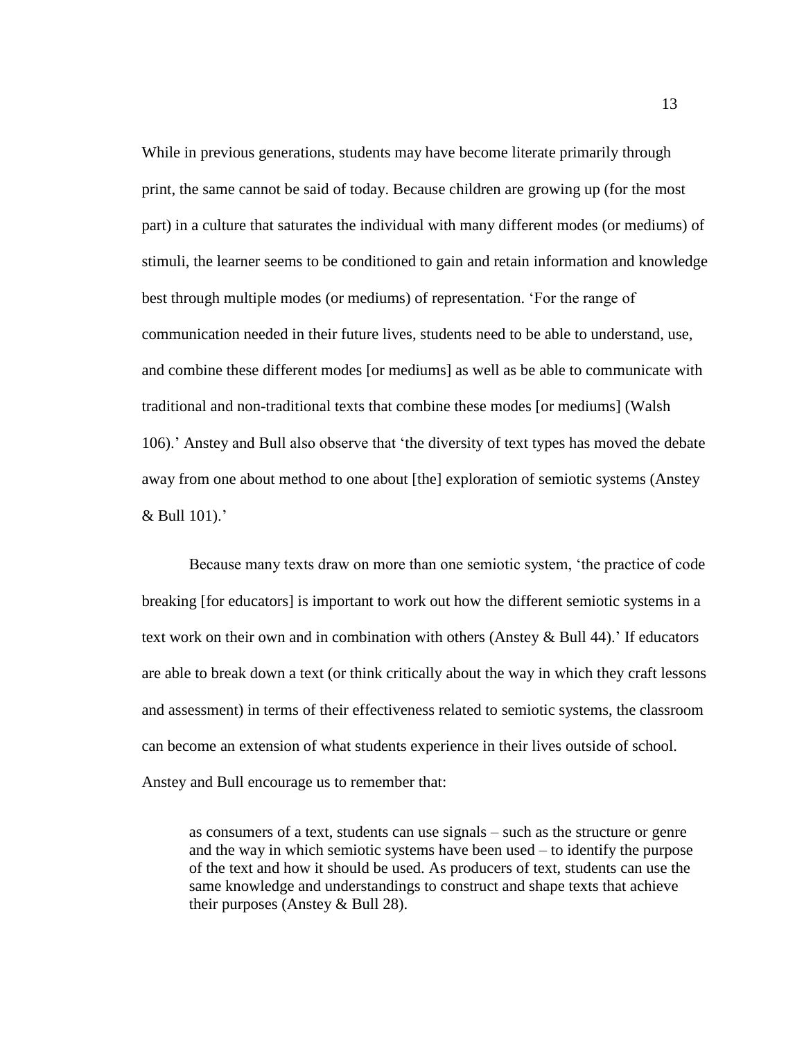While in previous generations, students may have become literate primarily through print, the same cannot be said of today. Because children are growing up (for the most part) in a culture that saturates the individual with many different modes (or mediums) of stimuli, the learner seems to be conditioned to gain and retain information and knowledge best through multiple modes (or mediums) of representation. 'For the range of communication needed in their future lives, students need to be able to understand, use, and combine these different modes [or mediums] as well as be able to communicate with traditional and non-traditional texts that combine these modes [or mediums] (Walsh 106).' Anstey and Bull also observe that 'the diversity of text types has moved the debate away from one about method to one about [the] exploration of semiotic systems (Anstey & Bull 101).'

Because many texts draw on more than one semiotic system, 'the practice of code breaking [for educators] is important to work out how the different semiotic systems in a text work on their own and in combination with others (Anstey & Bull 44).' If educators are able to break down a text (or think critically about the way in which they craft lessons and assessment) in terms of their effectiveness related to semiotic systems, the classroom can become an extension of what students experience in their lives outside of school. Anstey and Bull encourage us to remember that:

> as consumers of a text, students can use signals – such as the structure or genre and the way in which semiotic systems have been used – to identify the purpose of the text and how it should be used. As producers of text, students can use the same knowledge and understandings to construct and shape texts that achieve their purposes (Anstey & Bull 28).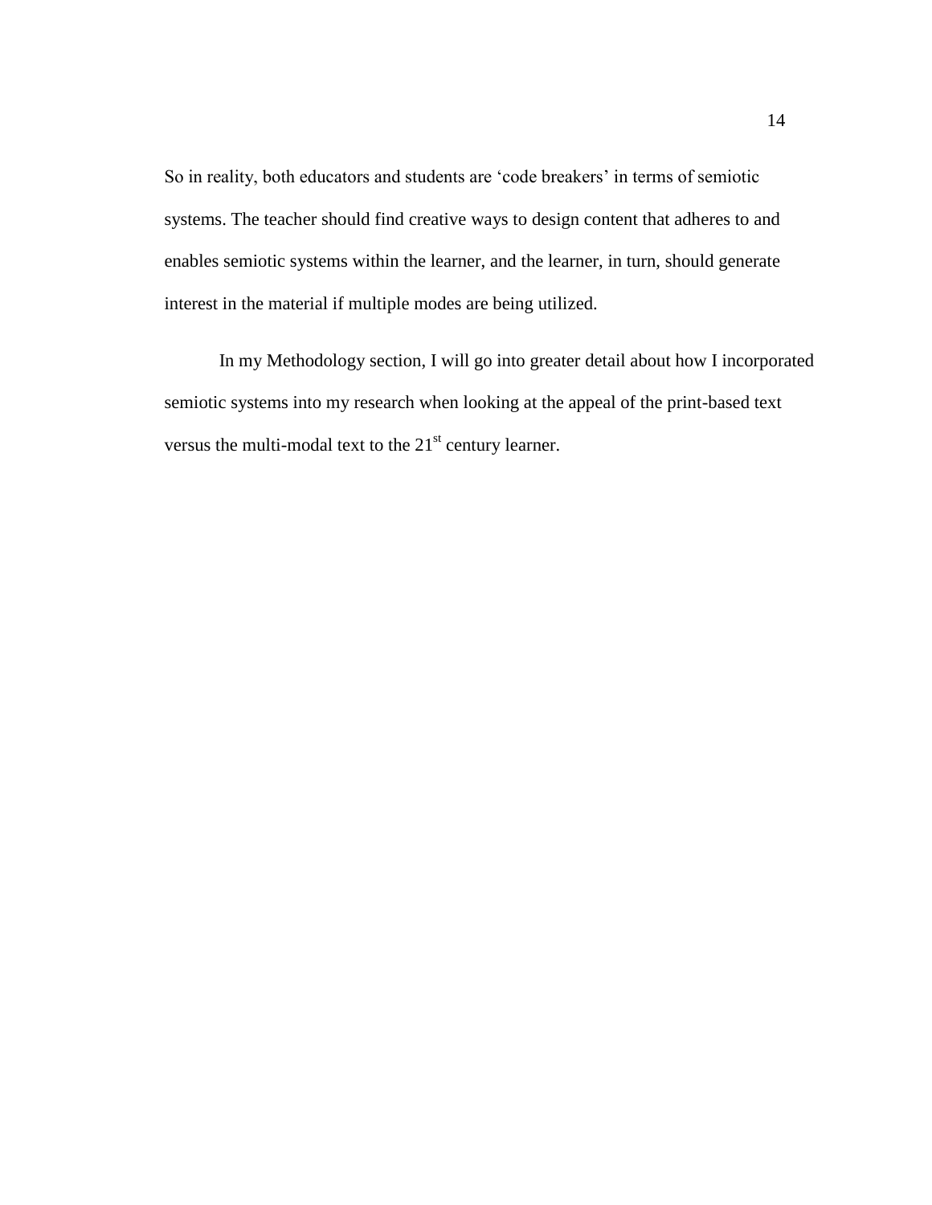So in reality, both educators and students are ‘code breakers’ in terms of semiotic systems. The teacher should find creative ways to design content that adheres to and enables semiotic systems within the learner, and the learner, in turn, should generate interest in the material if multiple modes are being utilized.

In my Methodology section, I will go into greater detail about how I incorporated semiotic systems into my research when looking at the appeal of the print-based text versus the multi-modal text to the 21st century learner.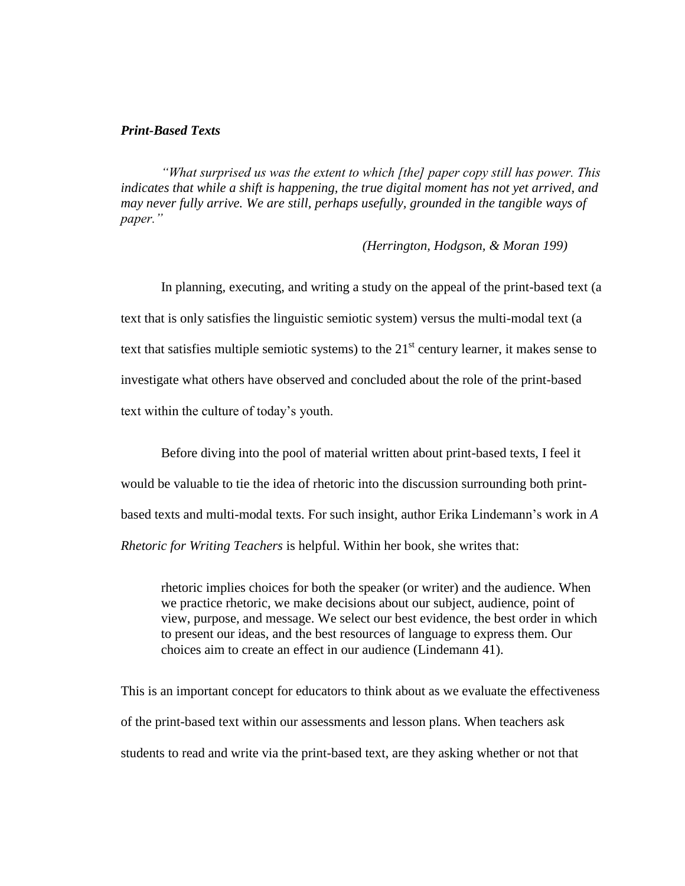### ***Print-Based Texts***

> *"What surprised us was the extent to which [the] paper copy still has power. This indicates that while a shift is happening, the true digital moment has not yet arrived, and may never fully arrive. We are still, perhaps usefully, grounded in the tangible ways of paper."*
>
> *(Herrington, Hodgson, & Moran 199)*

In planning, executing, and writing a study on the appeal of the print-based text (a text that is only satisfies the linguistic semiotic system) versus the multi-modal text (a text that satisfies multiple semiotic systems) to the 21st century learner, it makes sense to investigate what others have observed and concluded about the role of the print-based text within the culture of today's youth.

Before diving into the pool of material written about print-based texts, I feel it would be valuable to tie the idea of rhetoric into the discussion surrounding both print-based texts and multi-modal texts. For such insight, author Erika Lindemann's work in *A Rhetoric for Writing Teachers* is helpful. Within her book, she writes that:

> rhetoric implies choices for both the speaker (or writer) and the audience. When we practice rhetoric, we make decisions about our subject, audience, point of view, purpose, and message. We select our best evidence, the best order in which to present our ideas, and the best resources of language to express them. Our choices aim to create an effect in our audience (Lindemann 41).

This is an important concept for educators to think about as we evaluate the effectiveness of the print-based text within our assessments and lesson plans. When teachers ask students to read and write via the print-based text, are they asking whether or not that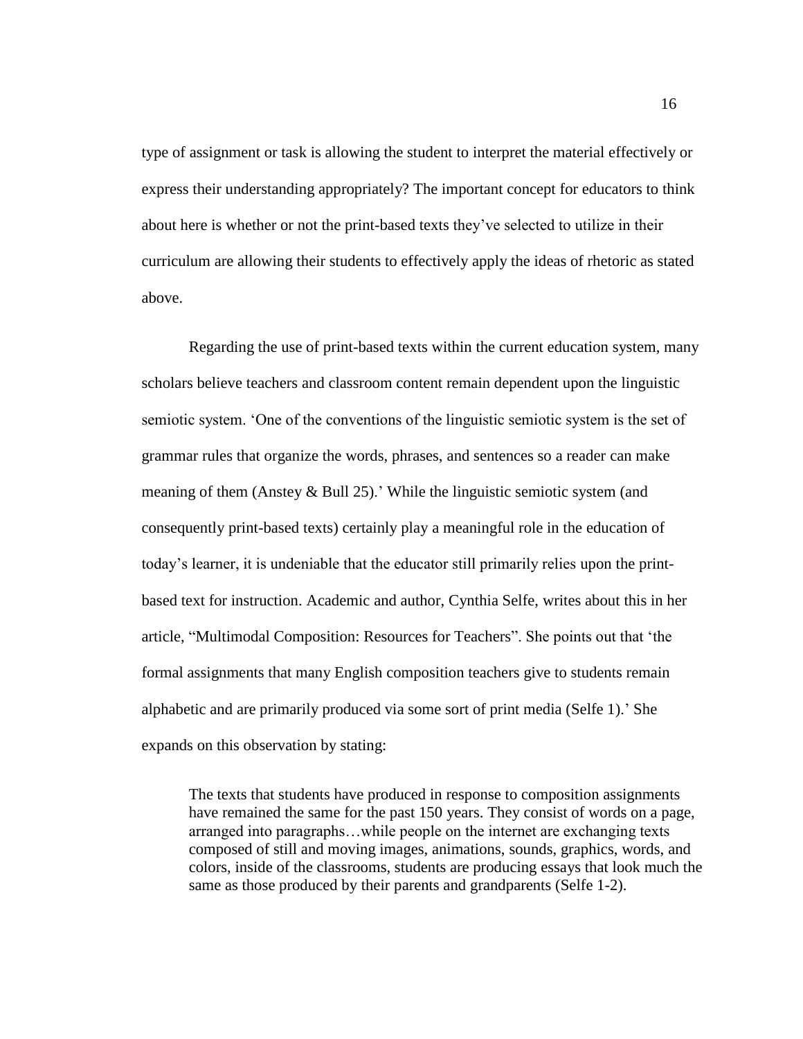type of assignment or task is allowing the student to interpret the material effectively or express their understanding appropriately? The important concept for educators to think about here is whether or not the print-based texts they've selected to utilize in their curriculum are allowing their students to effectively apply the ideas of rhetoric as stated above.

Regarding the use of print-based texts within the current education system, many scholars believe teachers and classroom content remain dependent upon the linguistic semiotic system. 'One of the conventions of the linguistic semiotic system is the set of grammar rules that organize the words, phrases, and sentences so a reader can make meaning of them (Anstey & Bull 25).' While the linguistic semiotic system (and consequently print-based texts) certainly play a meaningful role in the education of today's learner, it is undeniable that the educator still primarily relies upon the print-based text for instruction. Academic and author, Cynthia Selfe, writes about this in her article, "Multimodal Composition: Resources for Teachers". She points out that 'the formal assignments that many English composition teachers give to students remain alphabetic and are primarily produced via some sort of print media (Selfe 1).' She expands on this observation by stating:

> The texts that students have produced in response to composition assignments have remained the same for the past 150 years. They consist of words on a page, arranged into paragraphs…while people on the internet are exchanging texts composed of still and moving images, animations, sounds, graphics, words, and colors, inside of the classrooms, students are producing essays that look much the same as those produced by their parents and grandparents (Selfe 1-2).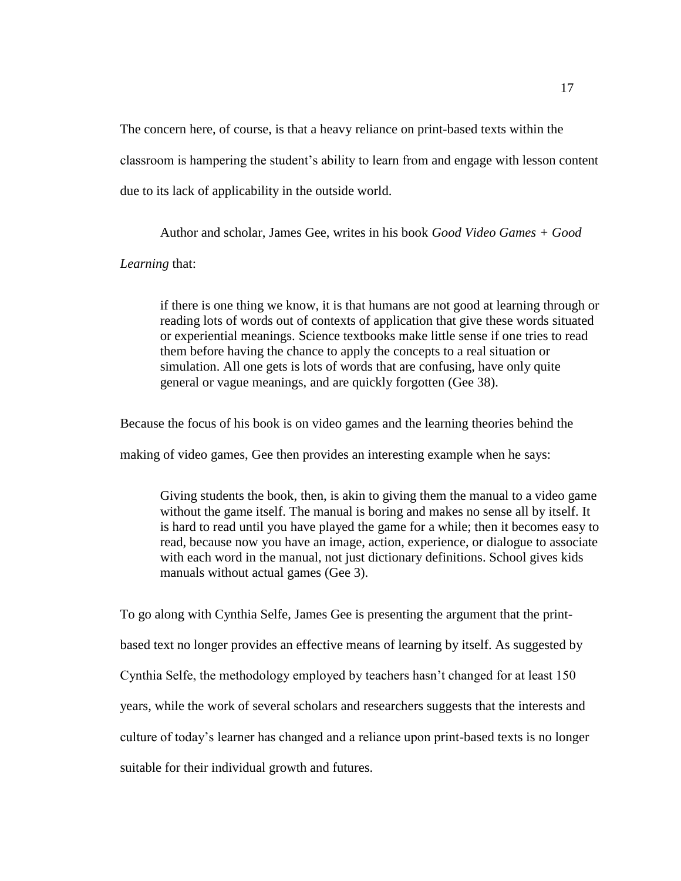The concern here, of course, is that a heavy reliance on print-based texts within the classroom is hampering the student's ability to learn from and engage with lesson content due to its lack of applicability in the outside world.

Author and scholar, James Gee, writes in his book *Good Video Games + Good Learning* that:

> if there is one thing we know, it is that humans are not good at learning through or reading lots of words out of contexts of application that give these words situated or experiential meanings. Science textbooks make little sense if one tries to read them before having the chance to apply the concepts to a real situation or simulation. All one gets is lots of words that are confusing, have only quite general or vague meanings, and are quickly forgotten (Gee 38).

Because the focus of his book is on video games and the learning theories behind the making of video games, Gee then provides an interesting example when he says:

> Giving students the book, then, is akin to giving them the manual to a video game without the game itself. The manual is boring and makes no sense all by itself. It is hard to read until you have played the game for a while; then it becomes easy to read, because now you have an image, action, experience, or dialogue to associate with each word in the manual, not just dictionary definitions. School gives kids manuals without actual games (Gee 3).

To go along with Cynthia Selfe, James Gee is presenting the argument that the print-based text no longer provides an effective means of learning by itself. As suggested by Cynthia Selfe, the methodology employed by teachers hasn't changed for at least 150 years, while the work of several scholars and researchers suggests that the interests and culture of today's learner has changed and a reliance upon print-based texts is no longer suitable for their individual growth and futures.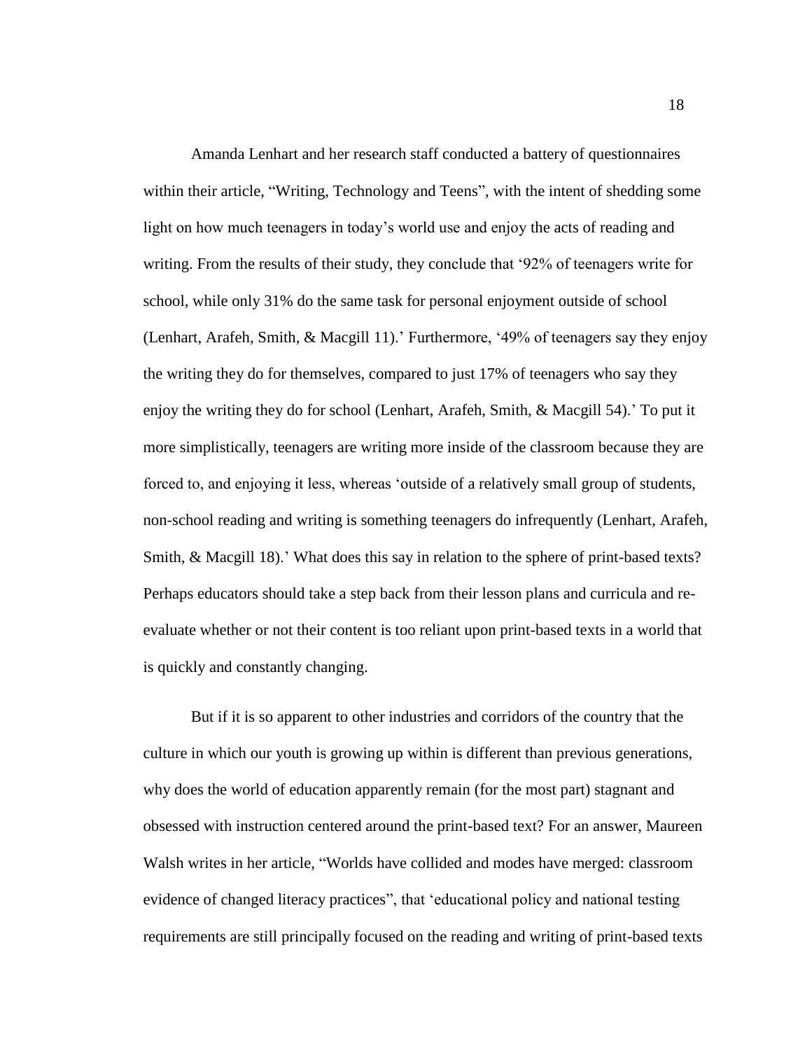Amanda Lenhart and her research staff conducted a battery of questionnaires within their article, "Writing, Technology and Teens", with the intent of shedding some light on how much teenagers in today's world use and enjoy the acts of reading and writing. From the results of their study, they conclude that '92% of teenagers write for school, while only 31% do the same task for personal enjoyment outside of school (Lenhart, Arafeh, Smith, & Macgill 11).' Furthermore, '49% of teenagers say they enjoy the writing they do for themselves, compared to just 17% of teenagers who say they enjoy the writing they do for school (Lenhart, Arafeh, Smith, & Macgill 54).' To put it more simplistically, teenagers are writing more inside of the classroom because they are forced to, and enjoying it less, whereas 'outside of a relatively small group of students, non-school reading and writing is something teenagers do infrequently (Lenhart, Arafeh, Smith, & Macgill 18).' What does this say in relation to the sphere of print-based texts? Perhaps educators should take a step back from their lesson plans and curricula and re-evaluate whether or not their content is too reliant upon print-based texts in a world that is quickly and constantly changing.

But if it is so apparent to other industries and corridors of the country that the culture in which our youth is growing up within is different than previous generations, why does the world of education apparently remain (for the most part) stagnant and obsessed with instruction centered around the print-based text? For an answer, Maureen Walsh writes in her article, "Worlds have collided and modes have merged: classroom evidence of changed literacy practices", that 'educational policy and national testing requirements are still principally focused on the reading and writing of print-based texts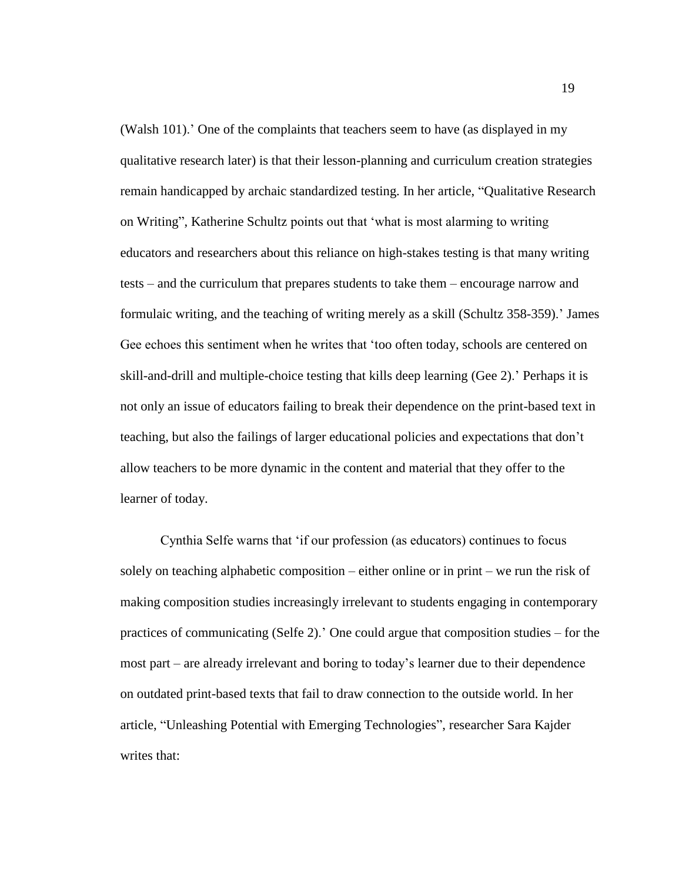(Walsh 101).' One of the complaints that teachers seem to have (as displayed in my qualitative research later) is that their lesson-planning and curriculum creation strategies remain handicapped by archaic standardized testing. In her article, "Qualitative Research on Writing", Katherine Schultz points out that 'what is most alarming to writing educators and researchers about this reliance on high-stakes testing is that many writing tests – and the curriculum that prepares students to take them – encourage narrow and formulaic writing, and the teaching of writing merely as a skill (Schultz 358-359).' James Gee echoes this sentiment when he writes that 'too often today, schools are centered on skill-and-drill and multiple-choice testing that kills deep learning (Gee 2).' Perhaps it is not only an issue of educators failing to break their dependence on the print-based text in teaching, but also the failings of larger educational policies and expectations that don't allow teachers to be more dynamic in the content and material that they offer to the learner of today.

Cynthia Selfe warns that 'if our profession (as educators) continues to focus solely on teaching alphabetic composition – either online or in print – we run the risk of making composition studies increasingly irrelevant to students engaging in contemporary practices of communicating (Selfe 2).' One could argue that composition studies – for the most part – are already irrelevant and boring to today's learner due to their dependence on outdated print-based texts that fail to draw connection to the outside world. In her article, "Unleashing Potential with Emerging Technologies", researcher Sara Kajder writes that: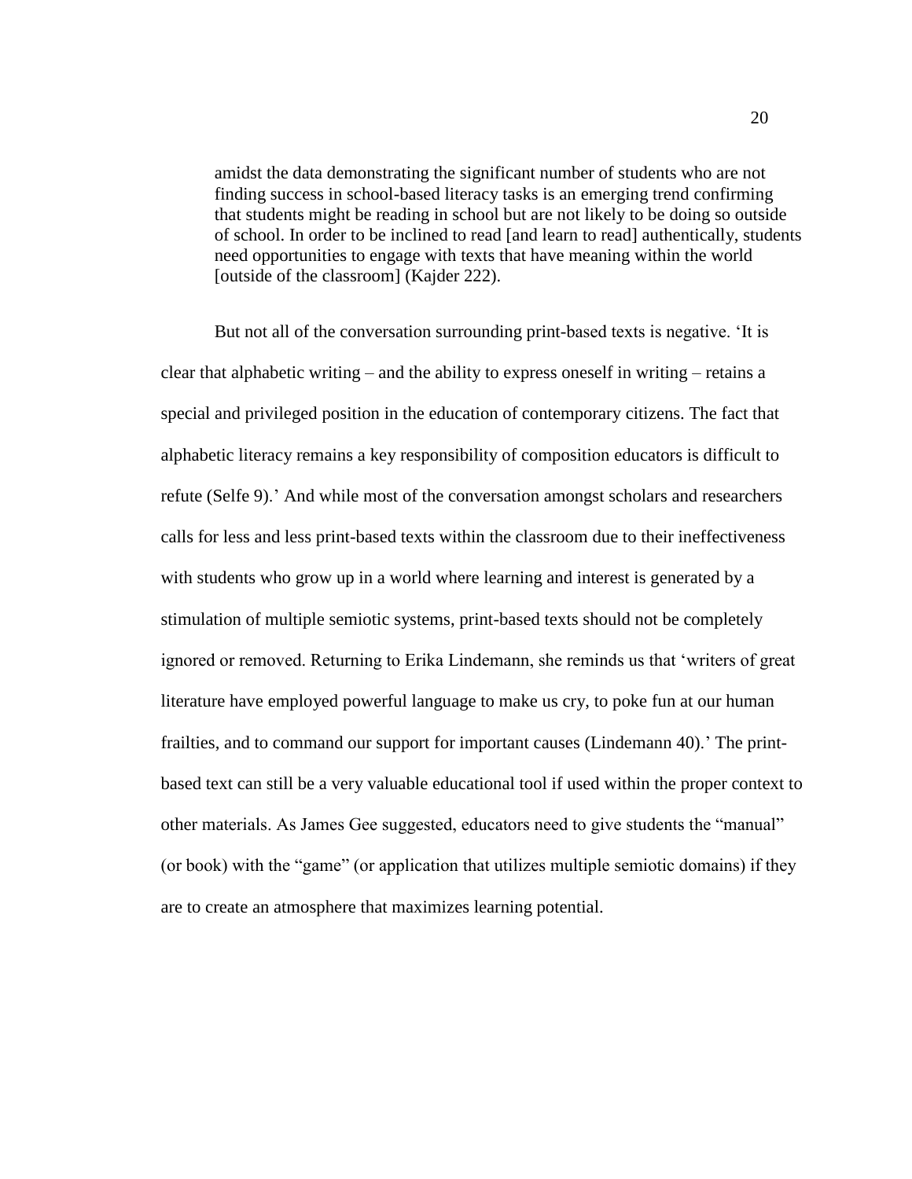> amidst the data demonstrating the significant number of students who are not finding success in school-based literacy tasks is an emerging trend confirming that students might be reading in school but are not likely to be doing so outside of school. In order to be inclined to read [and learn to read] authentically, students need opportunities to engage with texts that have meaning within the world [outside of the classroom] (Kajder 222).

But not all of the conversation surrounding print-based texts is negative. 'It is clear that alphabetic writing – and the ability to express oneself in writing – retains a special and privileged position in the education of contemporary citizens. The fact that alphabetic literacy remains a key responsibility of composition educators is difficult to refute (Selfe 9).' And while most of the conversation amongst scholars and researchers calls for less and less print-based texts within the classroom due to their ineffectiveness with students who grow up in a world where learning and interest is generated by a stimulation of multiple semiotic systems, print-based texts should not be completely ignored or removed. Returning to Erika Lindemann, she reminds us that 'writers of great literature have employed powerful language to make us cry, to poke fun at our human frailties, and to command our support for important causes (Lindemann 40).' The print-based text can still be a very valuable educational tool if used within the proper context to other materials. As James Gee suggested, educators need to give students the "manual" (or book) with the "game" (or application that utilizes multiple semiotic domains) if they are to create an atmosphere that maximizes learning potential.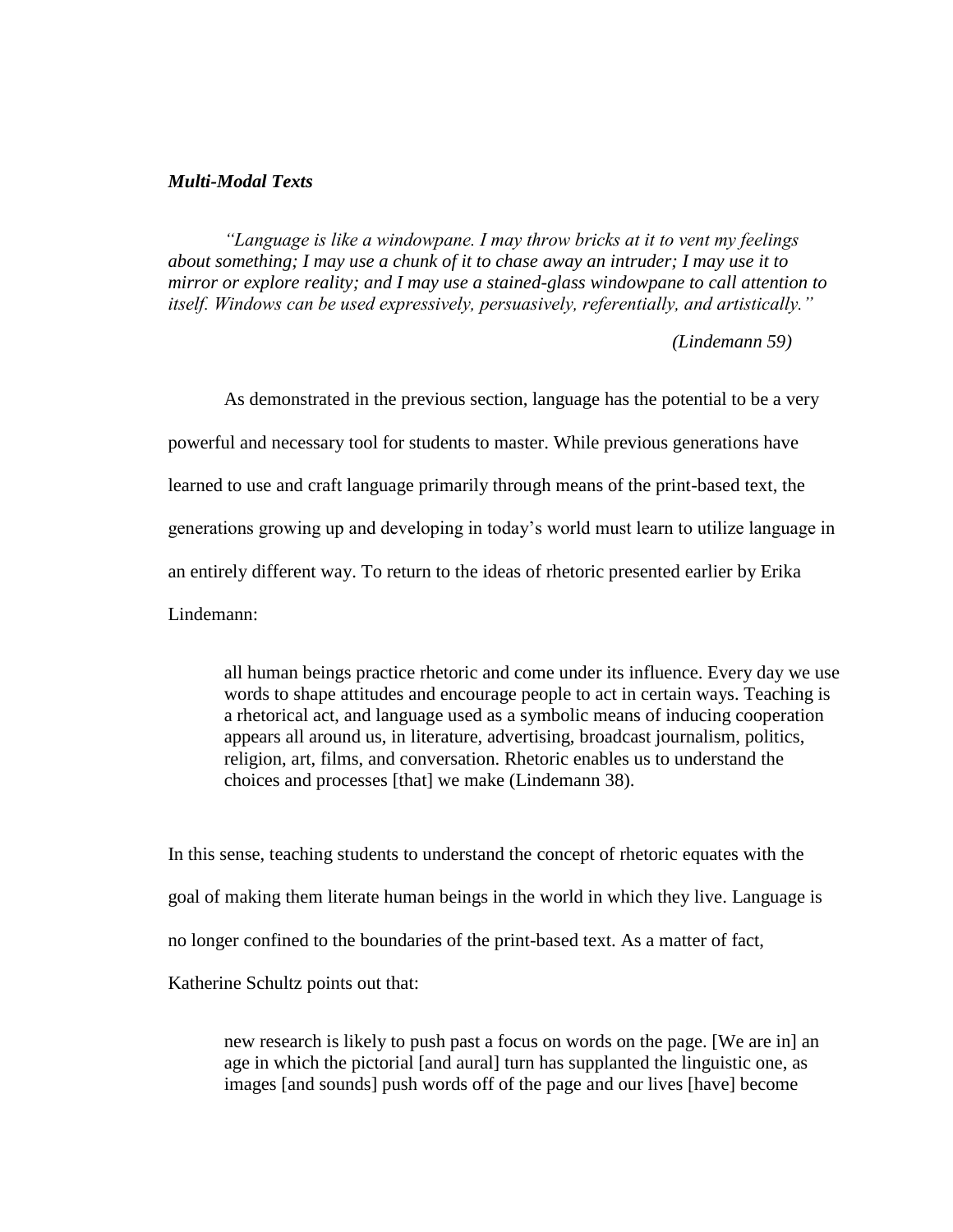***Multi-Modal Texts***

> *"Language is like a windowpane. I may throw bricks at it to vent my feelings about something; I may use a chunk of it to chase away an intruder; I may use it to mirror or explore reality; and I may use a stained-glass windowpane to call attention to itself. Windows can be used expressively, persuasively, referentially, and artistically."*
>
> *(Lindemann 59)*

As demonstrated in the previous section, language has the potential to be a very powerful and necessary tool for students to master. While previous generations have learned to use and craft language primarily through means of the print-based text, the generations growing up and developing in today's world must learn to utilize language in an entirely different way. To return to the ideas of rhetoric presented earlier by Erika Lindemann:

> all human beings practice rhetoric and come under its influence. Every day we use words to shape attitudes and encourage people to act in certain ways. Teaching is a rhetorical act, and language used as a symbolic means of inducing cooperation appears all around us, in literature, advertising, broadcast journalism, politics, religion, art, films, and conversation. Rhetoric enables us to understand the choices and processes [that] we make (Lindemann 38).

In this sense, teaching students to understand the concept of rhetoric equates with the goal of making them literate human beings in the world in which they live. Language is no longer confined to the boundaries of the print-based text. As a matter of fact, Katherine Schultz points out that:

> new research is likely to push past a focus on words on the page. [We are in] an age in which the pictorial [and aural] turn has supplanted the linguistic one, as images [and sounds] push words off of the page and our lives [have] become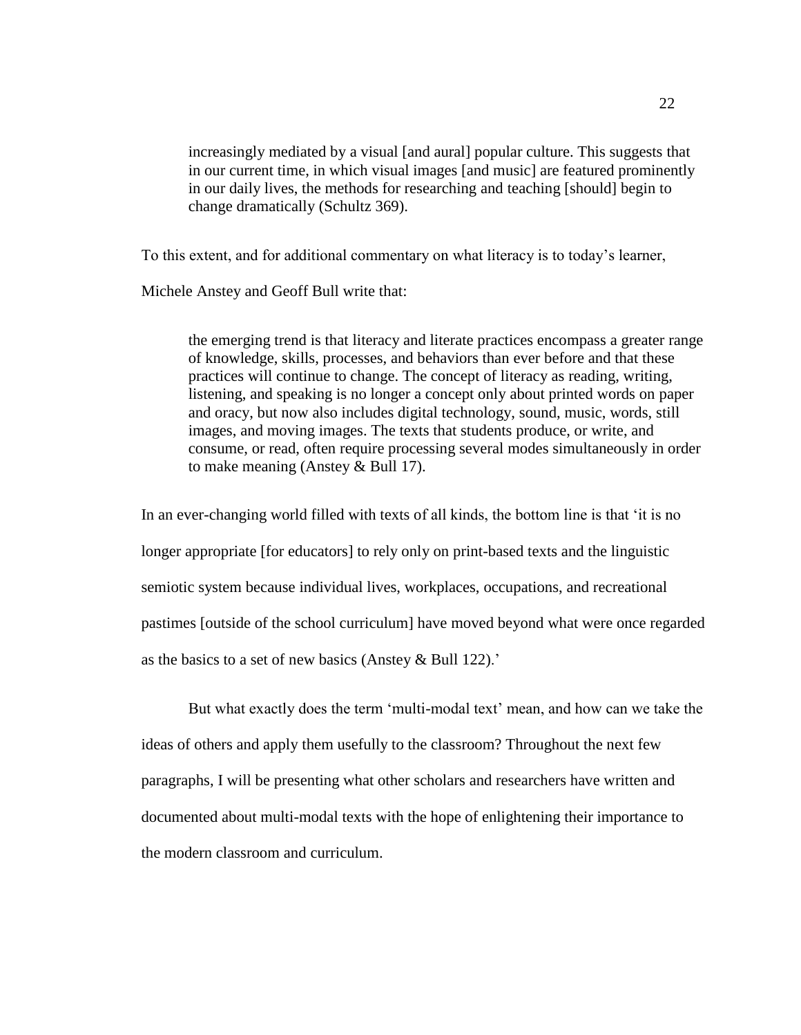> increasingly mediated by a visual [and aural] popular culture. This suggests that in our current time, in which visual images [and music] are featured prominently in our daily lives, the methods for researching and teaching [should] begin to change dramatically (Schultz 369).

To this extent, and for additional commentary on what literacy is to today's learner, Michele Anstey and Geoff Bull write that:

> the emerging trend is that literacy and literate practices encompass a greater range of knowledge, skills, processes, and behaviors than ever before and that these practices will continue to change. The concept of literacy as reading, writing, listening, and speaking is no longer a concept only about printed words on paper and oracy, but now also includes digital technology, sound, music, words, still images, and moving images. The texts that students produce, or write, and consume, or read, often require processing several modes simultaneously in order to make meaning (Anstey & Bull 17).

In an ever-changing world filled with texts of all kinds, the bottom line is that 'it is no longer appropriate [for educators] to rely only on print-based texts and the linguistic semiotic system because individual lives, workplaces, occupations, and recreational pastimes [outside of the school curriculum] have moved beyond what were once regarded as the basics to a set of new basics (Anstey & Bull 122).'

But what exactly does the term 'multi-modal text' mean, and how can we take the ideas of others and apply them usefully to the classroom? Throughout the next few paragraphs, I will be presenting what other scholars and researchers have written and documented about multi-modal texts with the hope of enlightening their importance to the modern classroom and curriculum.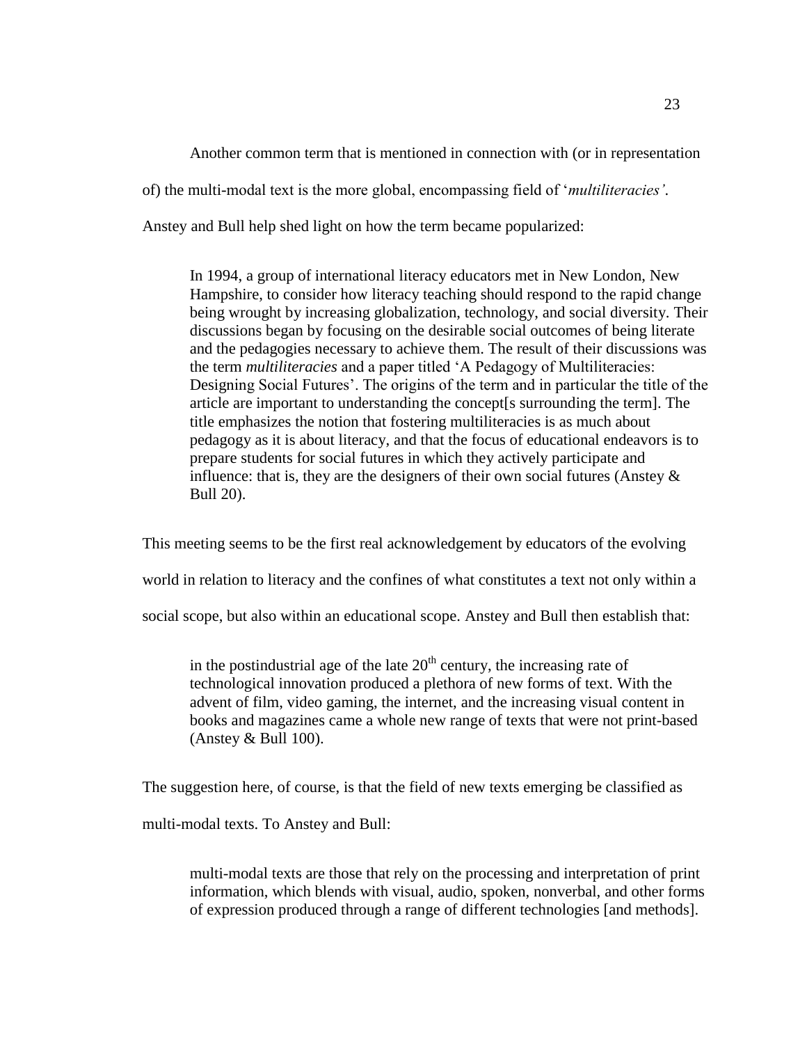Another common term that is mentioned in connection with (or in representation of) the multi-modal text is the more global, encompassing field of '*multiliteracies'*. Anstey and Bull help shed light on how the term became popularized:

> In 1994, a group of international literacy educators met in New London, New Hampshire, to consider how literacy teaching should respond to the rapid change being wrought by increasing globalization, technology, and social diversity. Their discussions began by focusing on the desirable social outcomes of being literate and the pedagogies necessary to achieve them. The result of their discussions was the term *multiliteracies* and a paper titled 'A Pedagogy of Multiliteracies: Designing Social Futures'. The origins of the term and in particular the title of the article are important to understanding the concept[s surrounding the term]. The title emphasizes the notion that fostering multiliteracies is as much about pedagogy as it is about literacy, and that the focus of educational endeavors is to prepare students for social futures in which they actively participate and influence: that is, they are the designers of their own social futures (Anstey & Bull 20).

This meeting seems to be the first real acknowledgement by educators of the evolving world in relation to literacy and the confines of what constitutes a text not only within a social scope, but also within an educational scope. Anstey and Bull then establish that:

> in the postindustrial age of the late 20th century, the increasing rate of technological innovation produced a plethora of new forms of text. With the advent of film, video gaming, the internet, and the increasing visual content in books and magazines came a whole new range of texts that were not print-based (Anstey & Bull 100).

The suggestion here, of course, is that the field of new texts emerging be classified as multi-modal texts. To Anstey and Bull:

> multi-modal texts are those that rely on the processing and interpretation of print information, which blends with visual, audio, spoken, nonverbal, and other forms of expression produced through a range of different technologies [and methods].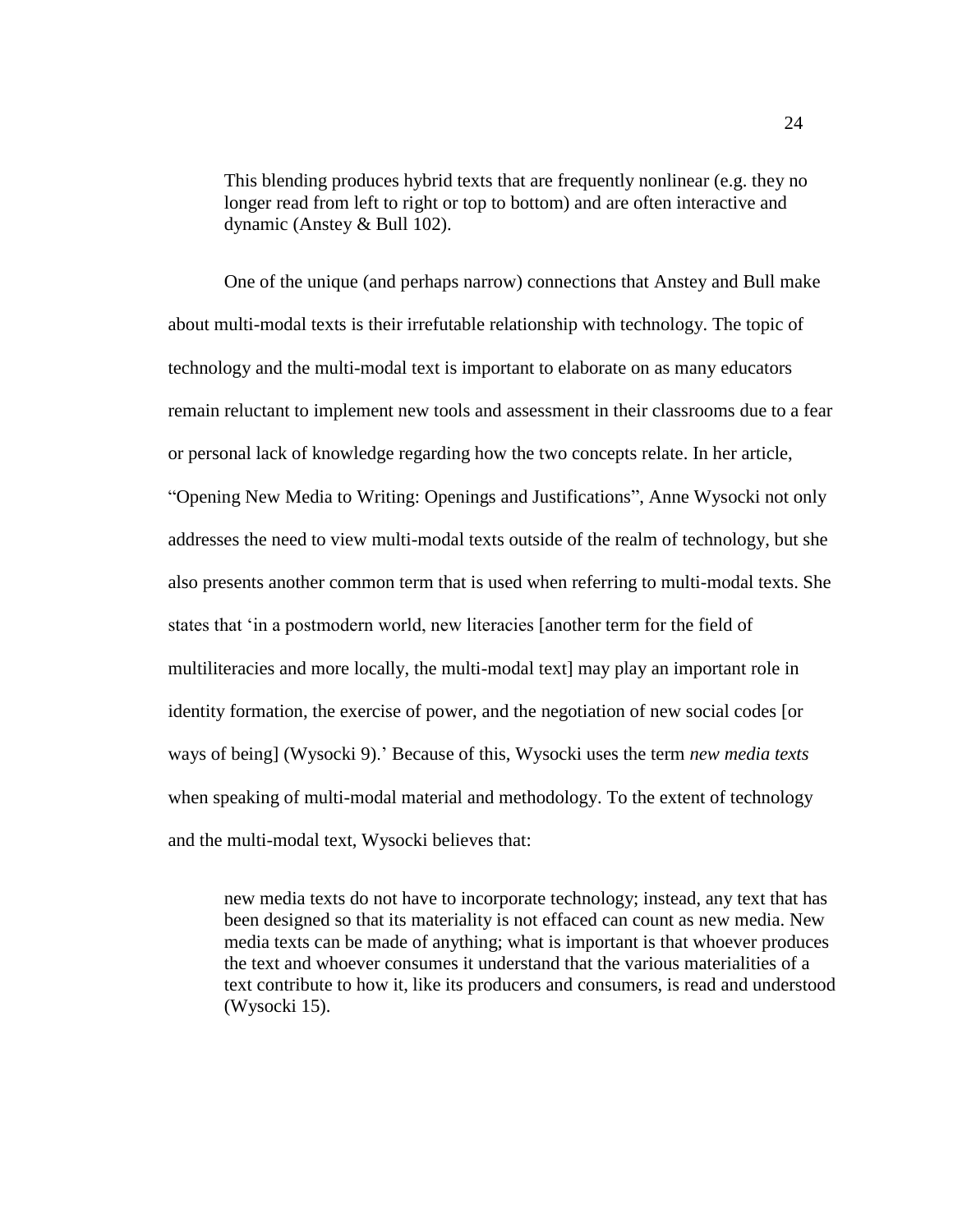> This blending produces hybrid texts that are frequently nonlinear (e.g. they no longer read from left to right or top to bottom) and are often interactive and dynamic (Anstey & Bull 102).

One of the unique (and perhaps narrow) connections that Anstey and Bull make about multi-modal texts is their irrefutable relationship with technology. The topic of technology and the multi-modal text is important to elaborate on as many educators remain reluctant to implement new tools and assessment in their classrooms due to a fear or personal lack of knowledge regarding how the two concepts relate. In her article, "Opening New Media to Writing: Openings and Justifications", Anne Wysocki not only addresses the need to view multi-modal texts outside of the realm of technology, but she also presents another common term that is used when referring to multi-modal texts. She states that 'in a postmodern world, new literacies [another term for the field of multiliteracies and more locally, the multi-modal text] may play an important role in identity formation, the exercise of power, and the negotiation of new social codes [or ways of being] (Wysocki 9).' Because of this, Wysocki uses the term *new media texts* when speaking of multi-modal material and methodology. To the extent of technology and the multi-modal text, Wysocki believes that:

> new media texts do not have to incorporate technology; instead, any text that has been designed so that its materiality is not effaced can count as new media. New media texts can be made of anything; what is important is that whoever produces the text and whoever consumes it understand that the various materialities of a text contribute to how it, like its producers and consumers, is read and understood (Wysocki 15).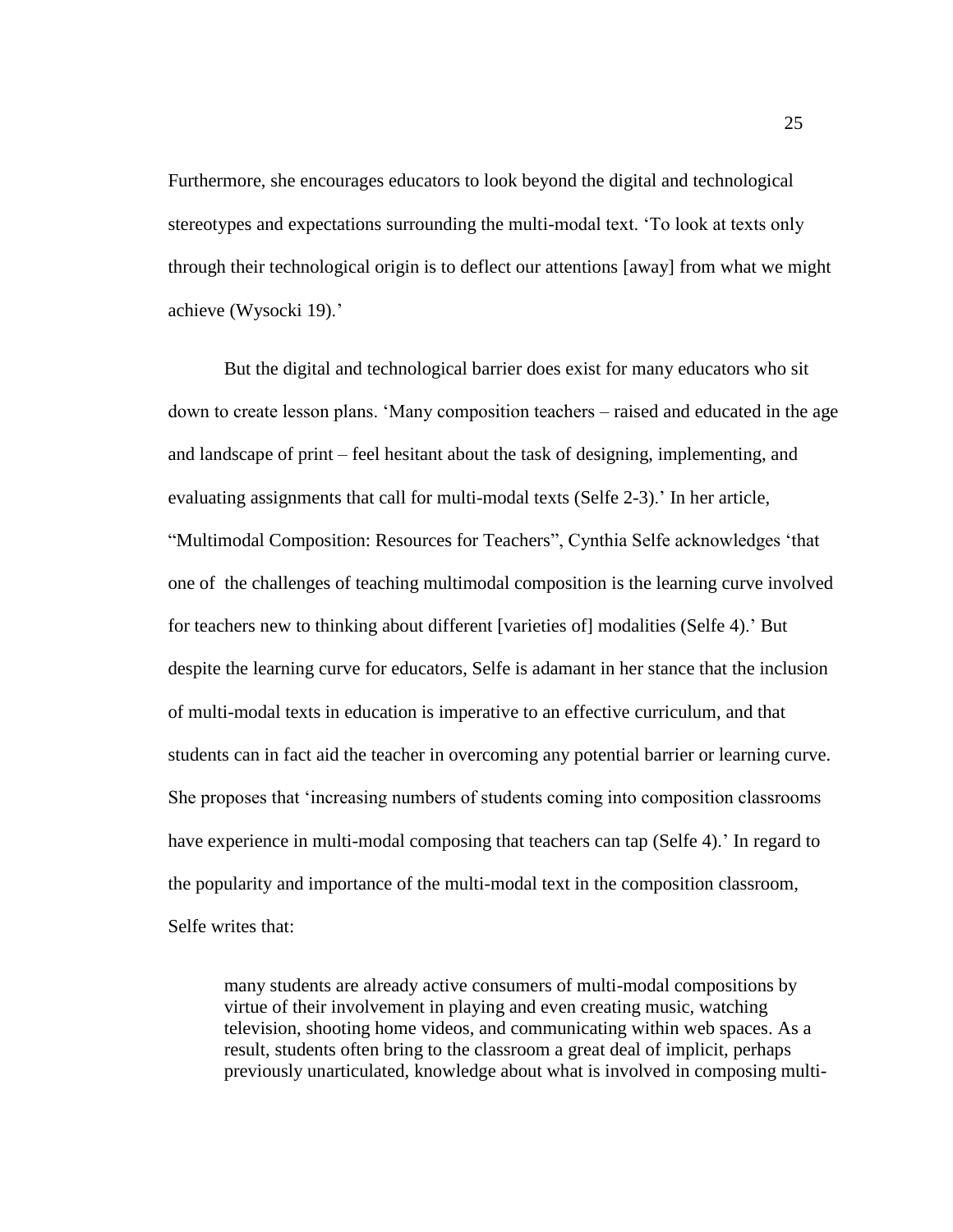Furthermore, she encourages educators to look beyond the digital and technological stereotypes and expectations surrounding the multi-modal text. ‘To look at texts only through their technological origin is to deflect our attentions [away] from what we might achieve (Wysocki 19).’

But the digital and technological barrier does exist for many educators who sit down to create lesson plans. ‘Many composition teachers – raised and educated in the age and landscape of print – feel hesitant about the task of designing, implementing, and evaluating assignments that call for multi-modal texts (Selfe 2-3).’ In her article, “Multimodal Composition: Resources for Teachers”, Cynthia Selfe acknowledges ‘that one of the challenges of teaching multimodal composition is the learning curve involved for teachers new to thinking about different [varieties of] modalities (Selfe 4).’ But despite the learning curve for educators, Selfe is adamant in her stance that the inclusion of multi-modal texts in education is imperative to an effective curriculum, and that students can in fact aid the teacher in overcoming any potential barrier or learning curve. She proposes that ‘increasing numbers of students coming into composition classrooms have experience in multi-modal composing that teachers can tap (Selfe 4).’ In regard to the popularity and importance of the multi-modal text in the composition classroom, Selfe writes that:

> many students are already active consumers of multi-modal compositions by virtue of their involvement in playing and even creating music, watching television, shooting home videos, and communicating within web spaces. As a result, students often bring to the classroom a great deal of implicit, perhaps previously unarticulated, knowledge about what is involved in composing multi-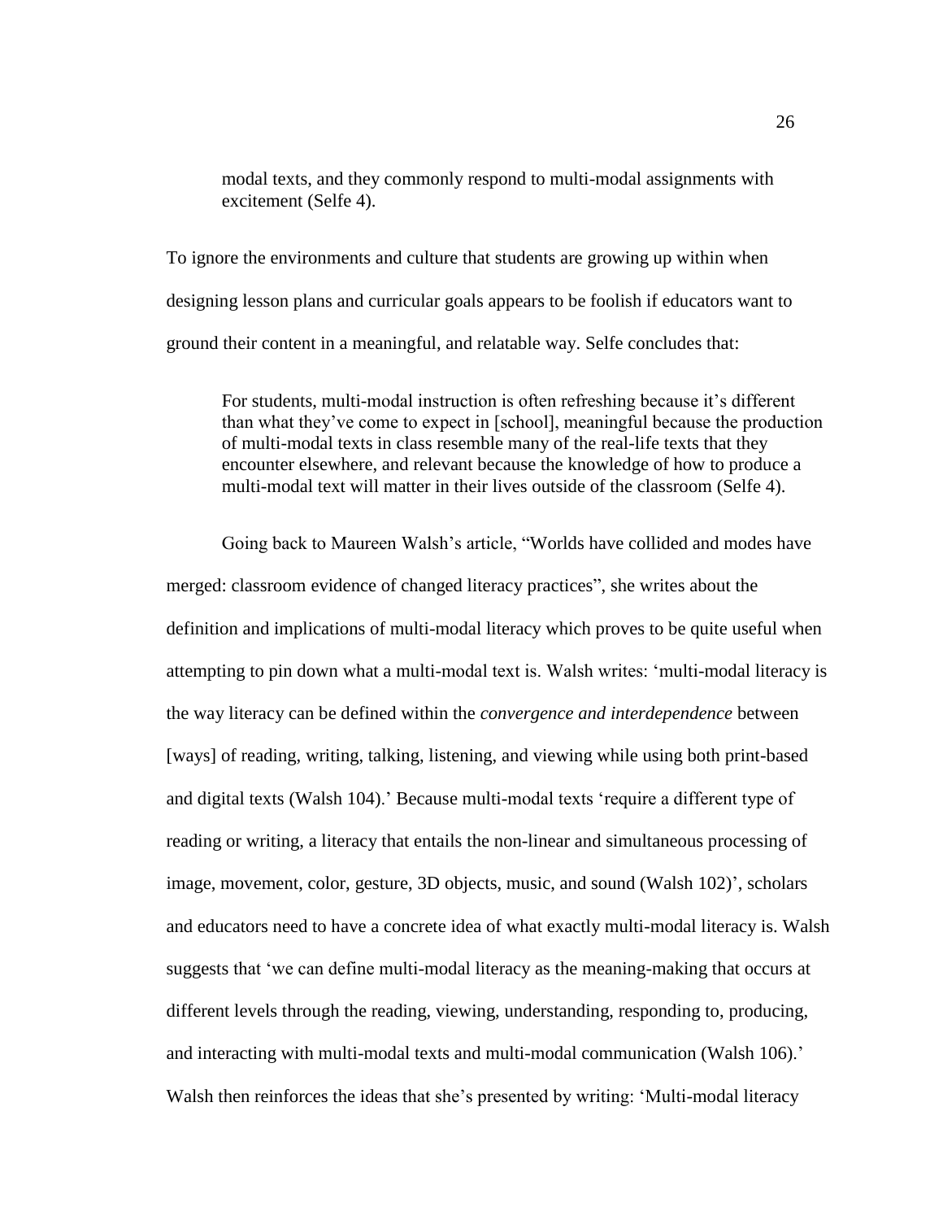> modal texts, and they commonly respond to multi-modal assignments with excitement (Selfe 4).

To ignore the environments and culture that students are growing up within when designing lesson plans and curricular goals appears to be foolish if educators want to ground their content in a meaningful, and relatable way. Selfe concludes that:

> For students, multi-modal instruction is often refreshing because it's different than what they've come to expect in [school], meaningful because the production of multi-modal texts in class resemble many of the real-life texts that they encounter elsewhere, and relevant because the knowledge of how to produce a multi-modal text will matter in their lives outside of the classroom (Selfe 4).

Going back to Maureen Walsh's article, "Worlds have collided and modes have merged: classroom evidence of changed literacy practices", she writes about the definition and implications of multi-modal literacy which proves to be quite useful when attempting to pin down what a multi-modal text is. Walsh writes: 'multi-modal literacy is the way literacy can be defined within the *convergence and interdependence* between [ways] of reading, writing, talking, listening, and viewing while using both print-based and digital texts (Walsh 104).' Because multi-modal texts 'require a different type of reading or writing, a literacy that entails the non-linear and simultaneous processing of image, movement, color, gesture, 3D objects, music, and sound (Walsh 102)', scholars and educators need to have a concrete idea of what exactly multi-modal literacy is. Walsh suggests that 'we can define multi-modal literacy as the meaning-making that occurs at different levels through the reading, viewing, understanding, responding to, producing, and interacting with multi-modal texts and multi-modal communication (Walsh 106).' Walsh then reinforces the ideas that she's presented by writing: 'Multi-modal literacy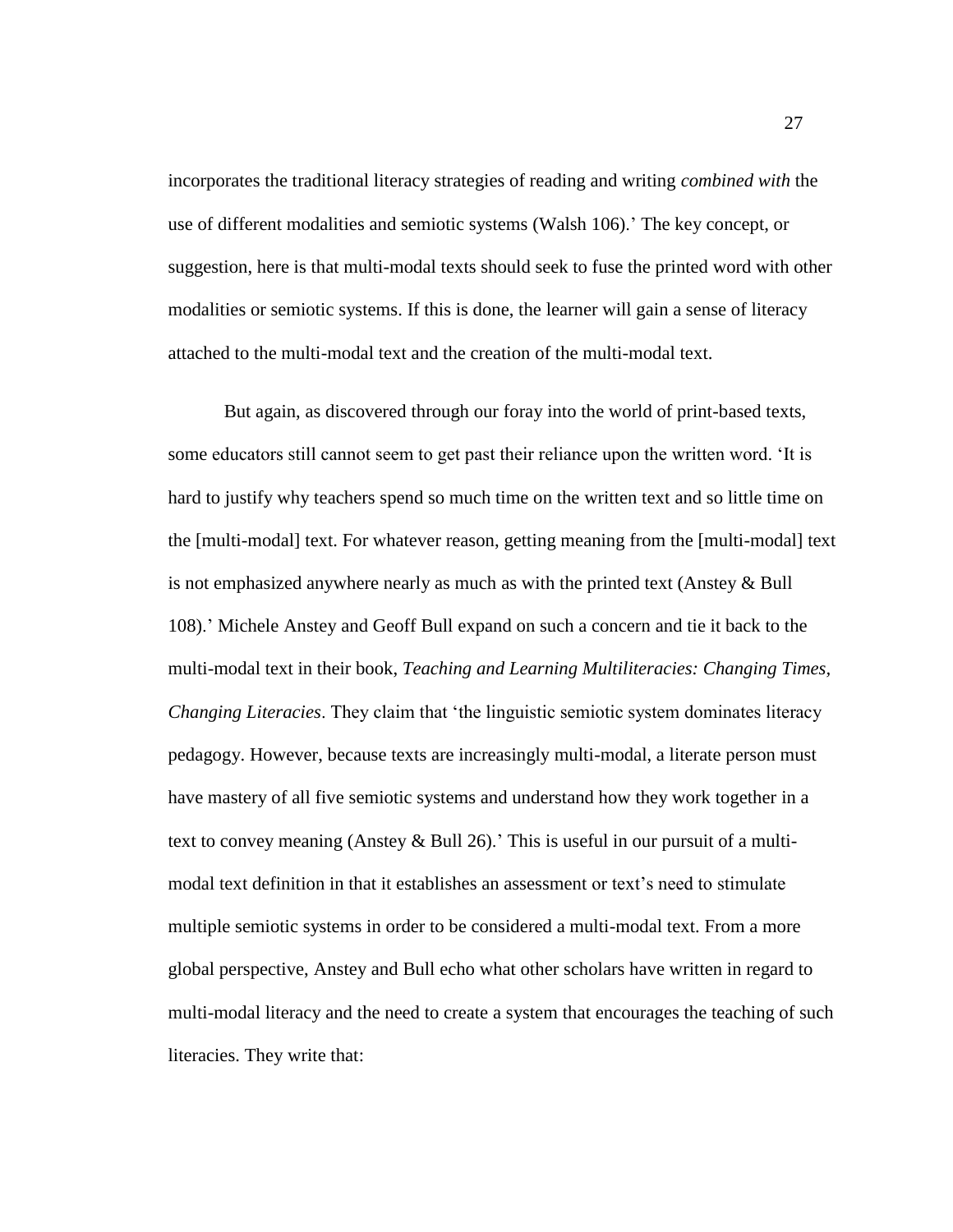incorporates the traditional literacy strategies of reading and writing *combined with* the use of different modalities and semiotic systems (Walsh 106).' The key concept, or suggestion, here is that multi-modal texts should seek to fuse the printed word with other modalities or semiotic systems. If this is done, the learner will gain a sense of literacy attached to the multi-modal text and the creation of the multi-modal text.

But again, as discovered through our foray into the world of print-based texts, some educators still cannot seem to get past their reliance upon the written word. 'It is hard to justify why teachers spend so much time on the written text and so little time on the [multi-modal] text. For whatever reason, getting meaning from the [multi-modal] text is not emphasized anywhere nearly as much as with the printed text (Anstey & Bull 108).' Michele Anstey and Geoff Bull expand on such a concern and tie it back to the multi-modal text in their book, *Teaching and Learning Multiliteracies: Changing Times, Changing Literacies*. They claim that 'the linguistic semiotic system dominates literacy pedagogy. However, because texts are increasingly multi-modal, a literate person must have mastery of all five semiotic systems and understand how they work together in a text to convey meaning (Anstey & Bull 26).' This is useful in our pursuit of a multi-modal text definition in that it establishes an assessment or text's need to stimulate multiple semiotic systems in order to be considered a multi-modal text. From a more global perspective, Anstey and Bull echo what other scholars have written in regard to multi-modal literacy and the need to create a system that encourages the teaching of such literacies. They write that: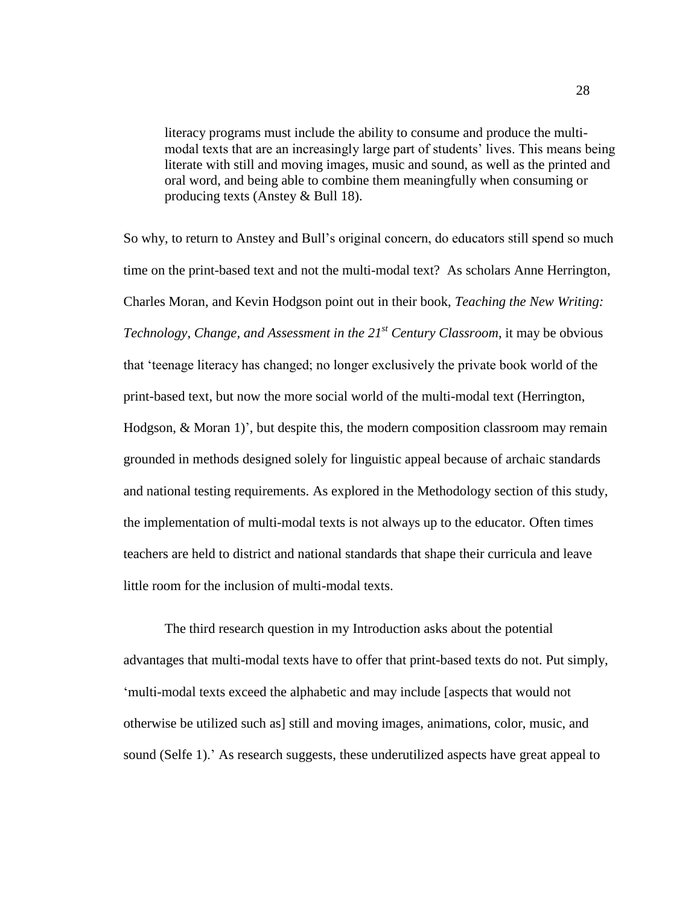> literacy programs must include the ability to consume and produce the multi-modal texts that are an increasingly large part of students' lives. This means being literate with still and moving images, music and sound, as well as the printed and oral word, and being able to combine them meaningfully when consuming or producing texts (Anstey & Bull 18).

So why, to return to Anstey and Bull's original concern, do educators still spend so much time on the print-based text and not the multi-modal text? As scholars Anne Herrington, Charles Moran, and Kevin Hodgson point out in their book, *Teaching the New Writing: Technology, Change, and Assessment in the 21st Century Classroom*, it may be obvious that 'teenage literacy has changed; no longer exclusively the private book world of the print-based text, but now the more social world of the multi-modal text (Herrington, Hodgson, & Moran 1)', but despite this, the modern composition classroom may remain grounded in methods designed solely for linguistic appeal because of archaic standards and national testing requirements. As explored in the Methodology section of this study, the implementation of multi-modal texts is not always up to the educator. Often times teachers are held to district and national standards that shape their curricula and leave little room for the inclusion of multi-modal texts.

The third research question in my Introduction asks about the potential advantages that multi-modal texts have to offer that print-based texts do not. Put simply, 'multi-modal texts exceed the alphabetic and may include [aspects that would not otherwise be utilized such as] still and moving images, animations, color, music, and sound (Selfe 1).' As research suggests, these underutilized aspects have great appeal to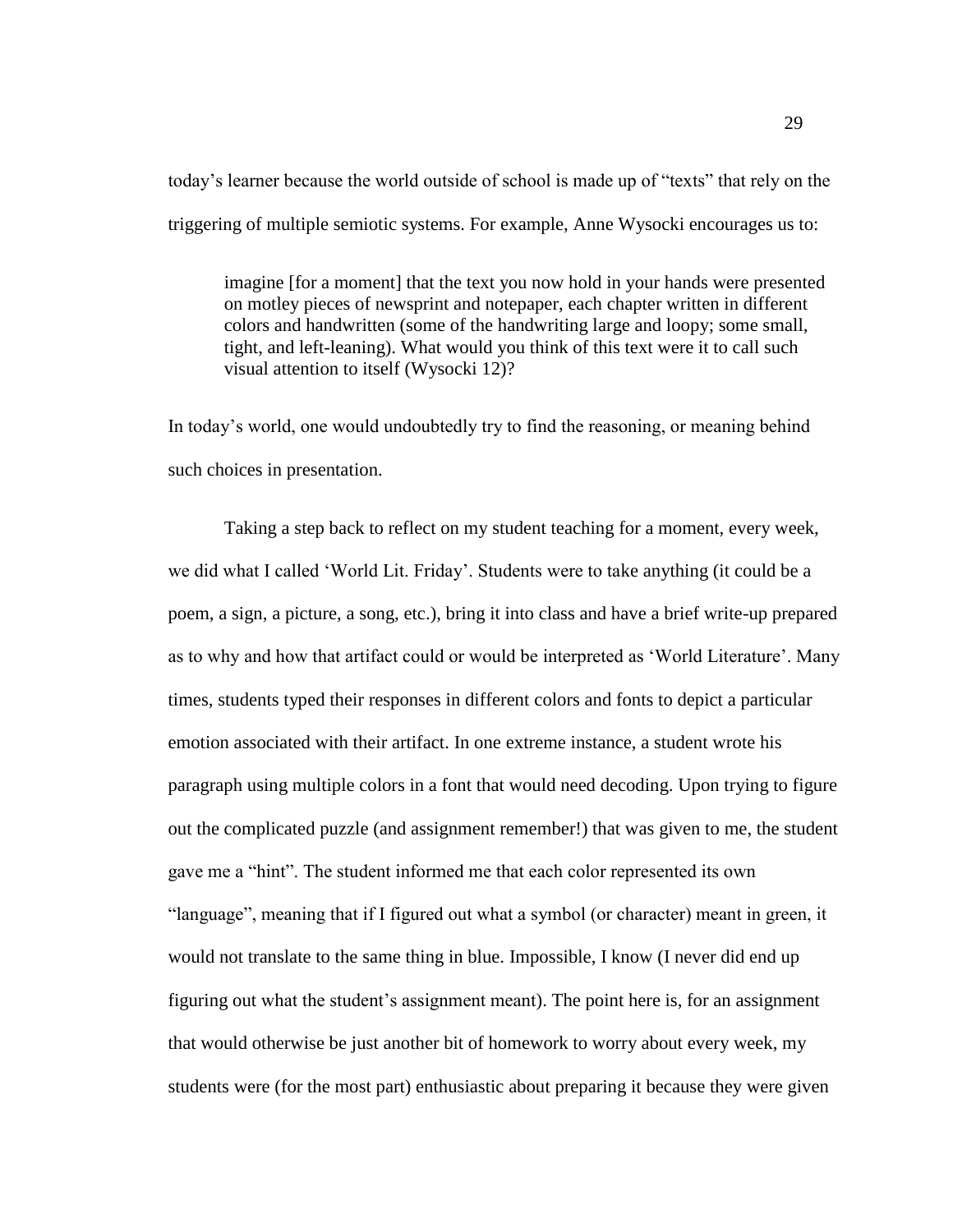today's learner because the world outside of school is made up of "texts" that rely on the triggering of multiple semiotic systems. For example, Anne Wysocki encourages us to:

> imagine [for a moment] that the text you now hold in your hands were presented on motley pieces of newsprint and notepaper, each chapter written in different colors and handwritten (some of the handwriting large and loopy; some small, tight, and left-leaning). What would you think of this text were it to call such visual attention to itself (Wysocki 12)?

In today's world, one would undoubtedly try to find the reasoning, or meaning behind such choices in presentation.

Taking a step back to reflect on my student teaching for a moment, every week, we did what I called 'World Lit. Friday'. Students were to take anything (it could be a poem, a sign, a picture, a song, etc.), bring it into class and have a brief write-up prepared as to why and how that artifact could or would be interpreted as 'World Literature'. Many times, students typed their responses in different colors and fonts to depict a particular emotion associated with their artifact. In one extreme instance, a student wrote his paragraph using multiple colors in a font that would need decoding. Upon trying to figure out the complicated puzzle (and assignment remember!) that was given to me, the student gave me a "hint". The student informed me that each color represented its own "language", meaning that if I figured out what a symbol (or character) meant in green, it would not translate to the same thing in blue. Impossible, I know (I never did end up figuring out what the student's assignment meant). The point here is, for an assignment that would otherwise be just another bit of homework to worry about every week, my students were (for the most part) enthusiastic about preparing it because they were given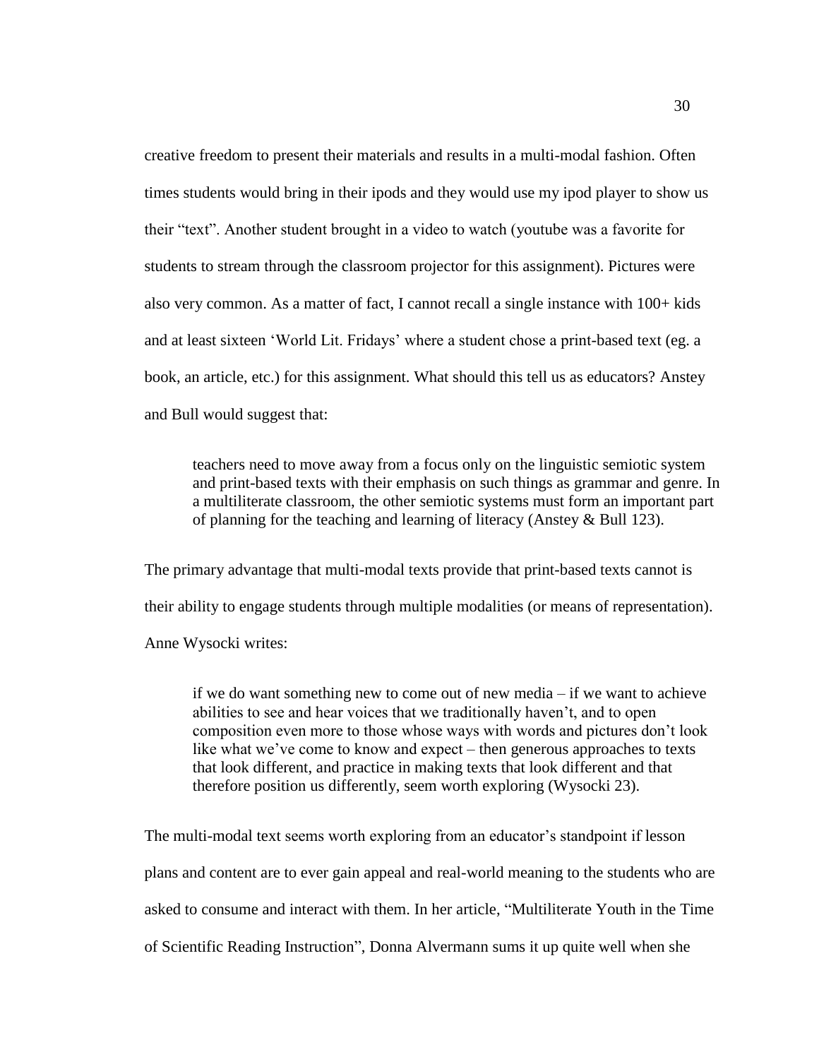creative freedom to present their materials and results in a multi-modal fashion. Often times students would bring in their ipods and they would use my ipod player to show us their "text". Another student brought in a video to watch (youtube was a favorite for students to stream through the classroom projector for this assignment). Pictures were also very common. As a matter of fact, I cannot recall a single instance with 100+ kids and at least sixteen 'World Lit. Fridays' where a student chose a print-based text (eg. a book, an article, etc.) for this assignment. What should this tell us as educators? Anstey and Bull would suggest that:

> teachers need to move away from a focus only on the linguistic semiotic system and print-based texts with their emphasis on such things as grammar and genre. In a multiliterate classroom, the other semiotic systems must form an important part of planning for the teaching and learning of literacy (Anstey & Bull 123).

The primary advantage that multi-modal texts provide that print-based texts cannot is their ability to engage students through multiple modalities (or means of representation). Anne Wysocki writes:

> if we do want something new to come out of new media – if we want to achieve abilities to see and hear voices that we traditionally haven't, and to open composition even more to those whose ways with words and pictures don't look like what we've come to know and expect – then generous approaches to texts that look different, and practice in making texts that look different and that therefore position us differently, seem worth exploring (Wysocki 23).

The multi-modal text seems worth exploring from an educator's standpoint if lesson plans and content are to ever gain appeal and real-world meaning to the students who are asked to consume and interact with them. In her article, "Multiliterate Youth in the Time of Scientific Reading Instruction", Donna Alvermann sums it up quite well when she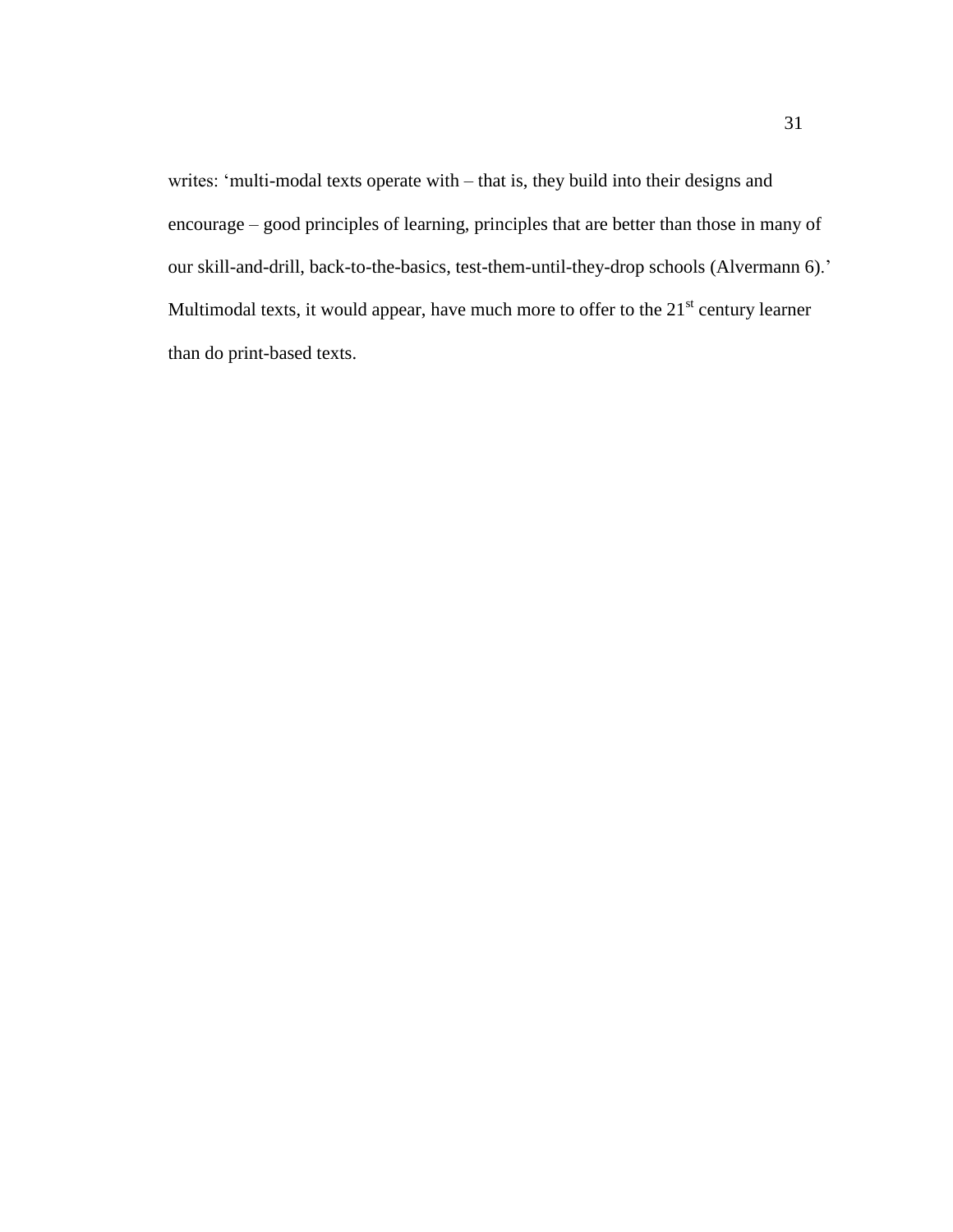writes: 'multi-modal texts operate with – that is, they build into their designs and encourage – good principles of learning, principles that are better than those in many of our skill-and-drill, back-to-the-basics, test-them-until-they-drop schools (Alvermann 6).' Multimodal texts, it would appear, have much more to offer to the 21st century learner than do print-based texts.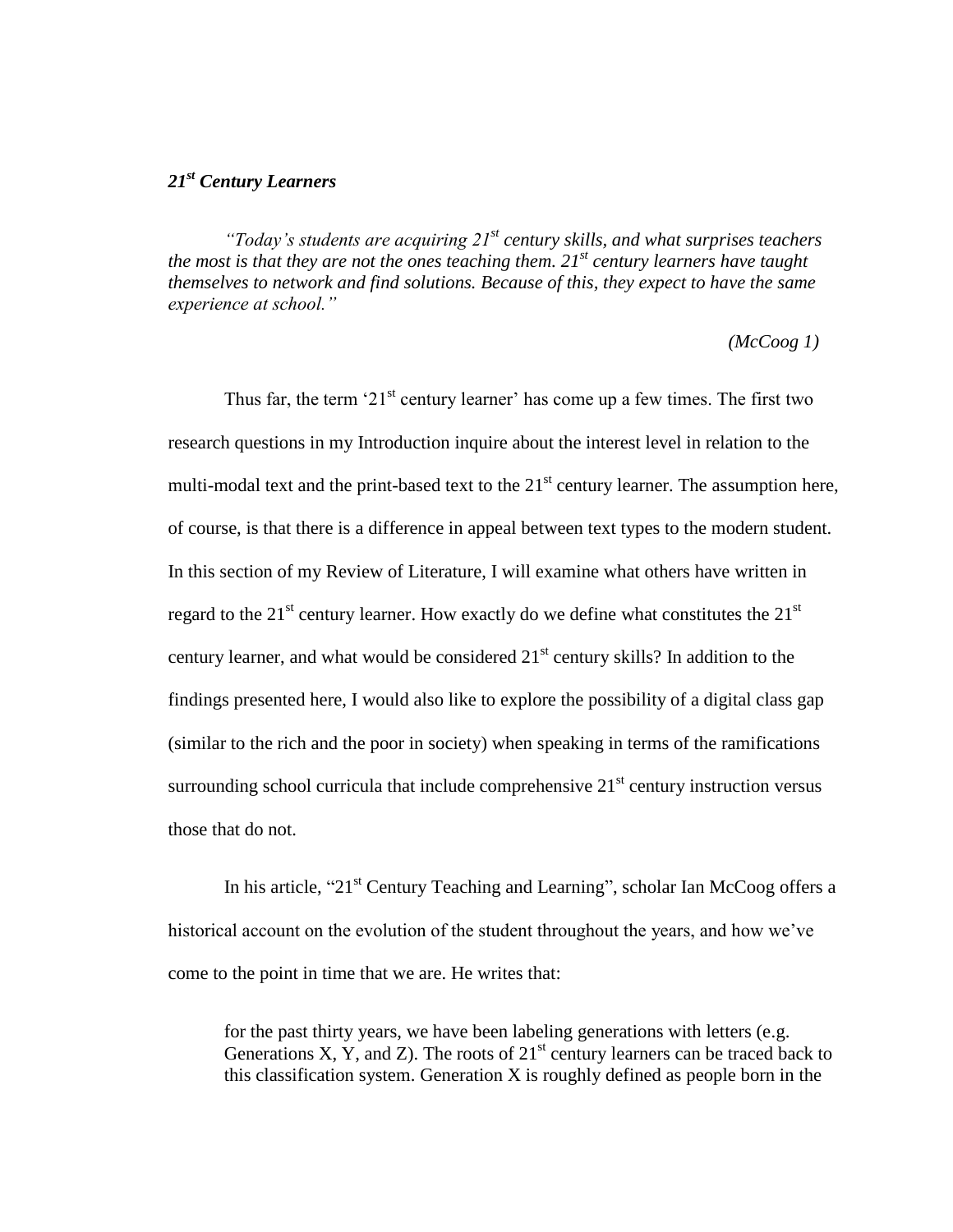### *21st Century Learners*

> *"Today's students are acquiring 21st century skills, and what surprises teachers the most is that they are not the ones teaching them. 21st century learners have taught themselves to network and find solutions. Because of this, they expect to have the same experience at school."*
>
> *(McCoog 1)*

Thus far, the term '21st century learner' has come up a few times. The first two research questions in my Introduction inquire about the interest level in relation to the multi-modal text and the print-based text to the 21st century learner. The assumption here, of course, is that there is a difference in appeal between text types to the modern student. In this section of my Review of Literature, I will examine what others have written in regard to the 21st century learner. How exactly do we define what constitutes the 21st century learner, and what would be considered 21st century skills? In addition to the findings presented here, I would also like to explore the possibility of a digital class gap (similar to the rich and the poor in society) when speaking in terms of the ramifications surrounding school curricula that include comprehensive 21st century instruction versus those that do not.

In his article, "21st Century Teaching and Learning", scholar Ian McCoog offers a historical account on the evolution of the student throughout the years, and how we've come to the point in time that we are. He writes that:

> for the past thirty years, we have been labeling generations with letters (e.g. Generations X, Y, and Z). The roots of 21st century learners can be traced back to this classification system. Generation X is roughly defined as people born in the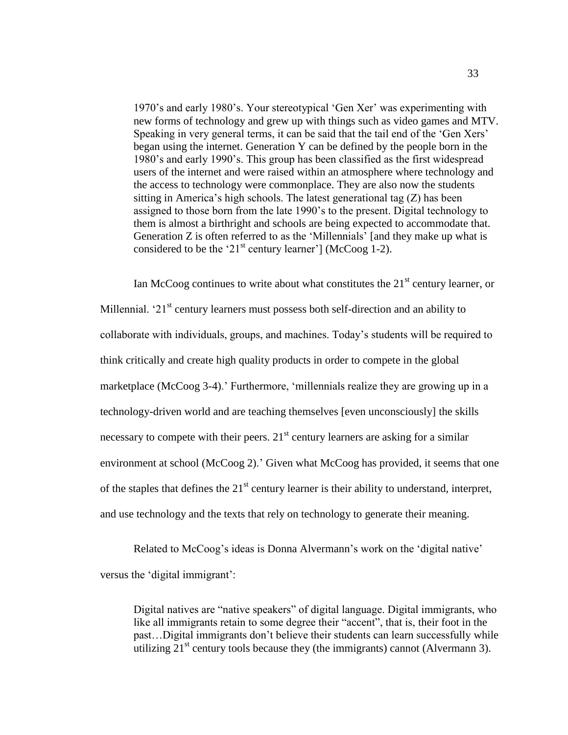> 1970's and early 1980's. Your stereotypical 'Gen Xer' was experimenting with new forms of technology and grew up with things such as video games and MTV. Speaking in very general terms, it can be said that the tail end of the 'Gen Xers' began using the internet. Generation Y can be defined by the people born in the 1980's and early 1990's. This group has been classified as the first widespread users of the internet and were raised within an atmosphere where technology and the access to technology were commonplace. They are also now the students sitting in America's high schools. The latest generational tag (Z) has been assigned to those born from the late 1990's to the present. Digital technology to them is almost a birthright and schools are being expected to accommodate that. Generation Z is often referred to as the 'Millennials' [and they make up what is considered to be the '21st century learner'] (McCoog 1-2).

Ian McCoog continues to write about what constitutes the 21st century learner, or Millennial. '21st century learners must possess both self-direction and an ability to collaborate with individuals, groups, and machines. Today's students will be required to think critically and create high quality products in order to compete in the global marketplace (McCoog 3-4).' Furthermore, 'millennials realize they are growing up in a technology-driven world and are teaching themselves [even unconsciously] the skills necessary to compete with their peers. 21st century learners are asking for a similar environment at school (McCoog 2).' Given what McCoog has provided, it seems that one of the staples that defines the 21st century learner is their ability to understand, interpret, and use technology and the texts that rely on technology to generate their meaning.

Related to McCoog's ideas is Donna Alvermann's work on the 'digital native' versus the 'digital immigrant':

> Digital natives are "native speakers" of digital language. Digital immigrants, who like all immigrants retain to some degree their "accent", that is, their foot in the past…Digital immigrants don't believe their students can learn successfully while utilizing 21st century tools because they (the immigrants) cannot (Alvermann 3).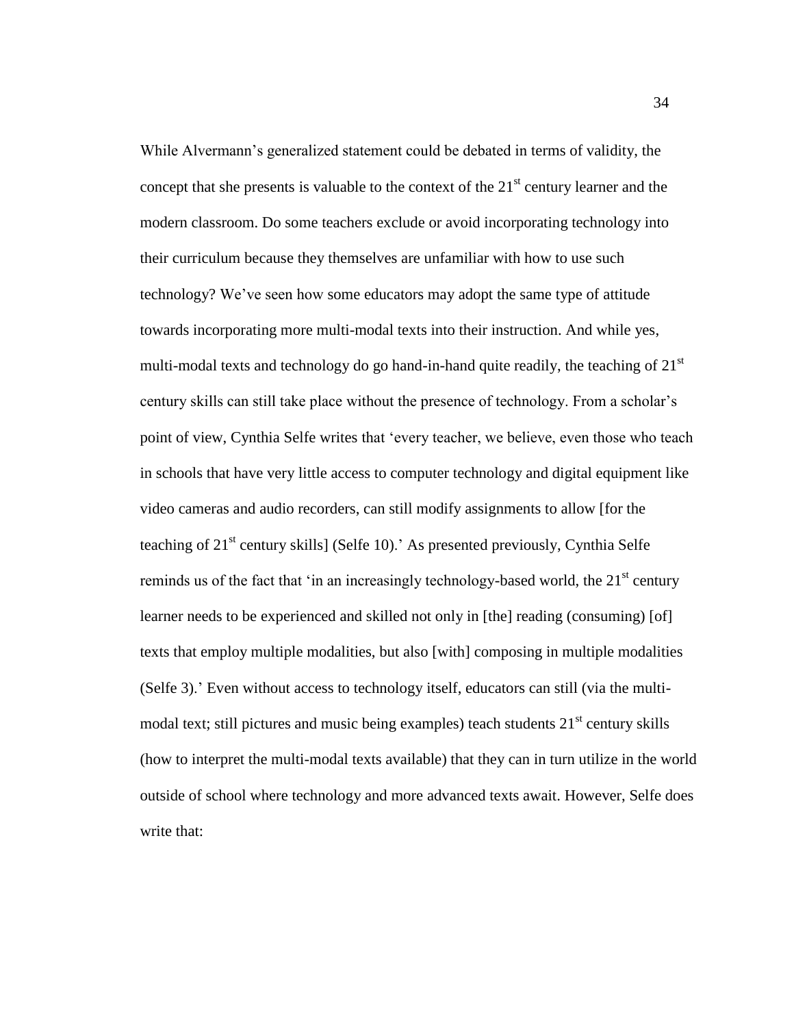While Alvermann's generalized statement could be debated in terms of validity, the concept that she presents is valuable to the context of the 21st century learner and the modern classroom. Do some teachers exclude or avoid incorporating technology into their curriculum because they themselves are unfamiliar with how to use such technology? We've seen how some educators may adopt the same type of attitude towards incorporating more multi-modal texts into their instruction. And while yes, multi-modal texts and technology do go hand-in-hand quite readily, the teaching of 21st century skills can still take place without the presence of technology. From a scholar's point of view, Cynthia Selfe writes that 'every teacher, we believe, even those who teach in schools that have very little access to computer technology and digital equipment like video cameras and audio recorders, can still modify assignments to allow [for the teaching of 21st century skills] (Selfe 10).' As presented previously, Cynthia Selfe reminds us of the fact that 'in an increasingly technology-based world, the 21st century learner needs to be experienced and skilled not only in [the] reading (consuming) [of] texts that employ multiple modalities, but also [with] composing in multiple modalities (Selfe 3).' Even without access to technology itself, educators can still (via the multi-modal text; still pictures and music being examples) teach students 21st century skills (how to interpret the multi-modal texts available) that they can in turn utilize in the world outside of school where technology and more advanced texts await. However, Selfe does write that: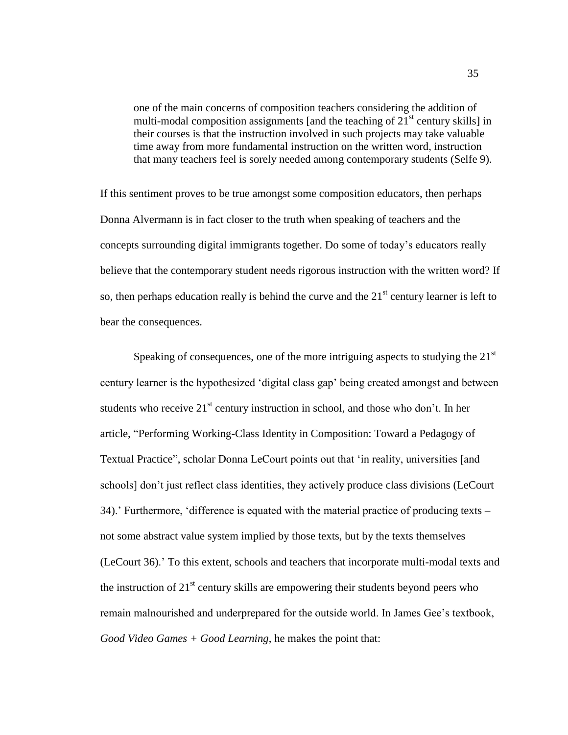> one of the main concerns of composition teachers considering the addition of multi-modal composition assignments [and the teaching of 21st century skills] in their courses is that the instruction involved in such projects may take valuable time away from more fundamental instruction on the written word, instruction that many teachers feel is sorely needed among contemporary students (Selfe 9).

If this sentiment proves to be true amongst some composition educators, then perhaps Donna Alvermann is in fact closer to the truth when speaking of teachers and the concepts surrounding digital immigrants together. Do some of today's educators really believe that the contemporary student needs rigorous instruction with the written word? If so, then perhaps education really is behind the curve and the 21st century learner is left to bear the consequences.

Speaking of consequences, one of the more intriguing aspects to studying the 21st century learner is the hypothesized 'digital class gap' being created amongst and between students who receive 21st century instruction in school, and those who don't. In her article, "Performing Working-Class Identity in Composition: Toward a Pedagogy of Textual Practice", scholar Donna LeCourt points out that 'in reality, universities [and schools] don't just reflect class identities, they actively produce class divisions (LeCourt 34).' Furthermore, 'difference is equated with the material practice of producing texts – not some abstract value system implied by those texts, but by the texts themselves (LeCourt 36).' To this extent, schools and teachers that incorporate multi-modal texts and the instruction of 21st century skills are empowering their students beyond peers who remain malnourished and underprepared for the outside world. In James Gee's textbook, *Good Video Games + Good Learning*, he makes the point that: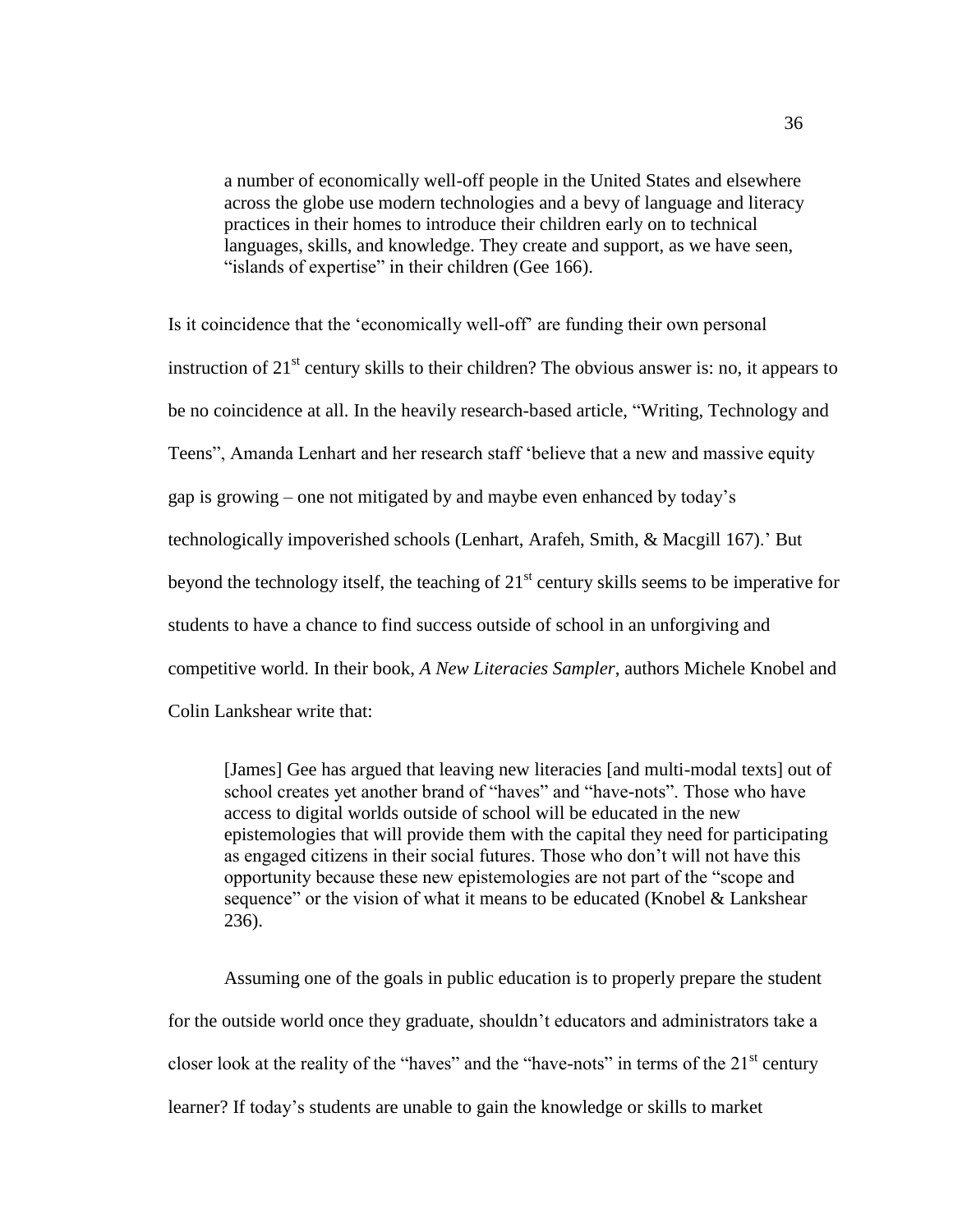> a number of economically well-off people in the United States and elsewhere across the globe use modern technologies and a bevy of language and literacy practices in their homes to introduce their children early on to technical languages, skills, and knowledge. They create and support, as we have seen, "islands of expertise" in their children (Gee 166).

Is it coincidence that the 'economically well-off' are funding their own personal instruction of 21st century skills to their children? The obvious answer is: no, it appears to be no coincidence at all. In the heavily research-based article, "Writing, Technology and Teens", Amanda Lenhart and her research staff 'believe that a new and massive equity gap is growing – one not mitigated by and maybe even enhanced by today's technologically impoverished schools (Lenhart, Arafeh, Smith, & Macgill 167).' But beyond the technology itself, the teaching of 21st century skills seems to be imperative for students to have a chance to find success outside of school in an unforgiving and competitive world. In their book, *A New Literacies Sampler*, authors Michele Knobel and Colin Lankshear write that:

> [James] Gee has argued that leaving new literacies [and multi-modal texts] out of school creates yet another brand of "haves" and "have-nots". Those who have access to digital worlds outside of school will be educated in the new epistemologies that will provide them with the capital they need for participating as engaged citizens in their social futures. Those who don't will not have this opportunity because these new epistemologies are not part of the "scope and sequence" or the vision of what it means to be educated (Knobel & Lankshear 236).

Assuming one of the goals in public education is to properly prepare the student for the outside world once they graduate, shouldn't educators and administrators take a closer look at the reality of the "haves" and the "have-nots" in terms of the 21st century learner? If today's students are unable to gain the knowledge or skills to market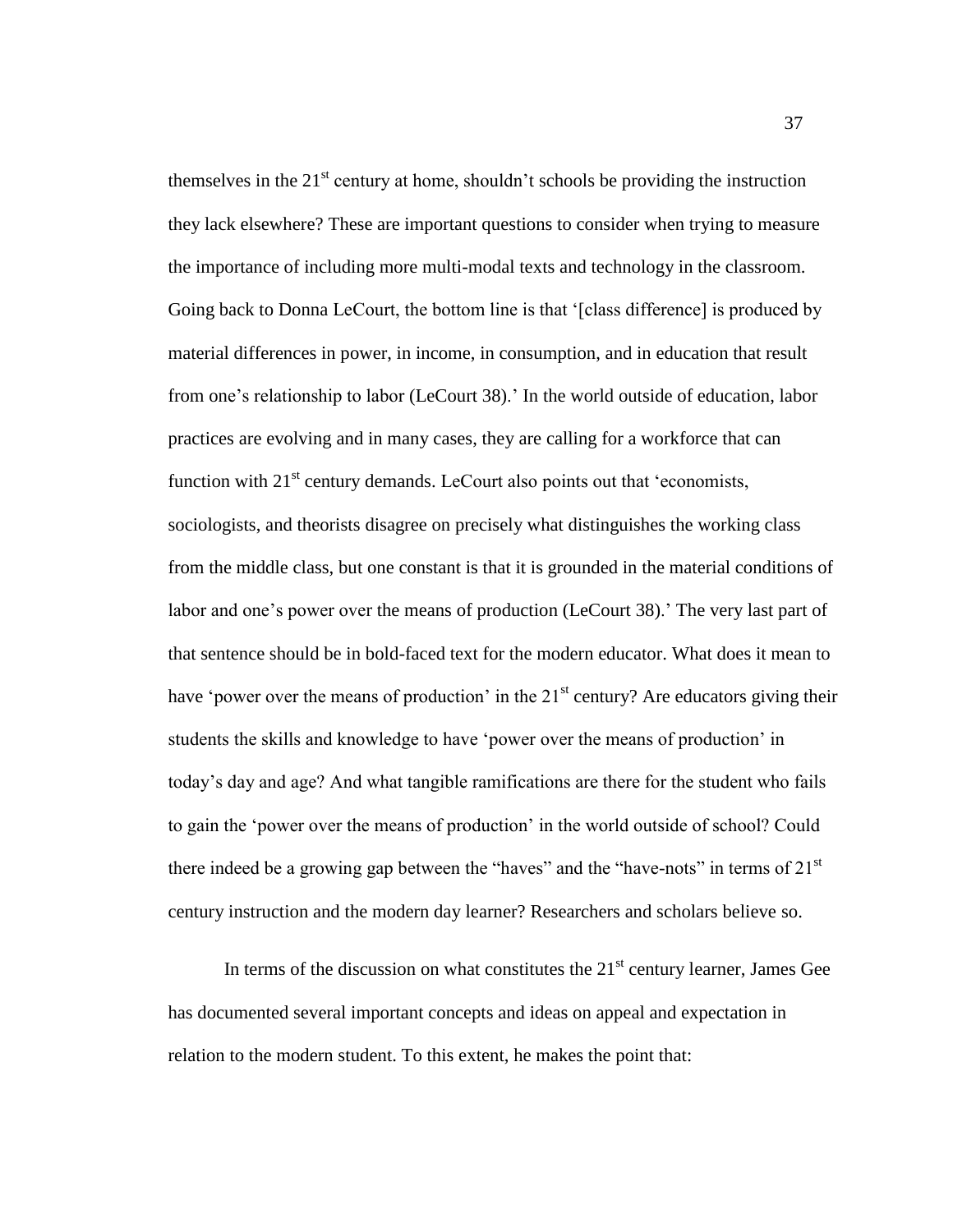themselves in the 21st century at home, shouldn't schools be providing the instruction they lack elsewhere? These are important questions to consider when trying to measure the importance of including more multi-modal texts and technology in the classroom. Going back to Donna LeCourt, the bottom line is that '[class difference] is produced by material differences in power, in income, in consumption, and in education that result from one's relationship to labor (LeCourt 38).' In the world outside of education, labor practices are evolving and in many cases, they are calling for a workforce that can function with 21st century demands. LeCourt also points out that 'economists, sociologists, and theorists disagree on precisely what distinguishes the working class from the middle class, but one constant is that it is grounded in the material conditions of labor and one's power over the means of production (LeCourt 38).' The very last part of that sentence should be in bold-faced text for the modern educator. What does it mean to have 'power over the means of production' in the 21st century? Are educators giving their students the skills and knowledge to have 'power over the means of production' in today's day and age? And what tangible ramifications are there for the student who fails to gain the 'power over the means of production' in the world outside of school? Could there indeed be a growing gap between the "haves" and the "have-nots" in terms of 21st century instruction and the modern day learner? Researchers and scholars believe so.

In terms of the discussion on what constitutes the 21st century learner, James Gee has documented several important concepts and ideas on appeal and expectation in relation to the modern student. To this extent, he makes the point that: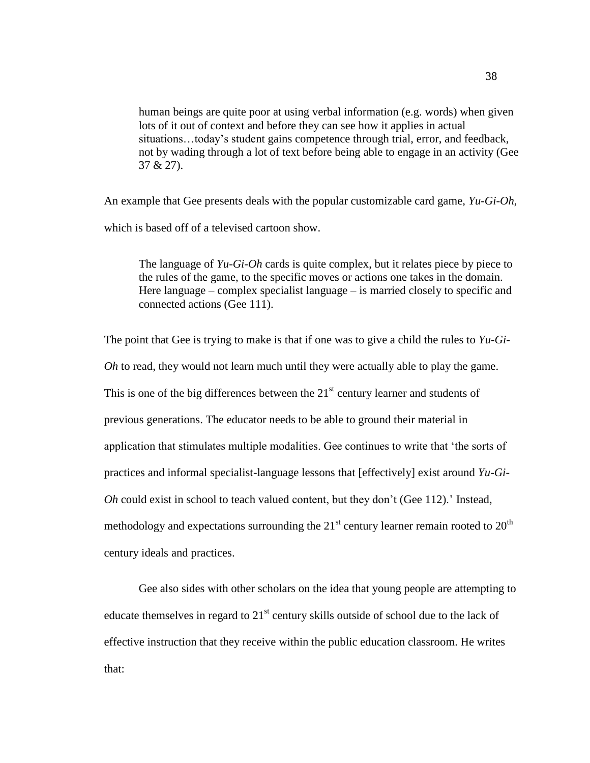> human beings are quite poor at using verbal information (e.g. words) when given lots of it out of context and before they can see how it applies in actual situations…today's student gains competence through trial, error, and feedback, not by wading through a lot of text before being able to engage in an activity (Gee 37 & 27).

An example that Gee presents deals with the popular customizable card game, *Yu-Gi-Oh*, which is based off of a televised cartoon show.

> The language of *Yu-Gi-Oh* cards is quite complex, but it relates piece by piece to the rules of the game, to the specific moves or actions one takes in the domain. Here language – complex specialist language – is married closely to specific and connected actions (Gee 111).

The point that Gee is trying to make is that if one was to give a child the rules to *Yu-Gi-Oh* to read, they would not learn much until they were actually able to play the game. This is one of the big differences between the 21st century learner and students of previous generations. The educator needs to be able to ground their material in application that stimulates multiple modalities. Gee continues to write that 'the sorts of practices and informal specialist-language lessons that [effectively] exist around *Yu-Gi-Oh* could exist in school to teach valued content, but they don't (Gee 112).' Instead, methodology and expectations surrounding the 21st century learner remain rooted to 20th century ideals and practices.

Gee also sides with other scholars on the idea that young people are attempting to educate themselves in regard to 21st century skills outside of school due to the lack of effective instruction that they receive within the public education classroom. He writes that: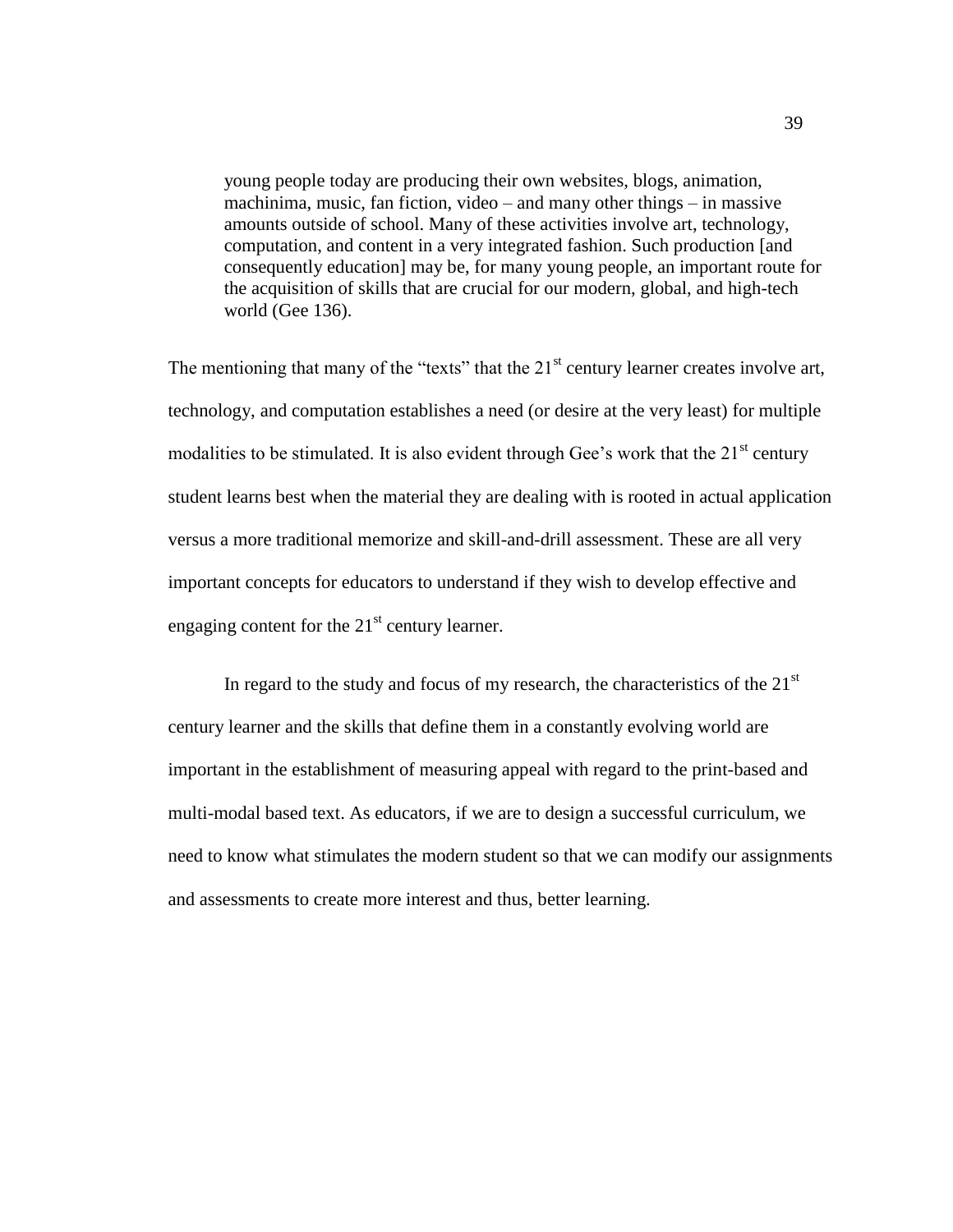> young people today are producing their own websites, blogs, animation, machinima, music, fan fiction, video – and many other things – in massive amounts outside of school. Many of these activities involve art, technology, computation, and content in a very integrated fashion. Such production [and consequently education] may be, for many young people, an important route for the acquisition of skills that are crucial for our modern, global, and high-tech world (Gee 136).

The mentioning that many of the "texts" that the 21st century learner creates involve art, technology, and computation establishes a need (or desire at the very least) for multiple modalities to be stimulated. It is also evident through Gee's work that the 21st century student learns best when the material they are dealing with is rooted in actual application versus a more traditional memorize and skill-and-drill assessment. These are all very important concepts for educators to understand if they wish to develop effective and engaging content for the 21st century learner.

In regard to the study and focus of my research, the characteristics of the 21st century learner and the skills that define them in a constantly evolving world are important in the establishment of measuring appeal with regard to the print-based and multi-modal based text. As educators, if we are to design a successful curriculum, we need to know what stimulates the modern student so that we can modify our assignments and assessments to create more interest and thus, better learning.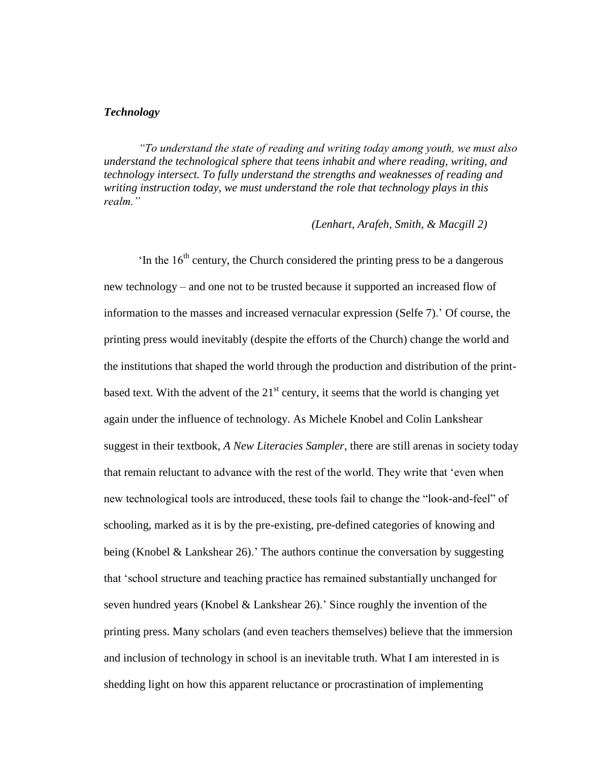***Technology***

*"To understand the state of reading and writing today among youth, we must also understand the technological sphere that teens inhabit and where reading, writing, and technology intersect. To fully understand the strengths and weaknesses of reading and writing instruction today, we must understand the role that technology plays in this realm."*

*(Lenhart, Arafeh, Smith, & Macgill 2)*

'In the 16th century, the Church considered the printing press to be a dangerous new technology – and one not to be trusted because it supported an increased flow of information to the masses and increased vernacular expression (Selfe 7).' Of course, the printing press would inevitably (despite the efforts of the Church) change the world and the institutions that shaped the world through the production and distribution of the print-based text. With the advent of the 21st century, it seems that the world is changing yet again under the influence of technology. As Michele Knobel and Colin Lankshear suggest in their textbook, *A New Literacies Sampler*, there are still arenas in society today that remain reluctant to advance with the rest of the world. They write that 'even when new technological tools are introduced, these tools fail to change the "look-and-feel" of schooling, marked as it is by the pre-existing, pre-defined categories of knowing and being (Knobel & Lankshear 26).' The authors continue the conversation by suggesting that 'school structure and teaching practice has remained substantially unchanged for seven hundred years (Knobel & Lankshear 26).' Since roughly the invention of the printing press. Many scholars (and even teachers themselves) believe that the immersion and inclusion of technology in school is an inevitable truth. What I am interested in is shedding light on how this apparent reluctance or procrastination of implementing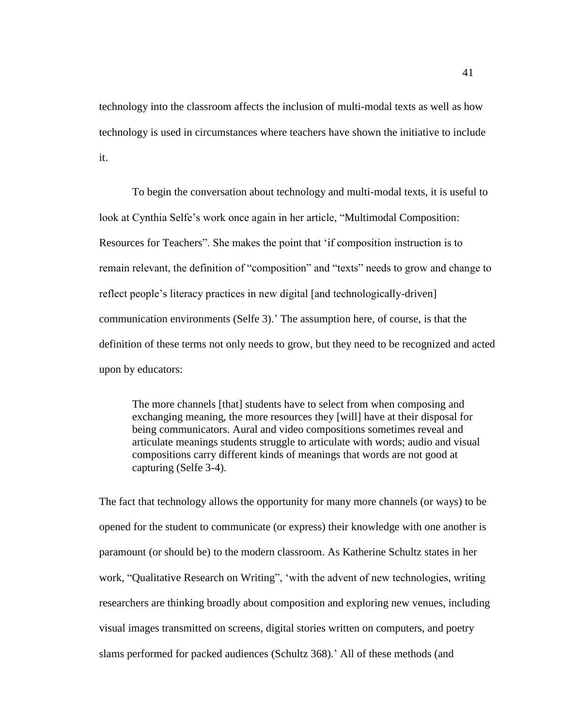technology into the classroom affects the inclusion of multi-modal texts as well as how technology is used in circumstances where teachers have shown the initiative to include it.

To begin the conversation about technology and multi-modal texts, it is useful to look at Cynthia Selfe's work once again in her article, "Multimodal Composition: Resources for Teachers". She makes the point that 'if composition instruction is to remain relevant, the definition of "composition" and "texts" needs to grow and change to reflect people's literacy practices in new digital [and technologically-driven] communication environments (Selfe 3).' The assumption here, of course, is that the definition of these terms not only needs to grow, but they need to be recognized and acted upon by educators:

> The more channels [that] students have to select from when composing and exchanging meaning, the more resources they [will] have at their disposal for being communicators. Aural and video compositions sometimes reveal and articulate meanings students struggle to articulate with words; audio and visual compositions carry different kinds of meanings that words are not good at capturing (Selfe 3-4).

The fact that technology allows the opportunity for many more channels (or ways) to be opened for the student to communicate (or express) their knowledge with one another is paramount (or should be) to the modern classroom. As Katherine Schultz states in her work, "Qualitative Research on Writing", 'with the advent of new technologies, writing researchers are thinking broadly about composition and exploring new venues, including visual images transmitted on screens, digital stories written on computers, and poetry slams performed for packed audiences (Schultz 368).' All of these methods (and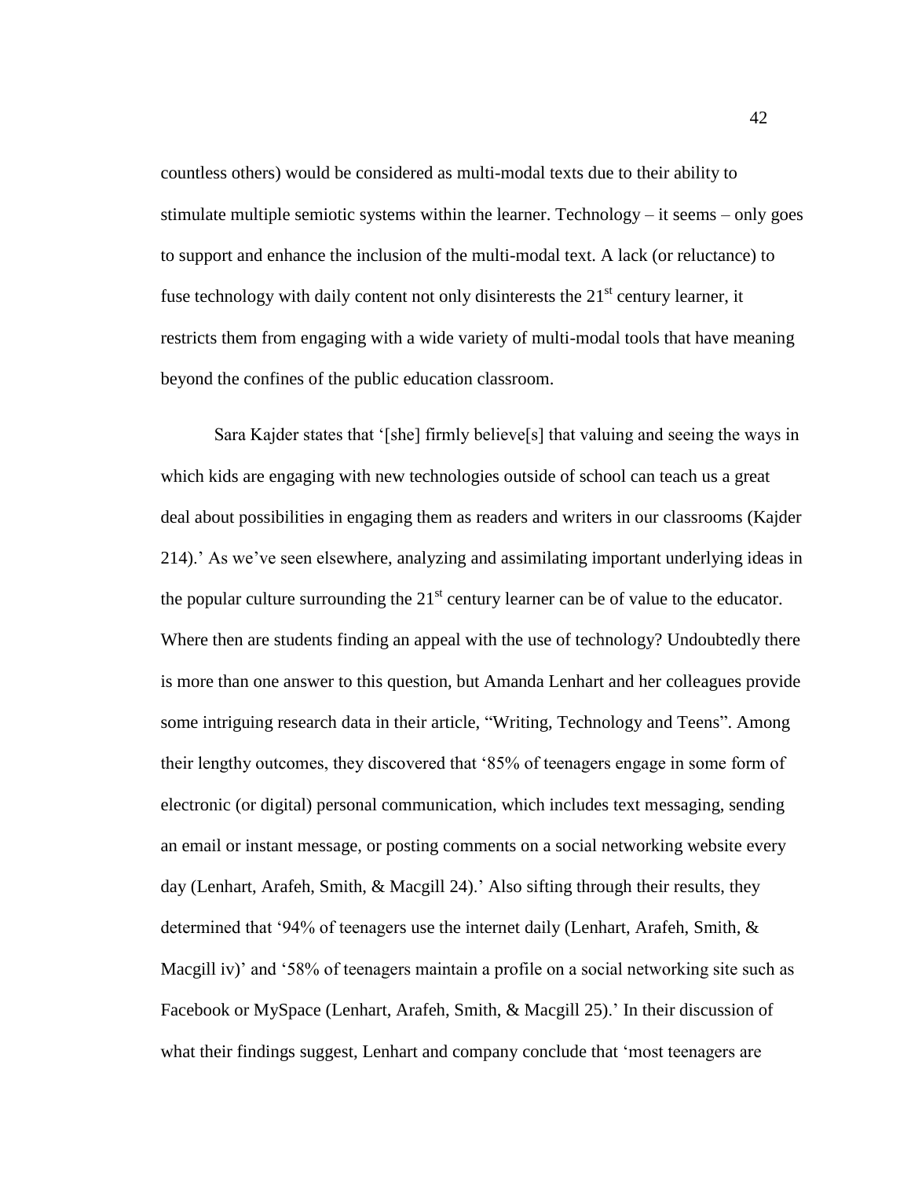countless others) would be considered as multi-modal texts due to their ability to stimulate multiple semiotic systems within the learner. Technology – it seems – only goes to support and enhance the inclusion of the multi-modal text. A lack (or reluctance) to fuse technology with daily content not only disinterests the 21st century learner, it restricts them from engaging with a wide variety of multi-modal tools that have meaning beyond the confines of the public education classroom.

Sara Kajder states that '[she] firmly believe[s] that valuing and seeing the ways in which kids are engaging with new technologies outside of school can teach us a great deal about possibilities in engaging them as readers and writers in our classrooms (Kajder 214).' As we've seen elsewhere, analyzing and assimilating important underlying ideas in the popular culture surrounding the 21st century learner can be of value to the educator. Where then are students finding an appeal with the use of technology? Undoubtedly there is more than one answer to this question, but Amanda Lenhart and her colleagues provide some intriguing research data in their article, "Writing, Technology and Teens". Among their lengthy outcomes, they discovered that '85% of teenagers engage in some form of electronic (or digital) personal communication, which includes text messaging, sending an email or instant message, or posting comments on a social networking website every day (Lenhart, Arafeh, Smith, & Macgill 24).' Also sifting through their results, they determined that '94% of teenagers use the internet daily (Lenhart, Arafeh, Smith, & Macgill iv)' and '58% of teenagers maintain a profile on a social networking site such as Facebook or MySpace (Lenhart, Arafeh, Smith, & Macgill 25).' In their discussion of what their findings suggest, Lenhart and company conclude that 'most teenagers are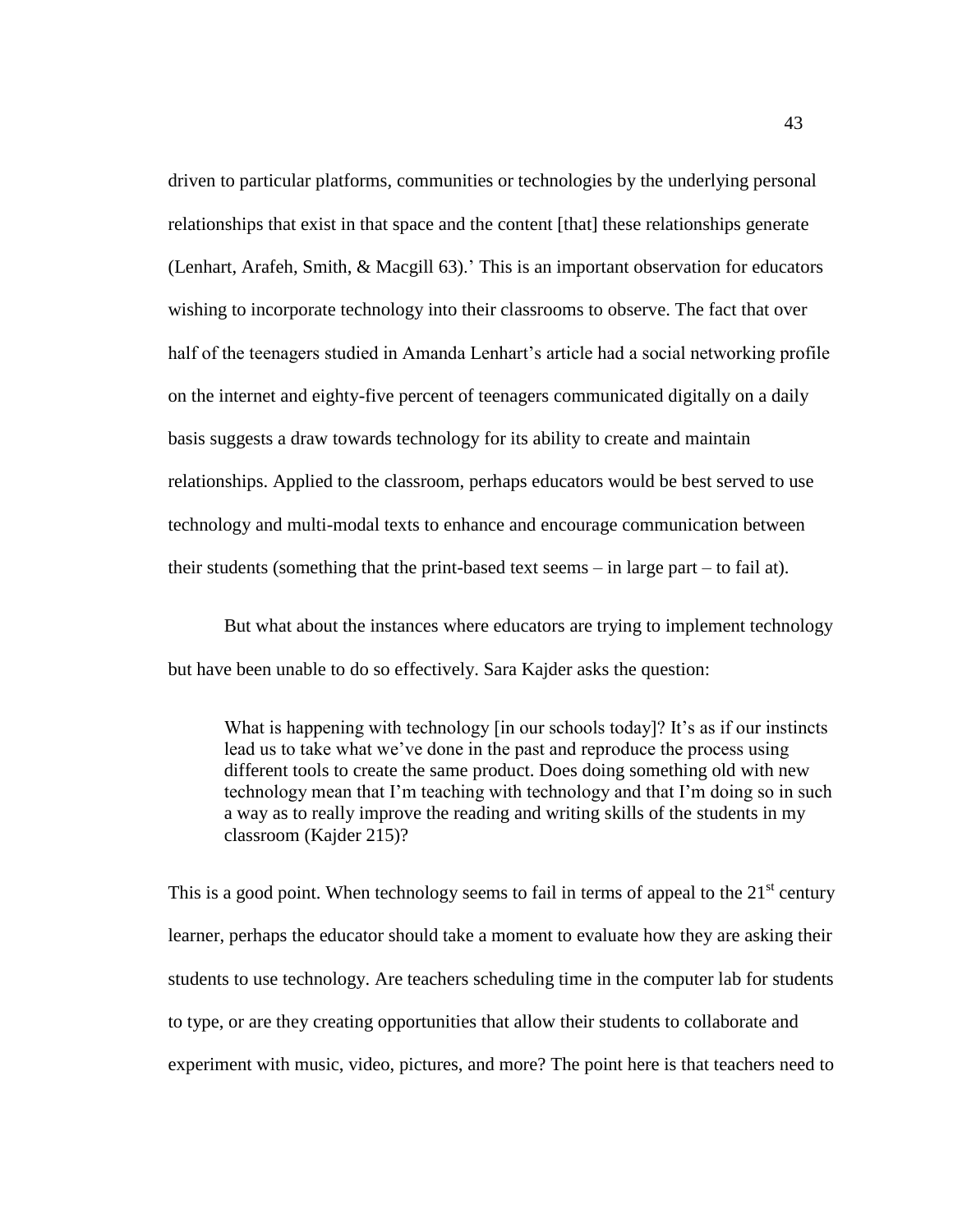driven to particular platforms, communities or technologies by the underlying personal relationships that exist in that space and the content [that] these relationships generate (Lenhart, Arafeh, Smith, & Macgill 63).' This is an important observation for educators wishing to incorporate technology into their classrooms to observe. The fact that over half of the teenagers studied in Amanda Lenhart's article had a social networking profile on the internet and eighty-five percent of teenagers communicated digitally on a daily basis suggests a draw towards technology for its ability to create and maintain relationships. Applied to the classroom, perhaps educators would be best served to use technology and multi-modal texts to enhance and encourage communication between their students (something that the print-based text seems – in large part – to fail at).

But what about the instances where educators are trying to implement technology but have been unable to do so effectively. Sara Kajder asks the question:

> What is happening with technology [in our schools today]? It's as if our instincts lead us to take what we've done in the past and reproduce the process using different tools to create the same product. Does doing something old with new technology mean that I'm teaching with technology and that I'm doing so in such a way as to really improve the reading and writing skills of the students in my classroom (Kajder 215)?

This is a good point. When technology seems to fail in terms of appeal to the 21st century learner, perhaps the educator should take a moment to evaluate how they are asking their students to use technology. Are teachers scheduling time in the computer lab for students to type, or are they creating opportunities that allow their students to collaborate and experiment with music, video, pictures, and more? The point here is that teachers need to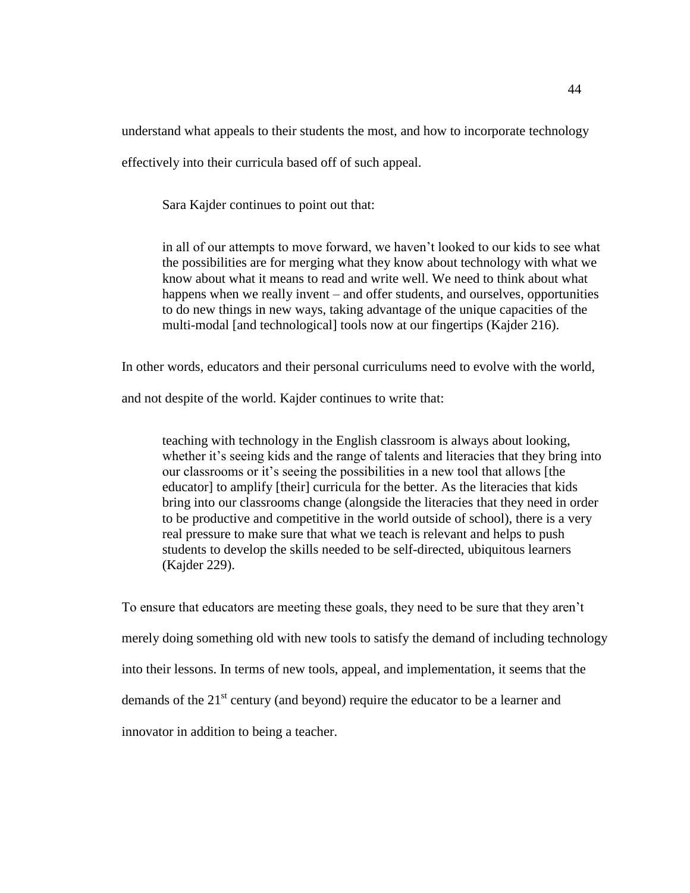understand what appeals to their students the most, and how to incorporate technology effectively into their curricula based off of such appeal.

Sara Kajder continues to point out that:

> in all of our attempts to move forward, we haven't looked to our kids to see what the possibilities are for merging what they know about technology with what we know about what it means to read and write well. We need to think about what happens when we really invent – and offer students, and ourselves, opportunities to do new things in new ways, taking advantage of the unique capacities of the multi-modal [and technological] tools now at our fingertips (Kajder 216).

In other words, educators and their personal curriculums need to evolve with the world, and not despite of the world. Kajder continues to write that:

> teaching with technology in the English classroom is always about looking, whether it's seeing kids and the range of talents and literacies that they bring into our classrooms or it's seeing the possibilities in a new tool that allows [the educator] to amplify [their] curricula for the better. As the literacies that kids bring into our classrooms change (alongside the literacies that they need in order to be productive and competitive in the world outside of school), there is a very real pressure to make sure that what we teach is relevant and helps to push students to develop the skills needed to be self-directed, ubiquitous learners (Kajder 229).

To ensure that educators are meeting these goals, they need to be sure that they aren't merely doing something old with new tools to satisfy the demand of including technology into their lessons. In terms of new tools, appeal, and implementation, it seems that the demands of the 21st century (and beyond) require the educator to be a learner and innovator in addition to being a teacher.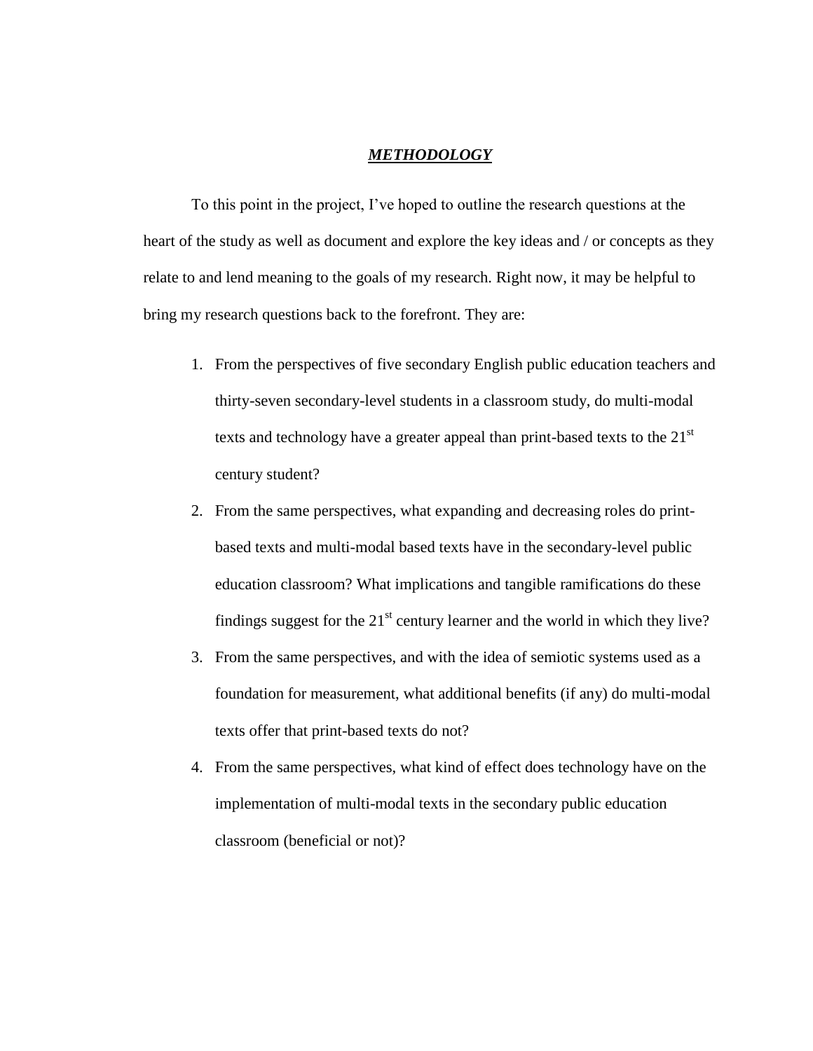# ***METHODOLOGY***

To this point in the project, I've hoped to outline the research questions at the heart of the study as well as document and explore the key ideas and / or concepts as they relate to and lend meaning to the goals of my research. Right now, it may be helpful to bring my research questions back to the forefront. They are:

1. From the perspectives of five secondary English public education teachers and thirty-seven secondary-level students in a classroom study, do multi-modal texts and technology have a greater appeal than print-based texts to the 21st century student?
2. From the same perspectives, what expanding and decreasing roles do print-based texts and multi-modal based texts have in the secondary-level public education classroom? What implications and tangible ramifications do these findings suggest for the 21st century learner and the world in which they live?
3. From the same perspectives, and with the idea of semiotic systems used as a foundation for measurement, what additional benefits (if any) do multi-modal texts offer that print-based texts do not?
4. From the same perspectives, what kind of effect does technology have on the implementation of multi-modal texts in the secondary public education classroom (beneficial or not)?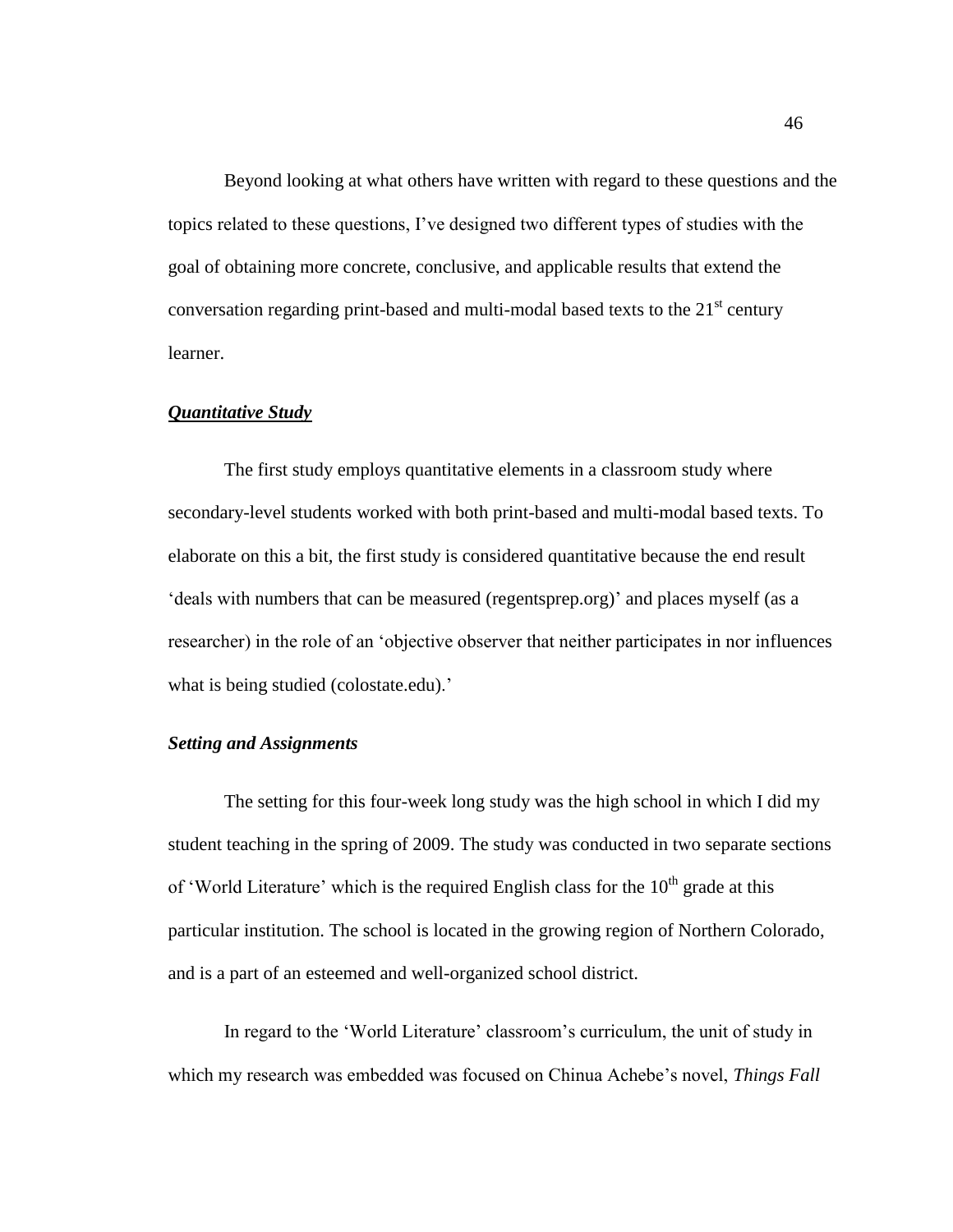Beyond looking at what others have written with regard to these questions and the topics related to these questions, I've designed two different types of studies with the goal of obtaining more concrete, conclusive, and applicable results that extend the conversation regarding print-based and multi-modal based texts to the 21st century learner.

***Quantitative Study***

The first study employs quantitative elements in a classroom study where secondary-level students worked with both print-based and multi-modal based texts. To elaborate on this a bit, the first study is considered quantitative because the end result 'deals with numbers that can be measured (regentsprep.org)' and places myself (as a researcher) in the role of an 'objective observer that neither participates in nor influences what is being studied (colostate.edu).'

***Setting and Assignments***

The setting for this four-week long study was the high school in which I did my student teaching in the spring of 2009. The study was conducted in two separate sections of 'World Literature' which is the required English class for the 10th grade at this particular institution. The school is located in the growing region of Northern Colorado, and is a part of an esteemed and well-organized school district.

In regard to the 'World Literature' classroom's curriculum, the unit of study in which my research was embedded was focused on Chinua Achebe's novel, *Things Fall*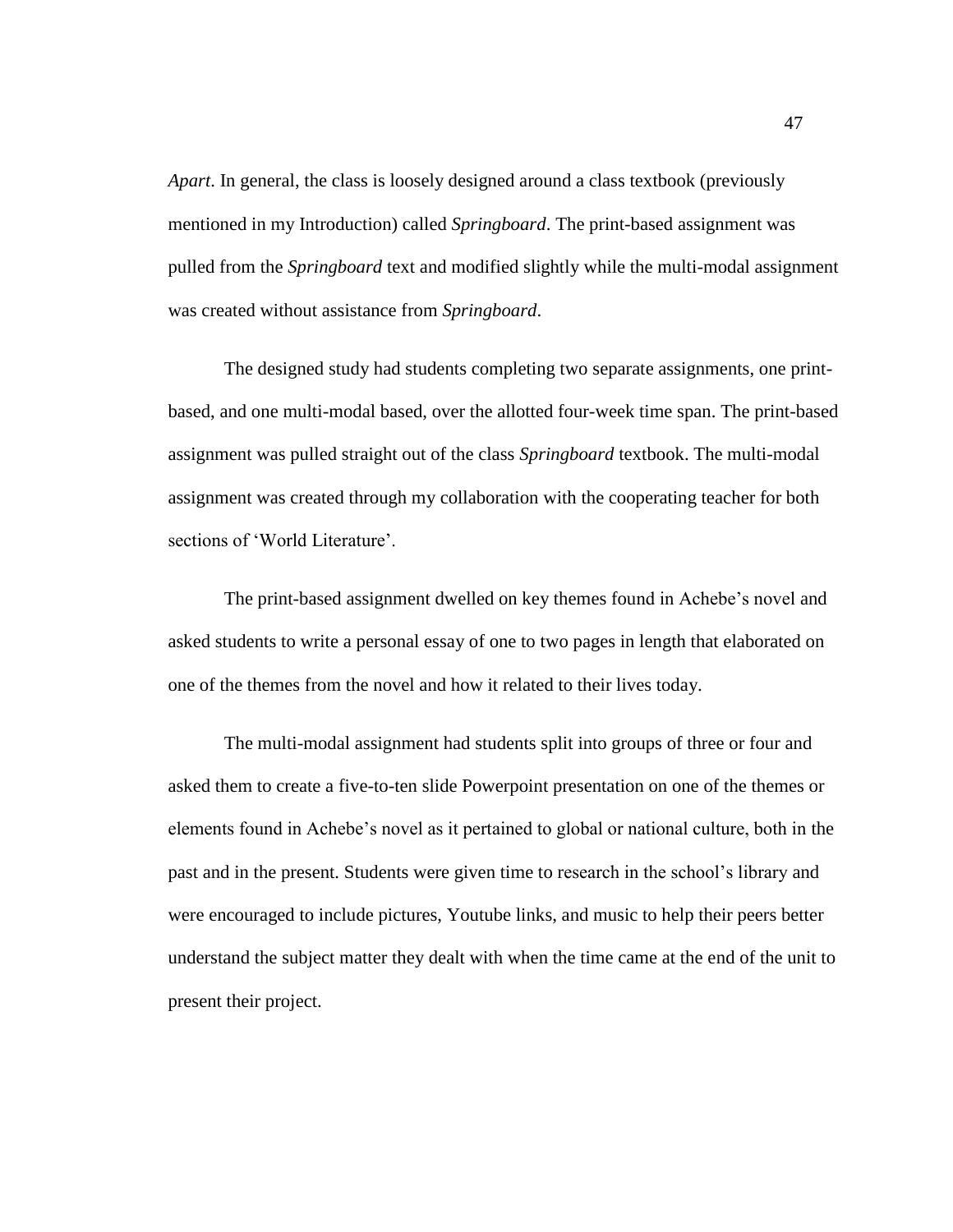*Apart*. In general, the class is loosely designed around a class textbook (previously mentioned in my Introduction) called *Springboard*. The print-based assignment was pulled from the *Springboard* text and modified slightly while the multi-modal assignment was created without assistance from *Springboard*.

The designed study had students completing two separate assignments, one print-based, and one multi-modal based, over the allotted four-week time span. The print-based assignment was pulled straight out of the class *Springboard* textbook. The multi-modal assignment was created through my collaboration with the cooperating teacher for both sections of 'World Literature'.

The print-based assignment dwelled on key themes found in Achebe's novel and asked students to write a personal essay of one to two pages in length that elaborated on one of the themes from the novel and how it related to their lives today.

The multi-modal assignment had students split into groups of three or four and asked them to create a five-to-ten slide Powerpoint presentation on one of the themes or elements found in Achebe's novel as it pertained to global or national culture, both in the past and in the present. Students were given time to research in the school's library and were encouraged to include pictures, Youtube links, and music to help their peers better understand the subject matter they dealt with when the time came at the end of the unit to present their project.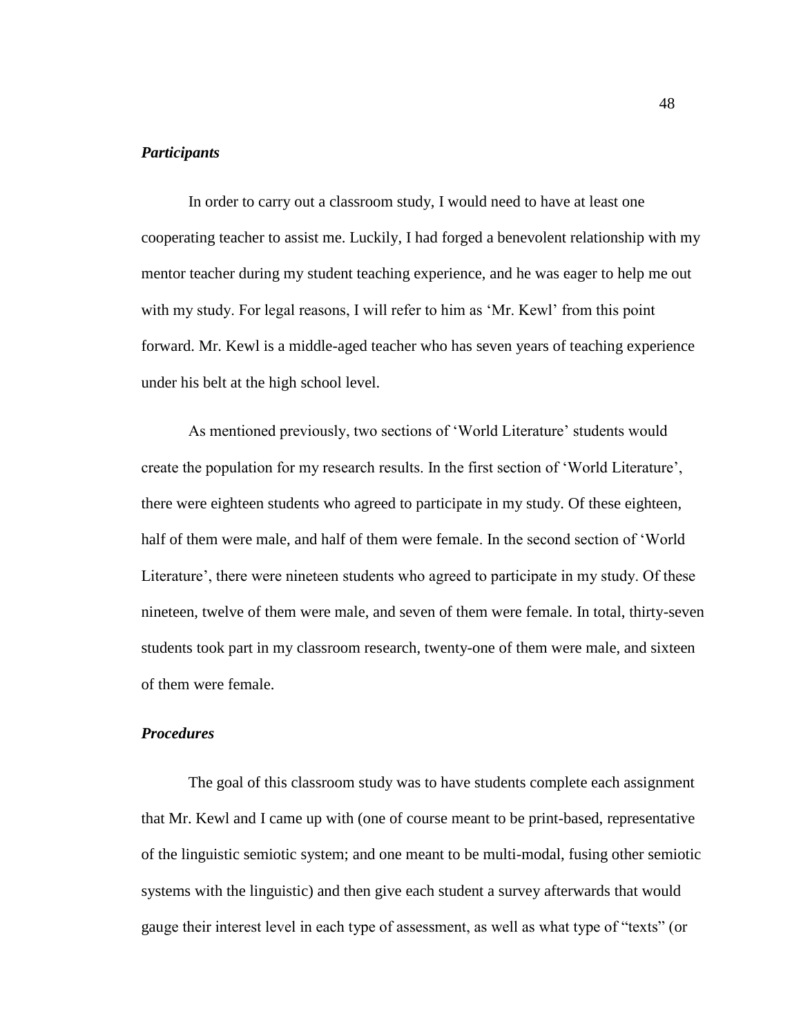### *Participants*

In order to carry out a classroom study, I would need to have at least one cooperating teacher to assist me. Luckily, I had forged a benevolent relationship with my mentor teacher during my student teaching experience, and he was eager to help me out with my study. For legal reasons, I will refer to him as 'Mr. Kewl' from this point forward. Mr. Kewl is a middle-aged teacher who has seven years of teaching experience under his belt at the high school level.

As mentioned previously, two sections of 'World Literature' students would create the population for my research results. In the first section of 'World Literature', there were eighteen students who agreed to participate in my study. Of these eighteen, half of them were male, and half of them were female. In the second section of 'World Literature', there were nineteen students who agreed to participate in my study. Of these nineteen, twelve of them were male, and seven of them were female. In total, thirty-seven students took part in my classroom research, twenty-one of them were male, and sixteen of them were female.

### *Procedures*

The goal of this classroom study was to have students complete each assignment that Mr. Kewl and I came up with (one of course meant to be print-based, representative of the linguistic semiotic system; and one meant to be multi-modal, fusing other semiotic systems with the linguistic) and then give each student a survey afterwards that would gauge their interest level in each type of assessment, as well as what type of "texts" (or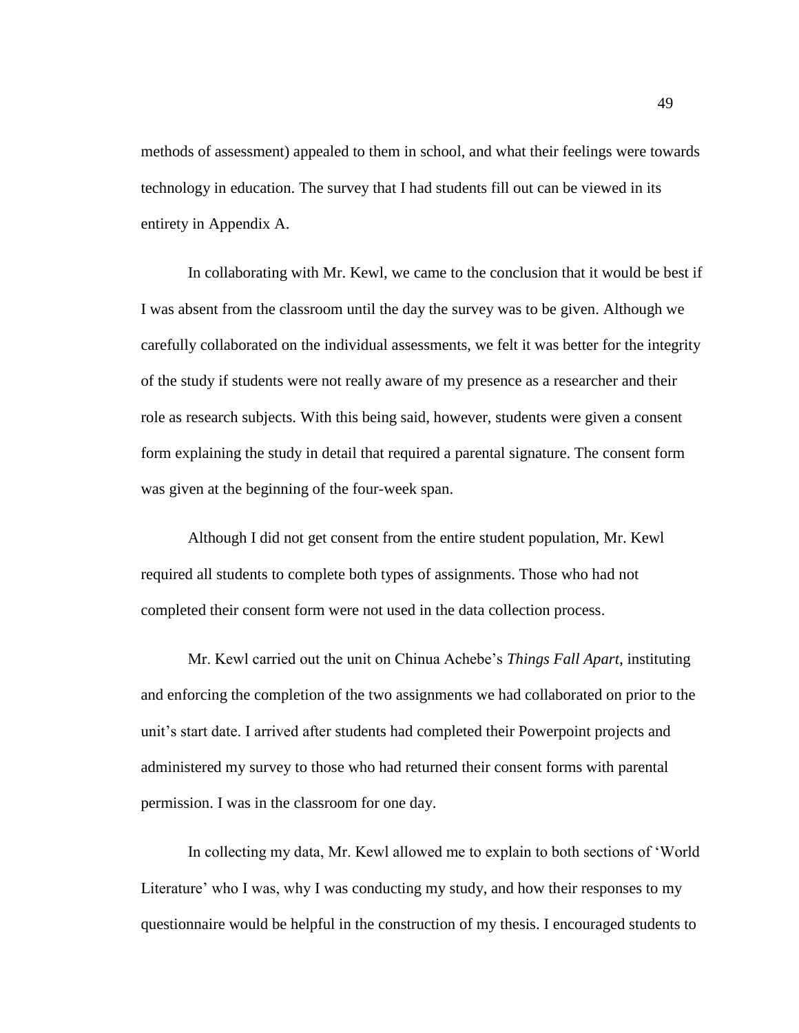methods of assessment) appealed to them in school, and what their feelings were towards technology in education. The survey that I had students fill out can be viewed in its entirety in Appendix A.

In collaborating with Mr. Kewl, we came to the conclusion that it would be best if I was absent from the classroom until the day the survey was to be given. Although we carefully collaborated on the individual assessments, we felt it was better for the integrity of the study if students were not really aware of my presence as a researcher and their role as research subjects. With this being said, however, students were given a consent form explaining the study in detail that required a parental signature. The consent form was given at the beginning of the four-week span.

Although I did not get consent from the entire student population, Mr. Kewl required all students to complete both types of assignments. Those who had not completed their consent form were not used in the data collection process.

Mr. Kewl carried out the unit on Chinua Achebe's *Things Fall Apart*, instituting and enforcing the completion of the two assignments we had collaborated on prior to the unit's start date. I arrived after students had completed their Powerpoint projects and administered my survey to those who had returned their consent forms with parental permission. I was in the classroom for one day.

In collecting my data, Mr. Kewl allowed me to explain to both sections of 'World Literature' who I was, why I was conducting my study, and how their responses to my questionnaire would be helpful in the construction of my thesis. I encouraged students to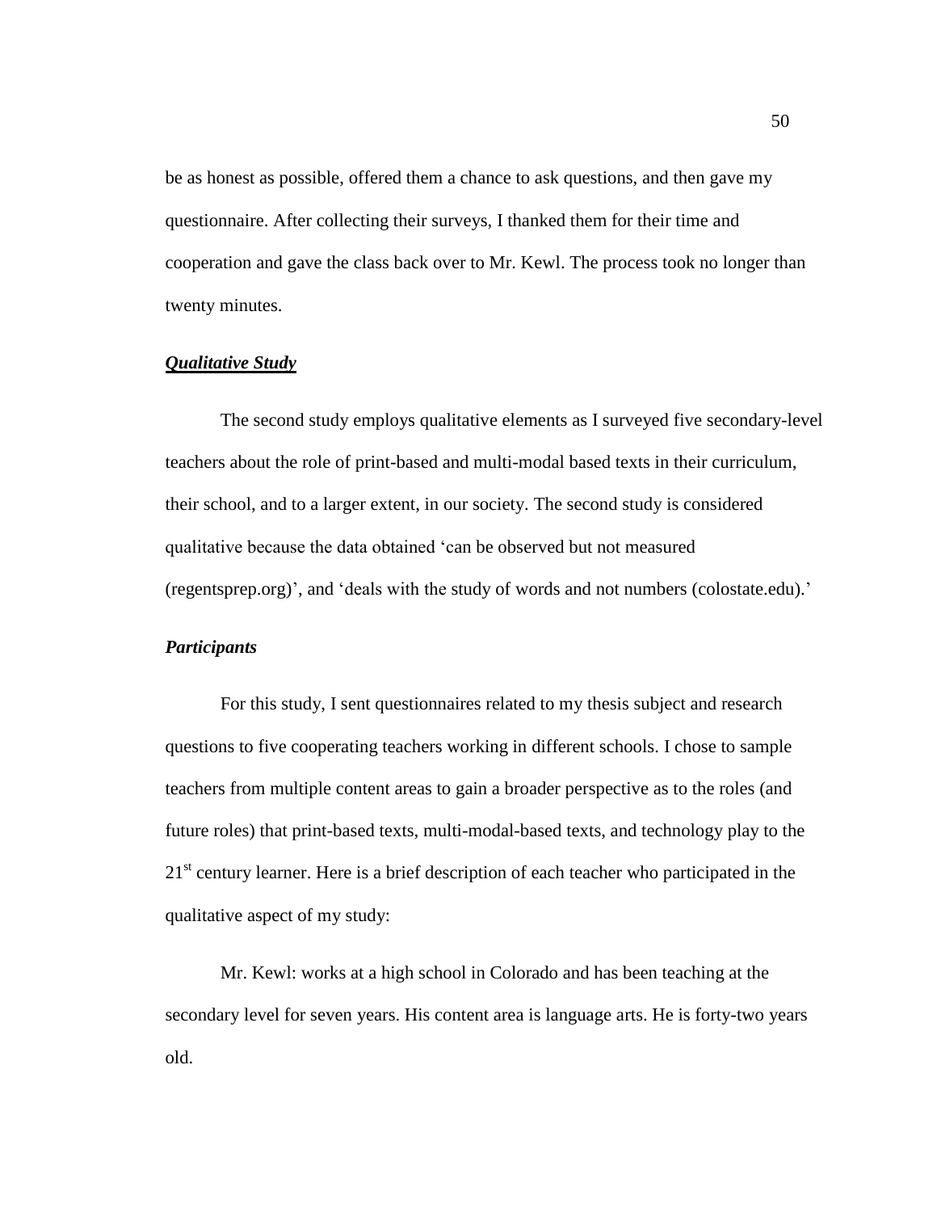be as honest as possible, offered them a chance to ask questions, and then gave my questionnaire. After collecting their surveys, I thanked them for their time and cooperation and gave the class back over to Mr. Kewl. The process took no longer than twenty minutes.

### ***Qualitative Study***

The second study employs qualitative elements as I surveyed five secondary-level teachers about the role of print-based and multi-modal based texts in their curriculum, their school, and to a larger extent, in our society. The second study is considered qualitative because the data obtained 'can be observed but not measured (regentsprep.org)', and 'deals with the study of words and not numbers (colostate.edu).'

### ***Participants***

For this study, I sent questionnaires related to my thesis subject and research questions to five cooperating teachers working in different schools. I chose to sample teachers from multiple content areas to gain a broader perspective as to the roles (and future roles) that print-based texts, multi-modal-based texts, and technology play to the 21st century learner. Here is a brief description of each teacher who participated in the qualitative aspect of my study:

Mr. Kewl: works at a high school in Colorado and has been teaching at the secondary level for seven years. His content area is language arts. He is forty-two years old.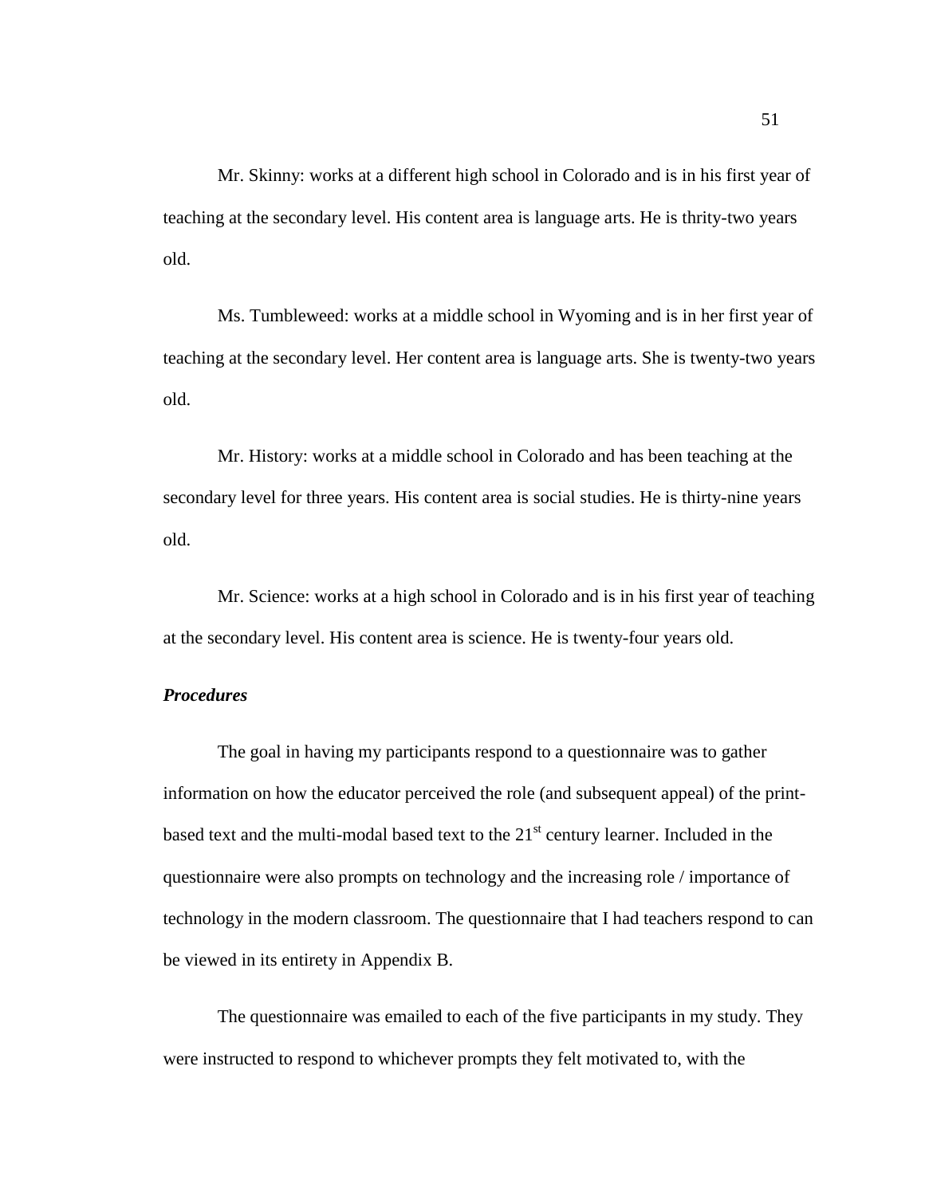Mr. Skinny: works at a different high school in Colorado and is in his first year of teaching at the secondary level. His content area is language arts. He is thrity-two years old.

Ms. Tumbleweed: works at a middle school in Wyoming and is in her first year of teaching at the secondary level. Her content area is language arts. She is twenty-two years old.

Mr. History: works at a middle school in Colorado and has been teaching at the secondary level for three years. His content area is social studies. He is thirty-nine years old.

Mr. Science: works at a high school in Colorado and is in his first year of teaching at the secondary level. His content area is science. He is twenty-four years old.

***Procedures***

The goal in having my participants respond to a questionnaire was to gather information on how the educator perceived the role (and subsequent appeal) of the print-based text and the multi-modal based text to the 21st century learner. Included in the questionnaire were also prompts on technology and the increasing role / importance of technology in the modern classroom. The questionnaire that I had teachers respond to can be viewed in its entirety in Appendix B.

The questionnaire was emailed to each of the five participants in my study. They were instructed to respond to whichever prompts they felt motivated to, with the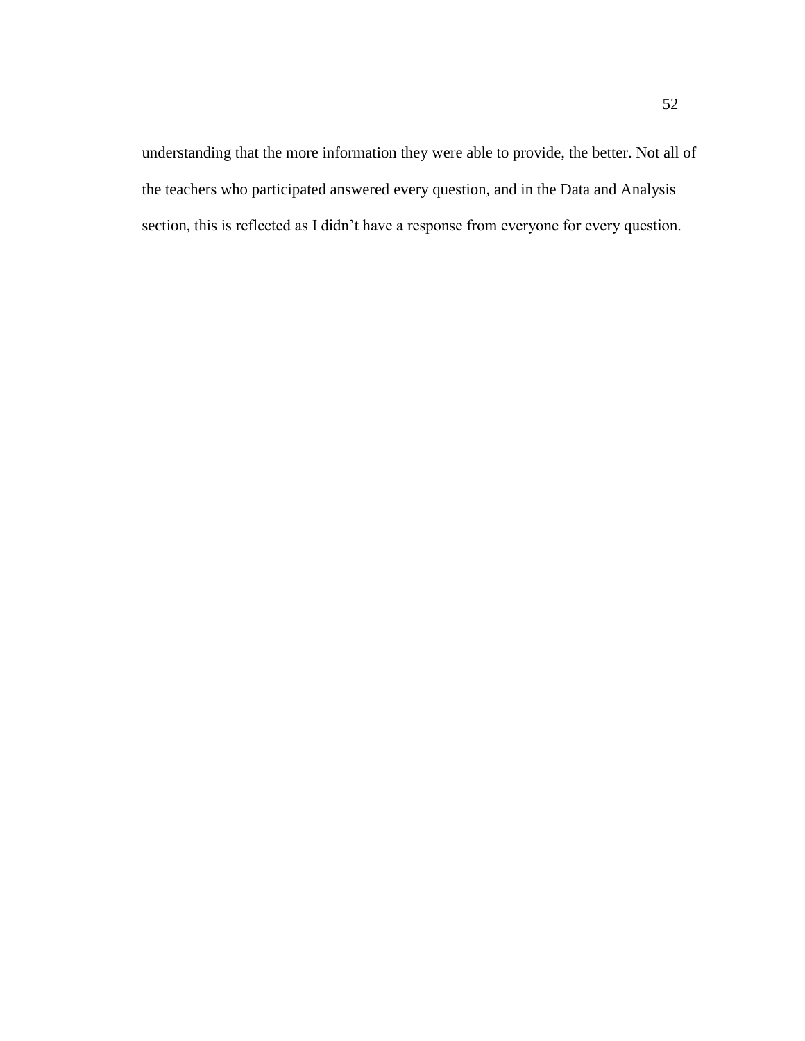understanding that the more information they were able to provide, the better. Not all of the teachers who participated answered every question, and in the Data and Analysis section, this is reflected as I didn’t have a response from everyone for every question.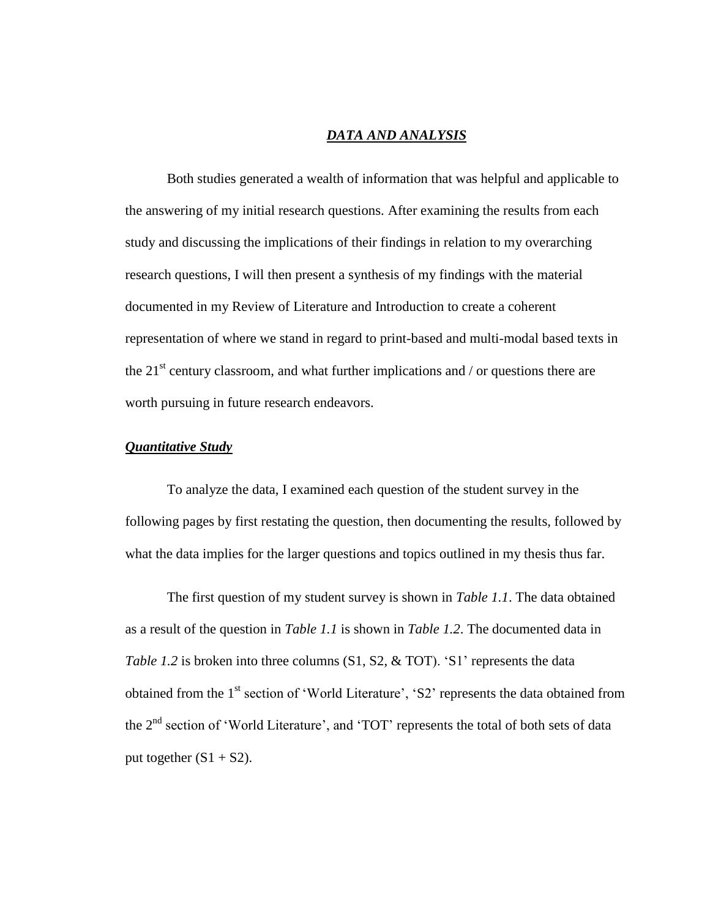# ***DATA AND ANALYSIS***

Both studies generated a wealth of information that was helpful and applicable to the answering of my initial research questions. After examining the results from each study and discussing the implications of their findings in relation to my overarching research questions, I will then present a synthesis of my findings with the material documented in my Review of Literature and Introduction to create a coherent representation of where we stand in regard to print-based and multi-modal based texts in the 21st century classroom, and what further implications and / or questions there are worth pursuing in future research endeavors.

## ***Quantitative Study***

To analyze the data, I examined each question of the student survey in the following pages by first restating the question, then documenting the results, followed by what the data implies for the larger questions and topics outlined in my thesis thus far.

The first question of my student survey is shown in *Table 1.1*. The data obtained as a result of the question in *Table 1.1* is shown in *Table 1.2*. The documented data in *Table 1.2* is broken into three columns (S1, S2, & TOT). 'S1' represents the data obtained from the 1st section of 'World Literature', 'S2' represents the data obtained from the 2nd section of 'World Literature', and 'TOT' represents the total of both sets of data put together (S1 + S2).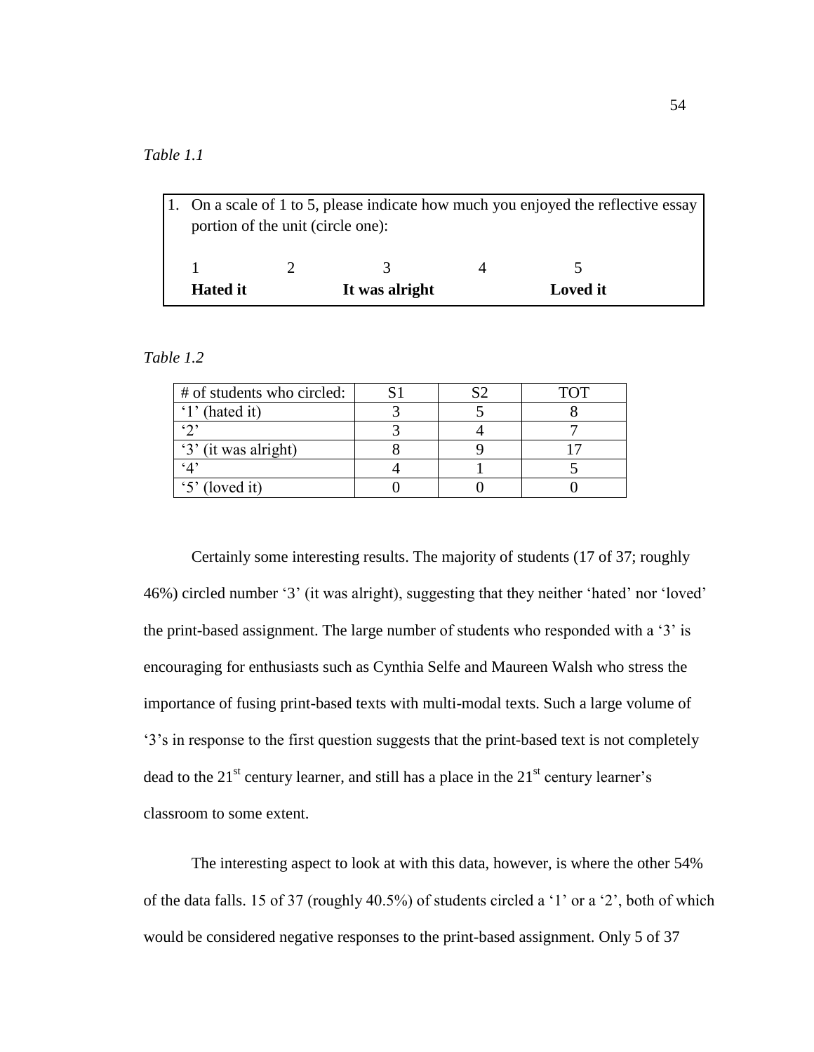*Table 1.1*

| 1. On a scale of 1 to 5, please indicate how much you enjoyed the reflective essay portion of the unit (circle one): | | | | |
|---|---|---|---|---|
| 1 | 2 | 3 | 4 | 5 |
| **Hated it** | | **It was alright** | | **Loved it** |

*Table 1.2*

| # of students who circled: | S1 | S2 | TOT |
|---|---|---|---|
| '1' (hated it) | 3 | 5 | 8 |
| '2' | 3 | 4 | 7 |
| '3' (it was alright) | 8 | 9 | 17 |
| '4' | 4 | 1 | 5 |
| '5' (loved it) | 0 | 0 | 0 |

Certainly some interesting results. The majority of students (17 of 37; roughly 46%) circled number '3' (it was alright), suggesting that they neither 'hated' nor 'loved' the print-based assignment. The large number of students who responded with a '3' is encouraging for enthusiasts such as Cynthia Selfe and Maureen Walsh who stress the importance of fusing print-based texts with multi-modal texts. Such a large volume of '3's in response to the first question suggests that the print-based text is not completely dead to the 21st century learner, and still has a place in the 21st century learner's classroom to some extent.

The interesting aspect to look at with this data, however, is where the other 54% of the data falls. 15 of 37 (roughly 40.5%) of students circled a '1' or a '2', both of which would be considered negative responses to the print-based assignment. Only 5 of 37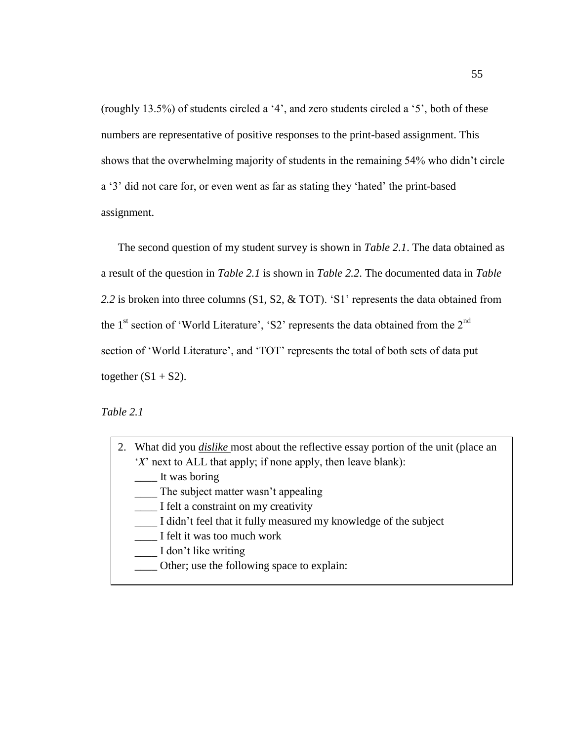(roughly 13.5%) of students circled a '4', and zero students circled a '5', both of these numbers are representative of positive responses to the print-based assignment. This shows that the overwhelming majority of students in the remaining 54% who didn't circle a '3' did not care for, or even went as far as stating they 'hated' the print-based assignment.

The second question of my student survey is shown in *Table 2.1*. The data obtained as a result of the question in *Table 2.1* is shown in *Table 2.2*. The documented data in *Table 2.2* is broken into three columns (S1, S2, & TOT). 'S1' represents the data obtained from the 1st section of 'World Literature', 'S2' represents the data obtained from the 2nd section of 'World Literature', and 'TOT' represents the total of both sets of data put together (S1 + S2).

*Table 2.1*

2. What did you ***dislike*** most about the reflective essay portion of the unit (place an '*X*' next to ALL that apply; if none apply, then leave blank):
   ____ It was boring
   ____ The subject matter wasn't appealing
   ____ I felt a constraint on my creativity
   ____ I didn't feel that it fully measured my knowledge of the subject
   ____ I felt it was too much work
   ____ I don't like writing
   ____ Other; use the following space to explain: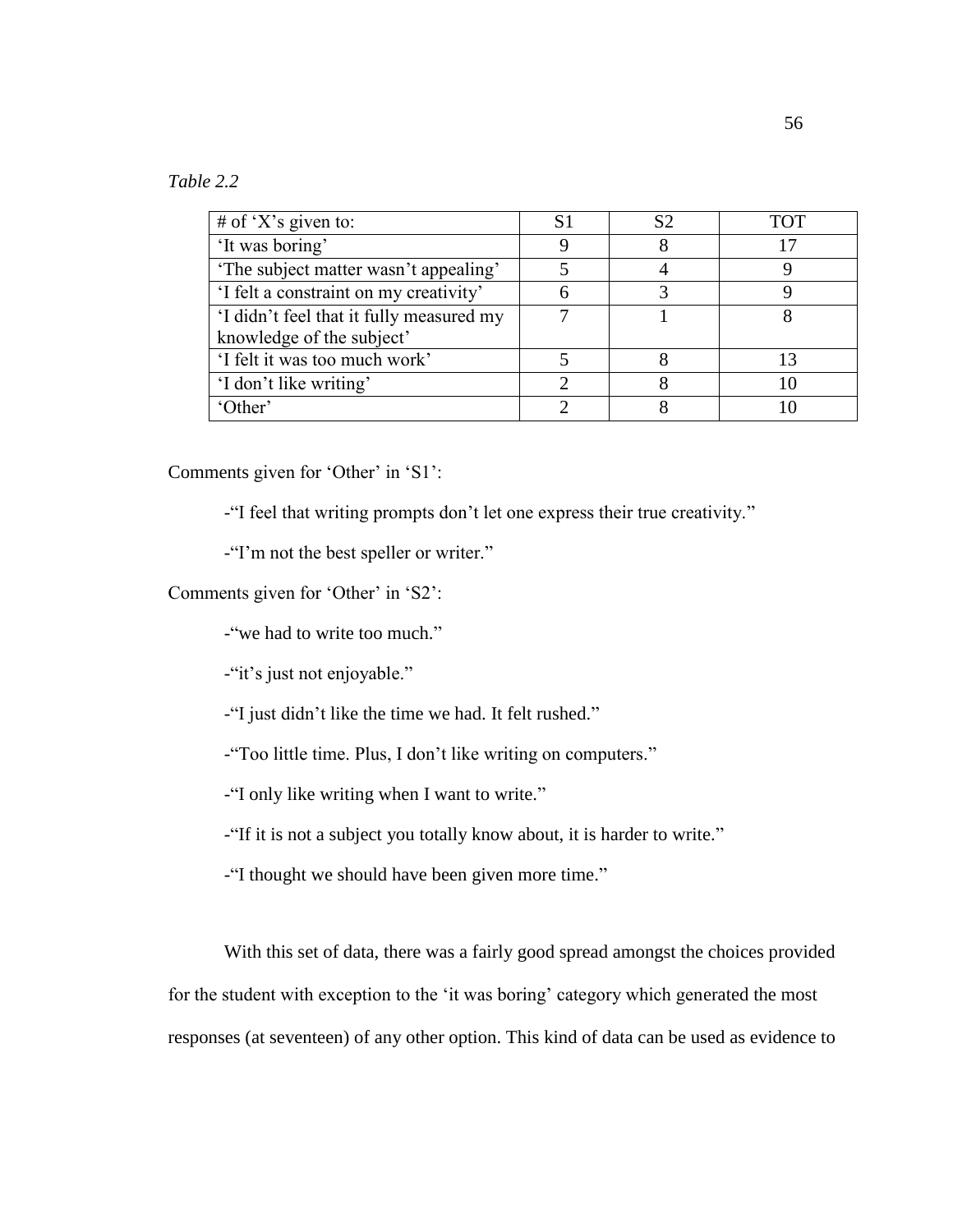*Table 2.2*

| # of 'X's given to: | S1 | S2 | TOT |
|---|---|---|---|
| 'It was boring' | 9 | 8 | 17 |
| 'The subject matter wasn't appealing' | 5 | 4 | 9 |
| 'I felt a constraint on my creativity' | 6 | 3 | 9 |
| 'I didn't feel that it fully measured my knowledge of the subject' | 7 | 1 | 8 |
| 'I felt it was too much work' | 5 | 8 | 13 |
| 'I don't like writing' | 2 | 8 | 10 |
| 'Other' | 2 | 8 | 10 |

Comments given for 'Other' in 'S1':

-"I feel that writing prompts don't let one express their true creativity."

-"I'm not the best speller or writer."

Comments given for 'Other' in 'S2':

-"we had to write too much."

-"it's just not enjoyable."

-"I just didn't like the time we had. It felt rushed."

-"Too little time. Plus, I don't like writing on computers."

-"I only like writing when I want to write."

-"If it is not a subject you totally know about, it is harder to write."

-"I thought we should have been given more time."

With this set of data, there was a fairly good spread amongst the choices provided for the student with exception to the 'it was boring' category which generated the most responses (at seventeen) of any other option. This kind of data can be used as evidence to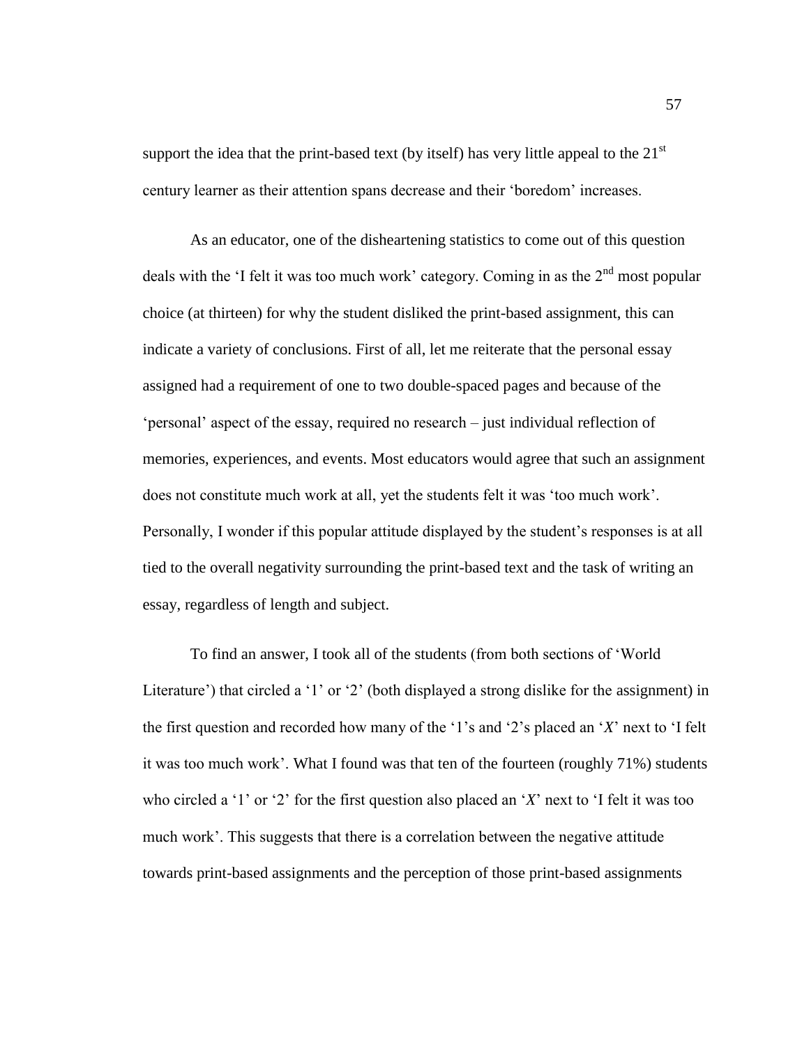support the idea that the print-based text (by itself) has very little appeal to the 21st century learner as their attention spans decrease and their 'boredom' increases.

As an educator, one of the disheartening statistics to come out of this question deals with the 'I felt it was too much work' category. Coming in as the 2nd most popular choice (at thirteen) for why the student disliked the print-based assignment, this can indicate a variety of conclusions. First of all, let me reiterate that the personal essay assigned had a requirement of one to two double-spaced pages and because of the 'personal' aspect of the essay, required no research – just individual reflection of memories, experiences, and events. Most educators would agree that such an assignment does not constitute much work at all, yet the students felt it was 'too much work'. Personally, I wonder if this popular attitude displayed by the student's responses is at all tied to the overall negativity surrounding the print-based text and the task of writing an essay, regardless of length and subject.

To find an answer, I took all of the students (from both sections of 'World Literature') that circled a '1' or '2' (both displayed a strong dislike for the assignment) in the first question and recorded how many of the '1's and '2's placed an '*X*' next to 'I felt it was too much work'. What I found was that ten of the fourteen (roughly 71%) students who circled a '1' or '2' for the first question also placed an '*X*' next to 'I felt it was too much work'. This suggests that there is a correlation between the negative attitude towards print-based assignments and the perception of those print-based assignments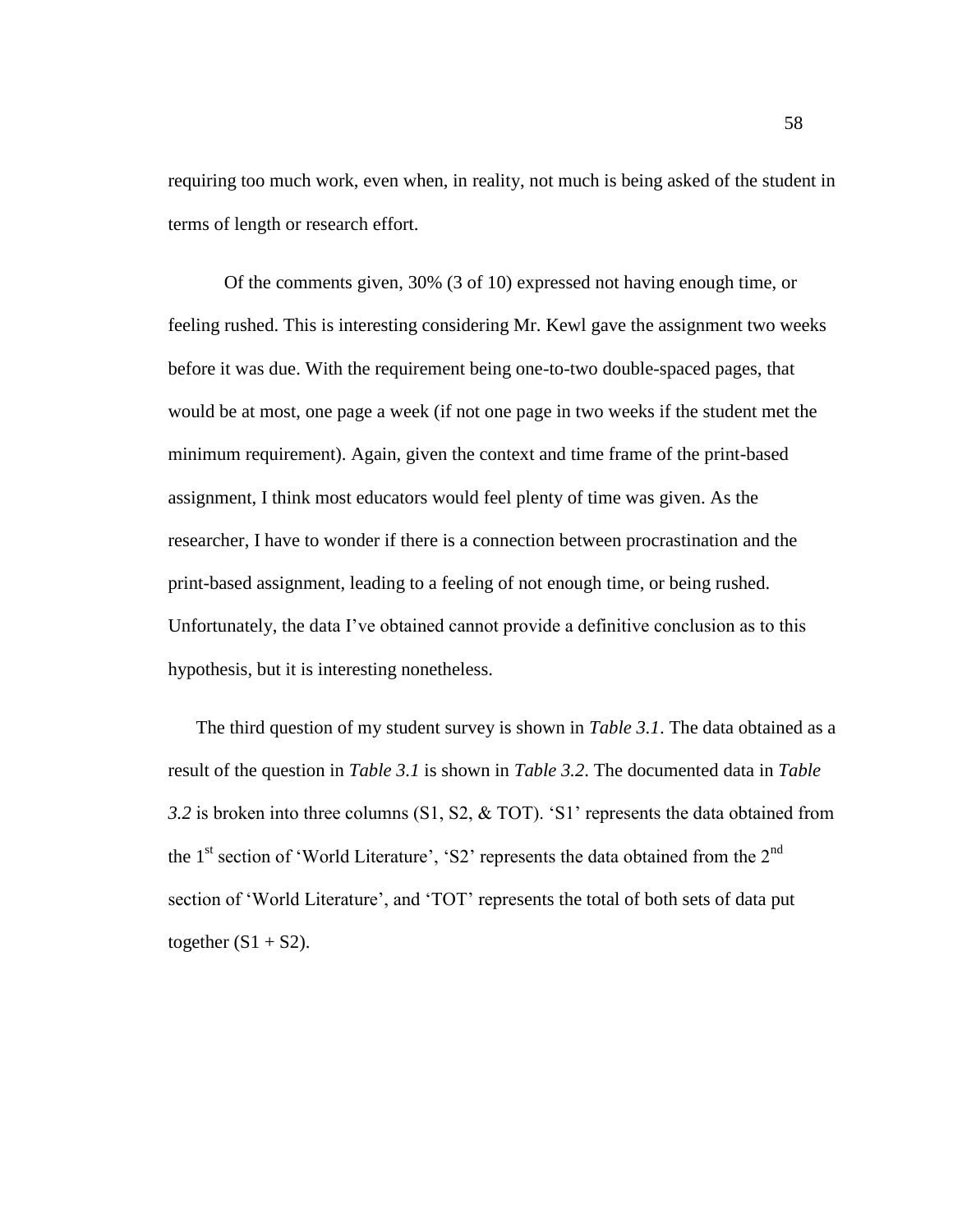requiring too much work, even when, in reality, not much is being asked of the student in terms of length or research effort.

Of the comments given, 30% (3 of 10) expressed not having enough time, or feeling rushed. This is interesting considering Mr. Kewl gave the assignment two weeks before it was due. With the requirement being one-to-two double-spaced pages, that would be at most, one page a week (if not one page in two weeks if the student met the minimum requirement). Again, given the context and time frame of the print-based assignment, I think most educators would feel plenty of time was given. As the researcher, I have to wonder if there is a connection between procrastination and the print-based assignment, leading to a feeling of not enough time, or being rushed. Unfortunately, the data I've obtained cannot provide a definitive conclusion as to this hypothesis, but it is interesting nonetheless.

The third question of my student survey is shown in *Table 3.1*. The data obtained as a result of the question in *Table 3.1* is shown in *Table 3.2*. The documented data in *Table 3.2* is broken into three columns (S1, S2, & TOT). 'S1' represents the data obtained from the 1st section of 'World Literature', 'S2' represents the data obtained from the 2nd section of 'World Literature', and 'TOT' represents the total of both sets of data put together (S1 + S2).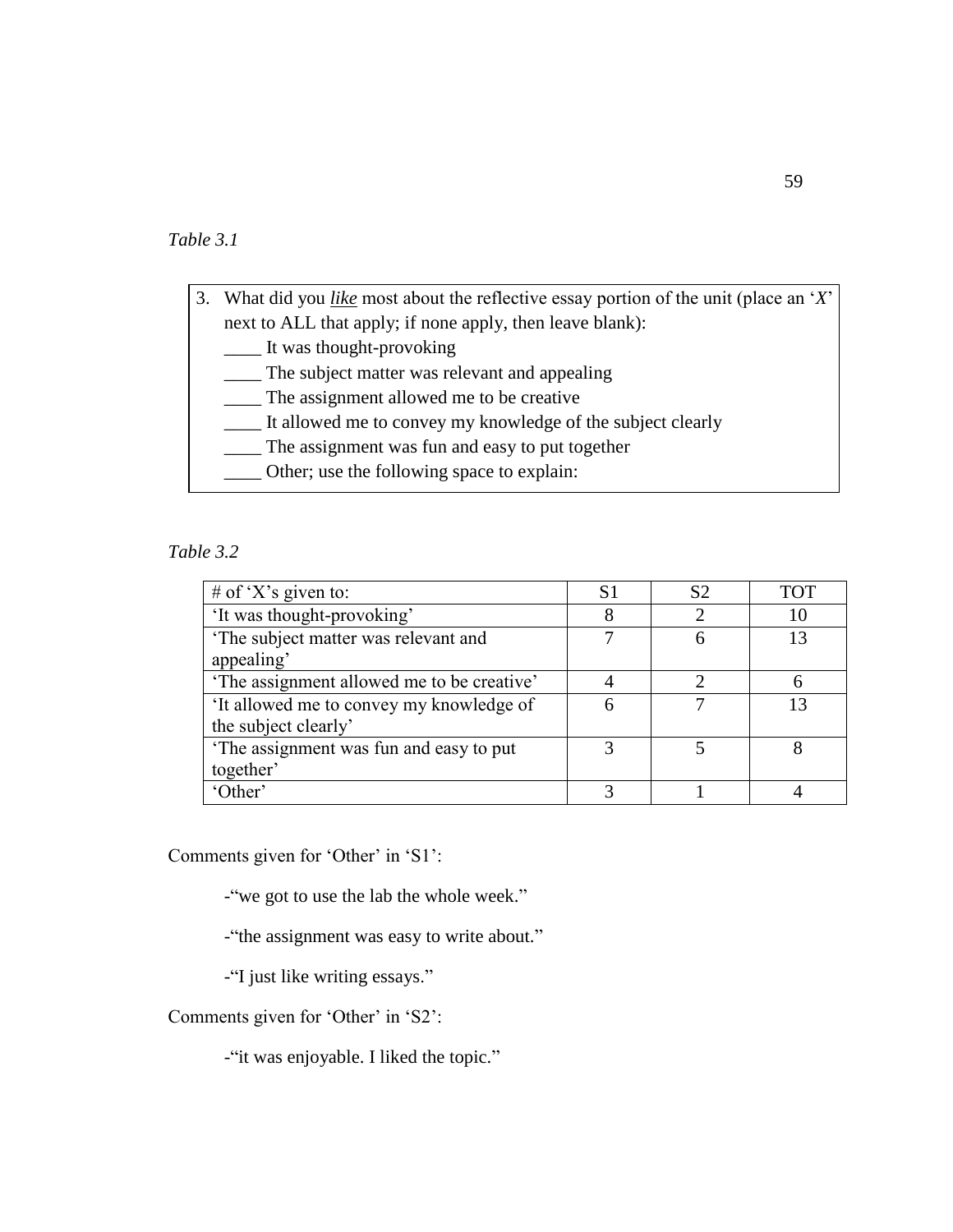*Table 3.1*

3. What did you ***like*** most about the reflective essay portion of the unit (place an '*X*' next to ALL that apply; if none apply, then leave blank):
   ____ It was thought-provoking
   ____ The subject matter was relevant and appealing
   ____ The assignment allowed me to be creative
   ____ It allowed me to convey my knowledge of the subject clearly
   ____ The assignment was fun and easy to put together
   ____ Other; use the following space to explain:

*Table 3.2*

| # of 'X's given to: | S1 | S2 | TOT |
|---|---|---|---|
| 'It was thought-provoking' | 8 | 2 | 10 |
| 'The subject matter was relevant and appealing' | 7 | 6 | 13 |
| 'The assignment allowed me to be creative' | 4 | 2 | 6 |
| 'It allowed me to convey my knowledge of the subject clearly' | 6 | 7 | 13 |
| 'The assignment was fun and easy to put together' | 3 | 5 | 8 |
| 'Other' | 3 | 1 | 4 |

Comments given for 'Other' in 'S1':

-"we got to use the lab the whole week."

-"the assignment was easy to write about."

-"I just like writing essays."

Comments given for 'Other' in 'S2':

-"it was enjoyable. I liked the topic."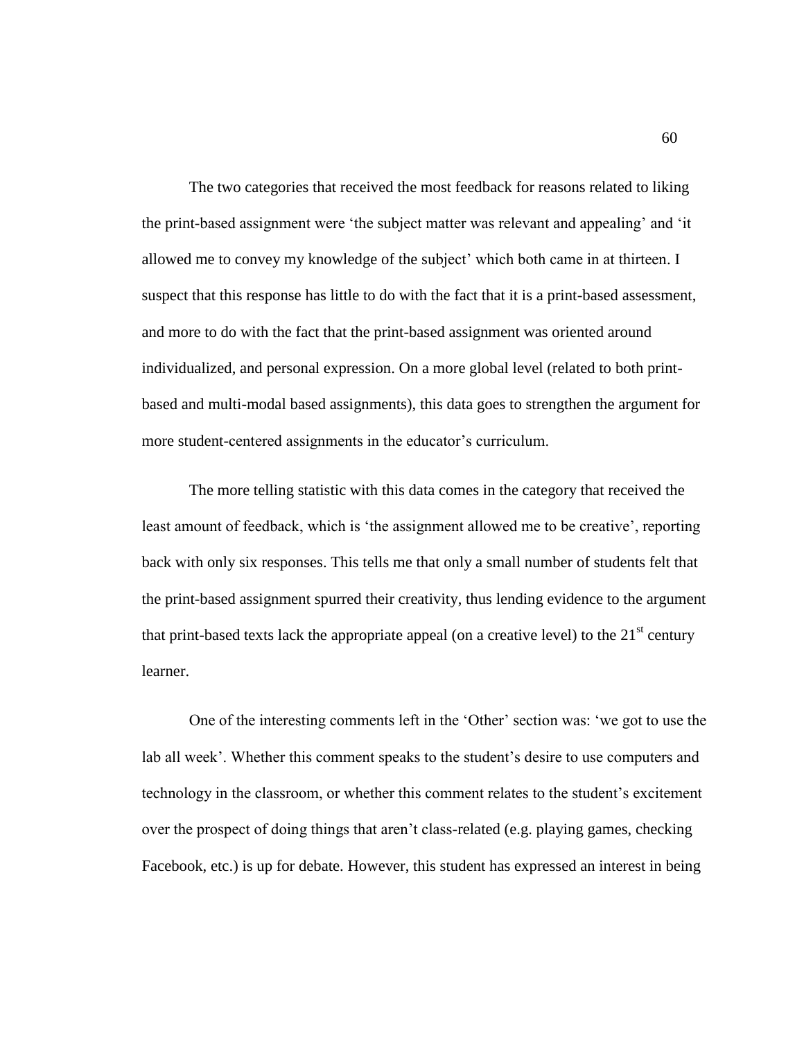The two categories that received the most feedback for reasons related to liking the print-based assignment were 'the subject matter was relevant and appealing' and 'it allowed me to convey my knowledge of the subject' which both came in at thirteen. I suspect that this response has little to do with the fact that it is a print-based assessment, and more to do with the fact that the print-based assignment was oriented around individualized, and personal expression. On a more global level (related to both print-based and multi-modal based assignments), this data goes to strengthen the argument for more student-centered assignments in the educator's curriculum.

The more telling statistic with this data comes in the category that received the least amount of feedback, which is 'the assignment allowed me to be creative', reporting back with only six responses. This tells me that only a small number of students felt that the print-based assignment spurred their creativity, thus lending evidence to the argument that print-based texts lack the appropriate appeal (on a creative level) to the 21st century learner.

One of the interesting comments left in the 'Other' section was: 'we got to use the lab all week'. Whether this comment speaks to the student's desire to use computers and technology in the classroom, or whether this comment relates to the student's excitement over the prospect of doing things that aren't class-related (e.g. playing games, checking Facebook, etc.) is up for debate. However, this student has expressed an interest in being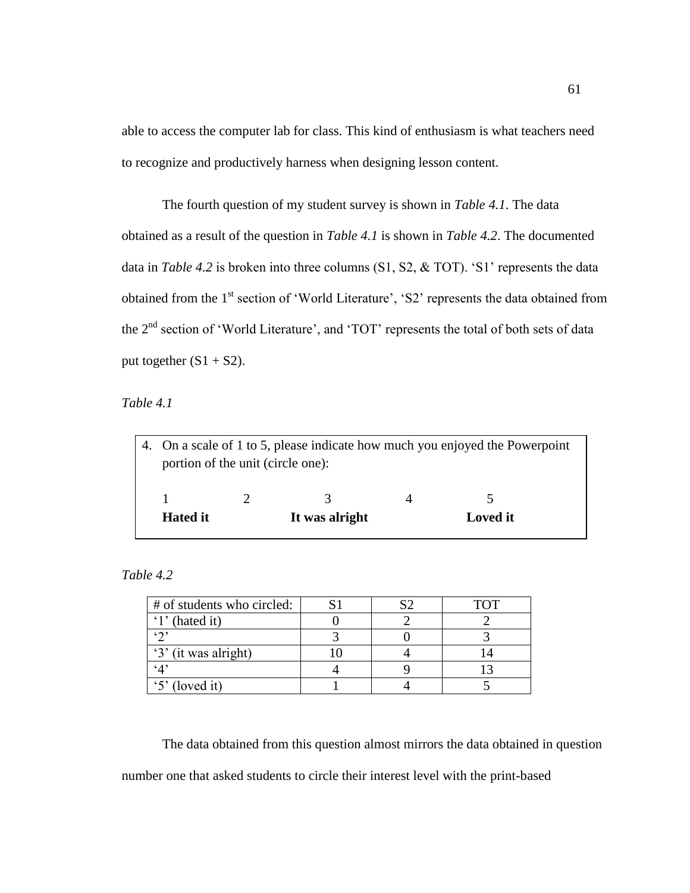able to access the computer lab for class. This kind of enthusiasm is what teachers need to recognize and productively harness when designing lesson content.

The fourth question of my student survey is shown in *Table 4.1*. The data obtained as a result of the question in *Table 4.1* is shown in *Table 4.2*. The documented data in *Table 4.2* is broken into three columns (S1, S2, & TOT). 'S1' represents the data obtained from the 1st section of 'World Literature', 'S2' represents the data obtained from the 2nd section of 'World Literature', and 'TOT' represents the total of both sets of data put together (S1 + S2).

*Table 4.1*

4. On a scale of 1 to 5, please indicate how much you enjoyed the Powerpoint portion of the unit (circle one):

| 1 | 2 | 3 | 4 | 5 |
|---|---|---|---|---|
| **Hated it** | | **It was alright** | | **Loved it** |

*Table 4.2*

| # of students who circled: | S1 | S2 | TOT |
|---|---|---|---|
| '1' (hated it) | 0 | 2 | 2 |
| '2' | 3 | 0 | 3 |
| '3' (it was alright) | 10 | 4 | 14 |
| '4' | 4 | 9 | 13 |
| '5' (loved it) | 1 | 4 | 5 |

The data obtained from this question almost mirrors the data obtained in question number one that asked students to circle their interest level with the print-based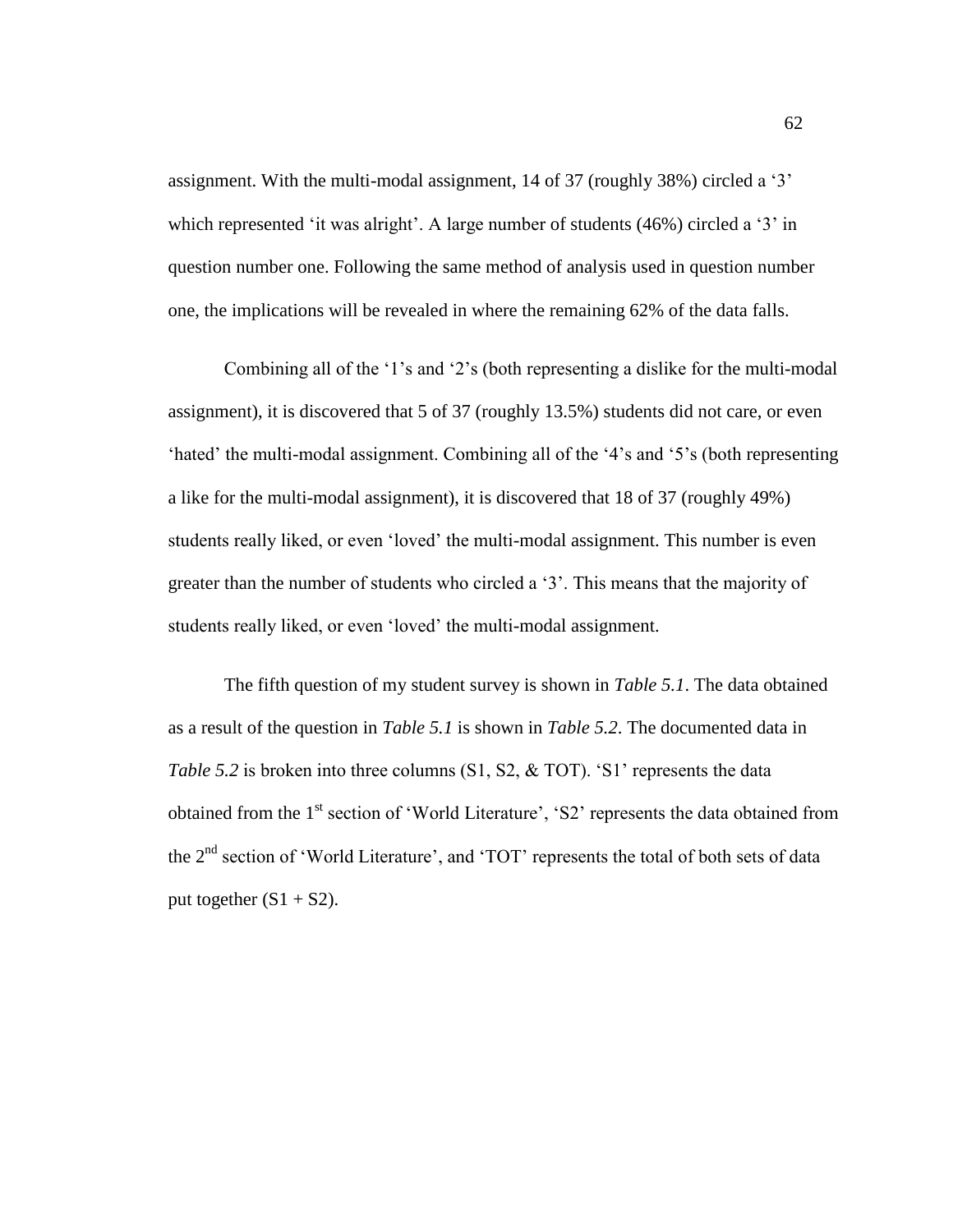assignment. With the multi-modal assignment, 14 of 37 (roughly 38%) circled a '3' which represented 'it was alright'. A large number of students (46%) circled a '3' in question number one. Following the same method of analysis used in question number one, the implications will be revealed in where the remaining 62% of the data falls.

Combining all of the '1's and '2's (both representing a dislike for the multi-modal assignment), it is discovered that 5 of 37 (roughly 13.5%) students did not care, or even 'hated' the multi-modal assignment. Combining all of the '4's and '5's (both representing a like for the multi-modal assignment), it is discovered that 18 of 37 (roughly 49%) students really liked, or even 'loved' the multi-modal assignment. This number is even greater than the number of students who circled a '3'. This means that the majority of students really liked, or even 'loved' the multi-modal assignment.

The fifth question of my student survey is shown in *Table 5.1*. The data obtained as a result of the question in *Table 5.1* is shown in *Table 5.2*. The documented data in *Table 5.2* is broken into three columns (S1, S2, & TOT). 'S1' represents the data obtained from the 1st section of 'World Literature', 'S2' represents the data obtained from the 2nd section of 'World Literature', and 'TOT' represents the total of both sets of data put together (S1 + S2).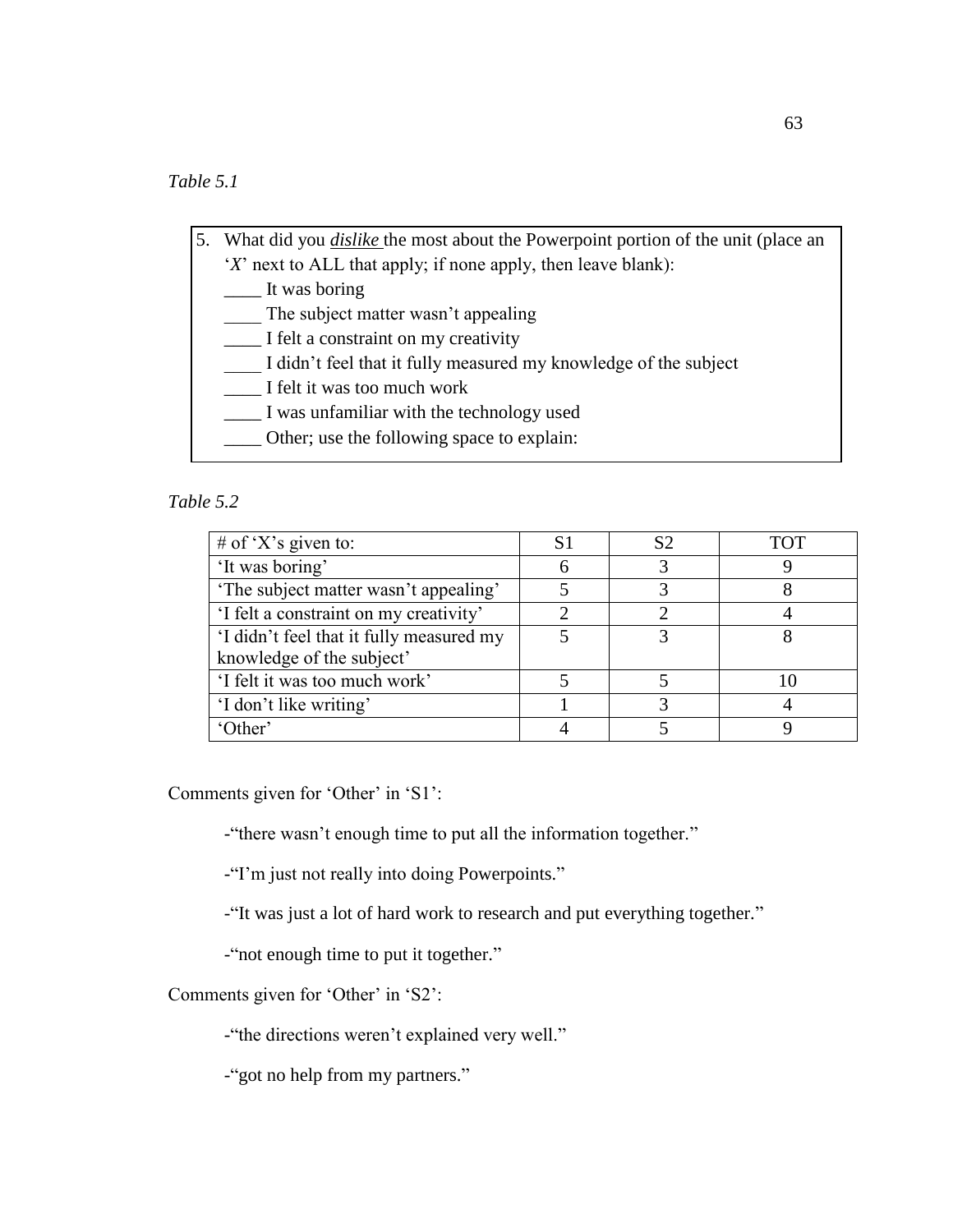*Table 5.1*

5. What did you ***dislike*** the most about the Powerpoint portion of the unit (place an '*X*' next to ALL that apply; if none apply, then leave blank):

   ____ It was boring
   ____ The subject matter wasn't appealing
   ____ I felt a constraint on my creativity
   ____ I didn't feel that it fully measured my knowledge of the subject
   ____ I felt it was too much work
   ____ I was unfamiliar with the technology used
   ____ Other; use the following space to explain:

*Table 5.2*

| # of 'X's given to: | S1 | S2 | TOT |
|---|---|---|---|
| 'It was boring' | 6 | 3 | 9 |
| 'The subject matter wasn't appealing' | 5 | 3 | 8 |
| 'I felt a constraint on my creativity' | 2 | 2 | 4 |
| 'I didn't feel that it fully measured my knowledge of the subject' | 5 | 3 | 8 |
| 'I felt it was too much work' | 5 | 5 | 10 |
| 'I don't like writing' | 1 | 3 | 4 |
| 'Other' | 4 | 5 | 9 |

Comments given for 'Other' in 'S1':

-"there wasn't enough time to put all the information together."

-"I'm just not really into doing Powerpoints."

-"It was just a lot of hard work to research and put everything together."

-"not enough time to put it together."

Comments given for 'Other' in 'S2':

-"the directions weren't explained very well."

-"got no help from my partners."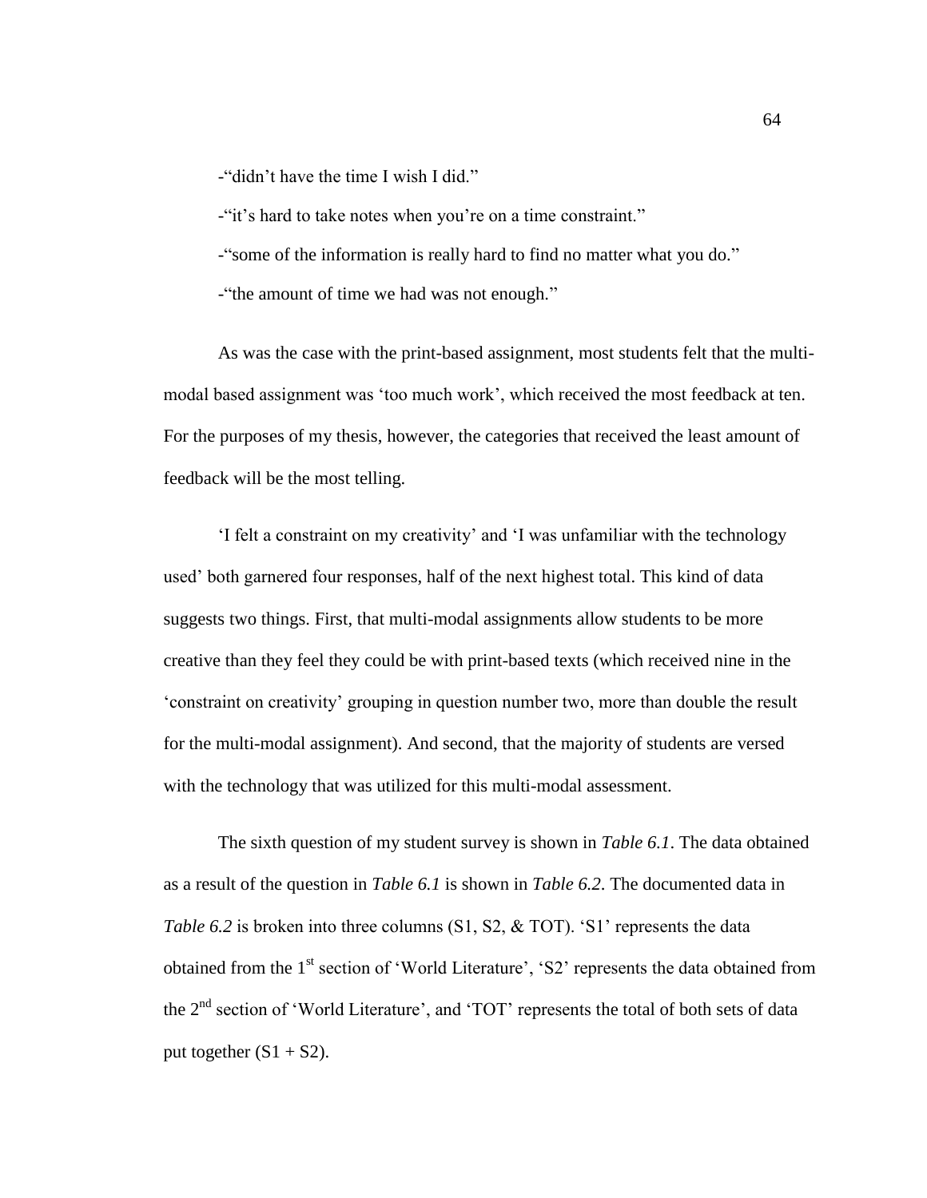-"didn't have the time I wish I did."

-"it's hard to take notes when you're on a time constraint."

-"some of the information is really hard to find no matter what you do."

-"the amount of time we had was not enough."

As was the case with the print-based assignment, most students felt that the multi-modal based assignment was 'too much work', which received the most feedback at ten. For the purposes of my thesis, however, the categories that received the least amount of feedback will be the most telling.

'I felt a constraint on my creativity' and 'I was unfamiliar with the technology used' both garnered four responses, half of the next highest total. This kind of data suggests two things. First, that multi-modal assignments allow students to be more creative than they feel they could be with print-based texts (which received nine in the 'constraint on creativity' grouping in question number two, more than double the result for the multi-modal assignment). And second, that the majority of students are versed with the technology that was utilized for this multi-modal assessment.

The sixth question of my student survey is shown in *Table 6.1*. The data obtained as a result of the question in *Table 6.1* is shown in *Table 6.2*. The documented data in *Table 6.2* is broken into three columns (S1, S2, & TOT). 'S1' represents the data obtained from the 1st section of 'World Literature', 'S2' represents the data obtained from the 2nd section of 'World Literature', and 'TOT' represents the total of both sets of data put together (S1 + S2).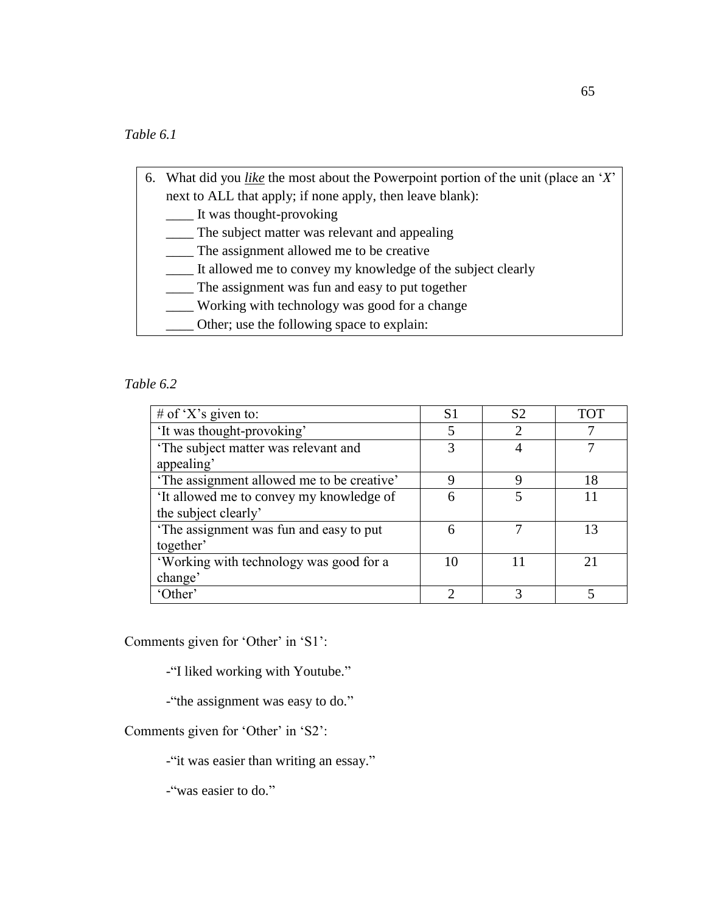*Table 6.1*

6. What did you ***like*** the most about the Powerpoint portion of the unit (place an '*X*' next to ALL that apply; if none apply, then leave blank):
   ____ It was thought-provoking
   ____ The subject matter was relevant and appealing
   ____ The assignment allowed me to be creative
   ____ It allowed me to convey my knowledge of the subject clearly
   ____ The assignment was fun and easy to put together
   ____ Working with technology was good for a change
   ____ Other; use the following space to explain:

*Table 6.2*

| # of 'X's given to: | S1 | S2 | TOT |
|---|---|---|---|
| 'It was thought-provoking' | 5 | 2 | 7 |
| 'The subject matter was relevant and appealing' | 3 | 4 | 7 |
| 'The assignment allowed me to be creative' | 9 | 9 | 18 |
| 'It allowed me to convey my knowledge of the subject clearly' | 6 | 5 | 11 |
| 'The assignment was fun and easy to put together' | 6 | 7 | 13 |
| 'Working with technology was good for a change' | 10 | 11 | 21 |
| 'Other' | 2 | 3 | 5 |

Comments given for 'Other' in 'S1':

-"I liked working with Youtube."

-"the assignment was easy to do."

Comments given for 'Other' in 'S2':

-"it was easier than writing an essay."

-"was easier to do."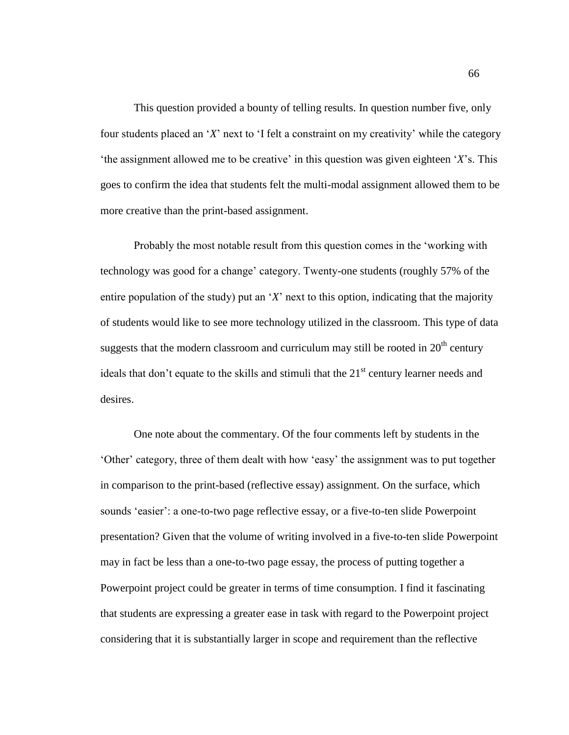This question provided a bounty of telling results. In question number five, only four students placed an '*X*' next to 'I felt a constraint on my creativity' while the category 'the assignment allowed me to be creative' in this question was given eighteen '*X*'s. This goes to confirm the idea that students felt the multi-modal assignment allowed them to be more creative than the print-based assignment.

Probably the most notable result from this question comes in the 'working with technology was good for a change' category. Twenty-one students (roughly 57% of the entire population of the study) put an '*X*' next to this option, indicating that the majority of students would like to see more technology utilized in the classroom. This type of data suggests that the modern classroom and curriculum may still be rooted in 20th century ideals that don't equate to the skills and stimuli that the 21st century learner needs and desires.

One note about the commentary. Of the four comments left by students in the 'Other' category, three of them dealt with how 'easy' the assignment was to put together in comparison to the print-based (reflective essay) assignment. On the surface, which sounds 'easier': a one-to-two page reflective essay, or a five-to-ten slide Powerpoint presentation? Given that the volume of writing involved in a five-to-ten slide Powerpoint may in fact be less than a one-to-two page essay, the process of putting together a Powerpoint project could be greater in terms of time consumption. I find it fascinating that students are expressing a greater ease in task with regard to the Powerpoint project considering that it is substantially larger in scope and requirement than the reflective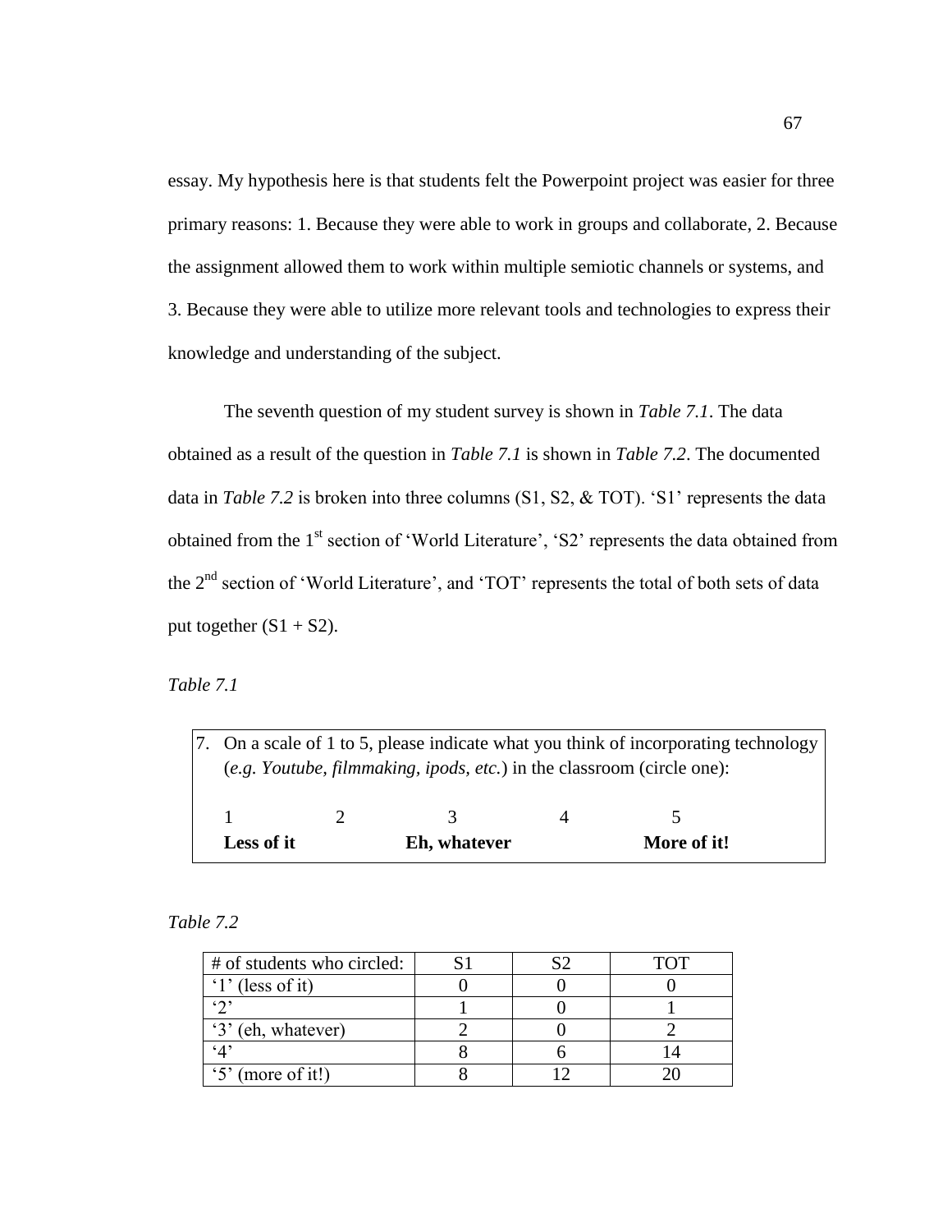essay. My hypothesis here is that students felt the Powerpoint project was easier for three primary reasons: 1. Because they were able to work in groups and collaborate, 2. Because the assignment allowed them to work within multiple semiotic channels or systems, and 3. Because they were able to utilize more relevant tools and technologies to express their knowledge and understanding of the subject.

The seventh question of my student survey is shown in *Table 7.1*. The data obtained as a result of the question in *Table 7.1* is shown in *Table 7.2*. The documented data in *Table 7.2* is broken into three columns (S1, S2, & TOT). 'S1' represents the data obtained from the 1st section of 'World Literature', 'S2' represents the data obtained from the 2nd section of 'World Literature', and 'TOT' represents the total of both sets of data put together (S1 + S2).

*Table 7.1*

7. On a scale of 1 to 5, please indicate what you think of incorporating technology (*e.g. Youtube, filmmaking, ipods, etc.*) in the classroom (circle one):

| 1 | 2 | 3 | 4 | 5 |
|---|---|---|---|---|
| **Less of it** | | **Eh, whatever** | | **More of it!** |

*Table 7.2*

| # of students who circled: | S1 | S2 | TOT |
|---|---|---|---|
| '1' (less of it) | 0 | 0 | 0 |
| '2' | 1 | 0 | 1 |
| '3' (eh, whatever) | 2 | 0 | 2 |
| '4' | 8 | 6 | 14 |
| '5' (more of it!) | 8 | 12 | 20 |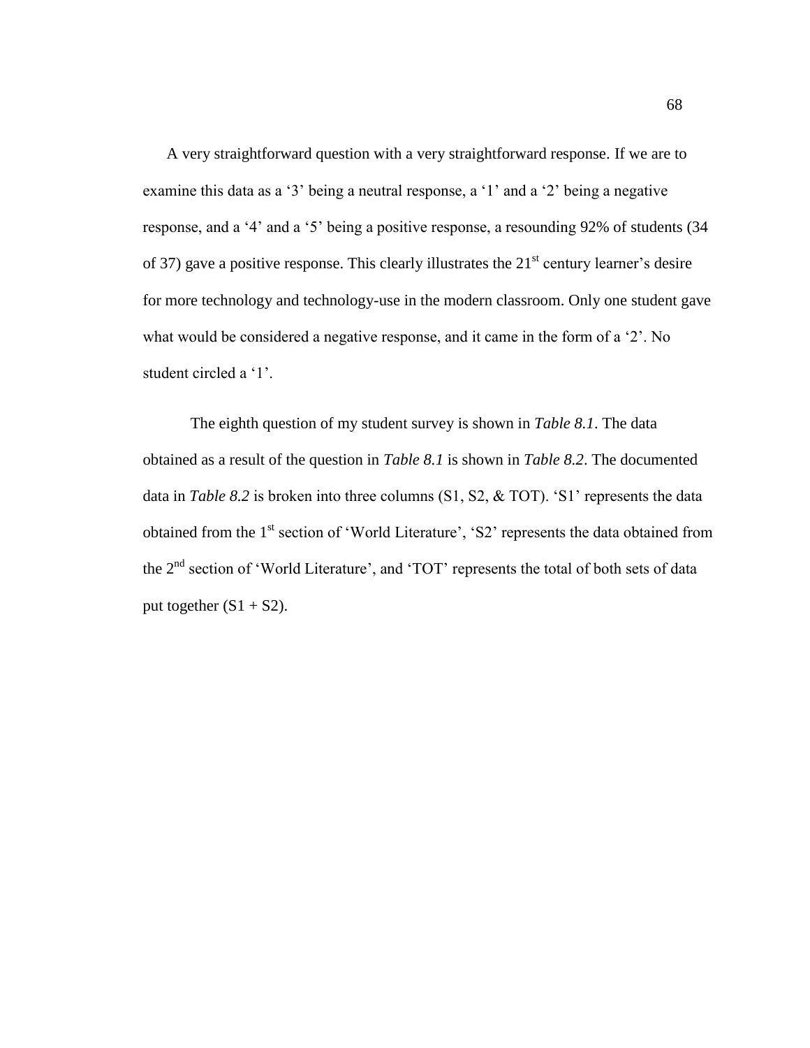A very straightforward question with a very straightforward response. If we are to examine this data as a '3' being a neutral response, a '1' and a '2' being a negative response, and a '4' and a '5' being a positive response, a resounding 92% of students (34 of 37) gave a positive response. This clearly illustrates the 21st century learner's desire for more technology and technology-use in the modern classroom. Only one student gave what would be considered a negative response, and it came in the form of a '2'. No student circled a '1'.

The eighth question of my student survey is shown in *Table 8.1*. The data obtained as a result of the question in *Table 8.1* is shown in *Table 8.2*. The documented data in *Table 8.2* is broken into three columns (S1, S2, & TOT). 'S1' represents the data obtained from the 1st section of 'World Literature', 'S2' represents the data obtained from the 2nd section of 'World Literature', and 'TOT' represents the total of both sets of data put together (S1 + S2).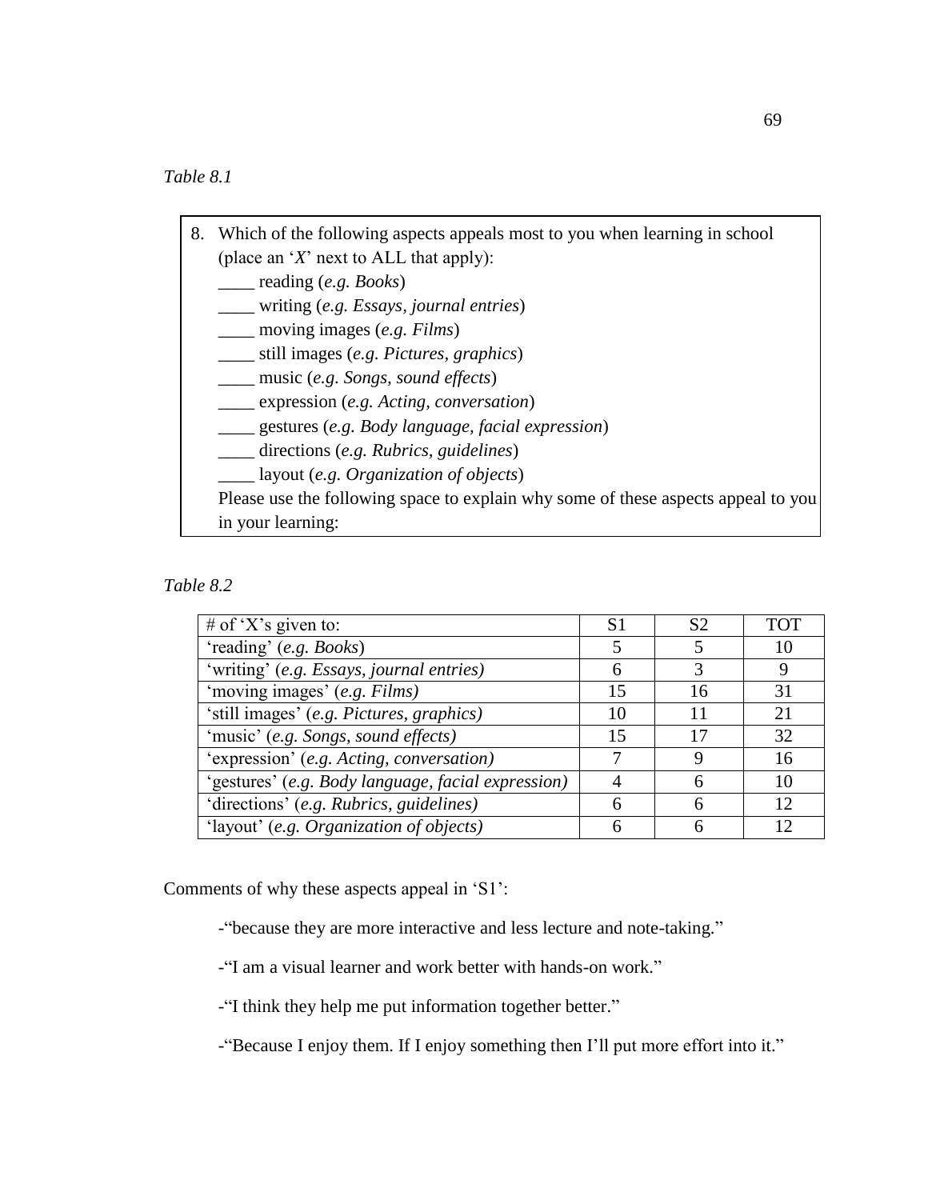*Table 8.1*

8. Which of the following aspects appeals most to you when learning in school (place an '*X*' next to ALL that apply):
   ____ reading (*e.g. Books*)
   ____ writing (*e.g. Essays, journal entries*)
   ____ moving images (*e.g. Films*)
   ____ still images (*e.g. Pictures, graphics*)
   ____ music (*e.g. Songs, sound effects*)
   ____ expression (*e.g. Acting, conversation*)
   ____ gestures (*e.g. Body language, facial expression*)
   ____ directions (*e.g. Rubrics, guidelines*)
   ____ layout (*e.g. Organization of objects*)
   Please use the following space to explain why some of these aspects appeal to you in your learning:

*Table 8.2*

| # of 'X's given to: | S1 | S2 | TOT |
|---|---|---|---|
| 'reading' (*e.g. Books*) | 5 | 5 | 10 |
| 'writing' (*e.g. Essays, journal entries)* | 6 | 3 | 9 |
| 'moving images' (*e.g. Films)* | 15 | 16 | 31 |
| 'still images' (*e.g. Pictures, graphics)* | 10 | 11 | 21 |
| 'music' (*e.g. Songs, sound effects)* | 15 | 17 | 32 |
| 'expression' (*e.g. Acting, conversation)* | 7 | 9 | 16 |
| 'gestures' (*e.g. Body language, facial expression)* | 4 | 6 | 10 |
| 'directions' (*e.g. Rubrics, guidelines)* | 6 | 6 | 12 |
| 'layout' (*e.g. Organization of objects)* | 6 | 6 | 12 |

Comments of why these aspects appeal in 'S1':

-"because they are more interactive and less lecture and note-taking."

-"I am a visual learner and work better with hands-on work."

-"I think they help me put information together better."

-"Because I enjoy them. If I enjoy something then I'll put more effort into it."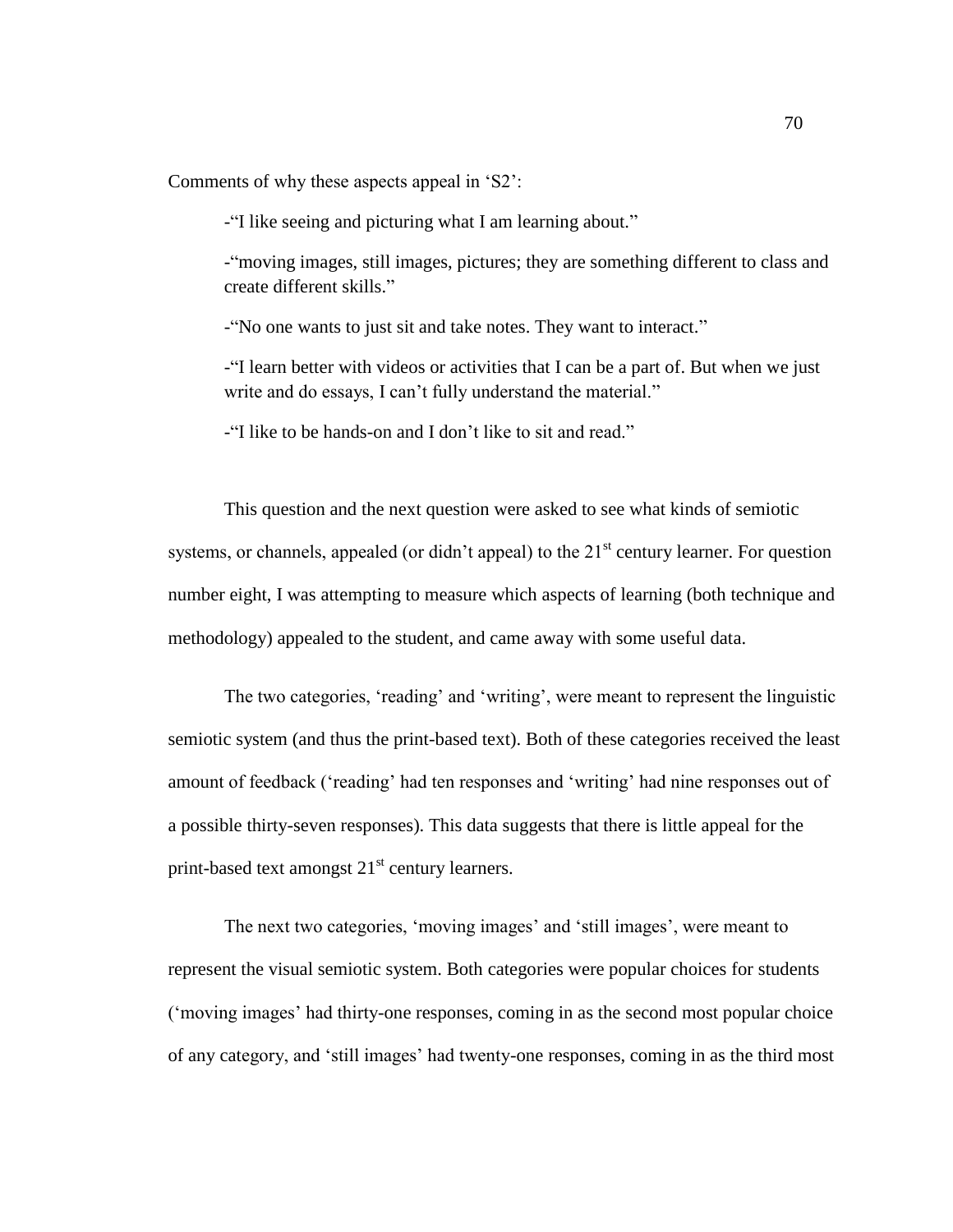Comments of why these aspects appeal in 'S2':

> -"I like seeing and picturing what I am learning about."
>
> -"moving images, still images, pictures; they are something different to class and create different skills."
>
> -"No one wants to just sit and take notes. They want to interact."
>
> -"I learn better with videos or activities that I can be a part of. But when we just write and do essays, I can't fully understand the material."
>
> -"I like to be hands-on and I don't like to sit and read."

This question and the next question were asked to see what kinds of semiotic systems, or channels, appealed (or didn't appeal) to the 21st century learner. For question number eight, I was attempting to measure which aspects of learning (both technique and methodology) appealed to the student, and came away with some useful data.

The two categories, 'reading' and 'writing', were meant to represent the linguistic semiotic system (and thus the print-based text). Both of these categories received the least amount of feedback ('reading' had ten responses and 'writing' had nine responses out of a possible thirty-seven responses). This data suggests that there is little appeal for the print-based text amongst 21st century learners.

The next two categories, 'moving images' and 'still images', were meant to represent the visual semiotic system. Both categories were popular choices for students ('moving images' had thirty-one responses, coming in as the second most popular choice of any category, and 'still images' had twenty-one responses, coming in as the third most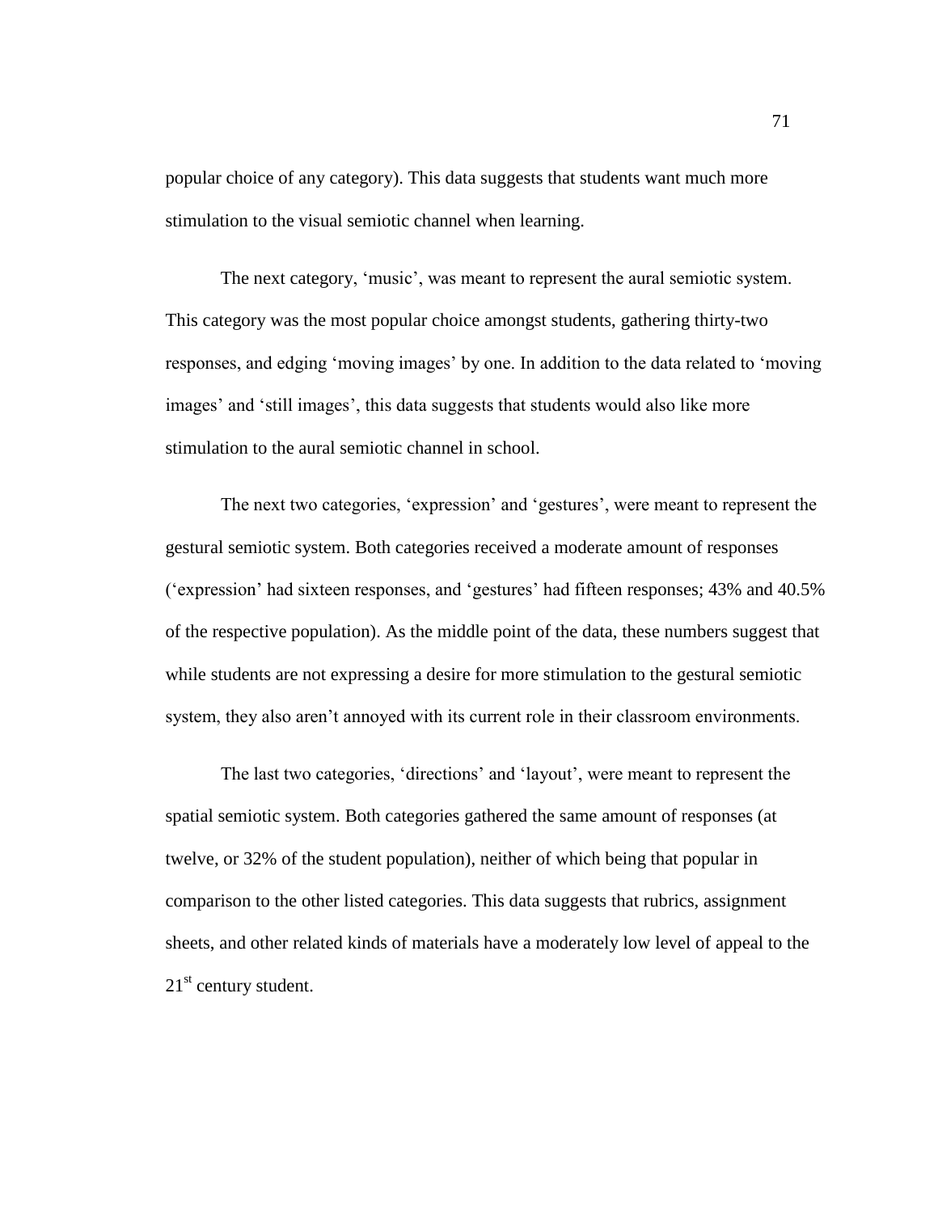popular choice of any category). This data suggests that students want much more stimulation to the visual semiotic channel when learning.

The next category, 'music', was meant to represent the aural semiotic system. This category was the most popular choice amongst students, gathering thirty-two responses, and edging 'moving images' by one. In addition to the data related to 'moving images' and 'still images', this data suggests that students would also like more stimulation to the aural semiotic channel in school.

The next two categories, 'expression' and 'gestures', were meant to represent the gestural semiotic system. Both categories received a moderate amount of responses ('expression' had sixteen responses, and 'gestures' had fifteen responses; 43% and 40.5% of the respective population). As the middle point of the data, these numbers suggest that while students are not expressing a desire for more stimulation to the gestural semiotic system, they also aren't annoyed with its current role in their classroom environments.

The last two categories, 'directions' and 'layout', were meant to represent the spatial semiotic system. Both categories gathered the same amount of responses (at twelve, or 32% of the student population), neither of which being that popular in comparison to the other listed categories. This data suggests that rubrics, assignment sheets, and other related kinds of materials have a moderately low level of appeal to the 21st century student.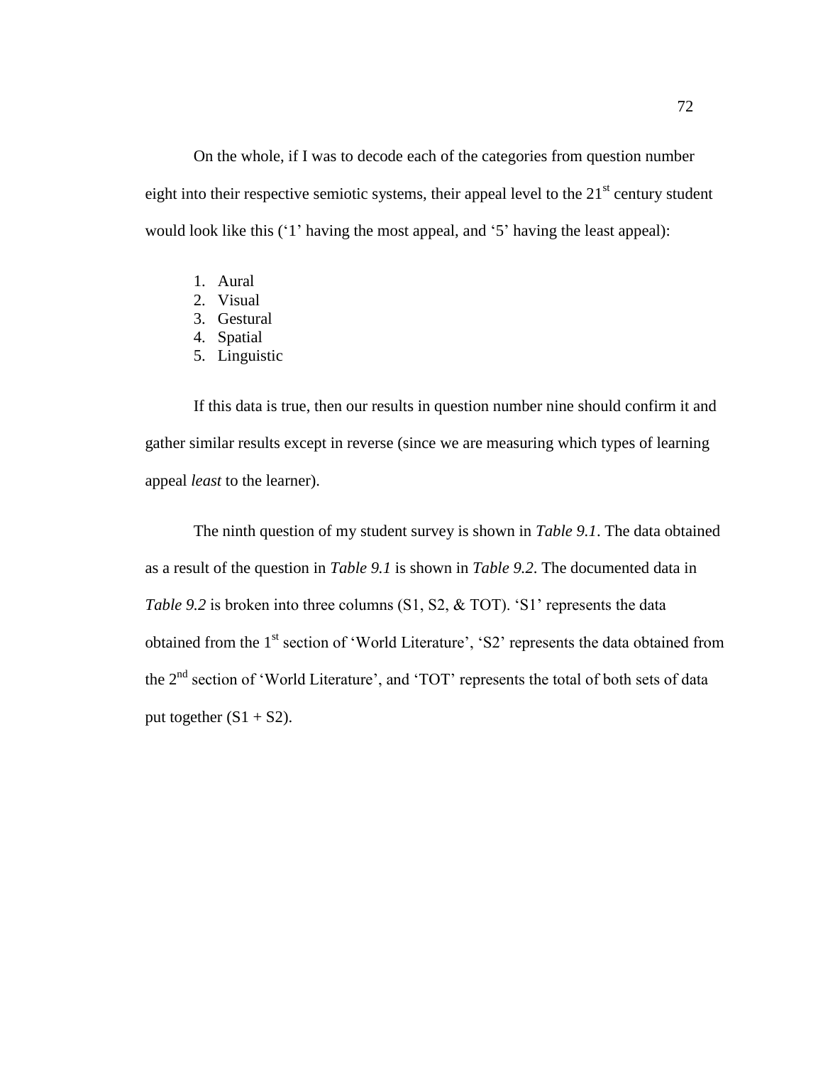On the whole, if I was to decode each of the categories from question number eight into their respective semiotic systems, their appeal level to the 21st century student would look like this ('1' having the most appeal, and '5' having the least appeal):

1. Aural
2. Visual
3. Gestural
4. Spatial
5. Linguistic

If this data is true, then our results in question number nine should confirm it and gather similar results except in reverse (since we are measuring which types of learning appeal *least* to the learner).

The ninth question of my student survey is shown in *Table 9.1*. The data obtained as a result of the question in *Table 9.1* is shown in *Table 9.2*. The documented data in *Table 9.2* is broken into three columns (S1, S2, & TOT). 'S1' represents the data obtained from the 1st section of 'World Literature', 'S2' represents the data obtained from the 2nd section of 'World Literature', and 'TOT' represents the total of both sets of data put together (S1 + S2).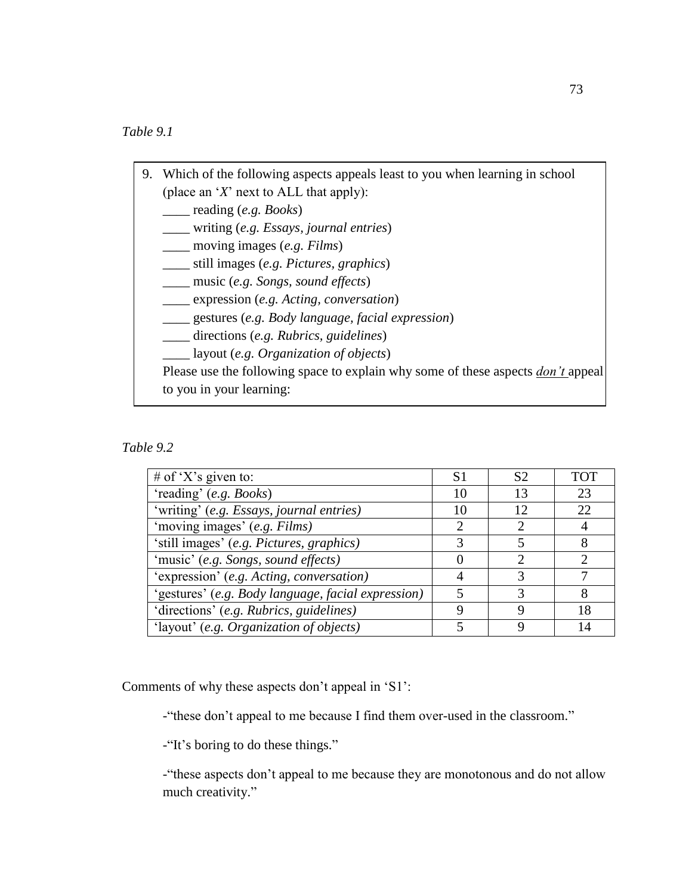*Table 9.1*

9. Which of the following aspects appeals least to you when learning in school (place an '*X*' next to ALL that apply):
   ____ reading (*e.g. Books*)
   ____ writing (*e.g. Essays, journal entries*)
   ____ moving images (*e.g. Films*)
   ____ still images (*e.g. Pictures, graphics*)
   ____ music (*e.g. Songs, sound effects*)
   ____ expression (*e.g. Acting, conversation*)
   ____ gestures (*e.g. Body language, facial expression*)
   ____ directions (*e.g. Rubrics, guidelines*)
   ____ layout (*e.g. Organization of objects*)
   Please use the following space to explain why some of these aspects ***don't*** appeal to you in your learning:

*Table 9.2*

| # of 'X's given to: | S1 | S2 | TOT |
|---|---|---|---|
| 'reading' (*e.g. Books*) | 10 | 13 | 23 |
| 'writing' (*e.g. Essays, journal entries)* | 10 | 12 | 22 |
| 'moving images' (*e.g. Films)* | 2 | 2 | 4 |
| 'still images' (*e.g. Pictures, graphics)* | 3 | 5 | 8 |
| 'music' (*e.g. Songs, sound effects)* | 0 | 2 | 2 |
| 'expression' (*e.g. Acting, conversation)* | 4 | 3 | 7 |
| 'gestures' (*e.g. Body language, facial expression)* | 5 | 3 | 8 |
| 'directions' (*e.g. Rubrics, guidelines)* | 9 | 9 | 18 |
| 'layout' (*e.g. Organization of objects)* | 5 | 9 | 14 |

Comments of why these aspects don't appeal in 'S1':

-"these don't appeal to me because I find them over-used in the classroom."

-"It's boring to do these things."

-"these aspects don't appeal to me because they are monotonous and do not allow much creativity."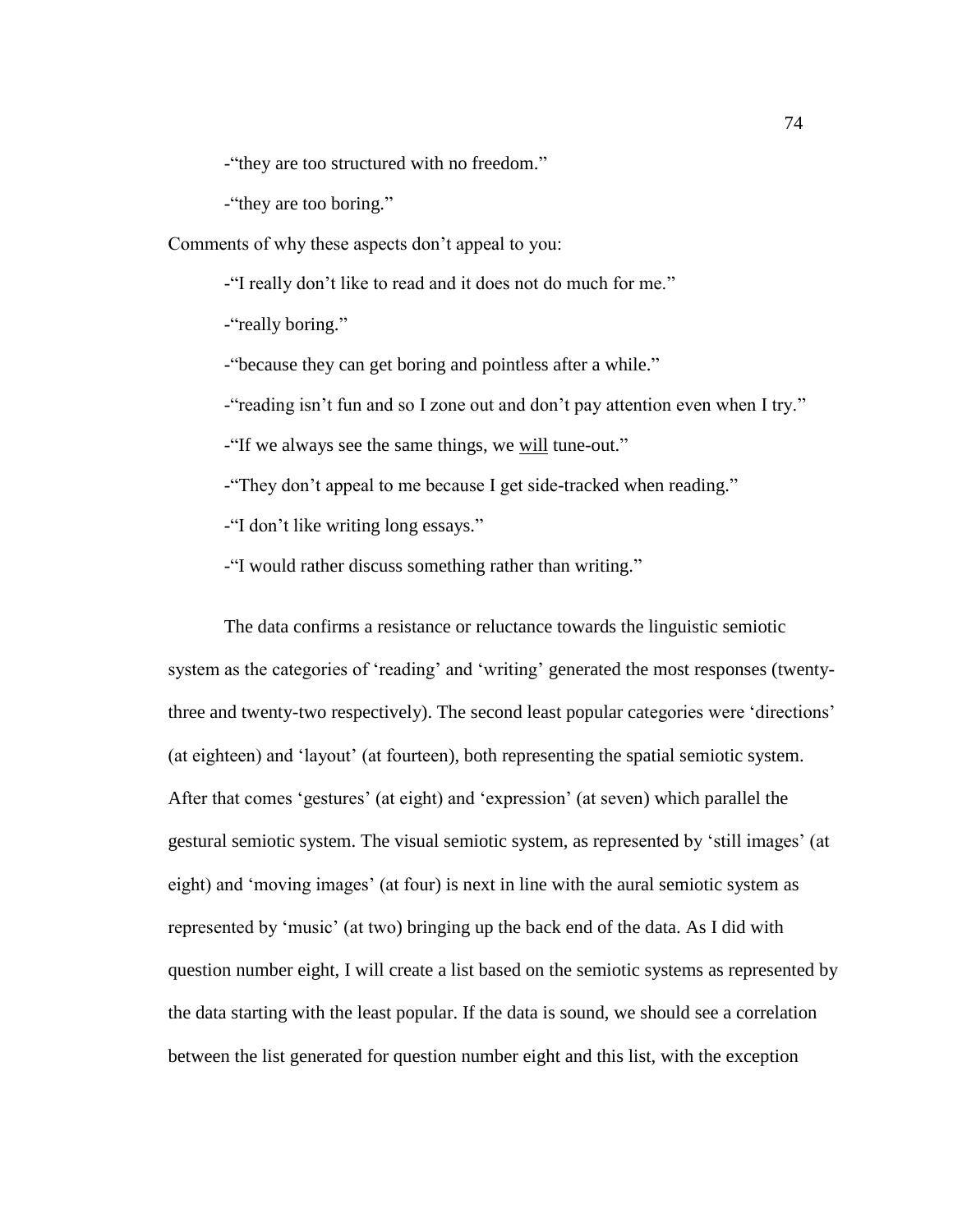-“they are too structured with no freedom.”

-“they are too boring.”

Comments of why these aspects don’t appeal to you:

-“I really don’t like to read and it does not do much for me.”

-“really boring.”

-“because they can get boring and pointless after a while.”

-“reading isn’t fun and so I zone out and don’t pay attention even when I try.”

-“If we always see the same things, we <u>will</u> tune-out.”

-“They don’t appeal to me because I get side-tracked when reading.”

-“I don’t like writing long essays.”

-“I would rather discuss something rather than writing.”

The data confirms a resistance or reluctance towards the linguistic semiotic system as the categories of ‘reading’ and ‘writing’ generated the most responses (twenty-three and twenty-two respectively). The second least popular categories were ‘directions’ (at eighteen) and ‘layout’ (at fourteen), both representing the spatial semiotic system. After that comes ‘gestures’ (at eight) and ‘expression’ (at seven) which parallel the gestural semiotic system. The visual semiotic system, as represented by ‘still images’ (at eight) and ‘moving images’ (at four) is next in line with the aural semiotic system as represented by ‘music’ (at two) bringing up the back end of the data. As I did with question number eight, I will create a list based on the semiotic systems as represented by the data starting with the least popular. If the data is sound, we should see a correlation between the list generated for question number eight and this list, with the exception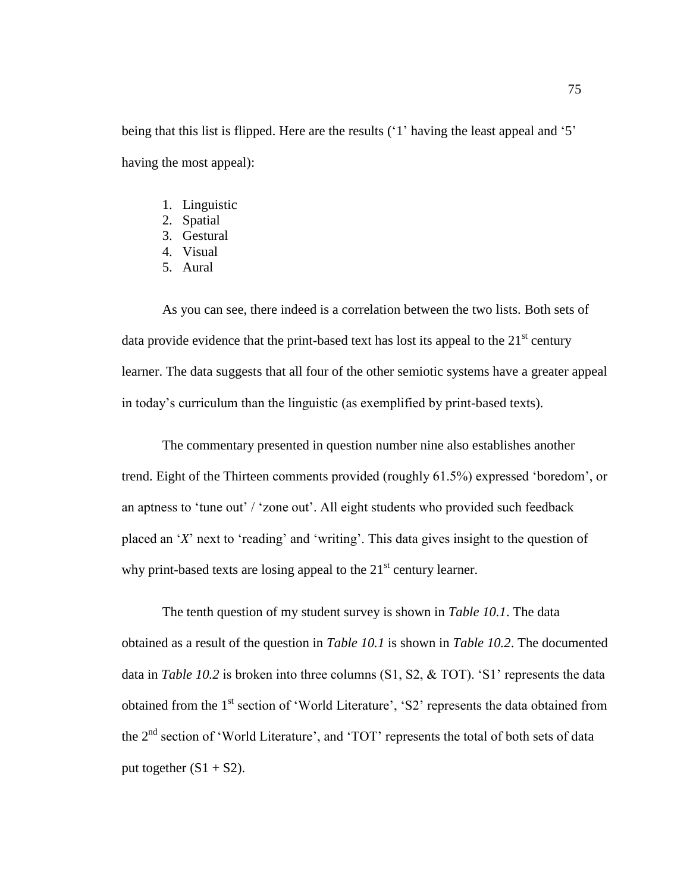being that this list is flipped. Here are the results ('1' having the least appeal and '5' having the most appeal):

1. Linguistic
2. Spatial
3. Gestural
4. Visual
5. Aural

As you can see, there indeed is a correlation between the two lists. Both sets of data provide evidence that the print-based text has lost its appeal to the 21st century learner. The data suggests that all four of the other semiotic systems have a greater appeal in today's curriculum than the linguistic (as exemplified by print-based texts).

The commentary presented in question number nine also establishes another trend. Eight of the Thirteen comments provided (roughly 61.5%) expressed 'boredom', or an aptness to 'tune out' / 'zone out'. All eight students who provided such feedback placed an '*X*' next to 'reading' and 'writing'. This data gives insight to the question of why print-based texts are losing appeal to the 21st century learner.

The tenth question of my student survey is shown in *Table 10.1*. The data obtained as a result of the question in *Table 10.1* is shown in *Table 10.2*. The documented data in *Table 10.2* is broken into three columns (S1, S2, & TOT). 'S1' represents the data obtained from the 1st section of 'World Literature', 'S2' represents the data obtained from the 2nd section of 'World Literature', and 'TOT' represents the total of both sets of data put together (S1 + S2).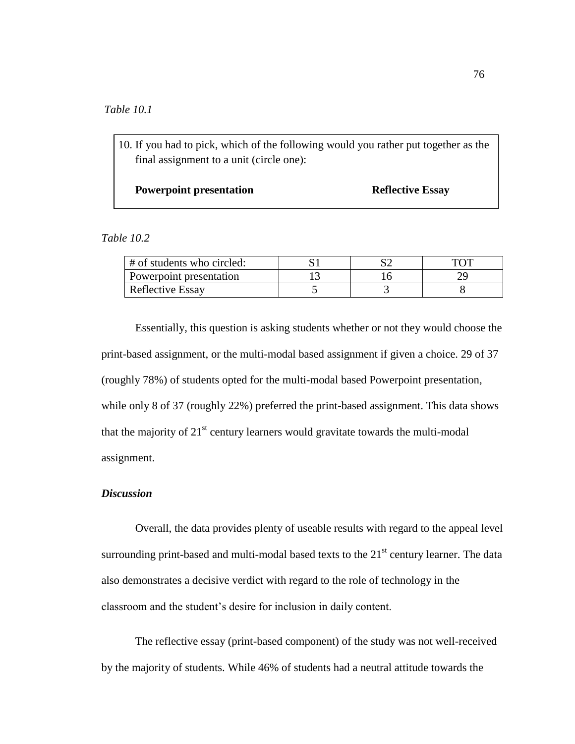*Table 10.1*

10. If you had to pick, which of the following would you rather put together as the final assignment to a unit (circle one):

**Powerpoint presentation** **Reflective Essay**

*Table 10.2*

| # of students who circled: | S1 | S2 | TOT |
|---|---|---|---|
| Powerpoint presentation | 13 | 16 | 29 |
| Reflective Essay | 5 | 3 | 8 |

Essentially, this question is asking students whether or not they would choose the print-based assignment, or the multi-modal based assignment if given a choice. 29 of 37 (roughly 78%) of students opted for the multi-modal based Powerpoint presentation, while only 8 of 37 (roughly 22%) preferred the print-based assignment. This data shows that the majority of 21st century learners would gravitate towards the multi-modal assignment.

### *Discussion*

Overall, the data provides plenty of useable results with regard to the appeal level surrounding print-based and multi-modal based texts to the 21st century learner. The data also demonstrates a decisive verdict with regard to the role of technology in the classroom and the student's desire for inclusion in daily content.

The reflective essay (print-based component) of the study was not well-received by the majority of students. While 46% of students had a neutral attitude towards the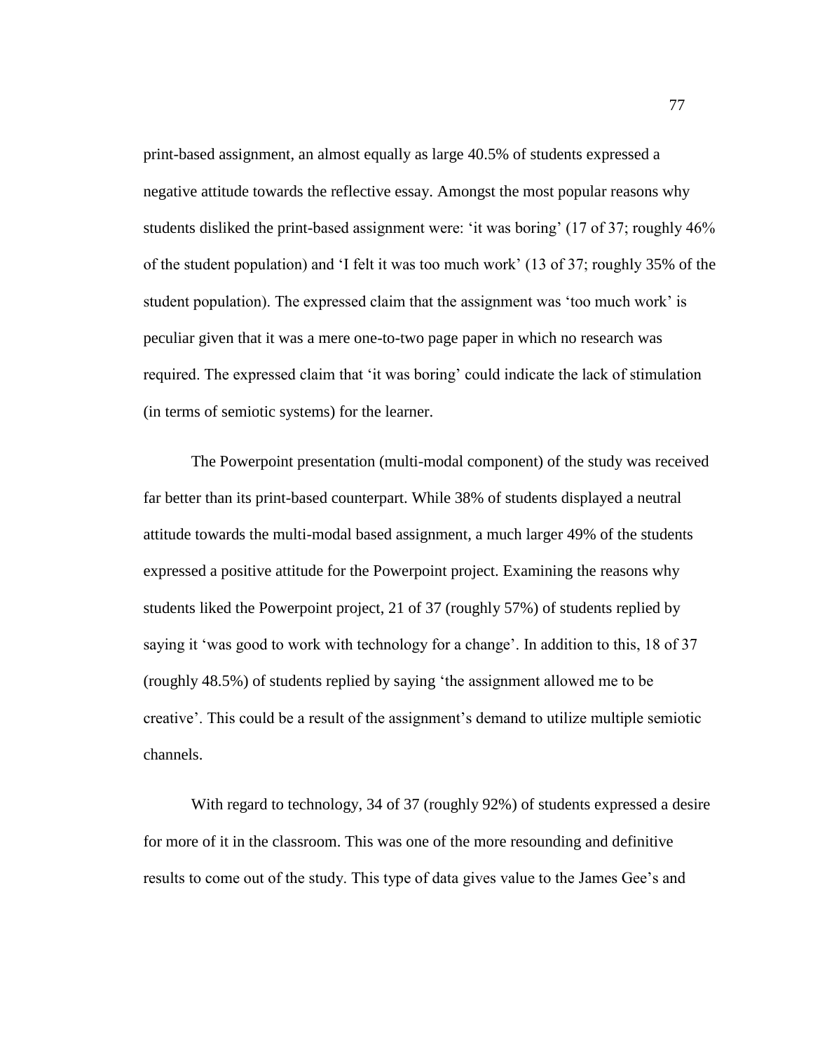print-based assignment, an almost equally as large 40.5% of students expressed a negative attitude towards the reflective essay. Amongst the most popular reasons why students disliked the print-based assignment were: 'it was boring' (17 of 37; roughly 46% of the student population) and 'I felt it was too much work' (13 of 37; roughly 35% of the student population). The expressed claim that the assignment was 'too much work' is peculiar given that it was a mere one-to-two page paper in which no research was required. The expressed claim that 'it was boring' could indicate the lack of stimulation (in terms of semiotic systems) for the learner.

The Powerpoint presentation (multi-modal component) of the study was received far better than its print-based counterpart. While 38% of students displayed a neutral attitude towards the multi-modal based assignment, a much larger 49% of the students expressed a positive attitude for the Powerpoint project. Examining the reasons why students liked the Powerpoint project, 21 of 37 (roughly 57%) of students replied by saying it 'was good to work with technology for a change'. In addition to this, 18 of 37 (roughly 48.5%) of students replied by saying 'the assignment allowed me to be creative'. This could be a result of the assignment's demand to utilize multiple semiotic channels.

With regard to technology, 34 of 37 (roughly 92%) of students expressed a desire for more of it in the classroom. This was one of the more resounding and definitive results to come out of the study. This type of data gives value to the James Gee's and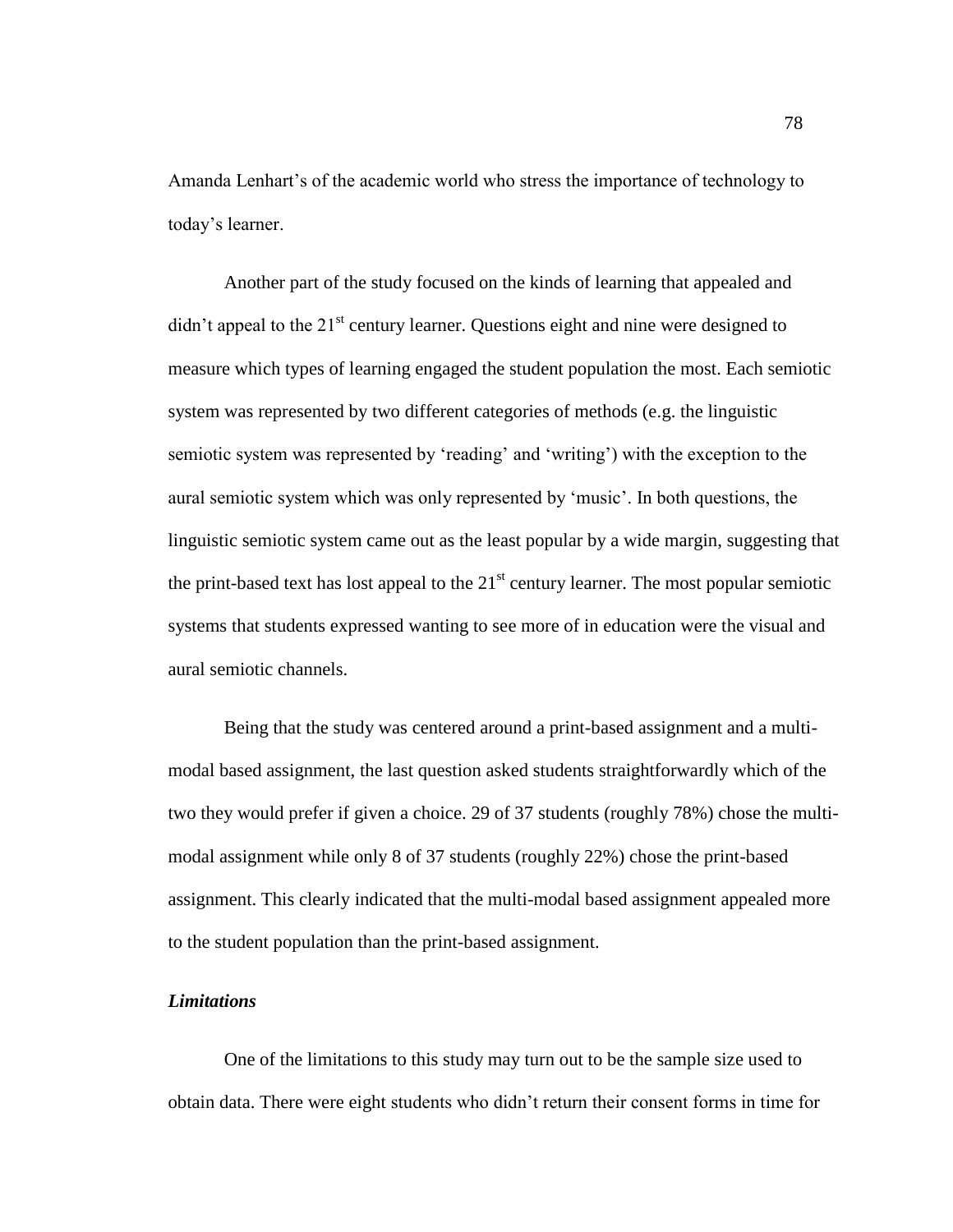Amanda Lenhart's of the academic world who stress the importance of technology to today's learner.

Another part of the study focused on the kinds of learning that appealed and didn't appeal to the 21st century learner. Questions eight and nine were designed to measure which types of learning engaged the student population the most. Each semiotic system was represented by two different categories of methods (e.g. the linguistic semiotic system was represented by 'reading' and 'writing') with the exception to the aural semiotic system which was only represented by 'music'. In both questions, the linguistic semiotic system came out as the least popular by a wide margin, suggesting that the print-based text has lost appeal to the 21st century learner. The most popular semiotic systems that students expressed wanting to see more of in education were the visual and aural semiotic channels.

Being that the study was centered around a print-based assignment and a multi-modal based assignment, the last question asked students straightforwardly which of the two they would prefer if given a choice. 29 of 37 students (roughly 78%) chose the multi-modal assignment while only 8 of 37 students (roughly 22%) chose the print-based assignment. This clearly indicated that the multi-modal based assignment appealed more to the student population than the print-based assignment.

### *Limitations*

One of the limitations to this study may turn out to be the sample size used to obtain data. There were eight students who didn't return their consent forms in time for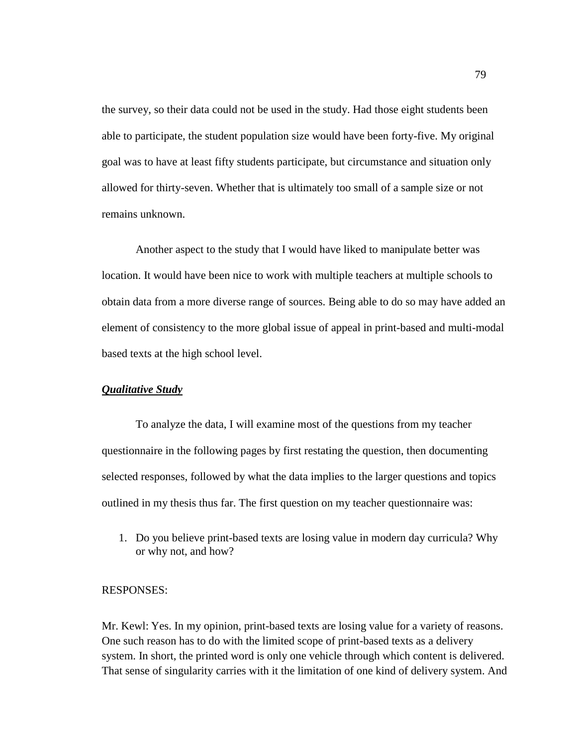the survey, so their data could not be used in the study. Had those eight students been able to participate, the student population size would have been forty-five. My original goal was to have at least fifty students participate, but circumstance and situation only allowed for thirty-seven. Whether that is ultimately too small of a sample size or not remains unknown.

Another aspect to the study that I would have liked to manipulate better was location. It would have been nice to work with multiple teachers at multiple schools to obtain data from a more diverse range of sources. Being able to do so may have added an element of consistency to the more global issue of appeal in print-based and multi-modal based texts at the high school level.

***Qualitative Study***

To analyze the data, I will examine most of the questions from my teacher questionnaire in the following pages by first restating the question, then documenting selected responses, followed by what the data implies to the larger questions and topics outlined in my thesis thus far. The first question on my teacher questionnaire was:

1. Do you believe print-based texts are losing value in modern day curricula? Why or why not, and how?

RESPONSES:

Mr. Kewl: Yes. In my opinion, print-based texts are losing value for a variety of reasons. One such reason has to do with the limited scope of print-based texts as a delivery system. In short, the printed word is only one vehicle through which content is delivered. That sense of singularity carries with it the limitation of one kind of delivery system. And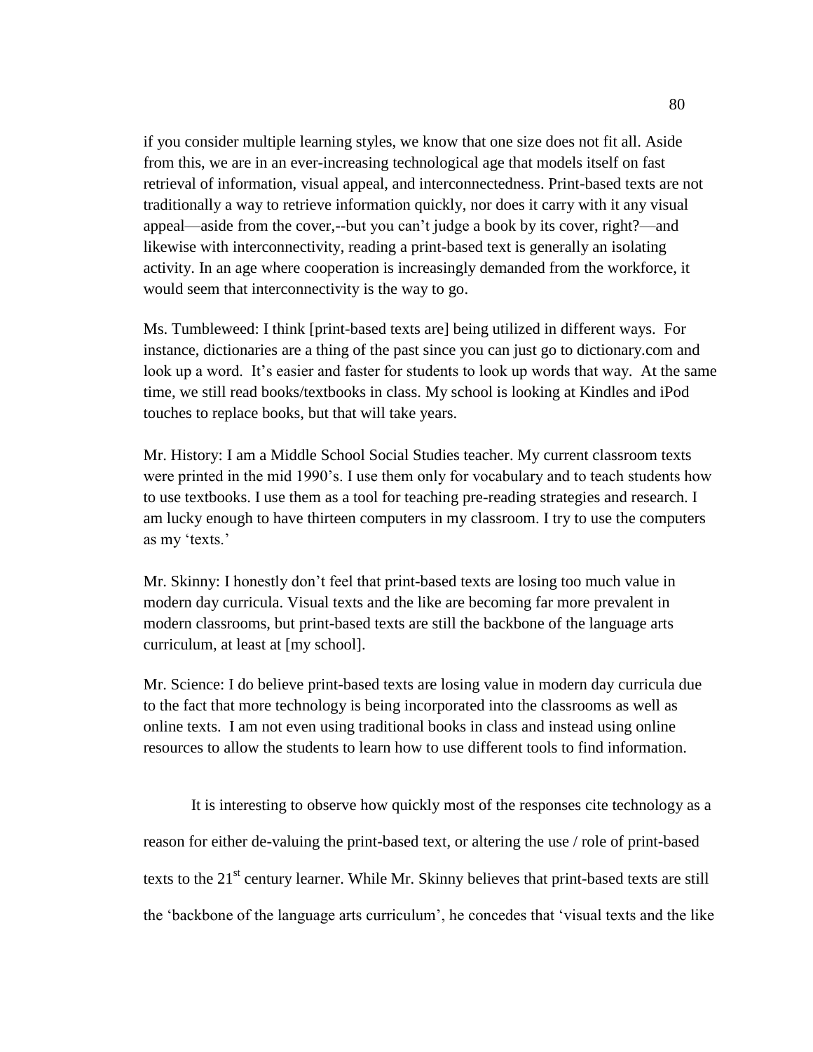if you consider multiple learning styles, we know that one size does not fit all. Aside from this, we are in an ever-increasing technological age that models itself on fast retrieval of information, visual appeal, and interconnectedness. Print-based texts are not traditionally a way to retrieve information quickly, nor does it carry with it any visual appeal—aside from the cover,--but you can't judge a book by its cover, right?—and likewise with interconnectivity, reading a print-based text is generally an isolating activity. In an age where cooperation is increasingly demanded from the workforce, it would seem that interconnectivity is the way to go.

Ms. Tumbleweed: I think [print-based texts are] being utilized in different ways. For instance, dictionaries are a thing of the past since you can just go to dictionary.com and look up a word. It's easier and faster for students to look up words that way. At the same time, we still read books/textbooks in class. My school is looking at Kindles and iPod touches to replace books, but that will take years.

Mr. History: I am a Middle School Social Studies teacher. My current classroom texts were printed in the mid 1990's. I use them only for vocabulary and to teach students how to use textbooks. I use them as a tool for teaching pre-reading strategies and research. I am lucky enough to have thirteen computers in my classroom. I try to use the computers as my 'texts.'

Mr. Skinny: I honestly don't feel that print-based texts are losing too much value in modern day curricula. Visual texts and the like are becoming far more prevalent in modern classrooms, but print-based texts are still the backbone of the language arts curriculum, at least at [my school].

Mr. Science: I do believe print-based texts are losing value in modern day curricula due to the fact that more technology is being incorporated into the classrooms as well as online texts. I am not even using traditional books in class and instead using online resources to allow the students to learn how to use different tools to find information.

It is interesting to observe how quickly most of the responses cite technology as a reason for either de-valuing the print-based text, or altering the use / role of print-based texts to the 21st century learner. While Mr. Skinny believes that print-based texts are still the 'backbone of the language arts curriculum', he concedes that 'visual texts and the like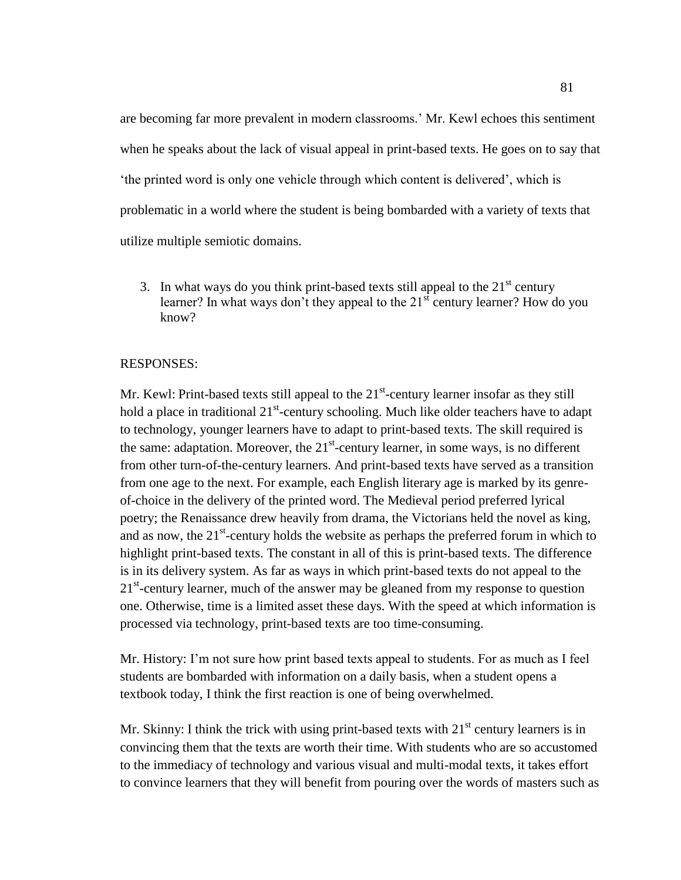are becoming far more prevalent in modern classrooms.' Mr. Kewl echoes this sentiment when he speaks about the lack of visual appeal in print-based texts. He goes on to say that 'the printed word is only one vehicle through which content is delivered', which is problematic in a world where the student is being bombarded with a variety of texts that utilize multiple semiotic domains.

3. In what ways do you think print-based texts still appeal to the 21st century learner? In what ways don't they appeal to the 21st century learner? How do you know?

RESPONSES:

Mr. Kewl: Print-based texts still appeal to the 21st-century learner insofar as they still hold a place in traditional 21st-century schooling. Much like older teachers have to adapt to technology, younger learners have to adapt to print-based texts. The skill required is the same: adaptation. Moreover, the 21st-century learner, in some ways, is no different from other turn-of-the-century learners. And print-based texts have served as a transition from one age to the next. For example, each English literary age is marked by its genre-of-choice in the delivery of the printed word. The Medieval period preferred lyrical poetry; the Renaissance drew heavily from drama, the Victorians held the novel as king, and as now, the 21st-century holds the website as perhaps the preferred forum in which to highlight print-based texts. The constant in all of this is print-based texts. The difference is in its delivery system. As far as ways in which print-based texts do not appeal to the 21st-century learner, much of the answer may be gleaned from my response to question one. Otherwise, time is a limited asset these days. With the speed at which information is processed via technology, print-based texts are too time-consuming.

Mr. History: I'm not sure how print based texts appeal to students. For as much as I feel students are bombarded with information on a daily basis, when a student opens a textbook today, I think the first reaction is one of being overwhelmed.

Mr. Skinny: I think the trick with using print-based texts with 21st century learners is in convincing them that the texts are worth their time. With students who are so accustomed to the immediacy of technology and various visual and multi-modal texts, it takes effort to convince learners that they will benefit from pouring over the words of masters such as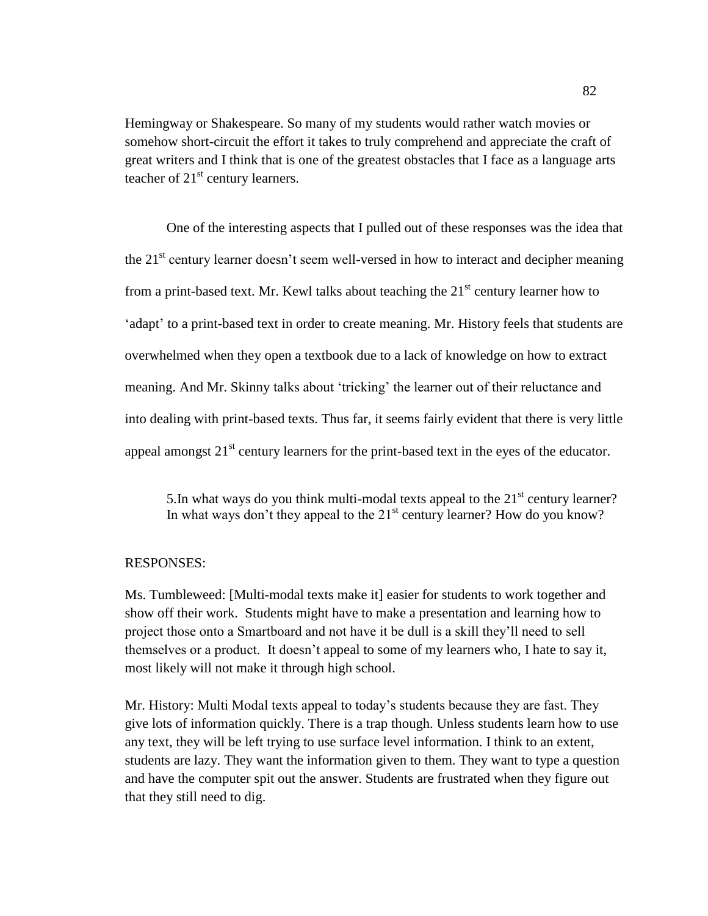Hemingway or Shakespeare. So many of my students would rather watch movies or somehow short-circuit the effort it takes to truly comprehend and appreciate the craft of great writers and I think that is one of the greatest obstacles that I face as a language arts teacher of 21st century learners.

One of the interesting aspects that I pulled out of these responses was the idea that the 21st century learner doesn't seem well-versed in how to interact and decipher meaning from a print-based text. Mr. Kewl talks about teaching the 21st century learner how to 'adapt' to a print-based text in order to create meaning. Mr. History feels that students are overwhelmed when they open a textbook due to a lack of knowledge on how to extract meaning. And Mr. Skinny talks about 'tricking' the learner out of their reluctance and into dealing with print-based texts. Thus far, it seems fairly evident that there is very little appeal amongst 21st century learners for the print-based text in the eyes of the educator.

> 5.In what ways do you think multi-modal texts appeal to the 21st century learner? In what ways don't they appeal to the 21st century learner? How do you know?

RESPONSES:

Ms. Tumbleweed: [Multi-modal texts make it] easier for students to work together and show off their work. Students might have to make a presentation and learning how to project those onto a Smartboard and not have it be dull is a skill they'll need to sell themselves or a product. It doesn't appeal to some of my learners who, I hate to say it, most likely will not make it through high school.

Mr. History: Multi Modal texts appeal to today's students because they are fast. They give lots of information quickly. There is a trap though. Unless students learn how to use any text, they will be left trying to use surface level information. I think to an extent, students are lazy. They want the information given to them. They want to type a question and have the computer spit out the answer. Students are frustrated when they figure out that they still need to dig.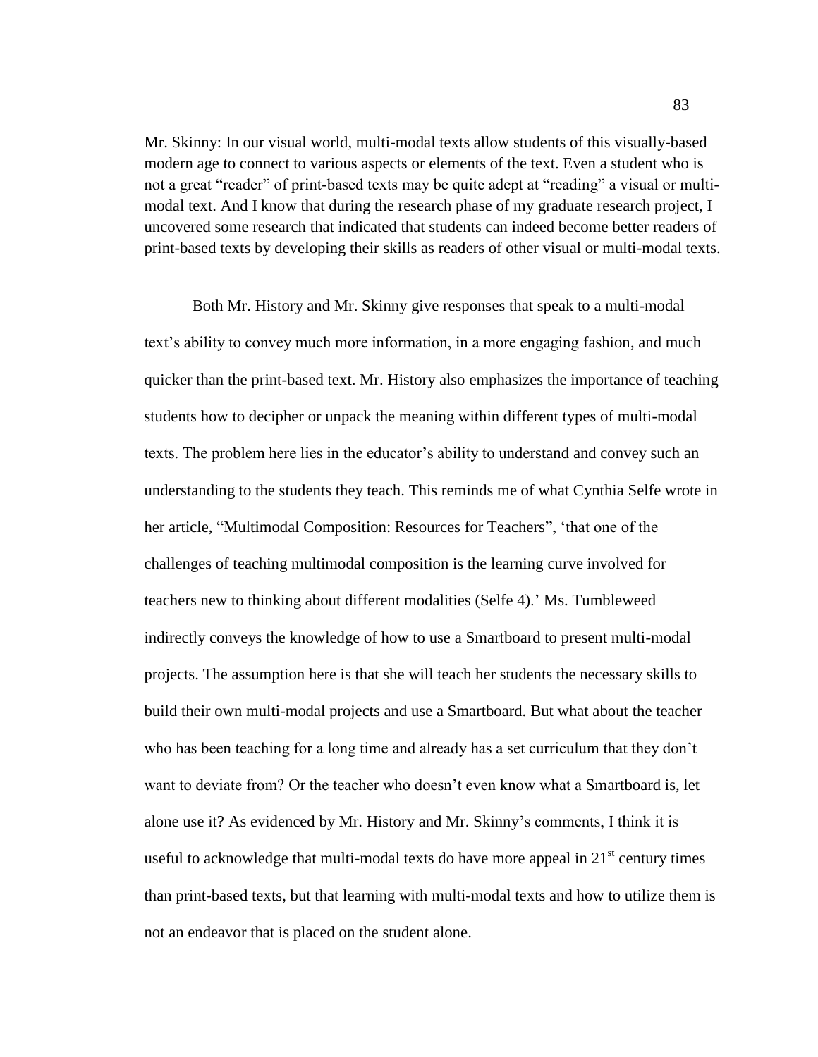Mr. Skinny: In our visual world, multi-modal texts allow students of this visually-based modern age to connect to various aspects or elements of the text. Even a student who is not a great "reader" of print-based texts may be quite adept at "reading" a visual or multi-modal text. And I know that during the research phase of my graduate research project, I uncovered some research that indicated that students can indeed become better readers of print-based texts by developing their skills as readers of other visual or multi-modal texts.

Both Mr. History and Mr. Skinny give responses that speak to a multi-modal text's ability to convey much more information, in a more engaging fashion, and much quicker than the print-based text. Mr. History also emphasizes the importance of teaching students how to decipher or unpack the meaning within different types of multi-modal texts. The problem here lies in the educator's ability to understand and convey such an understanding to the students they teach. This reminds me of what Cynthia Selfe wrote in her article, "Multimodal Composition: Resources for Teachers", 'that one of the challenges of teaching multimodal composition is the learning curve involved for teachers new to thinking about different modalities (Selfe 4).' Ms. Tumbleweed indirectly conveys the knowledge of how to use a Smartboard to present multi-modal projects. The assumption here is that she will teach her students the necessary skills to build their own multi-modal projects and use a Smartboard. But what about the teacher who has been teaching for a long time and already has a set curriculum that they don't want to deviate from? Or the teacher who doesn't even know what a Smartboard is, let alone use it? As evidenced by Mr. History and Mr. Skinny's comments, I think it is useful to acknowledge that multi-modal texts do have more appeal in 21st century times than print-based texts, but that learning with multi-modal texts and how to utilize them is not an endeavor that is placed on the student alone.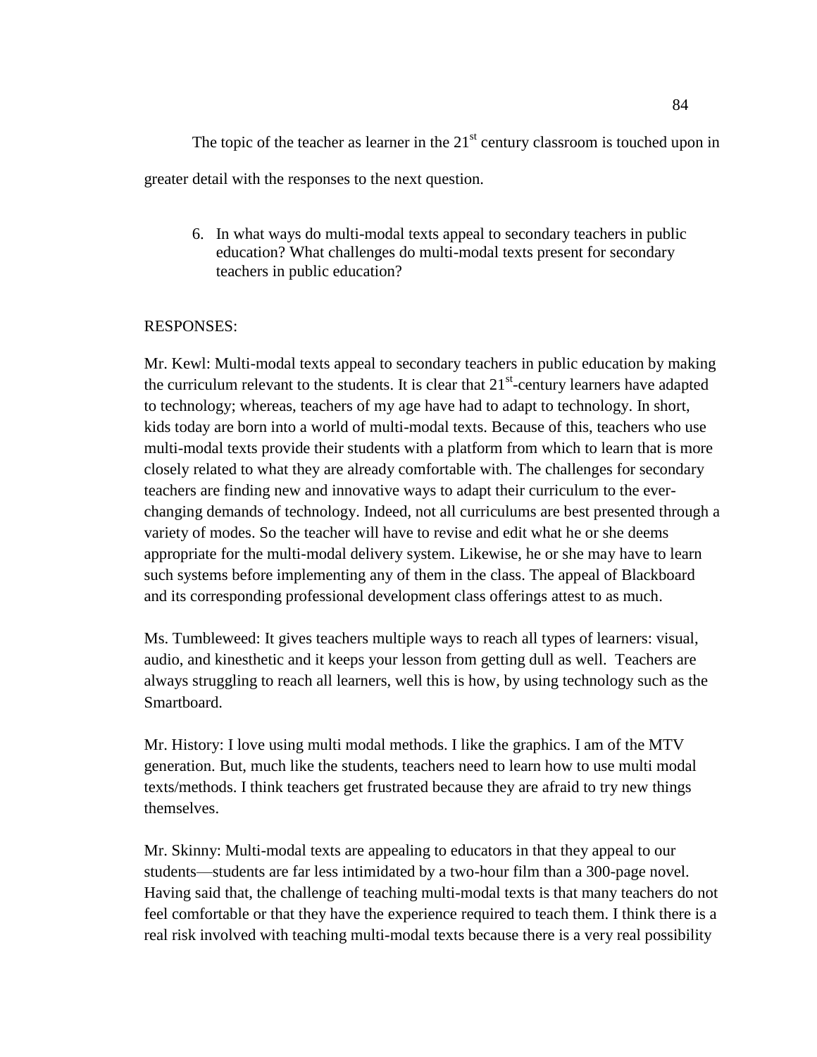The topic of the teacher as learner in the 21st century classroom is touched upon in greater detail with the responses to the next question.

6. In what ways do multi-modal texts appeal to secondary teachers in public education? What challenges do multi-modal texts present for secondary teachers in public education?

RESPONSES:

Mr. Kewl: Multi-modal texts appeal to secondary teachers in public education by making the curriculum relevant to the students. It is clear that 21st-century learners have adapted to technology; whereas, teachers of my age have had to adapt to technology. In short, kids today are born into a world of multi-modal texts. Because of this, teachers who use multi-modal texts provide their students with a platform from which to learn that is more closely related to what they are already comfortable with. The challenges for secondary teachers are finding new and innovative ways to adapt their curriculum to the ever-changing demands of technology. Indeed, not all curriculums are best presented through a variety of modes. So the teacher will have to revise and edit what he or she deems appropriate for the multi-modal delivery system. Likewise, he or she may have to learn such systems before implementing any of them in the class. The appeal of Blackboard and its corresponding professional development class offerings attest to as much.

Ms. Tumbleweed: It gives teachers multiple ways to reach all types of learners: visual, audio, and kinesthetic and it keeps your lesson from getting dull as well. Teachers are always struggling to reach all learners, well this is how, by using technology such as the Smartboard.

Mr. History: I love using multi modal methods. I like the graphics. I am of the MTV generation. But, much like the students, teachers need to learn how to use multi modal texts/methods. I think teachers get frustrated because they are afraid to try new things themselves.

Mr. Skinny: Multi-modal texts are appealing to educators in that they appeal to our students—students are far less intimidated by a two-hour film than a 300-page novel. Having said that, the challenge of teaching multi-modal texts is that many teachers do not feel comfortable or that they have the experience required to teach them. I think there is a real risk involved with teaching multi-modal texts because there is a very real possibility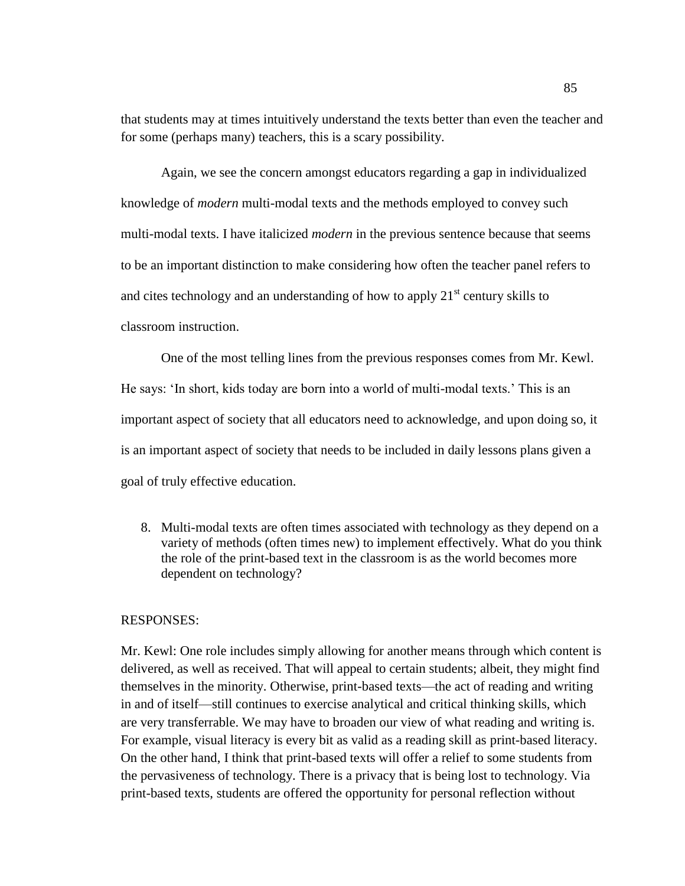that students may at times intuitively understand the texts better than even the teacher and for some (perhaps many) teachers, this is a scary possibility.

Again, we see the concern amongst educators regarding a gap in individualized knowledge of *modern* multi-modal texts and the methods employed to convey such multi-modal texts. I have italicized *modern* in the previous sentence because that seems to be an important distinction to make considering how often the teacher panel refers to and cites technology and an understanding of how to apply 21st century skills to classroom instruction.

One of the most telling lines from the previous responses comes from Mr. Kewl. He says: 'In short, kids today are born into a world of multi-modal texts.' This is an important aspect of society that all educators need to acknowledge, and upon doing so, it is an important aspect of society that needs to be included in daily lessons plans given a goal of truly effective education.

8. Multi-modal texts are often times associated with technology as they depend on a variety of methods (often times new) to implement effectively. What do you think the role of the print-based text in the classroom is as the world becomes more dependent on technology?

RESPONSES:

Mr. Kewl: One role includes simply allowing for another means through which content is delivered, as well as received. That will appeal to certain students; albeit, they might find themselves in the minority. Otherwise, print-based texts—the act of reading and writing in and of itself—still continues to exercise analytical and critical thinking skills, which are very transferrable. We may have to broaden our view of what reading and writing is. For example, visual literacy is every bit as valid as a reading skill as print-based literacy. On the other hand, I think that print-based texts will offer a relief to some students from the pervasiveness of technology. There is a privacy that is being lost to technology. Via print-based texts, students are offered the opportunity for personal reflection without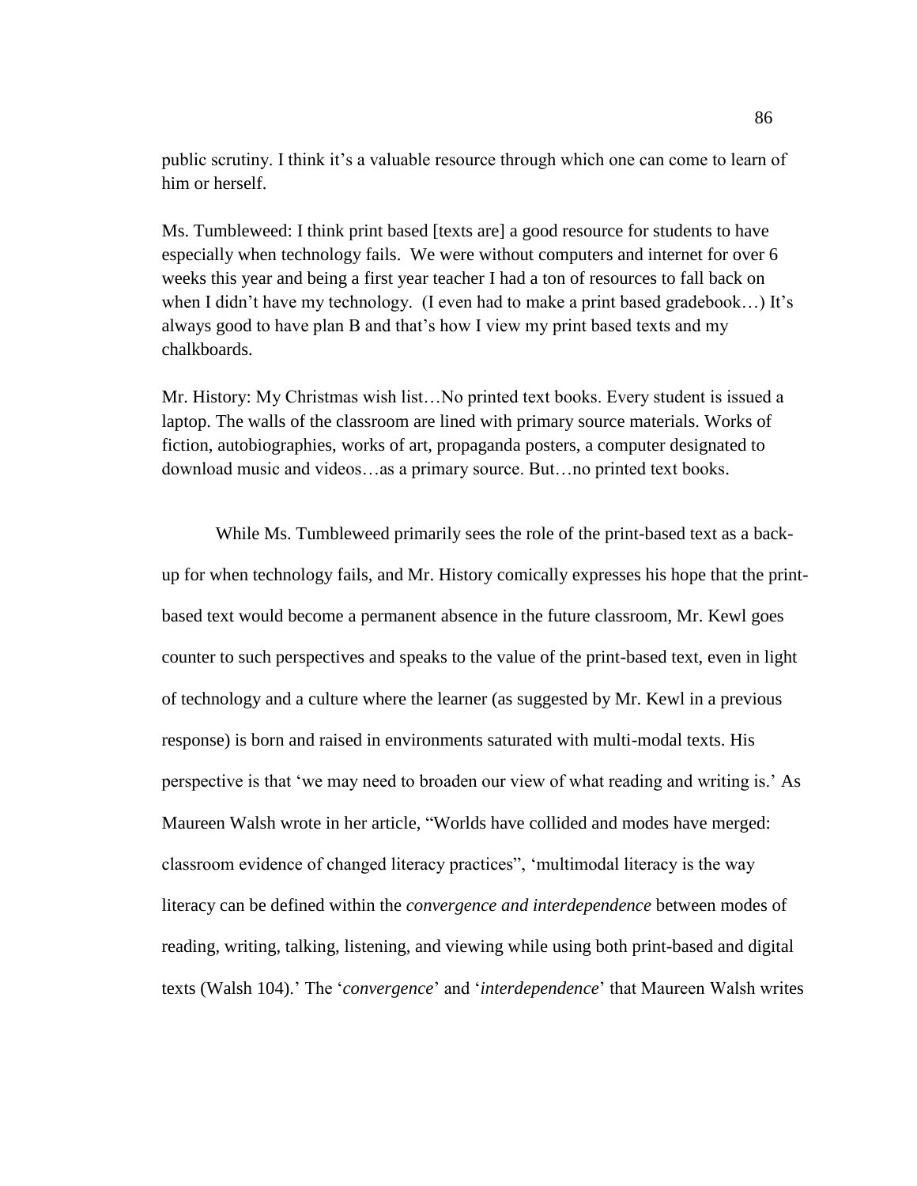public scrutiny. I think it's a valuable resource through which one can come to learn of him or herself.

Ms. Tumbleweed: I think print based [texts are] a good resource for students to have especially when technology fails. We were without computers and internet for over 6 weeks this year and being a first year teacher I had a ton of resources to fall back on when I didn't have my technology. (I even had to make a print based gradebook…) It's always good to have plan B and that's how I view my print based texts and my chalkboards.

Mr. History: My Christmas wish list…No printed text books. Every student is issued a laptop. The walls of the classroom are lined with primary source materials. Works of fiction, autobiographies, works of art, propaganda posters, a computer designated to download music and videos…as a primary source. But…no printed text books.

While Ms. Tumbleweed primarily sees the role of the print-based text as a back-up for when technology fails, and Mr. History comically expresses his hope that the print-based text would become a permanent absence in the future classroom, Mr. Kewl goes counter to such perspectives and speaks to the value of the print-based text, even in light of technology and a culture where the learner (as suggested by Mr. Kewl in a previous response) is born and raised in environments saturated with multi-modal texts. His perspective is that 'we may need to broaden our view of what reading and writing is.' As Maureen Walsh wrote in her article, "Worlds have collided and modes have merged: classroom evidence of changed literacy practices", 'multimodal literacy is the way literacy can be defined within the *convergence and interdependence* between modes of reading, writing, talking, listening, and viewing while using both print-based and digital texts (Walsh 104).' The '*convergence*' and '*interdependence*' that Maureen Walsh writes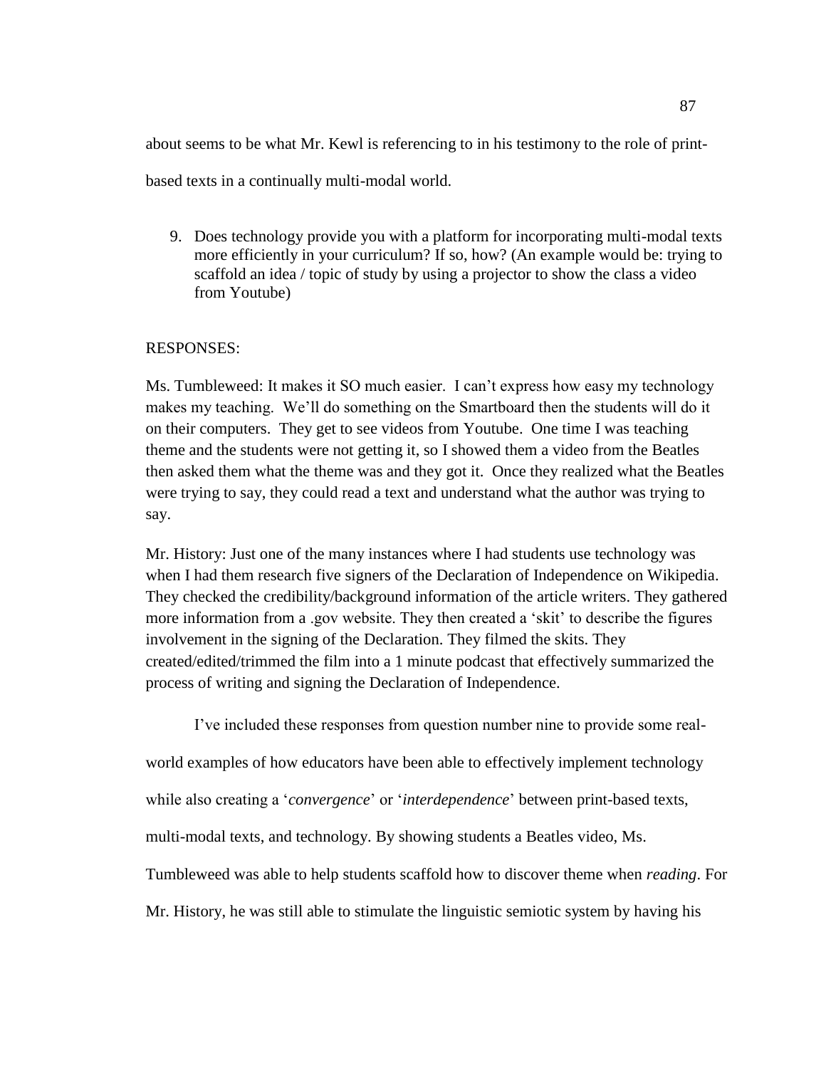about seems to be what Mr. Kewl is referencing to in his testimony to the role of print-based texts in a continually multi-modal world.

9. Does technology provide you with a platform for incorporating multi-modal texts more efficiently in your curriculum? If so, how? (An example would be: trying to scaffold an idea / topic of study by using a projector to show the class a video from Youtube)

RESPONSES:

Ms. Tumbleweed: It makes it SO much easier. I can't express how easy my technology makes my teaching. We'll do something on the Smartboard then the students will do it on their computers. They get to see videos from Youtube. One time I was teaching theme and the students were not getting it, so I showed them a video from the Beatles then asked them what the theme was and they got it. Once they realized what the Beatles were trying to say, they could read a text and understand what the author was trying to say.

Mr. History: Just one of the many instances where I had students use technology was when I had them research five signers of the Declaration of Independence on Wikipedia. They checked the credibility/background information of the article writers. They gathered more information from a .gov website. They then created a 'skit' to describe the figures involvement in the signing of the Declaration. They filmed the skits. They created/edited/trimmed the film into a 1 minute podcast that effectively summarized the process of writing and signing the Declaration of Independence.

I've included these responses from question number nine to provide some real-world examples of how educators have been able to effectively implement technology while also creating a '*convergence*' or '*interdependence*' between print-based texts, multi-modal texts, and technology. By showing students a Beatles video, Ms. Tumbleweed was able to help students scaffold how to discover theme when *reading*. For Mr. History, he was still able to stimulate the linguistic semiotic system by having his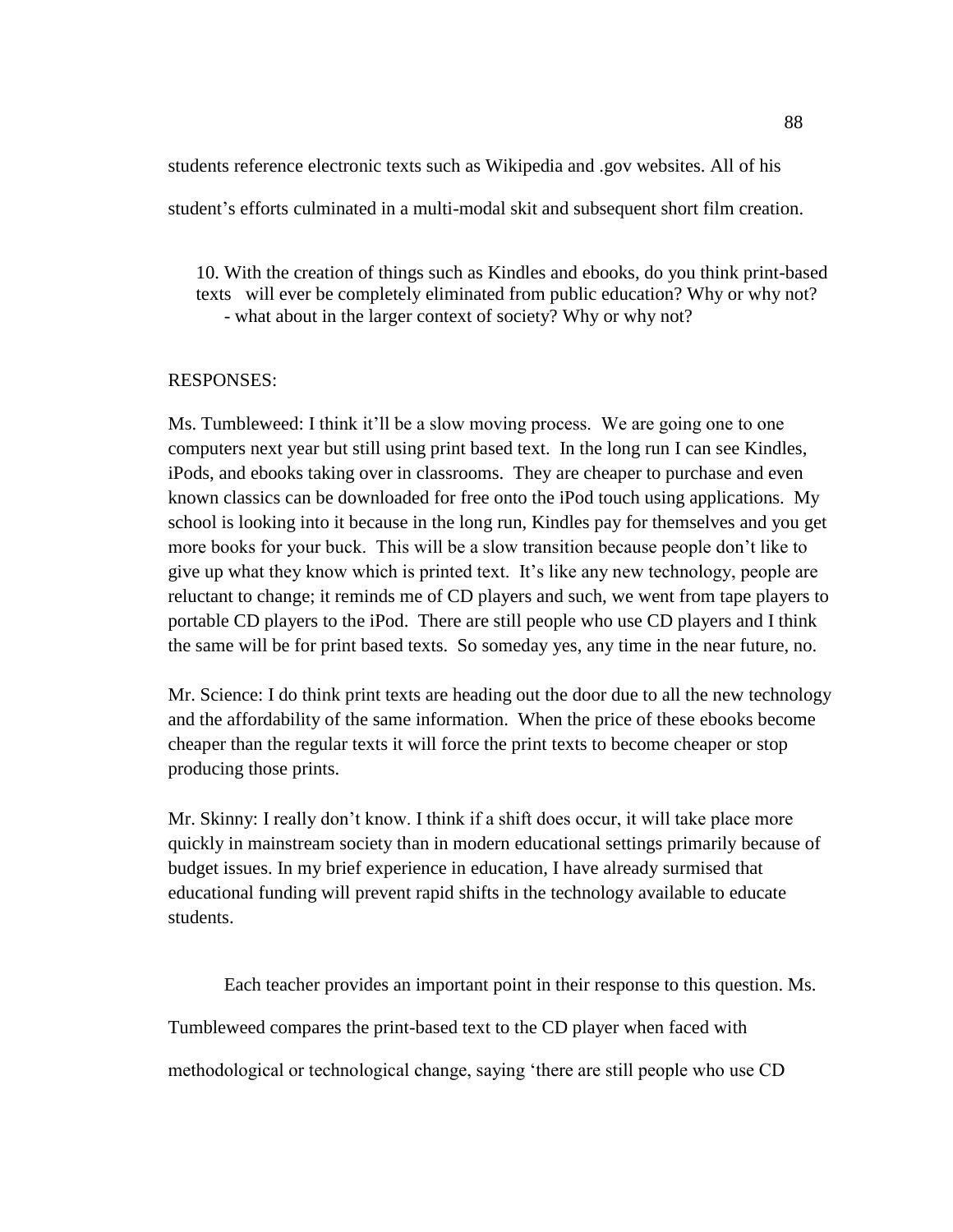students reference electronic texts such as Wikipedia and .gov websites. All of his student's efforts culminated in a multi-modal skit and subsequent short film creation.

10. With the creation of things such as Kindles and ebooks, do you think print-based texts will ever be completely eliminated from public education? Why or why not?
- what about in the larger context of society? Why or why not?

RESPONSES:

Ms. Tumbleweed: I think it'll be a slow moving process. We are going one to one computers next year but still using print based text. In the long run I can see Kindles, iPods, and ebooks taking over in classrooms. They are cheaper to purchase and even known classics can be downloaded for free onto the iPod touch using applications. My school is looking into it because in the long run, Kindles pay for themselves and you get more books for your buck. This will be a slow transition because people don't like to give up what they know which is printed text. It's like any new technology, people are reluctant to change; it reminds me of CD players and such, we went from tape players to portable CD players to the iPod. There are still people who use CD players and I think the same will be for print based texts. So someday yes, any time in the near future, no.

Mr. Science: I do think print texts are heading out the door due to all the new technology and the affordability of the same information. When the price of these ebooks become cheaper than the regular texts it will force the print texts to become cheaper or stop producing those prints.

Mr. Skinny: I really don't know. I think if a shift does occur, it will take place more quickly in mainstream society than in modern educational settings primarily because of budget issues. In my brief experience in education, I have already surmised that educational funding will prevent rapid shifts in the technology available to educate students.

Each teacher provides an important point in their response to this question. Ms. Tumbleweed compares the print-based text to the CD player when faced with methodological or technological change, saying 'there are still people who use CD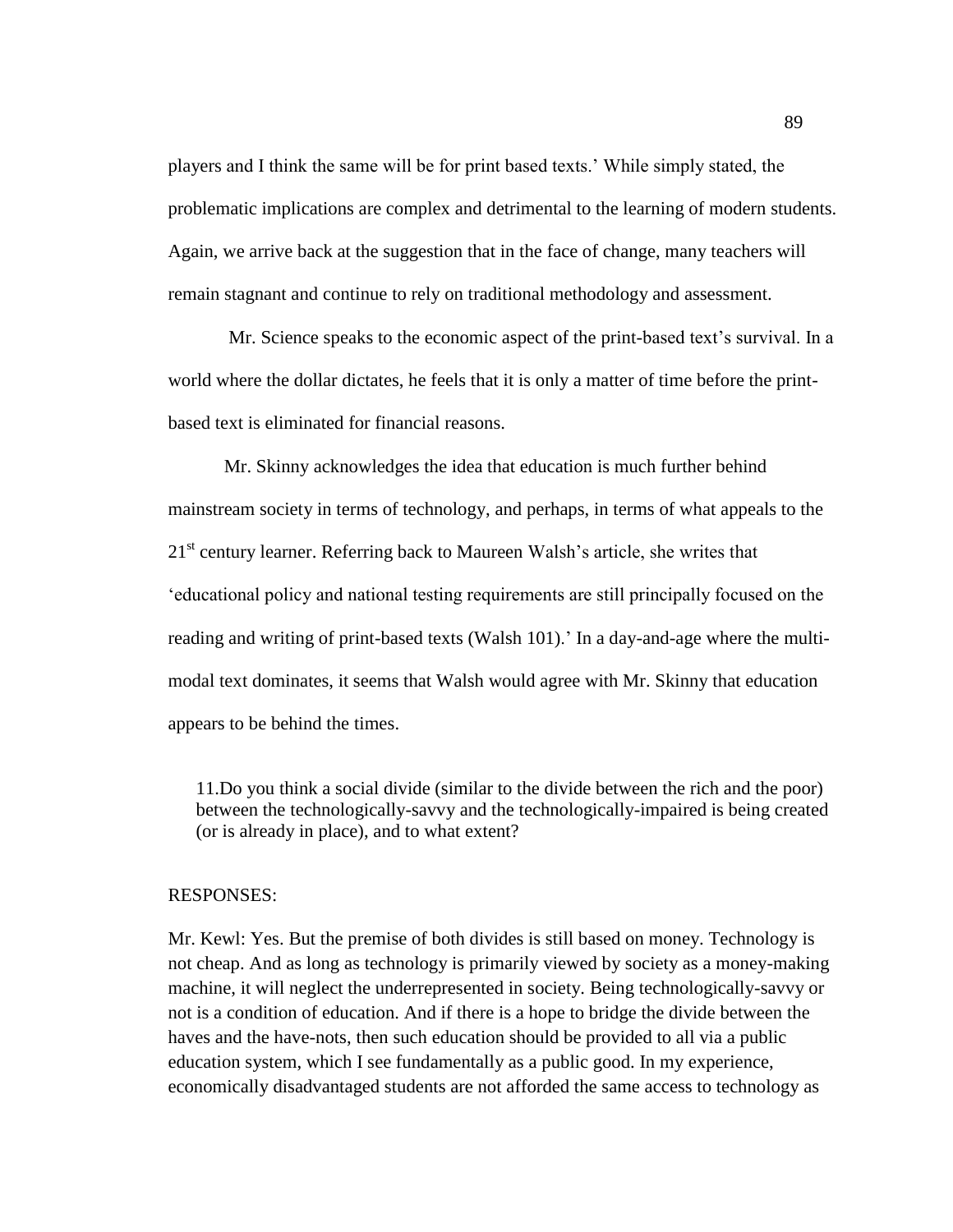players and I think the same will be for print based texts.' While simply stated, the problematic implications are complex and detrimental to the learning of modern students. Again, we arrive back at the suggestion that in the face of change, many teachers will remain stagnant and continue to rely on traditional methodology and assessment.

Mr. Science speaks to the economic aspect of the print-based text's survival. In a world where the dollar dictates, he feels that it is only a matter of time before the print-based text is eliminated for financial reasons.

Mr. Skinny acknowledges the idea that education is much further behind mainstream society in terms of technology, and perhaps, in terms of what appeals to the 21st century learner. Referring back to Maureen Walsh's article, she writes that 'educational policy and national testing requirements are still principally focused on the reading and writing of print-based texts (Walsh 101).' In a day-and-age where the multi-modal text dominates, it seems that Walsh would agree with Mr. Skinny that education appears to be behind the times.

11.Do you think a social divide (similar to the divide between the rich and the poor) between the technologically-savvy and the technologically-impaired is being created (or is already in place), and to what extent?

RESPONSES:

Mr. Kewl: Yes. But the premise of both divides is still based on money. Technology is not cheap. And as long as technology is primarily viewed by society as a money-making machine, it will neglect the underrepresented in society. Being technologically-savvy or not is a condition of education. And if there is a hope to bridge the divide between the haves and the have-nots, then such education should be provided to all via a public education system, which I see fundamentally as a public good. In my experience, economically disadvantaged students are not afforded the same access to technology as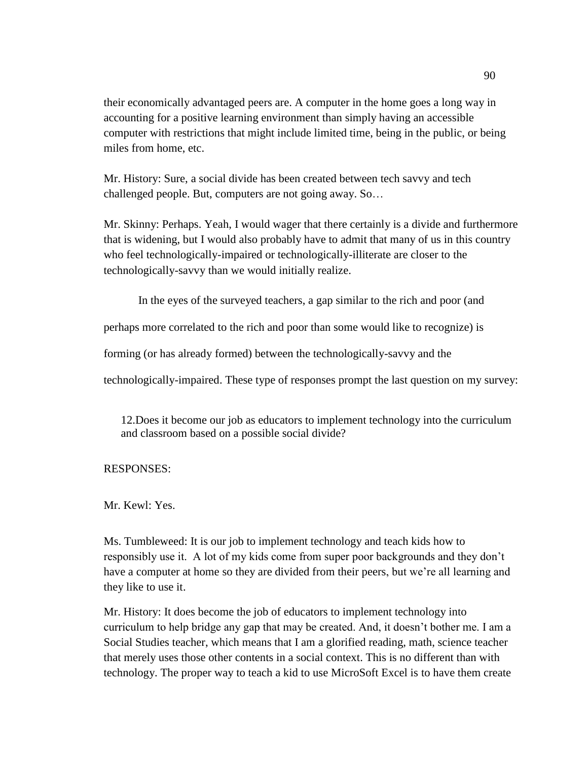their economically advantaged peers are. A computer in the home goes a long way in accounting for a positive learning environment than simply having an accessible computer with restrictions that might include limited time, being in the public, or being miles from home, etc.

Mr. History: Sure, a social divide has been created between tech savvy and tech challenged people. But, computers are not going away. So…

Mr. Skinny: Perhaps. Yeah, I would wager that there certainly is a divide and furthermore that is widening, but I would also probably have to admit that many of us in this country who feel technologically-impaired or technologically-illiterate are closer to the technologically-savvy than we would initially realize.

In the eyes of the surveyed teachers, a gap similar to the rich and poor (and perhaps more correlated to the rich and poor than some would like to recognize) is forming (or has already formed) between the technologically-savvy and the technologically-impaired. These type of responses prompt the last question on my survey:

12. Does it become our job as educators to implement technology into the curriculum and classroom based on a possible social divide?

RESPONSES:

Mr. Kewl: Yes.

Ms. Tumbleweed: It is our job to implement technology and teach kids how to responsibly use it. A lot of my kids come from super poor backgrounds and they don't have a computer at home so they are divided from their peers, but we're all learning and they like to use it.

Mr. History: It does become the job of educators to implement technology into curriculum to help bridge any gap that may be created. And, it doesn't bother me. I am a Social Studies teacher, which means that I am a glorified reading, math, science teacher that merely uses those other contents in a social context. This is no different than with technology. The proper way to teach a kid to use MicroSoft Excel is to have them create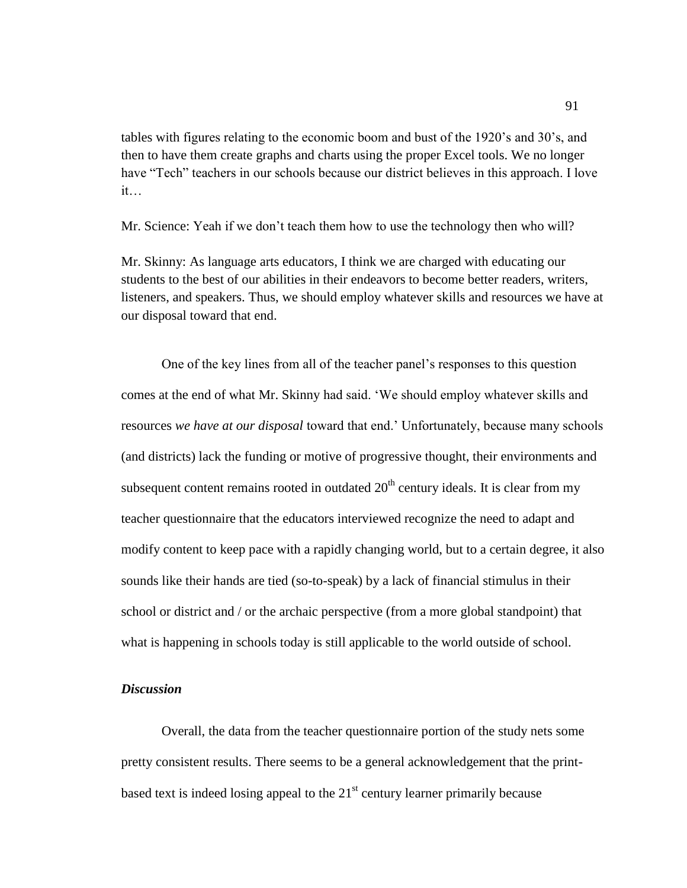tables with figures relating to the economic boom and bust of the 1920's and 30's, and then to have them create graphs and charts using the proper Excel tools. We no longer have "Tech" teachers in our schools because our district believes in this approach. I love it…

Mr. Science: Yeah if we don't teach them how to use the technology then who will?

Mr. Skinny: As language arts educators, I think we are charged with educating our students to the best of our abilities in their endeavors to become better readers, writers, listeners, and speakers. Thus, we should employ whatever skills and resources we have at our disposal toward that end.

One of the key lines from all of the teacher panel's responses to this question comes at the end of what Mr. Skinny had said. 'We should employ whatever skills and resources *we have at our disposal* toward that end.' Unfortunately, because many schools (and districts) lack the funding or motive of progressive thought, their environments and subsequent content remains rooted in outdated 20th century ideals. It is clear from my teacher questionnaire that the educators interviewed recognize the need to adapt and modify content to keep pace with a rapidly changing world, but to a certain degree, it also sounds like their hands are tied (so-to-speak) by a lack of financial stimulus in their school or district and / or the archaic perspective (from a more global standpoint) that what is happening in schools today is still applicable to the world outside of school.

### *Discussion*

Overall, the data from the teacher questionnaire portion of the study nets some pretty consistent results. There seems to be a general acknowledgement that the print-based text is indeed losing appeal to the 21st century learner primarily because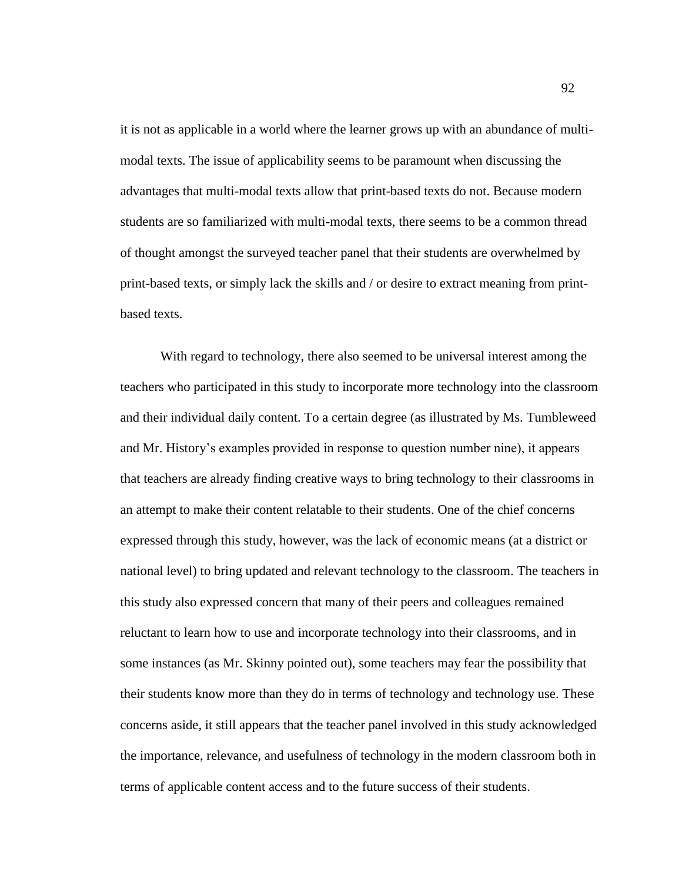it is not as applicable in a world where the learner grows up with an abundance of multi-modal texts. The issue of applicability seems to be paramount when discussing the advantages that multi-modal texts allow that print-based texts do not. Because modern students are so familiarized with multi-modal texts, there seems to be a common thread of thought amongst the surveyed teacher panel that their students are overwhelmed by print-based texts, or simply lack the skills and / or desire to extract meaning from print-based texts.

With regard to technology, there also seemed to be universal interest among the teachers who participated in this study to incorporate more technology into the classroom and their individual daily content. To a certain degree (as illustrated by Ms. Tumbleweed and Mr. History's examples provided in response to question number nine), it appears that teachers are already finding creative ways to bring technology to their classrooms in an attempt to make their content relatable to their students. One of the chief concerns expressed through this study, however, was the lack of economic means (at a district or national level) to bring updated and relevant technology to the classroom. The teachers in this study also expressed concern that many of their peers and colleagues remained reluctant to learn how to use and incorporate technology into their classrooms, and in some instances (as Mr. Skinny pointed out), some teachers may fear the possibility that their students know more than they do in terms of technology and technology use. These concerns aside, it still appears that the teacher panel involved in this study acknowledged the importance, relevance, and usefulness of technology in the modern classroom both in terms of applicable content access and to the future success of their students.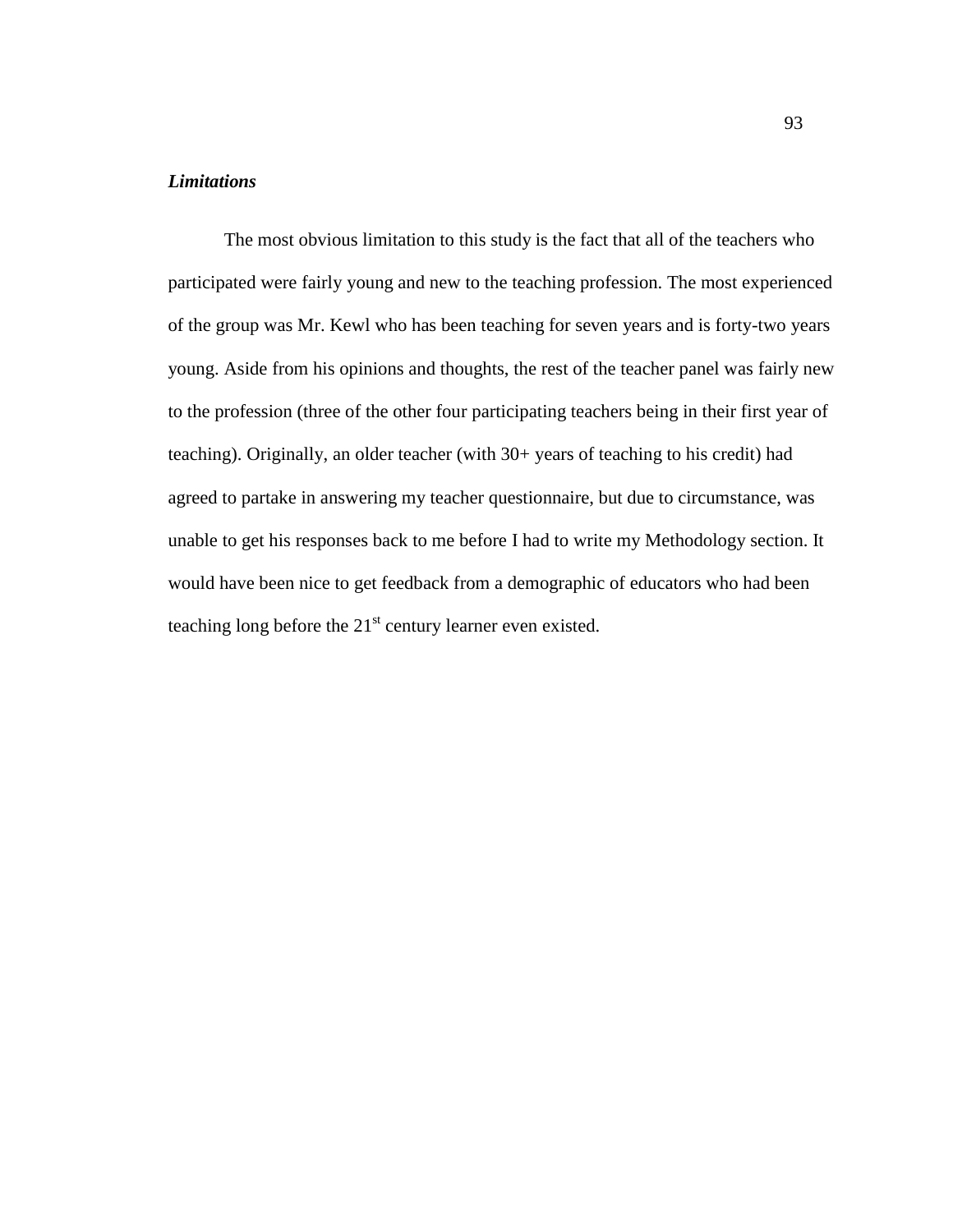***Limitations***

The most obvious limitation to this study is the fact that all of the teachers who participated were fairly young and new to the teaching profession. The most experienced of the group was Mr. Kewl who has been teaching for seven years and is forty-two years young. Aside from his opinions and thoughts, the rest of the teacher panel was fairly new to the profession (three of the other four participating teachers being in their first year of teaching). Originally, an older teacher (with 30+ years of teaching to his credit) had agreed to partake in answering my teacher questionnaire, but due to circumstance, was unable to get his responses back to me before I had to write my Methodology section. It would have been nice to get feedback from a demographic of educators who had been teaching long before the 21st century learner even existed.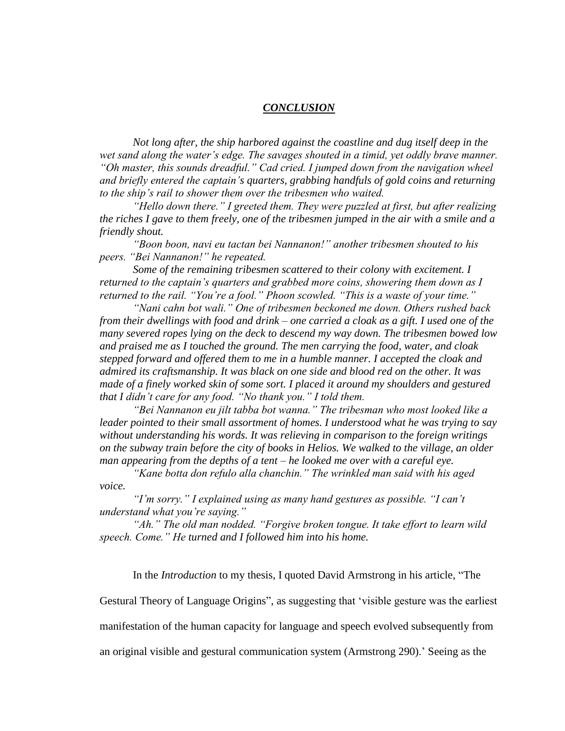# ***CONCLUSION***

*Not long after, the ship harbored against the coastline and dug itself deep in the wet sand along the water's edge. The savages shouted in a timid, yet oddly brave manner. "Oh master, this sounds dreadful." Cad cried. I jumped down from the navigation wheel and briefly entered the captain's quarters, grabbing handfuls of gold coins and returning to the ship's rail to shower them over the tribesmen who waited.*

*"Hello down there." I greeted them. They were puzzled at first, but after realizing the riches I gave to them freely, one of the tribesmen jumped in the air with a smile and a friendly shout.*

*"Boon boon, navi eu tactan bei Nannanon!" another tribesmen shouted to his peers. "Bei Nannanon!" he repeated.*

*Some of the remaining tribesmen scattered to their colony with excitement. I returned to the captain's quarters and grabbed more coins, showering them down as I returned to the rail. "You're a fool." Phoon scowled. "This is a waste of your time."*

*"Nani cahn bot wali." One of tribesmen beckoned me down. Others rushed back from their dwellings with food and drink – one carried a cloak as a gift. I used one of the many severed ropes lying on the deck to descend my way down. The tribesmen bowed low and praised me as I touched the ground. The men carrying the food, water, and cloak stepped forward and offered them to me in a humble manner. I accepted the cloak and admired its craftsmanship. It was black on one side and blood red on the other. It was made of a finely worked skin of some sort. I placed it around my shoulders and gestured that I didn't care for any food. "No thank you." I told them.*

*"Bei Nannanon eu jilt tabba bot wanna." The tribesman who most looked like a leader pointed to their small assortment of homes. I understood what he was trying to say without understanding his words. It was relieving in comparison to the foreign writings on the subway train before the city of books in Helios. We walked to the village, an older man appearing from the depths of a tent – he looked me over with a careful eye.*

*"Kane botta don refulo alla chanchin." The wrinkled man said with his aged voice.*

*"I'm sorry." I explained using as many hand gestures as possible. "I can't understand what you're saying."*

*"Ah." The old man nodded. "Forgive broken tongue. It take effort to learn wild speech. Come." He turned and I followed him into his home.*

In the *Introduction* to my thesis, I quoted David Armstrong in his article, "The Gestural Theory of Language Origins", as suggesting that 'visible gesture was the earliest manifestation of the human capacity for language and speech evolved subsequently from an original visible and gestural communication system (Armstrong 290).' Seeing as the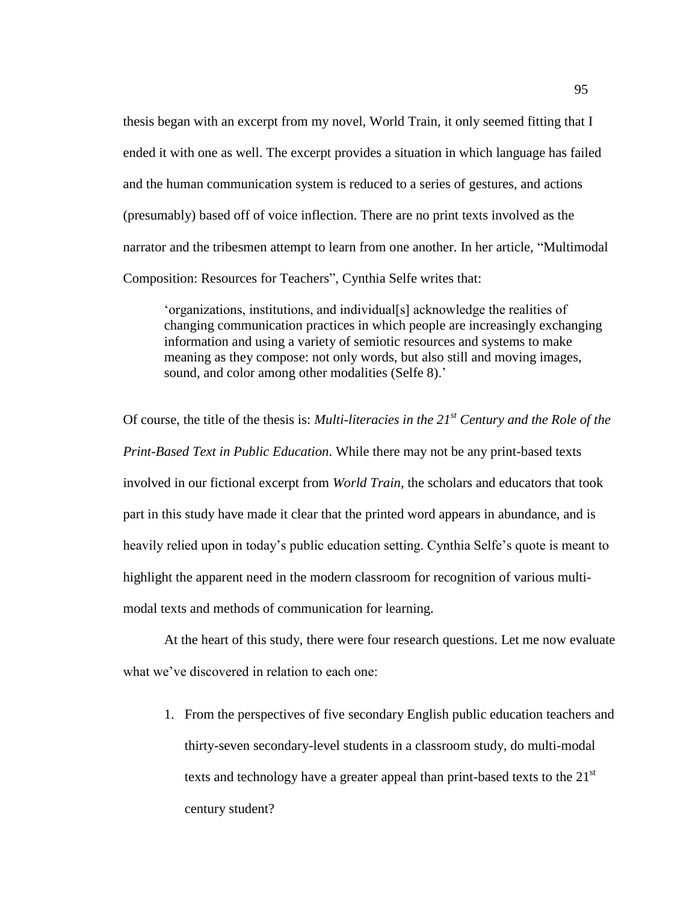thesis began with an excerpt from my novel, World Train, it only seemed fitting that I ended it with one as well. The excerpt provides a situation in which language has failed and the human communication system is reduced to a series of gestures, and actions (presumably) based off of voice inflection. There are no print texts involved as the narrator and the tribesmen attempt to learn from one another. In her article, “Multimodal Composition: Resources for Teachers”, Cynthia Selfe writes that:

> ‘organizations, institutions, and individual[s] acknowledge the realities of changing communication practices in which people are increasingly exchanging information and using a variety of semiotic resources and systems to make meaning as they compose: not only words, but also still and moving images, sound, and color among other modalities (Selfe 8).’

Of course, the title of the thesis is: *Multi-literacies in the 21st Century and the Role of the Print-Based Text in Public Education*. While there may not be any print-based texts involved in our fictional excerpt from *World Train*, the scholars and educators that took part in this study have made it clear that the printed word appears in abundance, and is heavily relied upon in today’s public education setting. Cynthia Selfe’s quote is meant to highlight the apparent need in the modern classroom for recognition of various multi-modal texts and methods of communication for learning.

At the heart of this study, there were four research questions. Let me now evaluate what we’ve discovered in relation to each one:

1. From the perspectives of five secondary English public education teachers and thirty-seven secondary-level students in a classroom study, do multi-modal texts and technology have a greater appeal than print-based texts to the 21st century student?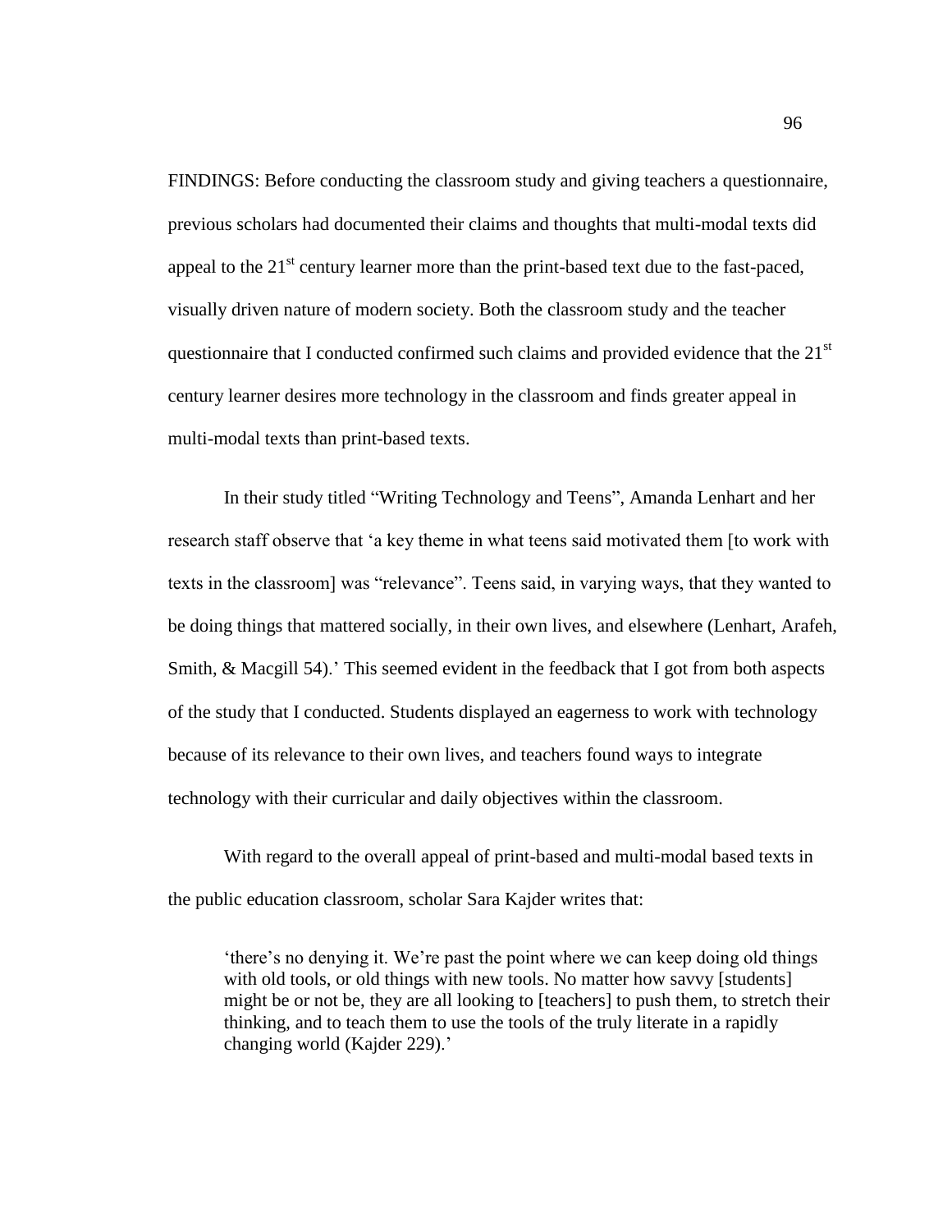FINDINGS: Before conducting the classroom study and giving teachers a questionnaire, previous scholars had documented their claims and thoughts that multi-modal texts did appeal to the 21st century learner more than the print-based text due to the fast-paced, visually driven nature of modern society. Both the classroom study and the teacher questionnaire that I conducted confirmed such claims and provided evidence that the 21st century learner desires more technology in the classroom and finds greater appeal in multi-modal texts than print-based texts.

In their study titled "Writing Technology and Teens", Amanda Lenhart and her research staff observe that 'a key theme in what teens said motivated them [to work with texts in the classroom] was "relevance". Teens said, in varying ways, that they wanted to be doing things that mattered socially, in their own lives, and elsewhere (Lenhart, Arafeh, Smith, & Macgill 54).' This seemed evident in the feedback that I got from both aspects of the study that I conducted. Students displayed an eagerness to work with technology because of its relevance to their own lives, and teachers found ways to integrate technology with their curricular and daily objectives within the classroom.

With regard to the overall appeal of print-based and multi-modal based texts in the public education classroom, scholar Sara Kajder writes that:

> 'there's no denying it. We're past the point where we can keep doing old things with old tools, or old things with new tools. No matter how savvy [students] might be or not be, they are all looking to [teachers] to push them, to stretch their thinking, and to teach them to use the tools of the truly literate in a rapidly changing world (Kajder 229).'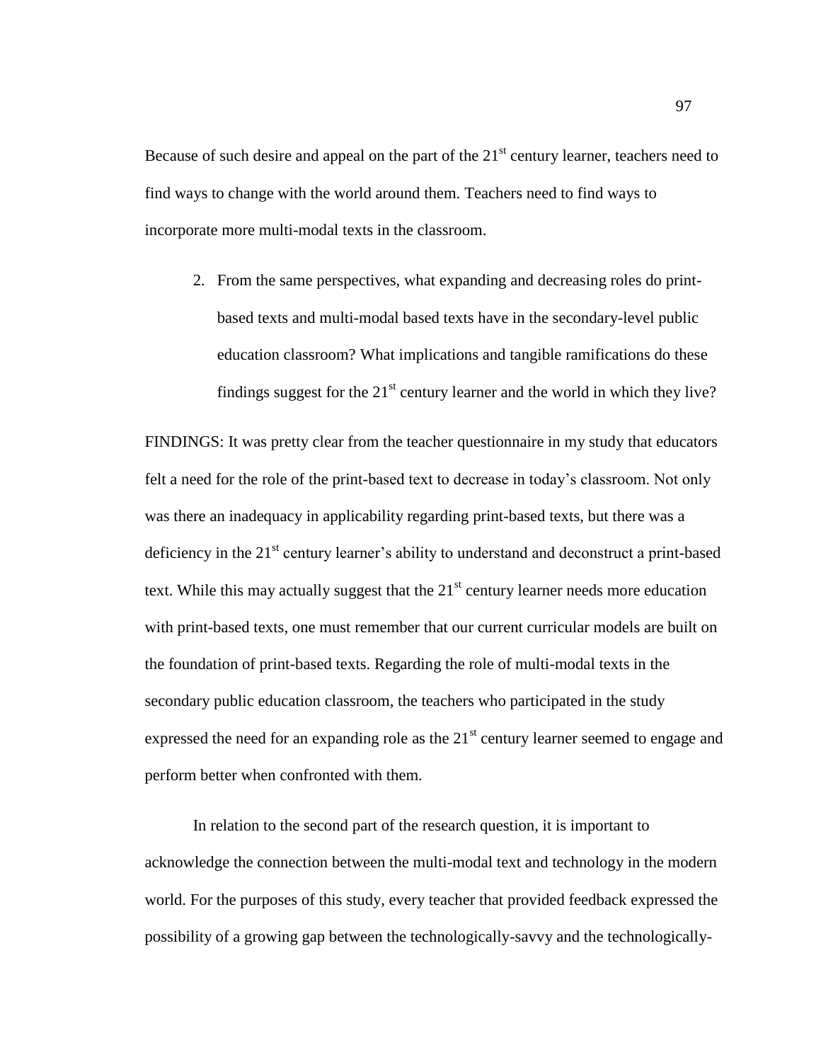Because of such desire and appeal on the part of the 21st century learner, teachers need to find ways to change with the world around them. Teachers need to find ways to incorporate more multi-modal texts in the classroom.

2. From the same perspectives, what expanding and decreasing roles do print-based texts and multi-modal based texts have in the secondary-level public education classroom? What implications and tangible ramifications do these findings suggest for the 21st century learner and the world in which they live?

FINDINGS: It was pretty clear from the teacher questionnaire in my study that educators felt a need for the role of the print-based text to decrease in today's classroom. Not only was there an inadequacy in applicability regarding print-based texts, but there was a deficiency in the 21st century learner's ability to understand and deconstruct a print-based text. While this may actually suggest that the 21st century learner needs more education with print-based texts, one must remember that our current curricular models are built on the foundation of print-based texts. Regarding the role of multi-modal texts in the secondary public education classroom, the teachers who participated in the study expressed the need for an expanding role as the 21st century learner seemed to engage and perform better when confronted with them.

In relation to the second part of the research question, it is important to acknowledge the connection between the multi-modal text and technology in the modern world. For the purposes of this study, every teacher that provided feedback expressed the possibility of a growing gap between the technologically-savvy and the technologically-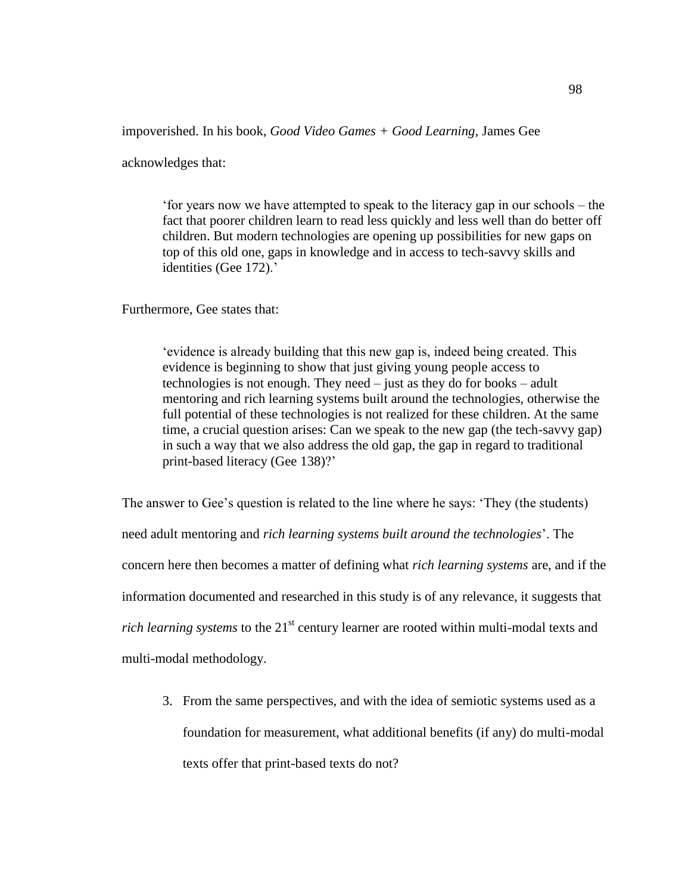impoverished. In his book, *Good Video Games + Good Learning*, James Gee acknowledges that:

> 'for years now we have attempted to speak to the literacy gap in our schools – the fact that poorer children learn to read less quickly and less well than do better off children. But modern technologies are opening up possibilities for new gaps on top of this old one, gaps in knowledge and in access to tech-savvy skills and identities (Gee 172).'

Furthermore, Gee states that:

> 'evidence is already building that this new gap is, indeed being created. This evidence is beginning to show that just giving young people access to technologies is not enough. They need – just as they do for books – adult mentoring and rich learning systems built around the technologies, otherwise the full potential of these technologies is not realized for these children. At the same time, a crucial question arises: Can we speak to the new gap (the tech-savvy gap) in such a way that we also address the old gap, the gap in regard to traditional print-based literacy (Gee 138)?'

The answer to Gee's question is related to the line where he says: 'They (the students) need adult mentoring and *rich learning systems built around the technologies*'. The concern here then becomes a matter of defining what *rich learning systems* are, and if the information documented and researched in this study is of any relevance, it suggests that *rich learning systems* to the 21st century learner are rooted within multi-modal texts and multi-modal methodology.

3. From the same perspectives, and with the idea of semiotic systems used as a foundation for measurement, what additional benefits (if any) do multi-modal texts offer that print-based texts do not?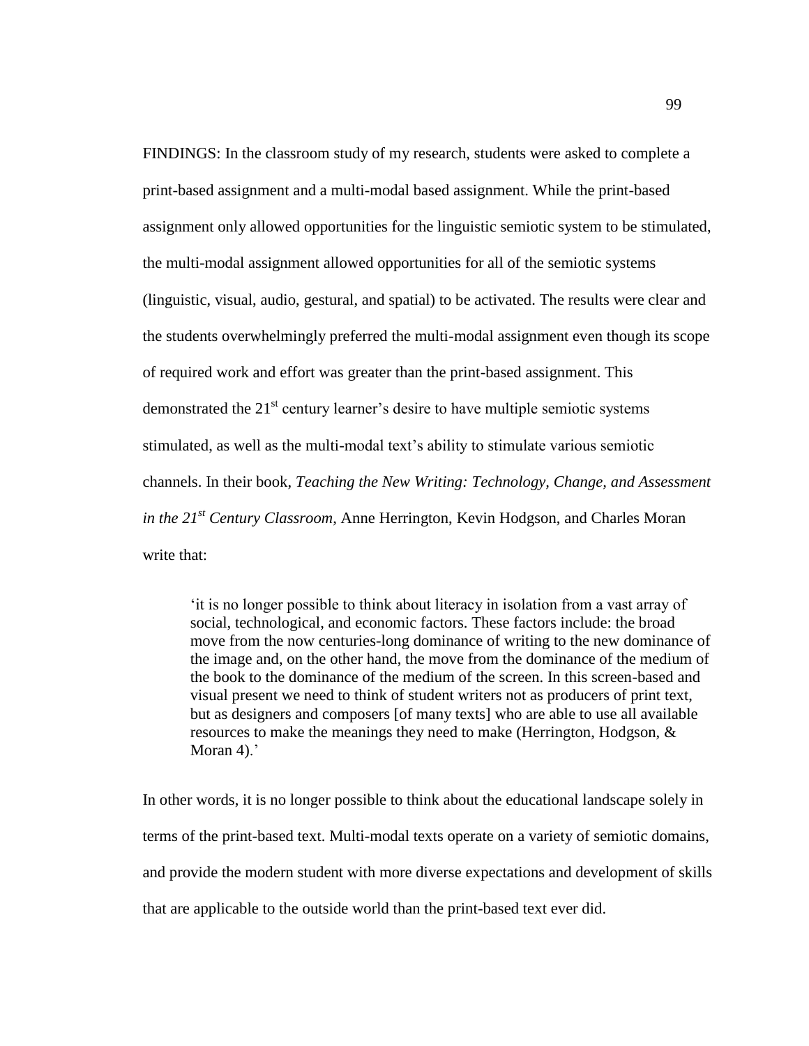FINDINGS: In the classroom study of my research, students were asked to complete a print-based assignment and a multi-modal based assignment. While the print-based assignment only allowed opportunities for the linguistic semiotic system to be stimulated, the multi-modal assignment allowed opportunities for all of the semiotic systems (linguistic, visual, audio, gestural, and spatial) to be activated. The results were clear and the students overwhelmingly preferred the multi-modal assignment even though its scope of required work and effort was greater than the print-based assignment. This demonstrated the 21st century learner's desire to have multiple semiotic systems stimulated, as well as the multi-modal text's ability to stimulate various semiotic channels. In their book, *Teaching the New Writing: Technology, Change, and Assessment in the 21st Century Classroom*, Anne Herrington, Kevin Hodgson, and Charles Moran write that:

> 'it is no longer possible to think about literacy in isolation from a vast array of social, technological, and economic factors. These factors include: the broad move from the now centuries-long dominance of writing to the new dominance of the image and, on the other hand, the move from the dominance of the medium of the book to the dominance of the medium of the screen. In this screen-based and visual present we need to think of student writers not as producers of print text, but as designers and composers [of many texts] who are able to use all available resources to make the meanings they need to make (Herrington, Hodgson, & Moran 4).'

In other words, it is no longer possible to think about the educational landscape solely in terms of the print-based text. Multi-modal texts operate on a variety of semiotic domains, and provide the modern student with more diverse expectations and development of skills that are applicable to the outside world than the print-based text ever did.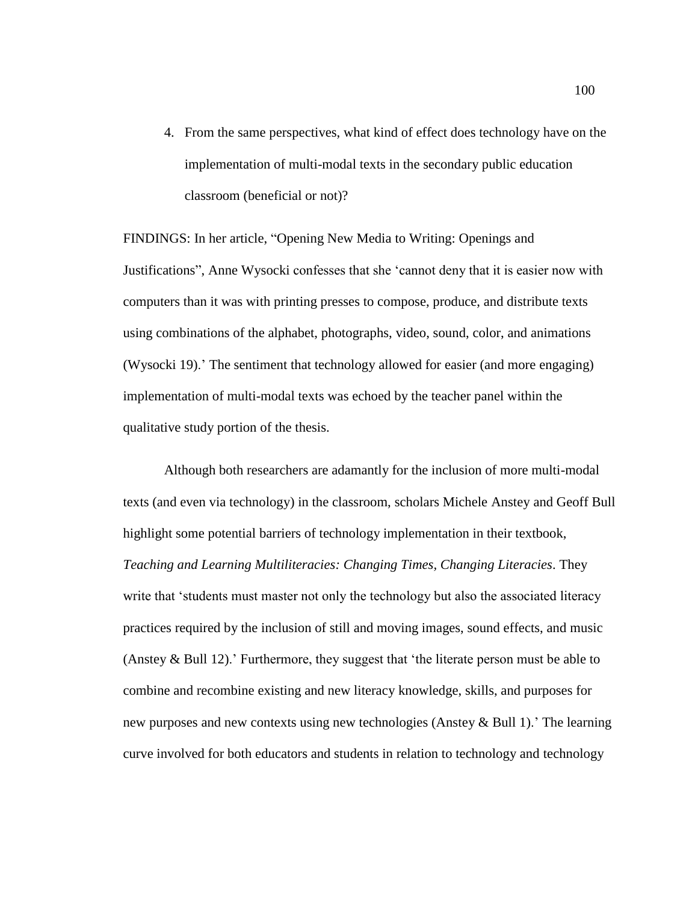4. From the same perspectives, what kind of effect does technology have on the implementation of multi-modal texts in the secondary public education classroom (beneficial or not)?

FINDINGS: In her article, "Opening New Media to Writing: Openings and Justifications", Anne Wysocki confesses that she 'cannot deny that it is easier now with computers than it was with printing presses to compose, produce, and distribute texts using combinations of the alphabet, photographs, video, sound, color, and animations (Wysocki 19).' The sentiment that technology allowed for easier (and more engaging) implementation of multi-modal texts was echoed by the teacher panel within the qualitative study portion of the thesis.

Although both researchers are adamantly for the inclusion of more multi-modal texts (and even via technology) in the classroom, scholars Michele Anstey and Geoff Bull highlight some potential barriers of technology implementation in their textbook, *Teaching and Learning Multiliteracies: Changing Times, Changing Literacies*. They write that 'students must master not only the technology but also the associated literacy practices required by the inclusion of still and moving images, sound effects, and music (Anstey & Bull 12).' Furthermore, they suggest that 'the literate person must be able to combine and recombine existing and new literacy knowledge, skills, and purposes for new purposes and new contexts using new technologies (Anstey & Bull 1).' The learning curve involved for both educators and students in relation to technology and technology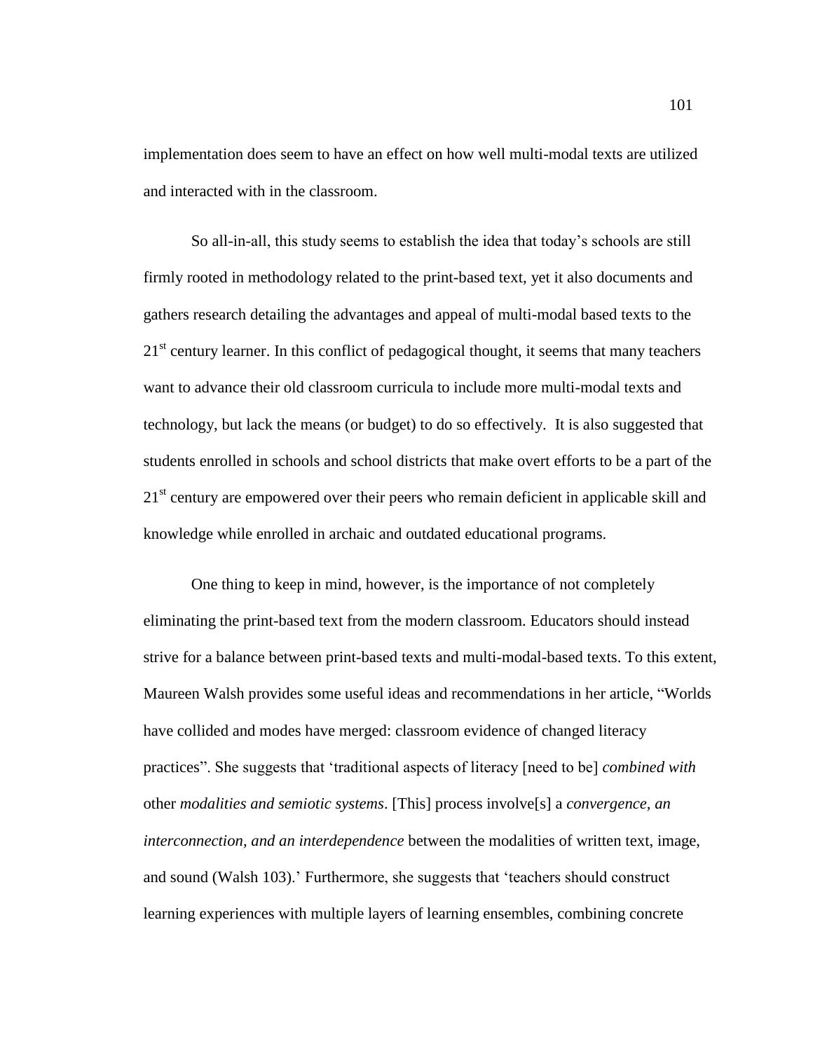implementation does seem to have an effect on how well multi-modal texts are utilized and interacted with in the classroom.

So all-in-all, this study seems to establish the idea that today's schools are still firmly rooted in methodology related to the print-based text, yet it also documents and gathers research detailing the advantages and appeal of multi-modal based texts to the 21st century learner. In this conflict of pedagogical thought, it seems that many teachers want to advance their old classroom curricula to include more multi-modal texts and technology, but lack the means (or budget) to do so effectively. It is also suggested that students enrolled in schools and school districts that make overt efforts to be a part of the 21st century are empowered over their peers who remain deficient in applicable skill and knowledge while enrolled in archaic and outdated educational programs.

One thing to keep in mind, however, is the importance of not completely eliminating the print-based text from the modern classroom. Educators should instead strive for a balance between print-based texts and multi-modal-based texts. To this extent, Maureen Walsh provides some useful ideas and recommendations in her article, "Worlds have collided and modes have merged: classroom evidence of changed literacy practices". She suggests that 'traditional aspects of literacy [need to be] *combined with* other *modalities and semiotic systems*. [This] process involve[s] a *convergence, an interconnection, and an interdependence* between the modalities of written text, image, and sound (Walsh 103).' Furthermore, she suggests that 'teachers should construct learning experiences with multiple layers of learning ensembles, combining concrete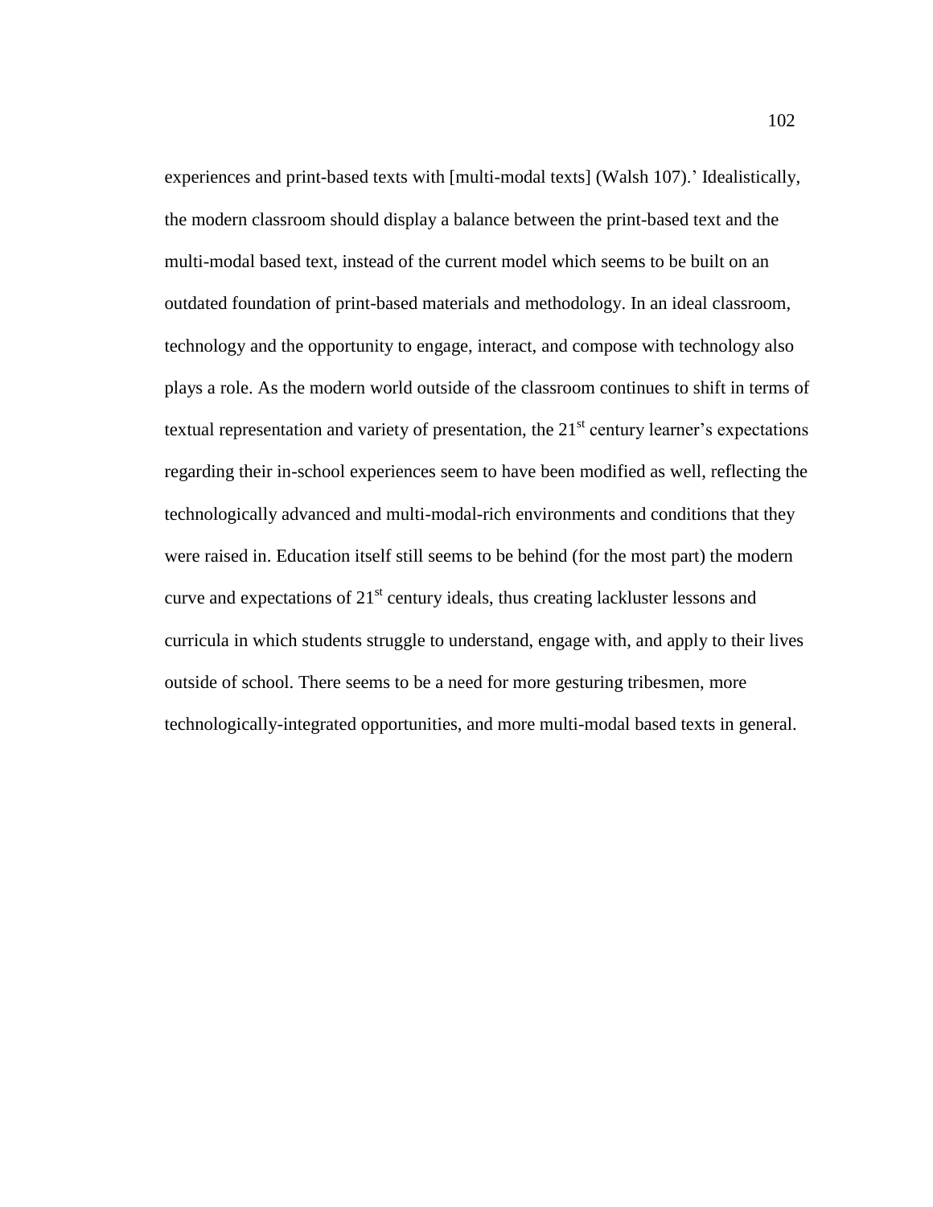experiences and print-based texts with [multi-modal texts] (Walsh 107).' Idealistically, the modern classroom should display a balance between the print-based text and the multi-modal based text, instead of the current model which seems to be built on an outdated foundation of print-based materials and methodology. In an ideal classroom, technology and the opportunity to engage, interact, and compose with technology also plays a role. As the modern world outside of the classroom continues to shift in terms of textual representation and variety of presentation, the 21st century learner's expectations regarding their in-school experiences seem to have been modified as well, reflecting the technologically advanced and multi-modal-rich environments and conditions that they were raised in. Education itself still seems to be behind (for the most part) the modern curve and expectations of 21st century ideals, thus creating lackluster lessons and curricula in which students struggle to understand, engage with, and apply to their lives outside of school. There seems to be a need for more gesturing tribesmen, more technologically-integrated opportunities, and more multi-modal based texts in general.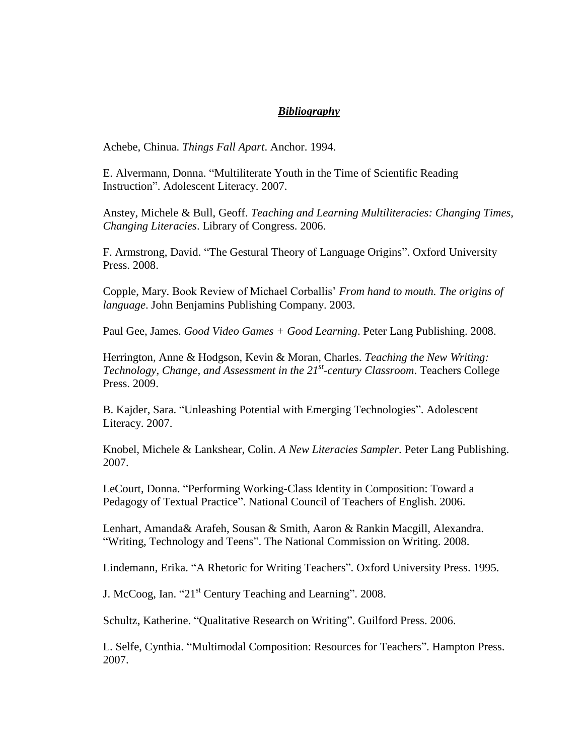## ***Bibliography***

Achebe, Chinua. *Things Fall Apart*. Anchor. 1994.

E. Alvermann, Donna. "Multiliterate Youth in the Time of Scientific Reading Instruction". Adolescent Literacy. 2007.

Anstey, Michele & Bull, Geoff. *Teaching and Learning Multiliteracies: Changing Times, Changing Literacies*. Library of Congress. 2006.

F. Armstrong, David. "The Gestural Theory of Language Origins". Oxford University Press. 2008.

Copple, Mary. Book Review of Michael Corballis' *From hand to mouth. The origins of language*. John Benjamins Publishing Company. 2003.

Paul Gee, James. *Good Video Games + Good Learning*. Peter Lang Publishing. 2008.

Herrington, Anne & Hodgson, Kevin & Moran, Charles. *Teaching the New Writing: Technology, Change, and Assessment in the 21st-century Classroom*. Teachers College Press. 2009.

B. Kajder, Sara. "Unleashing Potential with Emerging Technologies". Adolescent Literacy. 2007.

Knobel, Michele & Lankshear, Colin. *A New Literacies Sampler*. Peter Lang Publishing. 2007.

LeCourt, Donna. "Performing Working-Class Identity in Composition: Toward a Pedagogy of Textual Practice". National Council of Teachers of English. 2006.

Lenhart, Amanda& Arafeh, Sousan & Smith, Aaron & Rankin Macgill, Alexandra. "Writing, Technology and Teens". The National Commission on Writing. 2008.

Lindemann, Erika. "A Rhetoric for Writing Teachers". Oxford University Press. 1995.

J. McCoog, Ian. "21st Century Teaching and Learning". 2008.

Schultz, Katherine. "Qualitative Research on Writing". Guilford Press. 2006.

L. Selfe, Cynthia. "Multimodal Composition: Resources for Teachers". Hampton Press. 2007.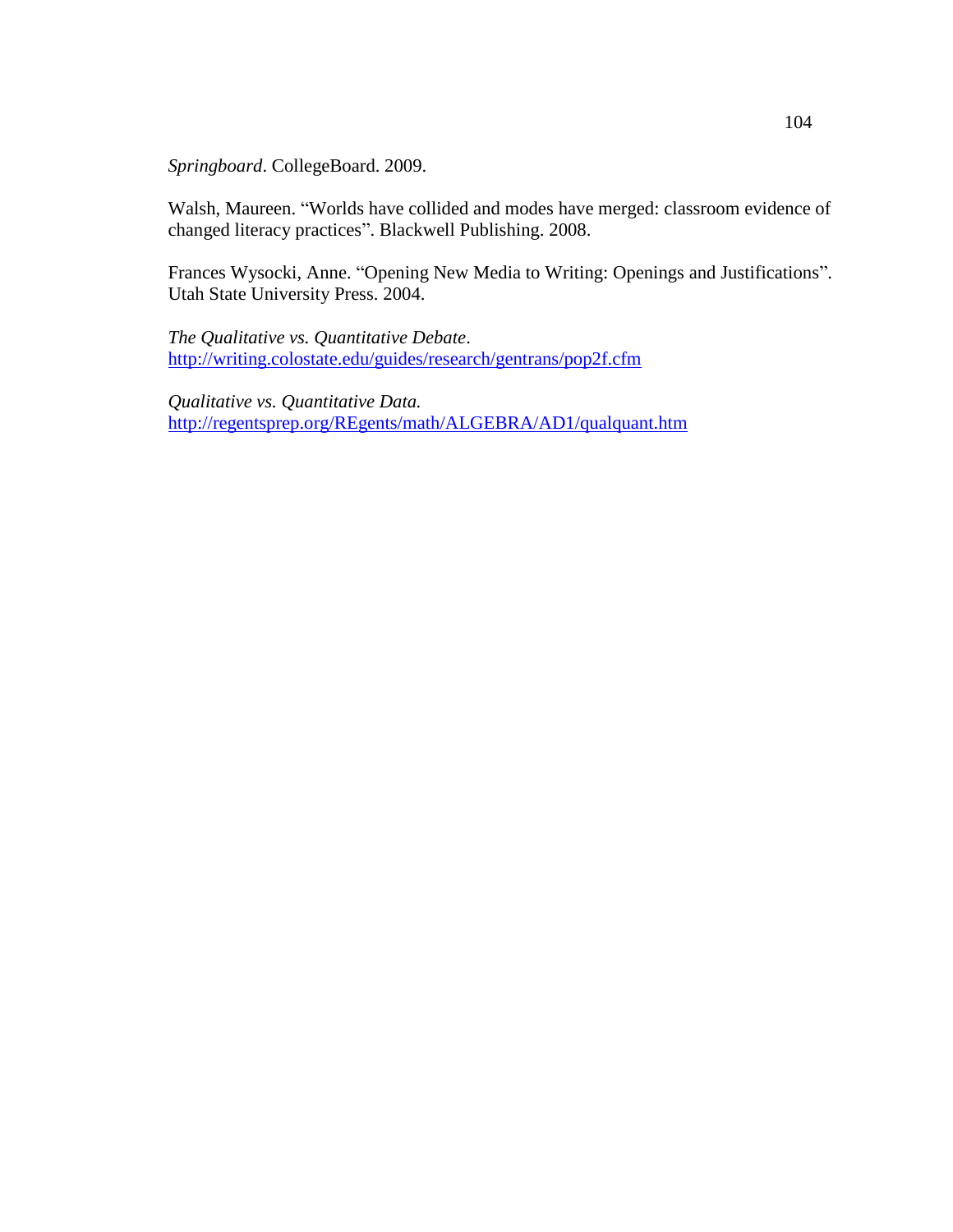*Springboard*. CollegeBoard. 2009.

Walsh, Maureen. “Worlds have collided and modes have merged: classroom evidence of changed literacy practices”. Blackwell Publishing. 2008.

Frances Wysocki, Anne. “Opening New Media to Writing: Openings and Justifications”. Utah State University Press. 2004.

*The Qualitative vs. Quantitative Debate*.
http://writing.colostate.edu/guides/research/gentrans/pop2f.cfm

*Qualitative vs. Quantitative Data.*
http://regentsprep.org/REgents/math/ALGEBRA/AD1/qualquant.htm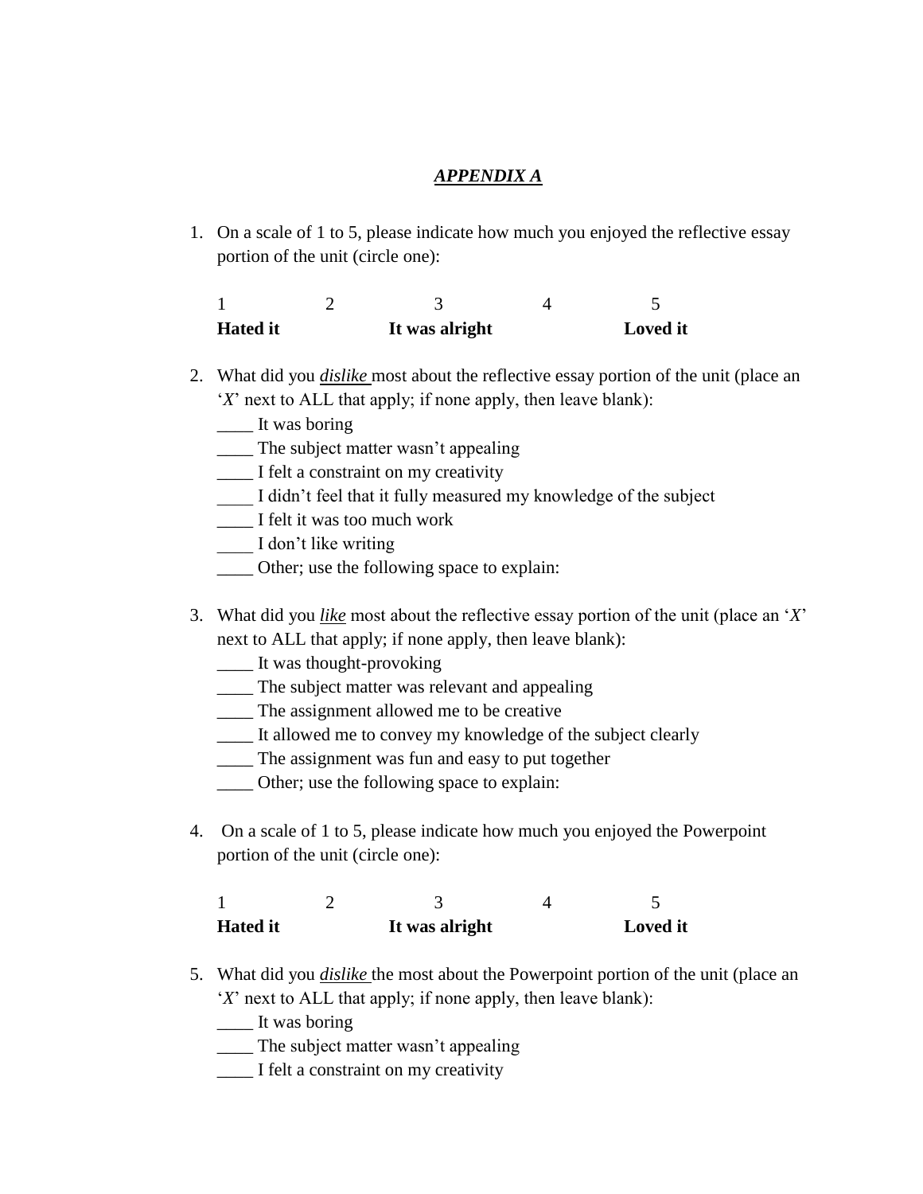## ***<u>APPENDIX A</u>***

1. On a scale of 1 to 5, please indicate how much you enjoyed the reflective essay portion of the unit (circle one):

| 1 | 2 | 3 | 4 | 5 |
|---|---|---|---|---|
| **Hated it** | | **It was alright** | | **Loved it** |

2. What did you ***<u>dislike</u>*** most about the reflective essay portion of the unit (place an '*X*' next to ALL that apply; if none apply, then leave blank):
   ____ It was boring
   ____ The subject matter wasn't appealing
   ____ I felt a constraint on my creativity
   ____ I didn't feel that it fully measured my knowledge of the subject
   ____ I felt it was too much work
   ____ I don't like writing
   ____ Other; use the following space to explain:

3. What did you ***<u>like</u>*** most about the reflective essay portion of the unit (place an '*X*' next to ALL that apply; if none apply, then leave blank):
   ____ It was thought-provoking
   ____ The subject matter was relevant and appealing
   ____ The assignment allowed me to be creative
   ____ It allowed me to convey my knowledge of the subject clearly
   ____ The assignment was fun and easy to put together
   ____ Other; use the following space to explain:

4. On a scale of 1 to 5, please indicate how much you enjoyed the Powerpoint portion of the unit (circle one):

| 1 | 2 | 3 | 4 | 5 |
|---|---|---|---|---|
| **Hated it** | | **It was alright** | | **Loved it** |

5. What did you ***<u>dislike</u>*** the most about the Powerpoint portion of the unit (place an '*X*' next to ALL that apply; if none apply, then leave blank):
   ____ It was boring
   ____ The subject matter wasn't appealing
   ____ I felt a constraint on my creativity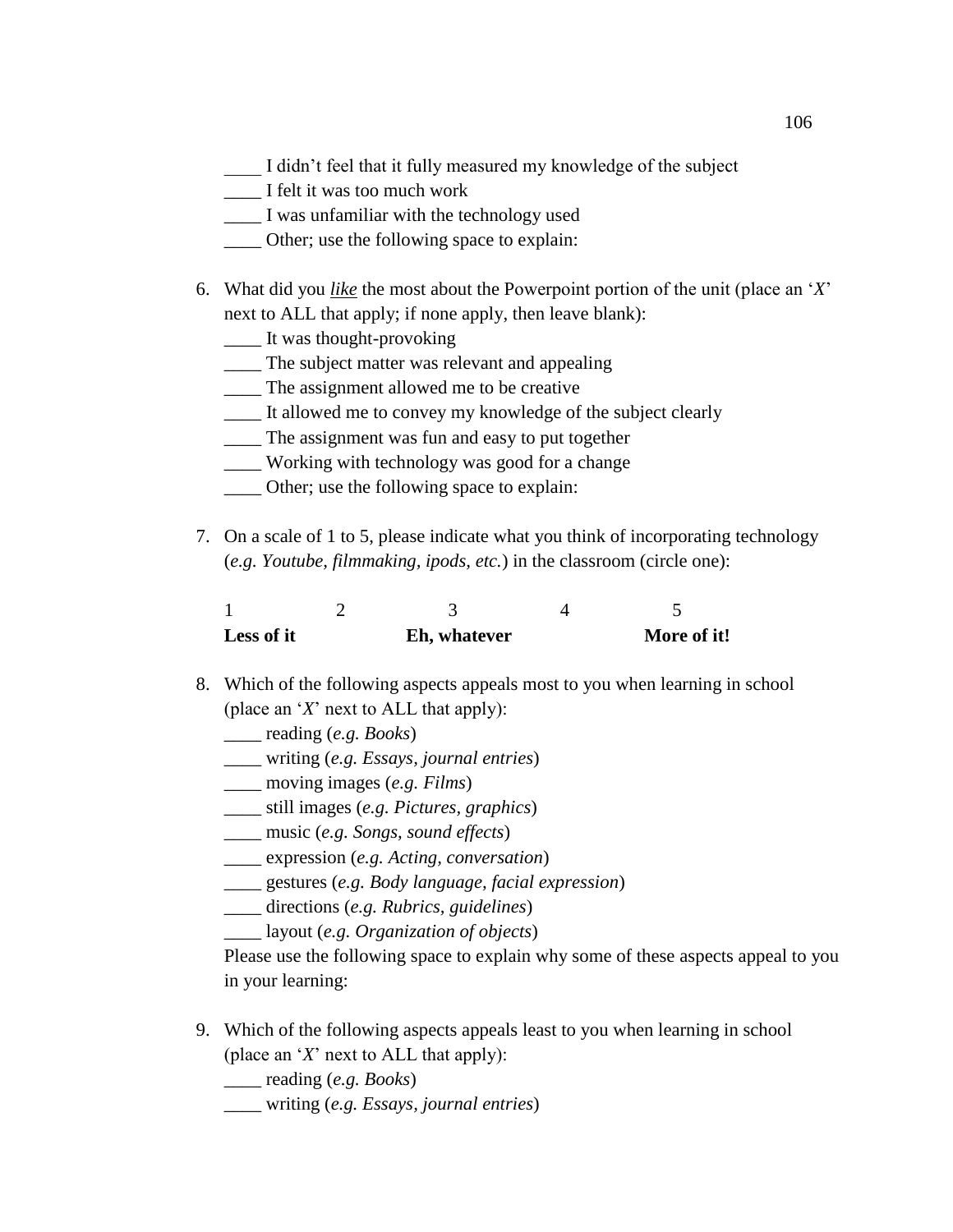____ I didn't feel that it fully measured my knowledge of the subject
____ I felt it was too much work
____ I was unfamiliar with the technology used
____ Other; use the following space to explain:

6. What did you *like* the most about the Powerpoint portion of the unit (place an '*X*' next to ALL that apply; if none apply, then leave blank):
   ____ It was thought-provoking
   ____ The subject matter was relevant and appealing
   ____ The assignment allowed me to be creative
   ____ It allowed me to convey my knowledge of the subject clearly
   ____ The assignment was fun and easy to put together
   ____ Working with technology was good for a change
   ____ Other; use the following space to explain:

7. On a scale of 1 to 5, please indicate what you think of incorporating technology (*e.g. Youtube, filmmaking, ipods, etc.*) in the classroom (circle one):

| 1 | 2 | 3 | 4 | 5 |
|---|---|---|---|---|
| **Less of it** | | **Eh, whatever** | | **More of it!** |

8. Which of the following aspects appeals most to you when learning in school (place an '*X*' next to ALL that apply):
   ____ reading (*e.g. Books*)
   ____ writing (*e.g. Essays, journal entries*)
   ____ moving images (*e.g. Films*)
   ____ still images (*e.g. Pictures, graphics*)
   ____ music (*e.g. Songs, sound effects*)
   ____ expression (*e.g. Acting, conversation*)
   ____ gestures (*e.g. Body language, facial expression*)
   ____ directions (*e.g. Rubrics, guidelines*)
   ____ layout (*e.g. Organization of objects*)
   Please use the following space to explain why some of these aspects appeal to you in your learning:

9. Which of the following aspects appeals least to you when learning in school (place an '*X*' next to ALL that apply):
   ____ reading (*e.g. Books*)
   ____ writing (*e.g. Essays, journal entries*)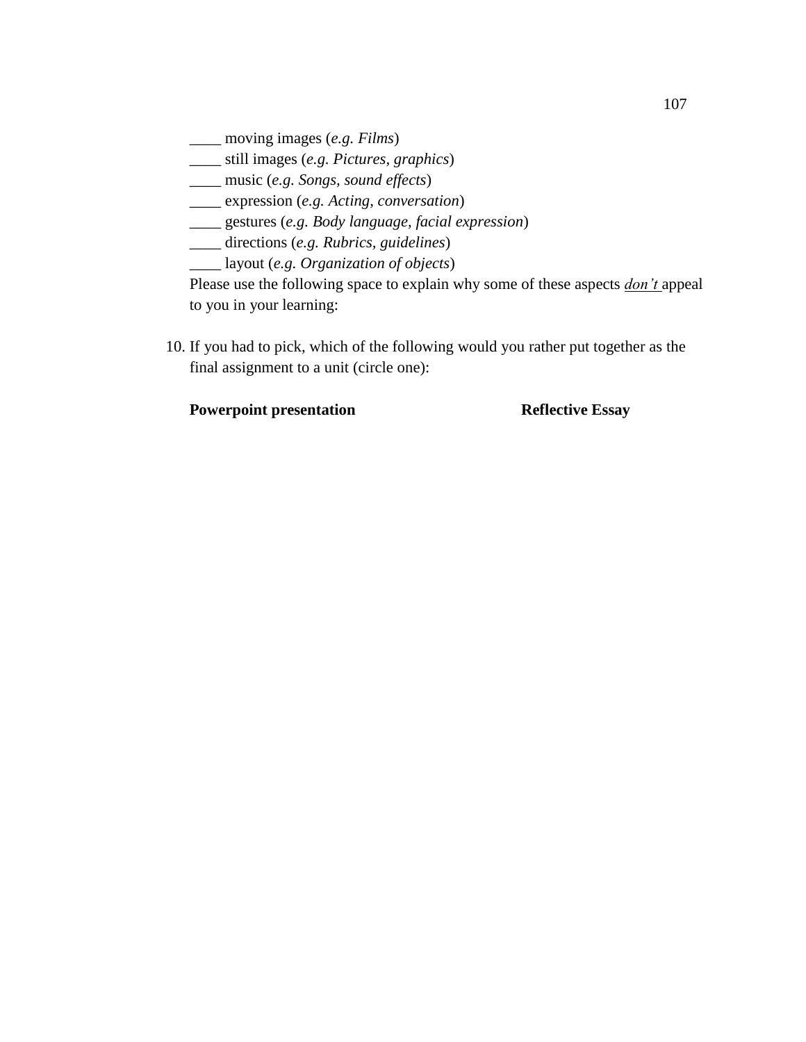____ moving images (*e.g. Films*)
____ still images (*e.g. Pictures, graphics*)
____ music (*e.g. Songs, sound effects*)
____ expression (*e.g. Acting, conversation*)
____ gestures (*e.g. Body language, facial expression*)
____ directions (*e.g. Rubrics, guidelines*)
____ layout (*e.g. Organization of objects*)

Please use the following space to explain why some of these aspects ***don't*** appeal to you in your learning:

10. If you had to pick, which of the following would you rather put together as the final assignment to a unit (circle one):

**Powerpoint presentation** **Reflective Essay**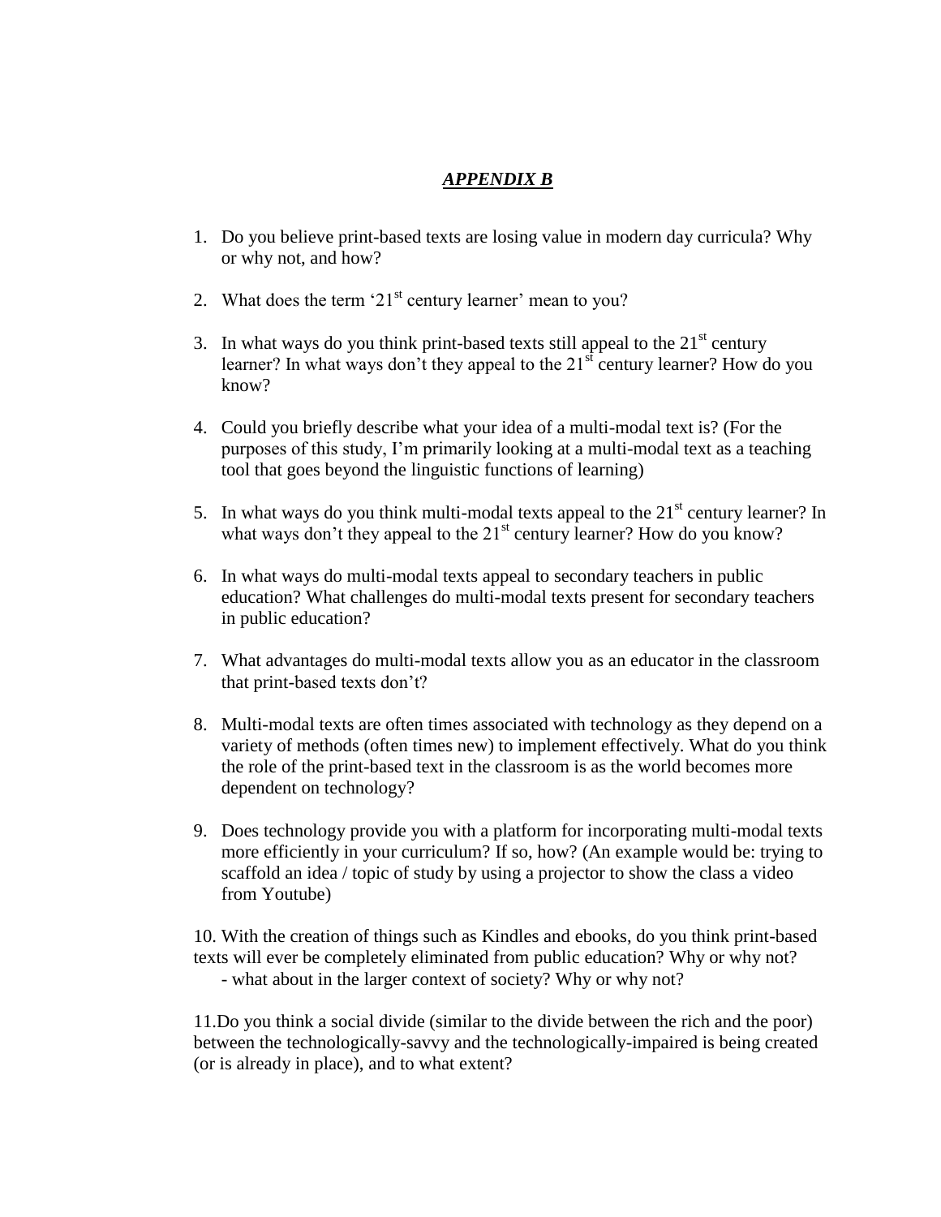## ***APPENDIX B***

1. Do you believe print-based texts are losing value in modern day curricula? Why or why not, and how?

2. What does the term '21st century learner' mean to you?

3. In what ways do you think print-based texts still appeal to the 21st century learner? In what ways don't they appeal to the 21st century learner? How do you know?

4. Could you briefly describe what your idea of a multi-modal text is? (For the purposes of this study, I'm primarily looking at a multi-modal text as a teaching tool that goes beyond the linguistic functions of learning)

5. In what ways do you think multi-modal texts appeal to the 21st century learner? In what ways don't they appeal to the 21st century learner? How do you know?

6. In what ways do multi-modal texts appeal to secondary teachers in public education? What challenges do multi-modal texts present for secondary teachers in public education?

7. What advantages do multi-modal texts allow you as an educator in the classroom that print-based texts don't?

8. Multi-modal texts are often times associated with technology as they depend on a variety of methods (often times new) to implement effectively. What do you think the role of the print-based text in the classroom is as the world becomes more dependent on technology?

9. Does technology provide you with a platform for incorporating multi-modal texts more efficiently in your curriculum? If so, how? (An example would be: trying to scaffold an idea / topic of study by using a projector to show the class a video from Youtube)

10. With the creation of things such as Kindles and ebooks, do you think print-based texts will ever be completely eliminated from public education? Why or why not?
    - what about in the larger context of society? Why or why not?

11. Do you think a social divide (similar to the divide between the rich and the poor) between the technologically-savvy and the technologically-impaired is being created (or is already in place), and to what extent?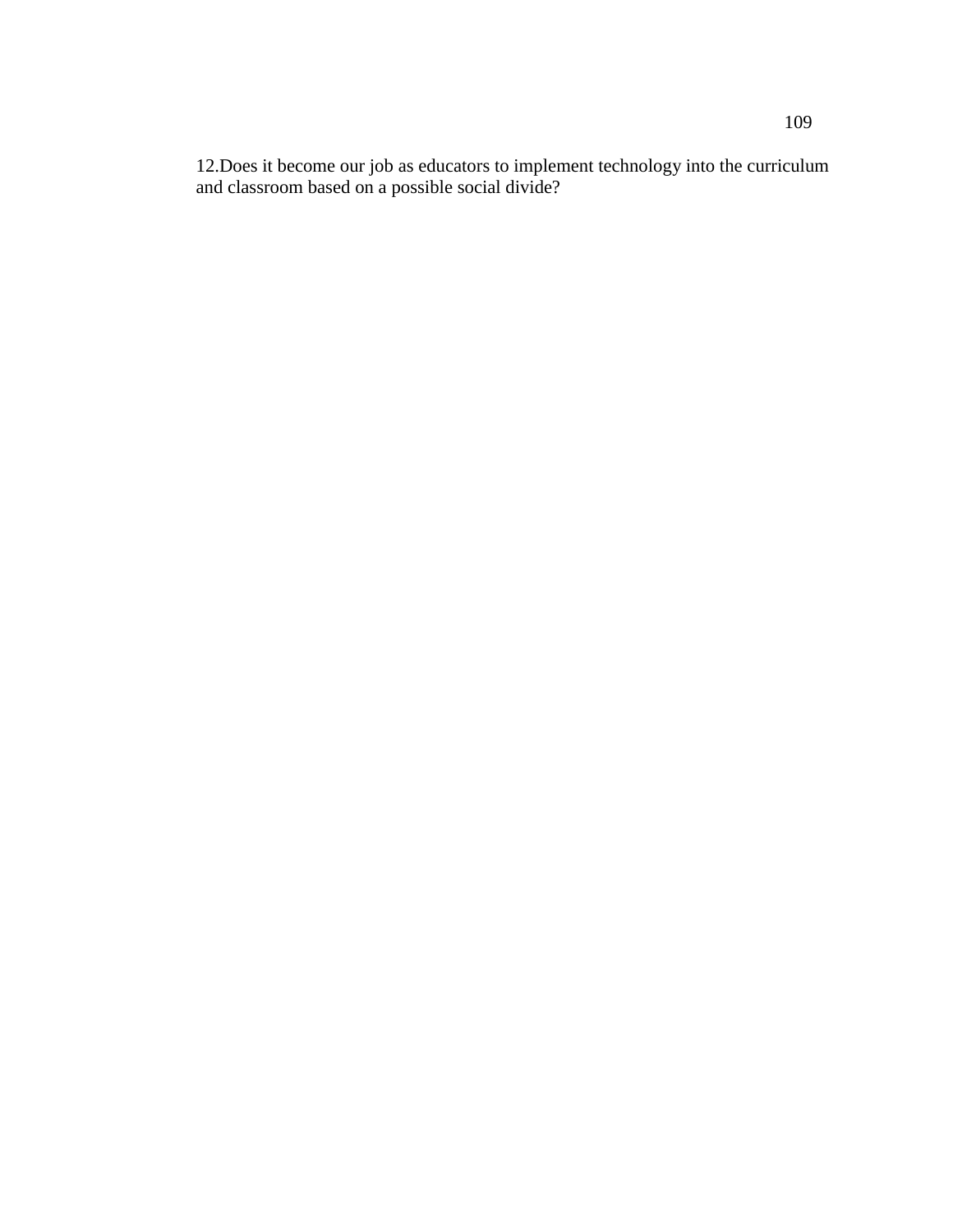12. Does it become our job as educators to implement technology into the curriculum and classroom based on a possible social divide?